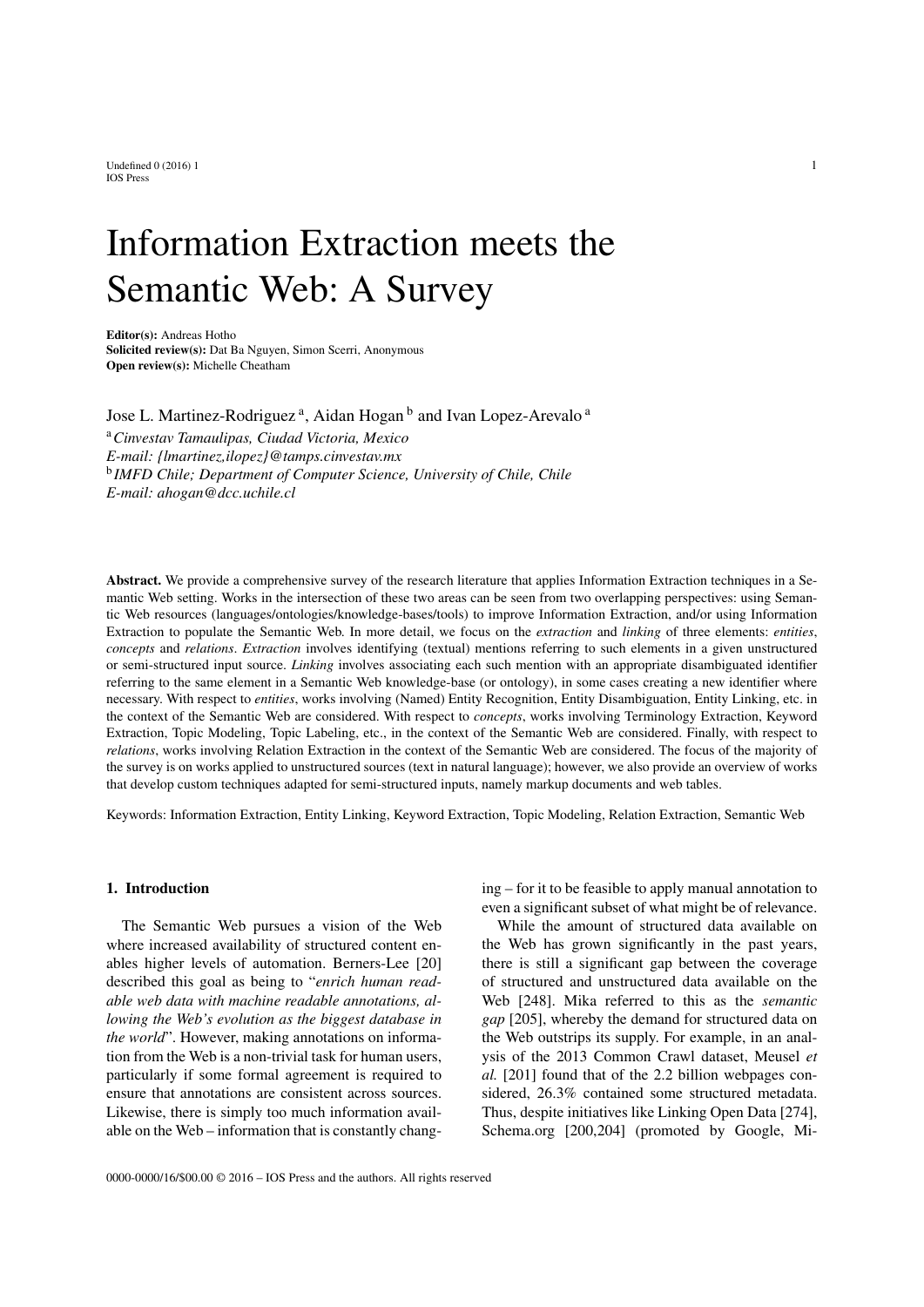# Information Extraction meets the Semantic Web: A Survey

**Editor(s):** Andreas Hotho
**Solicited review(s):** Dat Ba Nguyen, Simon Scerri, Anonymous
**Open review(s):** Michelle Cheatham

Jose L. Martinez-Rodriguez [a], Aidan Hogan [b] and Ivan Lopez-Arevalo [a]

[a] *Cinvestav Tamaulipas, Ciudad Victoria, Mexico*
*E-mail: {lmartinez,ilopez}@tamps.cinvestav.mx*
[b] *IMFD Chile; Department of Computer Science, University of Chile, Chile*
*E-mail: ahogan@dcc.uchile.cl*

**Abstract.** We provide a comprehensive survey of the research literature that applies Information Extraction techniques in a Semantic Web setting. Works in the intersection of these two areas can be seen from two overlapping perspectives: using Semantic Web resources (languages/ontologies/knowledge-bases/tools) to improve Information Extraction, and/or using Information Extraction to populate the Semantic Web. In more detail, we focus on the *extraction* and *linking* of three elements: *entities*, *concepts* and *relations*. *Extraction* involves identifying (textual) mentions referring to such elements in a given unstructured or semi-structured input source. *Linking* involves associating each such mention with an appropriate disambiguated identifier referring to the same element in a Semantic Web knowledge-base (or ontology), in some cases creating a new identifier where necessary. With respect to *entities*, works involving (Named) Entity Recognition, Entity Disambiguation, Entity Linking, etc. in the context of the Semantic Web are considered. With respect to *concepts*, works involving Terminology Extraction, Keyword Extraction, Topic Modeling, Topic Labeling, etc., in the context of the Semantic Web are considered. Finally, with respect to *relations*, works involving Relation Extraction in the context of the Semantic Web are considered. The focus of the majority of the survey is on works applied to unstructured sources (text in natural language); however, we also provide an overview of works that develop custom techniques adapted for semi-structured inputs, namely markup documents and web tables.

Keywords: Information Extraction, Entity Linking, Keyword Extraction, Topic Modeling, Relation Extraction, Semantic Web

## 1. Introduction

The Semantic Web pursues a vision of the Web where increased availability of structured content enables higher levels of automation. Berners-Lee [20] described this goal as being to "*enrich human readable web data with machine readable annotations, allowing the Web's evolution as the biggest database in the world*". However, making annotations on information from the Web is a non-trivial task for human users, particularly if some formal agreement is required to ensure that annotations are consistent across sources. Likewise, there is simply too much information available on the Web – information that is constantly changing – for it to be feasible to apply manual annotation to even a significant subset of what might be of relevance.

While the amount of structured data available on the Web has grown significantly in the past years, there is still a significant gap between the coverage of structured and unstructured data available on the Web [248]. Mika referred to this as the *semantic gap* [205], whereby the demand for structured data on the Web outstrips its supply. For example, in an analysis of the 2013 Common Crawl dataset, Meusel *et al.* [201] found that of the 2.2 billion webpages considered, 26.3% contained some structured metadata. Thus, despite initiatives like Linking Open Data [274], Schema.org [200,204] (promoted by Google, Mi-

0000-0000/16/$00.00 © 2016 – IOS Press and the authors. All rights reserved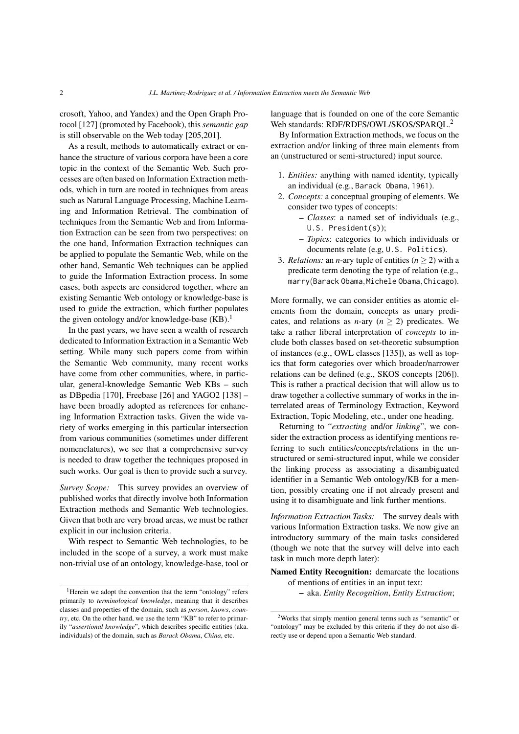crosoft, Yahoo, and Yandex) and the Open Graph Protocol [127] (promoted by Facebook), this *semantic gap* is still observable on the Web today [205,201].

As a result, methods to automatically extract or enhance the structure of various corpora have been a core topic in the context of the Semantic Web. Such processes are often based on Information Extraction methods, which in turn are rooted in techniques from areas such as Natural Language Processing, Machine Learning and Information Retrieval. The combination of techniques from the Semantic Web and from Information Extraction can be seen from two perspectives: on the one hand, Information Extraction techniques can be applied to populate the Semantic Web, while on the other hand, Semantic Web techniques can be applied to guide the Information Extraction process. In some cases, both aspects are considered together, where an existing Semantic Web ontology or knowledge-base is used to guide the extraction, which further populates the given ontology and/or knowledge-base (KB).[1]

In the past years, we have seen a wealth of research dedicated to Information Extraction in a Semantic Web setting. While many such papers come from within the Semantic Web community, many recent works have come from other communities, where, in particular, general-knowledge Semantic Web KBs – such as DBpedia [170], Freebase [26] and YAGO2 [138] – have been broadly adopted as references for enhancing Information Extraction tasks. Given the wide variety of works emerging in this particular intersection from various communities (sometimes under different nomenclatures), we see that a comprehensive survey is needed to draw together the techniques proposed in such works. Our goal is then to provide such a survey.

*Survey Scope:* This survey provides an overview of published works that directly involve both Information Extraction methods and Semantic Web technologies. Given that both are very broad areas, we must be rather explicit in our inclusion criteria.

With respect to Semantic Web technologies, to be included in the scope of a survey, a work must make non-trivial use of an ontology, knowledge-base, tool or language that is founded on one of the core Semantic Web standards: RDF/RDFS/OWL/SKOS/SPARQL.[2]

By Information Extraction methods, we focus on the extraction and/or linking of three main elements from an (unstructured or semi-structured) input source.

1. *Entities:* anything with named identity, typically an individual (e.g., `Barack Obama`, `1961`).
2. *Concepts:* a conceptual grouping of elements. We consider two types of concepts:
   - *Classes*: a named set of individuals (e.g., `U.S. President(s)`);
   - *Topics*: categories to which individuals or documents relate (e.g, `U.S. Politics`).
3. *Relations:* an $n$-ary tuple of entities ($n \geq 2$) with a predicate term denoting the type of relation (e.g., `marry(Barack Obama, Michele Obama, Chicago)`).

More formally, we can consider entities as atomic elements from the domain, concepts as unary predicates, and relations as $n$-ary ($n \geq 2$) predicates. We take a rather liberal interpretation of *concepts* to include both classes based on set-theoretic subsumption of instances (e.g., OWL classes [135]), as well as topics that form categories over which broader/narrower relations can be defined (e.g., SKOS concepts [206]). This is rather a practical decision that will allow us to draw together a collective summary of works in the interrelated areas of Terminology Extraction, Keyword Extraction, Topic Modeling, etc., under one heading.

Returning to "*extracting* and/or *linking*", we consider the extraction process as identifying mentions referring to such entities/concepts/relations in the unstructured or semi-structured input, while we consider the linking process as associating a disambiguated identifier in a Semantic Web ontology/KB for a mention, possibly creating one if not already present and using it to disambiguate and link further mentions.

*Information Extraction Tasks:* The survey deals with various Information Extraction tasks. We now give an introductory summary of the main tasks considered (though we note that the survey will delve into each task in much more depth later):

**Named Entity Recognition:** demarcate the locations of mentions of entities in an input text:
- aka. *Entity Recognition*, *Entity Extraction*;

[1] Herein we adopt the convention that the term "ontology" refers primarily to *terminological knowledge*, meaning that it describes classes and properties of the domain, such as *person*, *knows*, *country*, etc. On the other hand, we use the term "KB" to refer to primarily "*assertional knowledge*", which describes specific entities (aka. individuals) of the domain, such as *Barack Obama*, *China*, etc.

[2] Works that simply mention general terms such as "semantic" or "ontology" may be excluded by this criteria if they do not also directly use or depend upon a Semantic Web standard.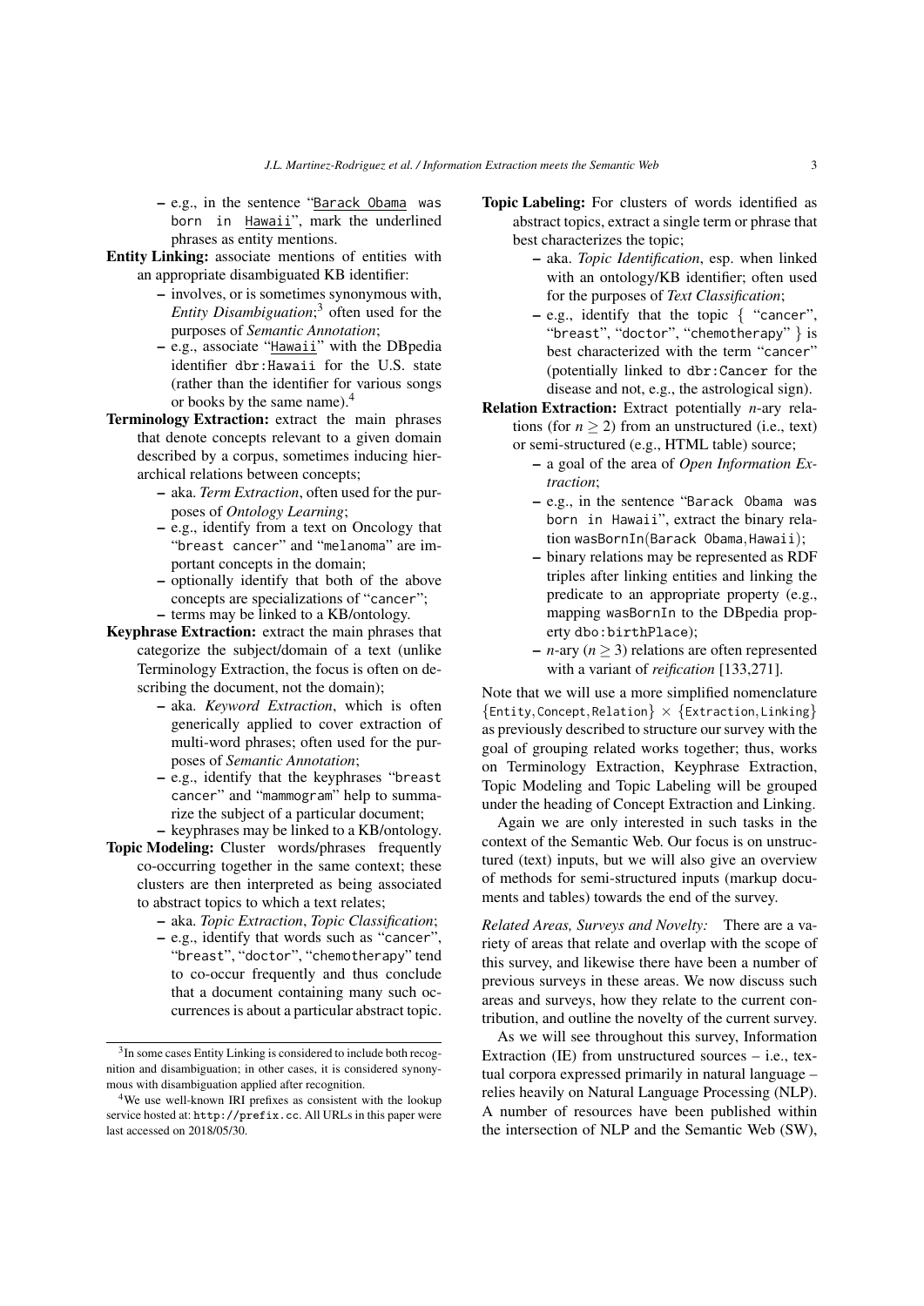– e.g., in the sentence "Barack Obama was born in Hawaii", mark the underlined phrases as entity mentions.

**Entity Linking:** associate mentions of entities with an appropriate disambiguated KB identifier:

- involves, or is sometimes synonymous with, *Entity Disambiguation*;[3] often used for the purposes of *Semantic Annotation*;
- e.g., associate "Hawaii" with the DBpedia identifier `dbr:Hawaii` for the U.S. state (rather than the identifier for various songs or books by the same name).[4]

**Terminology Extraction:** extract the main phrases that denote concepts relevant to a given domain described by a corpus, sometimes inducing hierarchical relations between concepts;

- aka. *Term Extraction*, often used for the purposes of *Ontology Learning*;
- e.g., identify from a text on Oncology that "breast cancer" and "melanoma" are important concepts in the domain;
- optionally identify that both of the above concepts are specializations of "cancer";
- terms may be linked to a KB/ontology.

**Keyphrase Extraction:** extract the main phrases that categorize the subject/domain of a text (unlike Terminology Extraction, the focus is often on describing the document, not the domain);

- aka. *Keyword Extraction*, which is often generically applied to cover extraction of multi-word phrases; often used for the purposes of *Semantic Annotation*;
- e.g., identify that the keyphrases "breast cancer" and "mammogram" help to summarize the subject of a particular document;
- keyphrases may be linked to a KB/ontology.

**Topic Modeling:** Cluster words/phrases frequently co-occurring together in the same context; these clusters are then interpreted as being associated to abstract topics to which a text relates;

- aka. *Topic Extraction*, *Topic Classification*;
- e.g., identify that words such as "cancer", "breast", "doctor", "chemotherapy" tend to co-occur frequently and thus conclude that a document containing many such occurrences is about a particular abstract topic.

**Topic Labeling:** For clusters of words identified as abstract topics, extract a single term or phrase that best characterizes the topic;

- aka. *Topic Identification*, esp. when linked with an ontology/KB identifier; often used for the purposes of *Text Classification*;
- e.g., identify that the topic { "cancer", "breast", "doctor", "chemotherapy" } is best characterized with the term "cancer" (potentially linked to `dbr:Cancer` for the disease and not, e.g., the astrological sign).

**Relation Extraction:** Extract potentially *n*-ary relations (for $n \geq 2$) from an unstructured (i.e., text) or semi-structured (e.g., HTML table) source;

- a goal of the area of *Open Information Extraction*;
- e.g., in the sentence "Barack Obama was born in Hawaii", extract the binary relation wasBornIn(Barack Obama,Hawaii);
- binary relations may be represented as RDF triples after linking entities and linking the predicate to an appropriate property (e.g., mapping wasBornIn to the DBpedia property `dbo:birthPlace`);
- *n*-ary ($n \geq 3$) relations are often represented with a variant of *reification* [133,271].

Note that we will use a more simplified nomenclature {Entity, Concept, Relation} × {Extraction, Linking} as previously described to structure our survey with the goal of grouping related works together; thus, works on Terminology Extraction, Keyphrase Extraction, Topic Modeling and Topic Labeling will be grouped under the heading of Concept Extraction and Linking.

Again we are only interested in such tasks in the context of the Semantic Web. Our focus is on unstructured (text) inputs, but we will also give an overview of methods for semi-structured inputs (markup documents and tables) towards the end of the survey.

*Related Areas, Surveys and Novelty:* There are a variety of areas that relate and overlap with the scope of this survey, and likewise there have been a number of previous surveys in these areas. We now discuss such areas and surveys, how they relate to the current contribution, and outline the novelty of the current survey.

As we will see throughout this survey, Information Extraction (IE) from unstructured sources – i.e., textual corpora expressed primarily in natural language – relies heavily on Natural Language Processing (NLP). A number of resources have been published within the intersection of NLP and the Semantic Web (SW),

[3] In some cases Entity Linking is considered to include both recognition and disambiguation; in other cases, it is considered synonymous with disambiguation applied after recognition.

[4] We use well-known IRI prefixes as consistent with the lookup service hosted at: `http://prefix.cc`. All URLs in this paper were last accessed on 2018/05/30.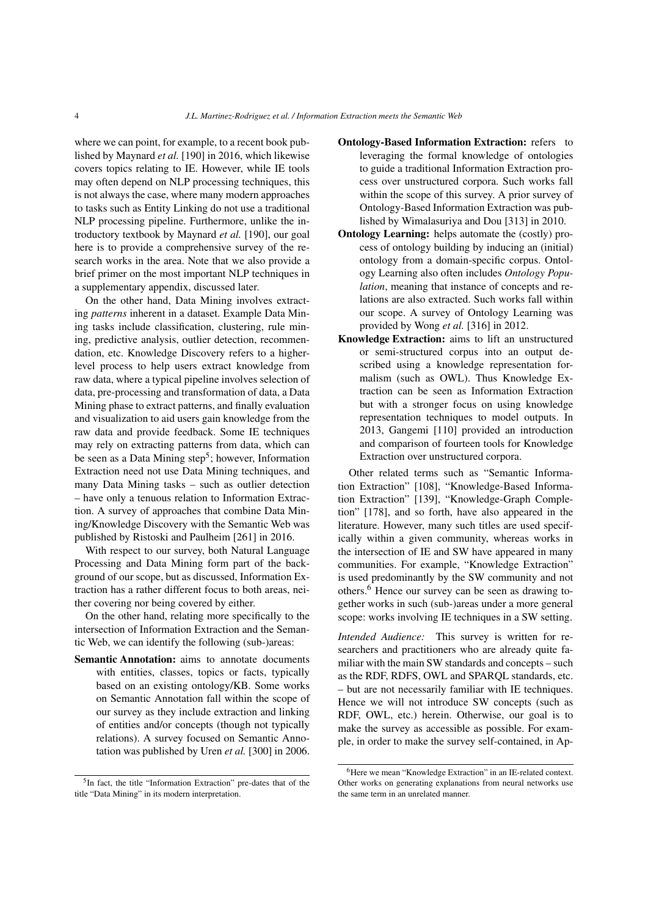where we can point, for example, to a recent book published by Maynard *et al.* [190] in 2016, which likewise covers topics relating to IE. However, while IE tools may often depend on NLP processing techniques, this is not always the case, where many modern approaches to tasks such as Entity Linking do not use a traditional NLP processing pipeline. Furthermore, unlike the introductory textbook by Maynard *et al.* [190], our goal here is to provide a comprehensive survey of the research works in the area. Note that we also provide a brief primer on the most important NLP techniques in a supplementary appendix, discussed later.

On the other hand, Data Mining involves extracting *patterns* inherent in a dataset. Example Data Mining tasks include classification, clustering, rule mining, predictive analysis, outlier detection, recommendation, etc. Knowledge Discovery refers to a higher-level process to help users extract knowledge from raw data, where a typical pipeline involves selection of data, pre-processing and transformation of data, a Data Mining phase to extract patterns, and finally evaluation and visualization to aid users gain knowledge from the raw data and provide feedback. Some IE techniques may rely on extracting patterns from data, which can be seen as a Data Mining step[5]; however, Information Extraction need not use Data Mining techniques, and many Data Mining tasks – such as outlier detection – have only a tenuous relation to Information Extraction. A survey of approaches that combine Data Mining/Knowledge Discovery with the Semantic Web was published by Ristoski and Paulheim [261] in 2016.

With respect to our survey, both Natural Language Processing and Data Mining form part of the background of our scope, but as discussed, Information Extraction has a rather different focus to both areas, neither covering nor being covered by either.

On the other hand, relating more specifically to the intersection of Information Extraction and the Semantic Web, we can identify the following (sub-)areas:

**Semantic Annotation:** aims to annotate documents with entities, classes, topics or facts, typically based on an existing ontology/KB. Some works on Semantic Annotation fall within the scope of our survey as they include extraction and linking of entities and/or concepts (though not typically relations). A survey focused on Semantic Annotation was published by Uren *et al.* [300] in 2006.

**Ontology-Based Information Extraction:** refers to leveraging the formal knowledge of ontologies to guide a traditional Information Extraction process over unstructured corpora. Such works fall within the scope of this survey. A prior survey of Ontology-Based Information Extraction was published by Wimalasuriya and Dou [313] in 2010.

**Ontology Learning:** helps automate the (costly) process of ontology building by inducing an (initial) ontology from a domain-specific corpus. Ontology Learning also often includes *Ontology Population*, meaning that instance of concepts and relations are also extracted. Such works fall within our scope. A survey of Ontology Learning was provided by Wong *et al.* [316] in 2012.

**Knowledge Extraction:** aims to lift an unstructured or semi-structured corpus into an output described using a knowledge representation formalism (such as OWL). Thus Knowledge Extraction can be seen as Information Extraction but with a stronger focus on using knowledge representation techniques to model outputs. In 2013, Gangemi [110] provided an introduction and comparison of fourteen tools for Knowledge Extraction over unstructured corpora.

Other related terms such as "Semantic Information Extraction" [108], "Knowledge-Based Information Extraction" [139], "Knowledge-Graph Completion" [178], and so forth, have also appeared in the literature. However, many such titles are used specifically within a given community, whereas works in the intersection of IE and SW have appeared in many communities. For example, "Knowledge Extraction" is used predominantly by the SW community and not others.[6] Hence our survey can be seen as drawing together works in such (sub-)areas under a more general scope: works involving IE techniques in a SW setting.

*Intended Audience:* This survey is written for researchers and practitioners who are already quite familiar with the main SW standards and concepts – such as the RDF, RDFS, OWL and SPARQL standards, etc. – but are not necessarily familiar with IE techniques. Hence we will not introduce SW concepts (such as RDF, OWL, etc.) herein. Otherwise, our goal is to make the survey as accessible as possible. For example, in order to make the survey self-contained, in Ap-

[5] In fact, the title "Information Extraction" pre-dates that of the title "Data Mining" in its modern interpretation.

[6] Here we mean "Knowledge Extraction" in an IE-related context. Other works on generating explanations from neural networks use the same term in an unrelated manner.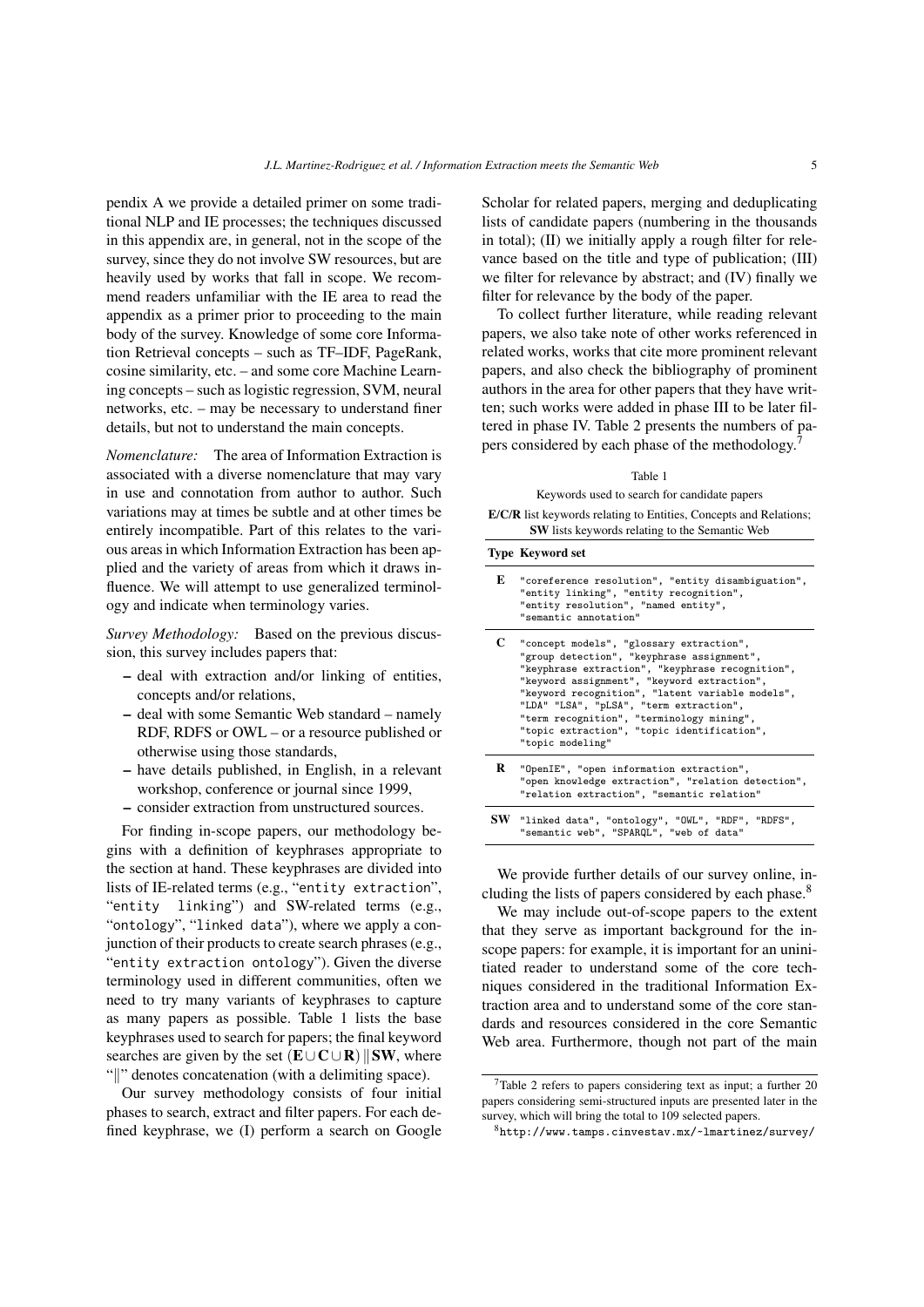pendix A we provide a detailed primer on some traditional NLP and IE processes; the techniques discussed in this appendix are, in general, not in the scope of the survey, since they do not involve SW resources, but are heavily used by works that fall in scope. We recommend readers unfamiliar with the IE area to read the appendix as a primer prior to proceeding to the main body of the survey. Knowledge of some core Information Retrieval concepts – such as TF–IDF, PageRank, cosine similarity, etc. – and some core Machine Learning concepts – such as logistic regression, SVM, neural networks, etc. – may be necessary to understand finer details, but not to understand the main concepts.

*Nomenclature:* The area of Information Extraction is associated with a diverse nomenclature that may vary in use and connotation from author to author. Such variations may at times be subtle and at other times be entirely incompatible. Part of this relates to the various areas in which Information Extraction has been applied and the variety of areas from which it draws influence. We will attempt to use generalized terminology and indicate when terminology varies.

*Survey Methodology:* Based on the previous discussion, this survey includes papers that:

- deal with extraction and/or linking of entities, concepts and/or relations,
- deal with some Semantic Web standard – namely RDF, RDFS or OWL – or a resource published or otherwise using those standards,
- have details published, in English, in a relevant workshop, conference or journal since 1999,
- consider extraction from unstructured sources.

For finding in-scope papers, our methodology begins with a definition of keyphrases appropriate to the section at hand. These keyphrases are divided into lists of IE-related terms (e.g., "`entity extraction`", "`entity linking`") and SW-related terms (e.g., "`ontology`", "`linked data`"), where we apply a conjunction of their products to create search phrases (e.g., "`entity extraction ontology`"). Given the diverse terminology used in different communities, often we need to try many variants of keyphrases to capture as many papers as possible. Table 1 lists the base keyphrases used to search for papers; the final keyword searches are given by the set $(\mathbf{E} \cup \mathbf{C} \cup \mathbf{R}) \parallel \mathbf{SW}$, where "$\parallel$" denotes concatenation (with a delimiting space).

Our survey methodology consists of four initial phases to search, extract and filter papers. For each defined keyphrase, we (I) perform a search on Google Scholar for related papers, merging and deduplicating lists of candidate papers (numbering in the thousands in total); (II) we initially apply a rough filter for relevance based on the title and type of publication; (III) we filter for relevance by abstract; and (IV) finally we filter for relevance by the body of the paper.

To collect further literature, while reading relevant papers, we also take note of other works referenced in related works, works that cite more prominent relevant papers, and also check the bibliography of prominent authors in the area for other papers that they have written; such works were added in phase III to be later filtered in phase IV. Table 2 presents the numbers of papers considered by each phase of the methodology.[7]

Table 1

Keywords used to search for candidate papers

**E/C/R** list keywords relating to Entities, Concepts and Relations; **SW** lists keywords relating to the Semantic Web

| Type | Keyword set |
|---|---|
| **E** | "coreference resolution", "entity disambiguation", "entity linking", "entity recognition", "entity resolution", "named entity", "semantic annotation" |
| **C** | "concept models", "glossary extraction", "group detection", "keyphrase assignment", "keyphrase extraction", "keyphrase recognition", "keyword assignment", "keyword extraction", "keyword recognition", "latent variable models", "LDA" "LSA", "pLSA", "term extraction", "term recognition", "terminology mining", "topic extraction", "topic identification", "topic modeling" |
| **R** | "OpenIE", "open information extraction", "open knowledge extraction", "relation detection", "relation extraction", "semantic relation" |
| **SW** | "linked data", "ontology", "OWL", "RDF", "RDFS", "semantic web", "SPARQL", "web of data" |

We provide further details of our survey online, including the lists of papers considered by each phase.[8]

We may include out-of-scope papers to the extent that they serve as important background for the in-scope papers: for example, it is important for an uninitiated reader to understand some of the core techniques considered in the traditional Information Extraction area and to understand some of the core standards and resources considered in the core Semantic Web area. Furthermore, though not part of the main

[7] Table 2 refers to papers considering text as input; a further 20 papers considering semi-structured inputs are presented later in the survey, which will bring the total to 109 selected papers.

[8] `http://www.tamps.cinvestav.mx/~lmartinez/survey/`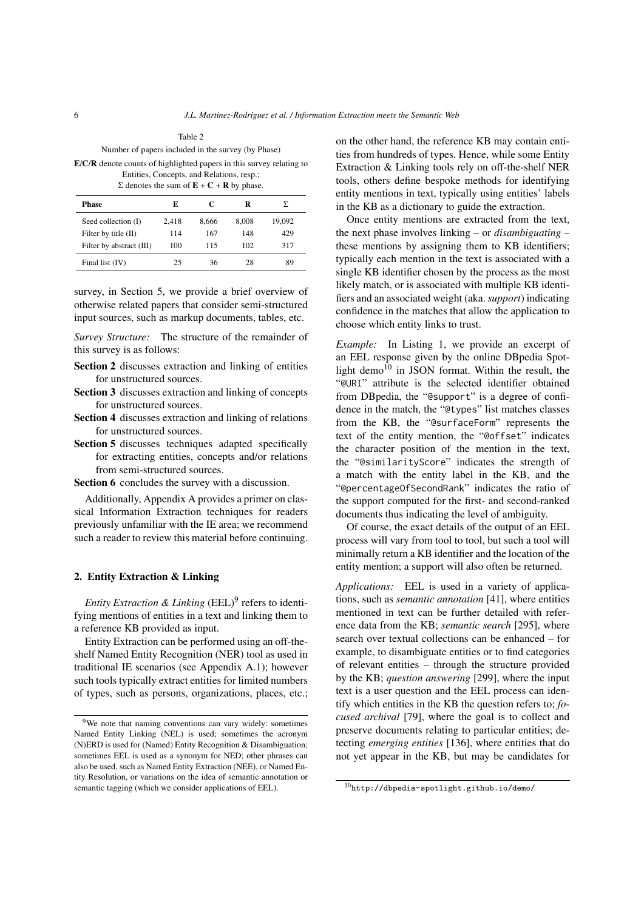Table 2

Number of papers included in the survey (by Phase)

**E**/**C**/**R** denote counts of highlighted papers in this survey relating to Entities, Concepts, and Relations, resp.;
Σ denotes the sum of **E** + **C** + **R** by phase.

| Phase | E | C | R | Σ |
|---|---|---|---|---|
| Seed collection (I) | 2,418 | 8,666 | 8,008 | 19,092 |
| Filter by title (II) | 114 | 167 | 148 | 429 |
| Filter by abstract (III) | 100 | 115 | 102 | 317 |
| Final list (IV) | 25 | 36 | 28 | 89 |

survey, in Section 5, we provide a brief overview of otherwise related papers that consider semi-structured input sources, such as markup documents, tables, etc.

*Survey Structure:* The structure of the remainder of this survey is as follows:

**Section 2** discusses extraction and linking of entities for unstructured sources.

**Section 3** discusses extraction and linking of concepts for unstructured sources.

**Section 4** discusses extraction and linking of relations for unstructured sources.

**Section 5** discusses techniques adapted specifically for extracting entities, concepts and/or relations from semi-structured sources.

**Section 6** concludes the survey with a discussion.

Additionally, Appendix A provides a primer on classical Information Extraction techniques for readers previously unfamiliar with the IE area; we recommend such a reader to review this material before continuing.

## 2. Entity Extraction & Linking

*Entity Extraction & Linking* (EEL)[9] refers to identifying mentions of entities in a text and linking them to a reference KB provided as input.

Entity Extraction can be performed using an off-the-shelf Named Entity Recognition (NER) tool as used in traditional IE scenarios (see Appendix A.1); however such tools typically extract entities for limited numbers of types, such as persons, organizations, places, etc.; on the other hand, the reference KB may contain entities from hundreds of types. Hence, while some Entity Extraction & Linking tools rely on off-the-shelf NER tools, others define bespoke methods for identifying entity mentions in text, typically using entities' labels in the KB as a dictionary to guide the extraction.

Once entity mentions are extracted from the text, the next phase involves linking – or *disambiguating* – these mentions by assigning them to KB identifiers; typically each mention in the text is associated with a single KB identifier chosen by the process as the most likely match, or is associated with multiple KB identifiers and an associated weight (aka. *support*) indicating confidence in the matches that allow the application to choose which entity links to trust.

*Example:* In Listing 1, we provide an excerpt of an EEL response given by the online DBpedia Spotlight demo[10] in JSON format. Within the result, the "`@URI`" attribute is the selected identifier obtained from DBpedia, the "`@support`" is a degree of confidence in the match, the "`@types`" list matches classes from the KB, the "`@surfaceForm`" represents the text of the entity mention, the "`@offset`" indicates the character position of the mention in the text, the "`@similarityScore`" indicates the strength of a match with the entity label in the KB, and the "`@percentageOfSecondRank`" indicates the ratio of the support computed for the first- and second-ranked documents thus indicating the level of ambiguity.

Of course, the exact details of the output of an EEL process will vary from tool to tool, but such a tool will minimally return a KB identifier and the location of the entity mention; a support will also often be returned.

*Applications:* EEL is used in a variety of applications, such as *semantic annotation* [41], where entities mentioned in text can be further detailed with reference data from the KB; *semantic search* [295], where search over textual collections can be enhanced – for example, to disambiguate entities or to find categories of relevant entities – through the structure provided by the KB; *question answering* [299], where the input text is a user question and the EEL process can identify which entities in the KB the question refers to; *focused archival* [79], where the goal is to collect and preserve documents relating to particular entities; detecting *emerging entities* [136], where entities that do not yet appear in the KB, but may be candidates for

[9] We note that naming conventions can vary widely: sometimes Named Entity Linking (NEL) is used; sometimes the acronym (N)ERD is used for (Named) Entity Recognition & Disambiguation; sometimes EEL is used as a synonym for NED; other phrases can also be used, such as Named Entity Extraction (NEE), or Named Entity Resolution, or variations on the idea of semantic annotation or semantic tagging (which we consider applications of EEL).

[10] http://dbpedia-spotlight.github.io/demo/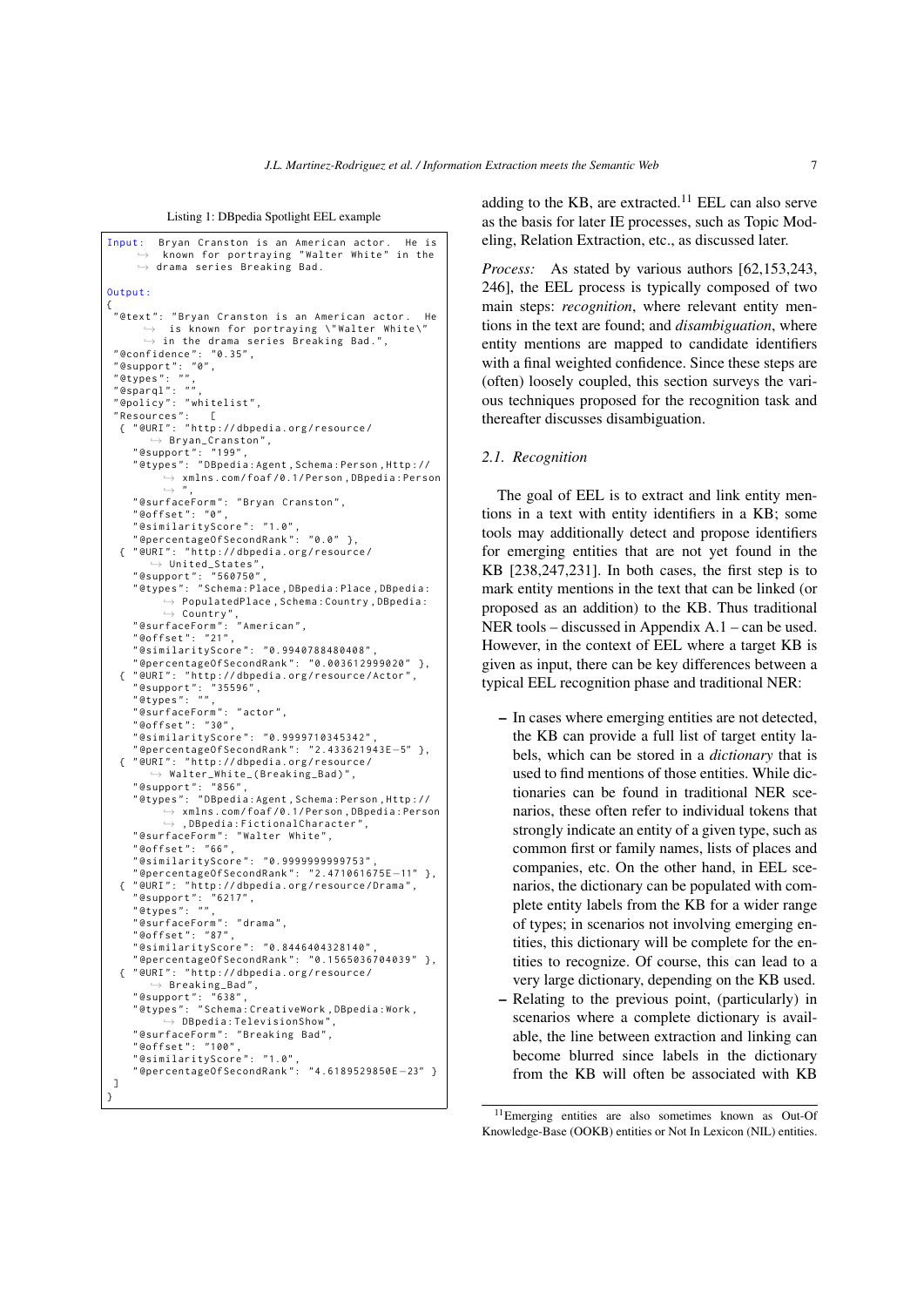Listing 1: DBpedia Spotlight EEL example

```
Input: Bryan Cranston is an American actor. He is
    known for portraying "Walter White" in the
    drama series Breaking Bad.

Output:
{
 "@text": "Bryan Cranston is an American actor. He
    is known for portraying \"Walter White\"
    in the drama series Breaking Bad.",
 "@confidence": "0.35",
 "@support": "0",
 "@types": "",
 "@sparql": "",
 "@policy": "whitelist",
 "Resources": [
  { "@URI": "http://dbpedia.org/resource/
      Bryan_Cranston",
    "@support": "199",
    "@types": "DBpedia:Agent,Schema:Person,Http://
        xmlns.com/foaf/0.1/Person,DBpedia:Person
        ",
    "@surfaceForm": "Bryan Cranston",
    "@offset": "0",
    "@similarityScore": "1.0",
    "@percentageOfSecondRank": "0.0" },
  { "@URI": "http://dbpedia.org/resource/
      United_States",
    "@support": "560750",
    "@types": "Schema:Place,DBpedia:Place,DBpedia:
        PopulatedPlace,Schema:Country,DBpedia:
        Country",
    "@surfaceForm": "American",
    "@offset": "21",
    "@similarityScore": "0.9940788480408",
    "@percentageOfSecondRank": "0.003612999020" },
  { "@URI": "http://dbpedia.org/resource/Actor",
    "@support": "35596",
    "@types": "",
    "@surfaceForm": "actor",
    "@offset": "30",
    "@similarityScore": "0.9999710345342",
    "@percentageOfSecondRank": "2.433621943E-5" },
  { "@URI": "http://dbpedia.org/resource/
      Walter_White_(Breaking_Bad)",
    "@support": "856",
    "@types": "DBpedia:Agent,Schema:Person,Http://
        xmlns.com/foaf/0.1/Person,DBpedia:Person
        ,DBpedia:FictionalCharacter",
    "@surfaceForm": "Walter White",
    "@offset": "66",
    "@similarityScore": "0.9999999999753",
    "@percentageOfSecondRank": "2.471061675E-11" },
  { "@URI": "http://dbpedia.org/resource/Drama",
    "@support": "6217",
    "@types": "",
    "@surfaceForm": "drama",
    "@offset": "87",
    "@similarityScore": "0.8446404328140",
    "@percentageOfSecondRank": "0.1565036704039" },
  { "@URI": "http://dbpedia.org/resource/
      Breaking_Bad",
    "@support": "638",
    "@types": "Schema:CreativeWork,DBpedia:Work,
        DBpedia:TelevisionShow",
    "@surfaceForm": "Breaking Bad",
    "@offset": "100",
    "@similarityScore": "1.0",
    "@percentageOfSecondRank": "4.6189529850E-23" }
 ]
}
```

adding to the KB, are extracted.[11] EEL can also serve as the basis for later IE processes, such as Topic Modeling, Relation Extraction, etc., as discussed later.

*Process:* As stated by various authors [62,153,243,246], the EEL process is typically composed of two main steps: *recognition*, where relevant entity mentions in the text are found; and *disambiguation*, where entity mentions are mapped to candidate identifiers with a final weighted confidence. Since these steps are (often) loosely coupled, this section surveys the various techniques proposed for the recognition task and thereafter discusses disambiguation.

### 2.1. Recognition

The goal of EEL is to extract and link entity mentions in a text with entity identifiers in a KB; some tools may additionally detect and propose identifiers for emerging entities that are not yet found in the KB [238,247,231]. In both cases, the first step is to mark entity mentions in the text that can be linked (or proposed as an addition) to the KB. Thus traditional NER tools – discussed in Appendix A.1 – can be used. However, in the context of EEL where a target KB is given as input, there can be key differences between a typical EEL recognition phase and traditional NER:

- In cases where emerging entities are not detected, the KB can provide a full list of target entity labels, which can be stored in a *dictionary* that is used to find mentions of those entities. While dictionaries can be found in traditional NER scenarios, these often refer to individual tokens that strongly indicate an entity of a given type, such as common first or family names, lists of places and companies, etc. On the other hand, in EEL scenarios, the dictionary can be populated with complete entity labels from the KB for a wider range of types; in scenarios not involving emerging entities, this dictionary will be complete for the entities to recognize. Of course, this can lead to a very large dictionary, depending on the KB used.
- Relating to the previous point, (particularly) in scenarios where a complete dictionary is available, the line between extraction and linking can become blurred since labels in the dictionary from the KB will often be associated with KB

[11] Emerging entities are also sometimes known as Out-Of Knowledge-Base (OOKB) entities or Not In Lexicon (NIL) entities.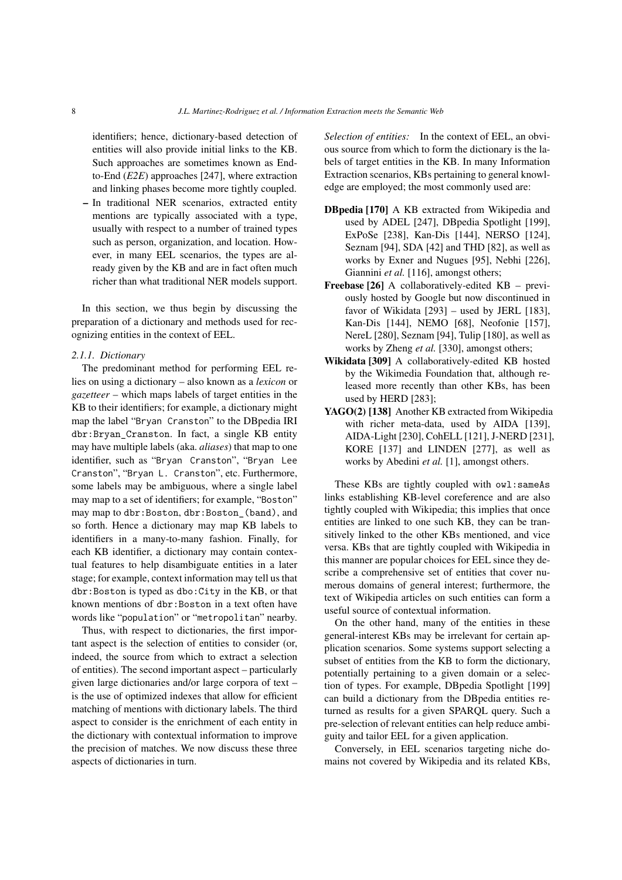identifiers; hence, dictionary-based detection of entities will also provide initial links to the KB. Such approaches are sometimes known as End-to-End (*E2E*) approaches [247], where extraction and linking phases become more tightly coupled.

– In traditional NER scenarios, extracted entity mentions are typically associated with a type, usually with respect to a number of trained types such as person, organization, and location. However, in many EEL scenarios, the types are already given by the KB and are in fact often much richer than what traditional NER models support.

In this section, we thus begin by discussing the preparation of a dictionary and methods used for recognizing entities in the context of EEL.

#### *2.1.1. Dictionary*

The predominant method for performing EEL relies on using a dictionary – also known as a *lexicon* or *gazetteer* – which maps labels of target entities in the KB to their identifiers; for example, a dictionary might map the label "Bryan Cranston" to the DBpedia IRI `dbr:Bryan_Cranston`. In fact, a single KB entity may have multiple labels (aka. *aliases*) that map to one identifier, such as "Bryan Cranston", "Bryan Lee Cranston", "Bryan L. Cranston", etc. Furthermore, some labels may be ambiguous, where a single label may map to a set of identifiers; for example, "Boston" may map to `dbr:Boston`, `dbr:Boston_(band)`, and so forth. Hence a dictionary may map KB labels to identifiers in a many-to-many fashion. Finally, for each KB identifier, a dictionary may contain contextual features to help disambiguate entities in a later stage; for example, context information may tell us that `dbr:Boston` is typed as `dbo:City` in the KB, or that known mentions of `dbr:Boston` in a text often have words like "population" or "metropolitan" nearby.

Thus, with respect to dictionaries, the first important aspect is the selection of entities to consider (or, indeed, the source from which to extract a selection of entities). The second important aspect – particularly given large dictionaries and/or large corpora of text – is the use of optimized indexes that allow for efficient matching of mentions with dictionary labels. The third aspect to consider is the enrichment of each entity in the dictionary with contextual information to improve the precision of matches. We now discuss these three aspects of dictionaries in turn.

*Selection of entities:* In the context of EEL, an obvious source from which to form the dictionary is the labels of target entities in the KB. In many Information Extraction scenarios, KBs pertaining to general knowledge are employed; the most commonly used are:

**DBpedia [170]** A KB extracted from Wikipedia and used by ADEL [247], DBpedia Spotlight [199], ExPoSe [238], Kan-Dis [144], NERSO [124], Seznam [94], SDA [42] and THD [82], as well as works by Exner and Nugues [95], Nebhi [226], Giannini *et al.* [116], amongst others;

**Freebase [26]** A collaboratively-edited KB – previously hosted by Google but now discontinued in favor of Wikidata [293] – used by JERL [183], Kan-Dis [144], NEMO [68], Neofonie [157], NereL [280], Seznam [94], Tulip [180], as well as works by Zheng *et al.* [330], amongst others;

**Wikidata [309]** A collaboratively-edited KB hosted by the Wikimedia Foundation that, although released more recently than other KBs, has been used by HERD [283];

**YAGO(2) [138]** Another KB extracted from Wikipedia with richer meta-data, used by AIDA [139], AIDA-Light [230], CohELL [121], J-NERD [231], KORE [137] and LINDEN [277], as well as works by Abedini *et al.* [1], amongst others.

These KBs are tightly coupled with `owl:sameAs` links establishing KB-level coreference and are also tightly coupled with Wikipedia; this implies that once entities are linked to one such KB, they can be transitively linked to the other KBs mentioned, and vice versa. KBs that are tightly coupled with Wikipedia in this manner are popular choices for EEL since they describe a comprehensive set of entities that cover numerous domains of general interest; furthermore, the text of Wikipedia articles on such entities can form a useful source of contextual information.

On the other hand, many of the entities in these general-interest KBs may be irrelevant for certain application scenarios. Some systems support selecting a subset of entities from the KB to form the dictionary, potentially pertaining to a given domain or a selection of types. For example, DBpedia Spotlight [199] can build a dictionary from the DBpedia entities returned as results for a given SPARQL query. Such a pre-selection of relevant entities can help reduce ambiguity and tailor EEL for a given application.

Conversely, in EEL scenarios targeting niche domains not covered by Wikipedia and its related KBs,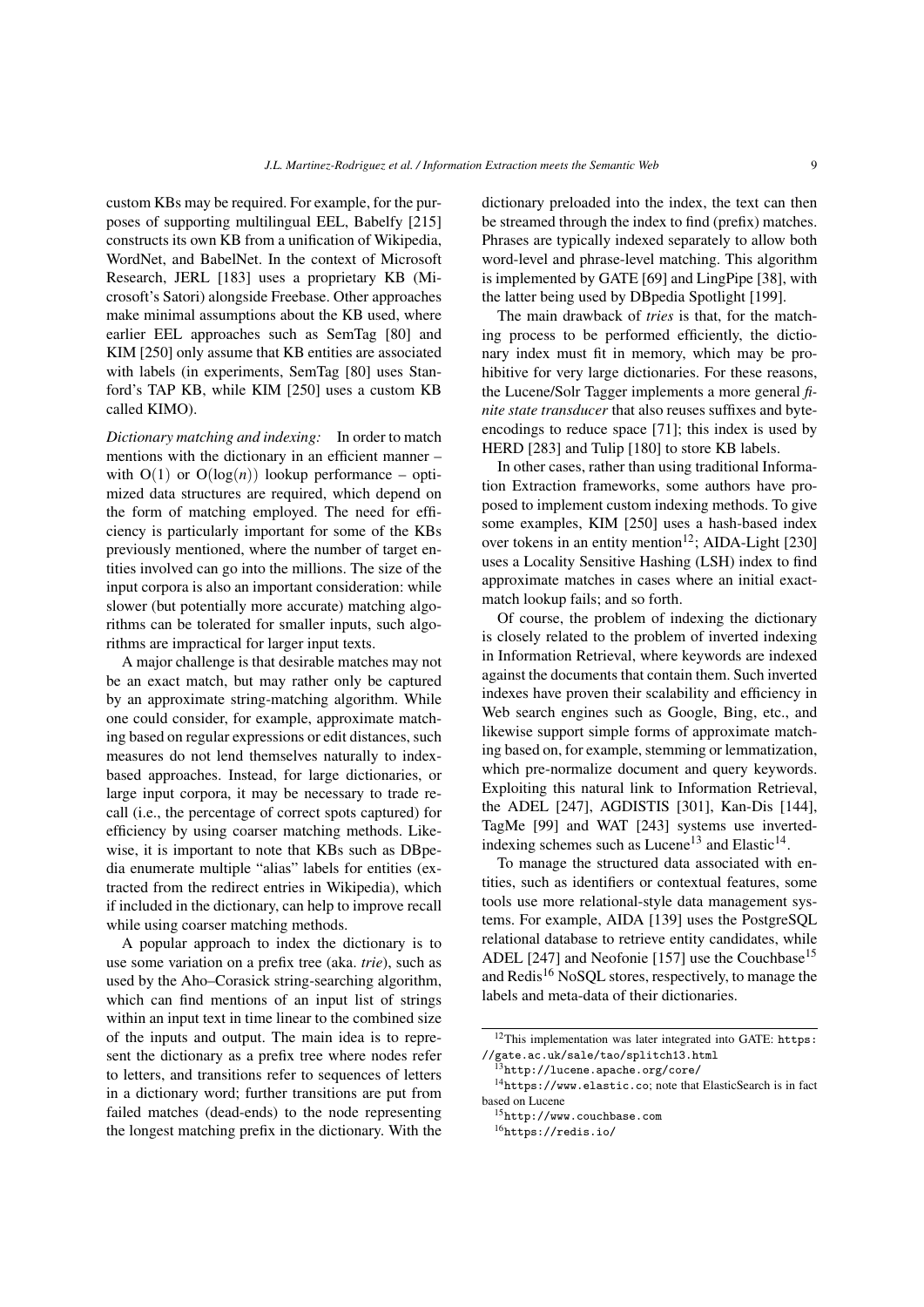custom KBs may be required. For example, for the purposes of supporting multilingual EEL, Babelfy [215] constructs its own KB from a unification of Wikipedia, WordNet, and BabelNet. In the context of Microsoft Research, JERL [183] uses a proprietary KB (Microsoft's Satori) alongside Freebase. Other approaches make minimal assumptions about the KB used, where earlier EEL approaches such as SemTag [80] and KIM [250] only assume that KB entities are associated with labels (in experiments, SemTag [80] uses Stanford's TAP KB, while KIM [250] uses a custom KB called KIMO).

*Dictionary matching and indexing:* In order to match mentions with the dictionary in an efficient manner – with $O(1)$ or $O(\log(n))$ lookup performance – optimized data structures are required, which depend on the form of matching employed. The need for efficiency is particularly important for some of the KBs previously mentioned, where the number of target entities involved can go into the millions. The size of the input corpora is also an important consideration: while slower (but potentially more accurate) matching algorithms can be tolerated for smaller inputs, such algorithms are impractical for larger input texts.

A major challenge is that desirable matches may not be an exact match, but may rather only be captured by an approximate string-matching algorithm. While one could consider, for example, approximate matching based on regular expressions or edit distances, such measures do not lend themselves naturally to index-based approaches. Instead, for large dictionaries, or large input corpora, it may be necessary to trade recall (i.e., the percentage of correct spots captured) for efficiency by using coarser matching methods. Likewise, it is important to note that KBs such as DBpedia enumerate multiple "alias" labels for entities (extracted from the redirect entries in Wikipedia), which if included in the dictionary, can help to improve recall while using coarser matching methods.

A popular approach to index the dictionary is to use some variation on a prefix tree (aka. *trie*), such as used by the Aho–Corasick string-searching algorithm, which can find mentions of an input list of strings within an input text in time linear to the combined size of the inputs and output. The main idea is to represent the dictionary as a prefix tree where nodes refer to letters, and transitions refer to sequences of letters in a dictionary word; further transitions are put from failed matches (dead-ends) to the node representing the longest matching prefix in the dictionary. With the dictionary preloaded into the index, the text can then be streamed through the index to find (prefix) matches. Phrases are typically indexed separately to allow both word-level and phrase-level matching. This algorithm is implemented by GATE [69] and LingPipe [38], with the latter being used by DBpedia Spotlight [199].

The main drawback of *tries* is that, for the matching process to be performed efficiently, the dictionary index must fit in memory, which may be prohibitive for very large dictionaries. For these reasons, the Lucene/Solr Tagger implements a more general *finite state transducer* that also reuses suffixes and byte-encodings to reduce space [71]; this index is used by HERD [283] and Tulip [180] to store KB labels.

In other cases, rather than using traditional Information Extraction frameworks, some authors have proposed to implement custom indexing methods. To give some examples, KIM [250] uses a hash-based index over tokens in an entity mention[12]; AIDA-Light [230] uses a Locality Sensitive Hashing (LSH) index to find approximate matches in cases where an initial exact-match lookup fails; and so forth.

Of course, the problem of indexing the dictionary is closely related to the problem of inverted indexing in Information Retrieval, where keywords are indexed against the documents that contain them. Such inverted indexes have proven their scalability and efficiency in Web search engines such as Google, Bing, etc., and likewise support simple forms of approximate matching based on, for example, stemming or lemmatization, which pre-normalize document and query keywords. Exploiting this natural link to Information Retrieval, the ADEL [247], AGDISTIS [301], Kan-Dis [144], TagMe [99] and WAT [243] systems use inverted-indexing schemes such as Lucene[13] and Elastic[14].

To manage the structured data associated with entities, such as identifiers or contextual features, some tools use more relational-style data management systems. For example, AIDA [139] uses the PostgreSQL relational database to retrieve entity candidates, while ADEL [247] and Neofonie [157] use the Couchbase[15] and Redis[16] NoSQL stores, respectively, to manage the labels and meta-data of their dictionaries.

---

[12] This implementation was later integrated into GATE: https://gate.ac.uk/sale/tao/splitch13.html

[13] http://lucene.apache.org/core/

[14] https://www.elastic.co; note that ElasticSearch is in fact based on Lucene

[15] http://www.couchbase.com

[16] https://redis.io/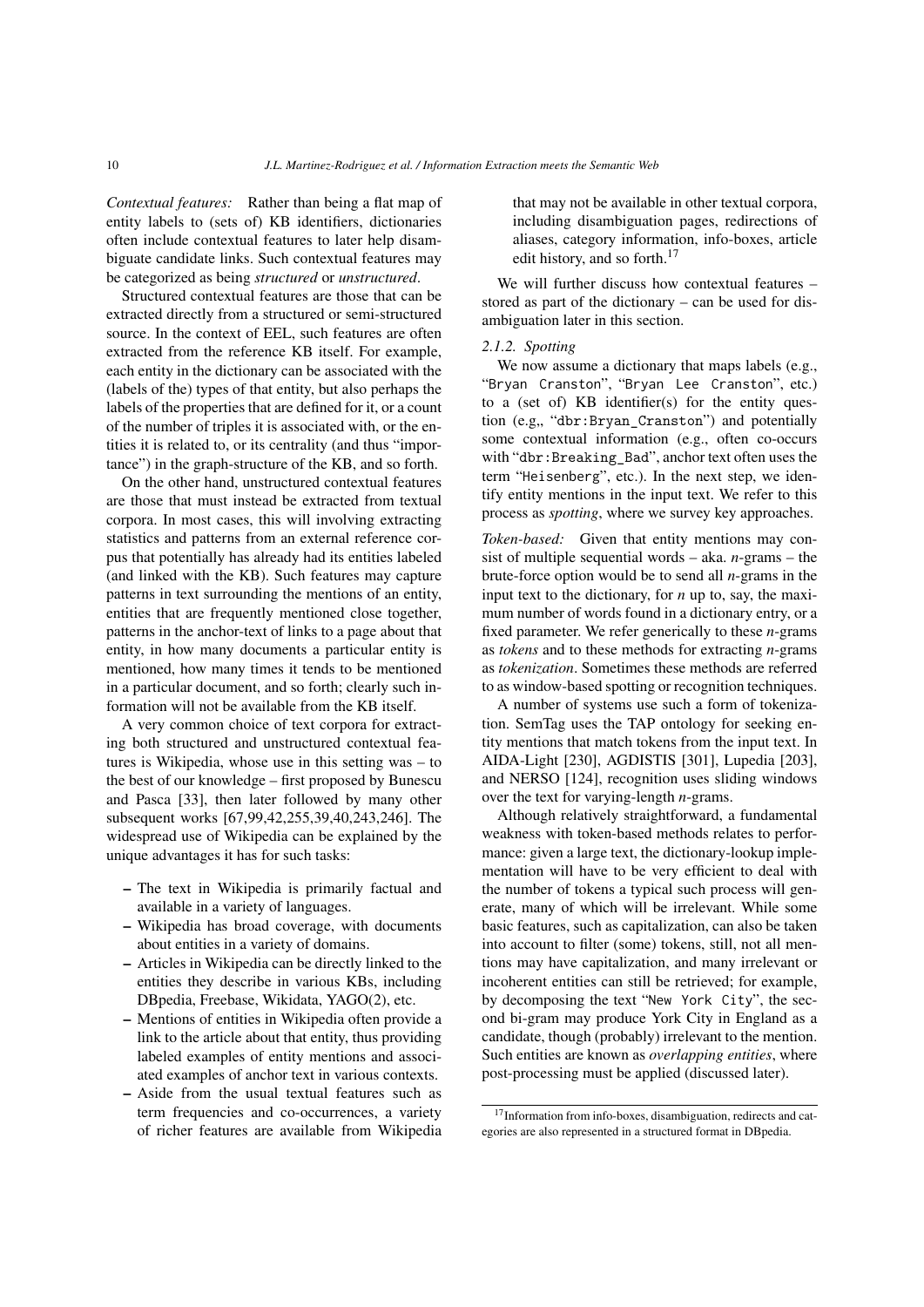*Contextual features:* Rather than being a flat map of entity labels to (sets of) KB identifiers, dictionaries often include contextual features to later help disambiguate candidate links. Such contextual features may be categorized as being *structured* or *unstructured*.

Structured contextual features are those that can be extracted directly from a structured or semi-structured source. In the context of EEL, such features are often extracted from the reference KB itself. For example, each entity in the dictionary can be associated with the (labels of the) types of that entity, but also perhaps the labels of the properties that are defined for it, or a count of the number of triples it is associated with, or the entities it is related to, or its centrality (and thus "importance") in the graph-structure of the KB, and so forth.

On the other hand, unstructured contextual features are those that must instead be extracted from textual corpora. In most cases, this will involving extracting statistics and patterns from an external reference corpus that potentially has already had its entities labeled (and linked with the KB). Such features may capture patterns in text surrounding the mentions of an entity, entities that are frequently mentioned close together, patterns in the anchor-text of links to a page about that entity, in how many documents a particular entity is mentioned, how many times it tends to be mentioned in a particular document, and so forth; clearly such information will not be available from the KB itself.

A very common choice of text corpora for extracting both structured and unstructured contextual features is Wikipedia, whose use in this setting was – to the best of our knowledge – first proposed by Bunescu and Pasca [33], then later followed by many other subsequent works [67,99,42,255,39,40,243,246]. The widespread use of Wikipedia can be explained by the unique advantages it has for such tasks:

- The text in Wikipedia is primarily factual and available in a variety of languages.
- Wikipedia has broad coverage, with documents about entities in a variety of domains.
- Articles in Wikipedia can be directly linked to the entities they describe in various KBs, including DBpedia, Freebase, Wikidata, YAGO(2), etc.
- Mentions of entities in Wikipedia often provide a link to the article about that entity, thus providing labeled examples of entity mentions and associated examples of anchor text in various contexts.
- Aside from the usual textual features such as term frequencies and co-occurrences, a variety of richer features are available from Wikipedia that may not be available in other textual corpora, including disambiguation pages, redirections of aliases, category information, info-boxes, article edit history, and so forth.[17]

We will further discuss how contextual features – stored as part of the dictionary – can be used for disambiguation later in this section.

#### 2.1.2. Spotting

We now assume a dictionary that maps labels (e.g., "`Bryan Cranston`", "`Bryan Lee Cranston`", etc.) to a (set of) KB identifier(s) for the entity question (e.g,, "`dbr:Bryan_Cranston`") and potentially some contextual information (e.g., often co-occurs with "`dbr:Breaking_Bad`", anchor text often uses the term "`Heisenberg`", etc.). In the next step, we identify entity mentions in the input text. We refer to this process as *spotting*, where we survey key approaches.

*Token-based:* Given that entity mentions may consist of multiple sequential words – aka. $n$-grams – the brute-force option would be to send all $n$-grams in the input text to the dictionary, for $n$ up to, say, the maximum number of words found in a dictionary entry, or a fixed parameter. We refer generically to these $n$-grams as *tokens* and to these methods for extracting $n$-grams as *tokenization*. Sometimes these methods are referred to as window-based spotting or recognition techniques.

A number of systems use such a form of tokenization. SemTag uses the TAP ontology for seeking entity mentions that match tokens from the input text. In AIDA-Light [230], AGDISTIS [301], Lupedia [203], and NERSO [124], recognition uses sliding windows over the text for varying-length $n$-grams.

Although relatively straightforward, a fundamental weakness with token-based methods relates to performance: given a large text, the dictionary-lookup implementation will have to be very efficient to deal with the number of tokens a typical such process will generate, many of which will be irrelevant. While some basic features, such as capitalization, can also be taken into account to filter (some) tokens, still, not all mentions may have capitalization, and many irrelevant or incoherent entities can still be retrieved; for example, by decomposing the text "`New York City`", the second bi-gram may produce York City in England as a candidate, though (probably) irrelevant to the mention. Such entities are known as *overlapping entities*, where post-processing must be applied (discussed later).

[17] Information from info-boxes, disambiguation, redirects and categories are also represented in a structured format in DBpedia.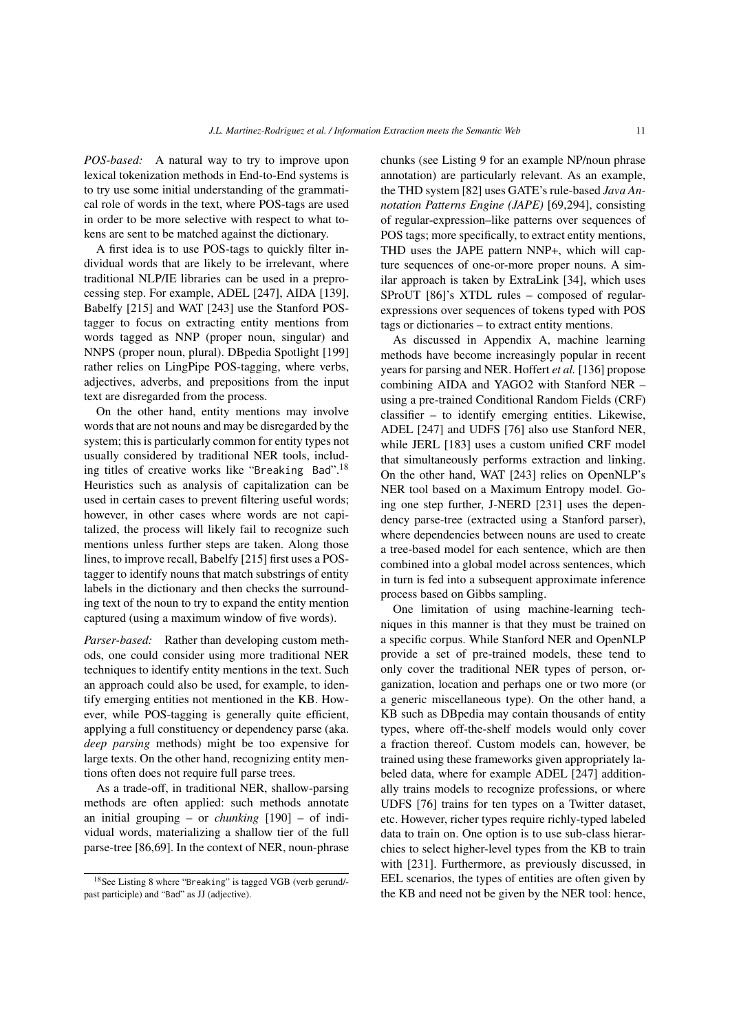*POS-based:* A natural way to try to improve upon lexical tokenization methods in End-to-End systems is to try use some initial understanding of the grammatical role of words in the text, where POS-tags are used in order to be more selective with respect to what tokens are sent to be matched against the dictionary.

A first idea is to use POS-tags to quickly filter individual words that are likely to be irrelevant, where traditional NLP/IE libraries can be used in a preprocessing step. For example, ADEL [247], AIDA [139], Babelfy [215] and WAT [243] use the Stanford POS-tagger to focus on extracting entity mentions from words tagged as NNP (proper noun, singular) and NNPS (proper noun, plural). DBpedia Spotlight [199] rather relies on LingPipe POS-tagging, where verbs, adjectives, adverbs, and prepositions from the input text are disregarded from the process.

On the other hand, entity mentions may involve words that are not nouns and may be disregarded by the system; this is particularly common for entity types not usually considered by traditional NER tools, including titles of creative works like "`Breaking Bad`".[18] Heuristics such as analysis of capitalization can be used in certain cases to prevent filtering useful words; however, in other cases where words are not capitalized, the process will likely fail to recognize such mentions unless further steps are taken. Along those lines, to improve recall, Babelfy [215] first uses a POS-tagger to identify nouns that match substrings of entity labels in the dictionary and then checks the surrounding text of the noun to try to expand the entity mention captured (using a maximum window of five words).

*Parser-based:* Rather than developing custom methods, one could consider using more traditional NER techniques to identify entity mentions in the text. Such an approach could also be used, for example, to identify emerging entities not mentioned in the KB. However, while POS-tagging is generally quite efficient, applying a full constituency or dependency parse (aka. *deep parsing* methods) might be too expensive for large texts. On the other hand, recognizing entity mentions often does not require full parse trees.

As a trade-off, in traditional NER, shallow-parsing methods are often applied: such methods annotate an initial grouping – or *chunking* [190] – of individual words, materializing a shallow tier of the full parse-tree [86,69]. In the context of NER, noun-phrase chunks (see Listing 9 for an example NP/noun phrase annotation) are particularly relevant. As an example, the THD system [82] uses GATE's rule-based *Java Annotation Patterns Engine (JAPE)* [69,294], consisting of regular-expression–like patterns over sequences of POS tags; more specifically, to extract entity mentions, THD uses the JAPE pattern NNP+, which will capture sequences of one-or-more proper nouns. A similar approach is taken by ExtraLink [34], which uses SProUT [86]'s XTDL rules – composed of regular-expressions over sequences of tokens typed with POS tags or dictionaries – to extract entity mentions.

As discussed in Appendix A, machine learning methods have become increasingly popular in recent years for parsing and NER. Hoffert *et al.* [136] propose combining AIDA and YAGO2 with Stanford NER – using a pre-trained Conditional Random Fields (CRF) classifier – to identify emerging entities. Likewise, ADEL [247] and UDFS [76] also use Stanford NER, while JERL [183] uses a custom unified CRF model that simultaneously performs extraction and linking. On the other hand, WAT [243] relies on OpenNLP's NER tool based on a Maximum Entropy model. Going one step further, J-NERD [231] uses the dependency parse-tree (extracted using a Stanford parser), where dependencies between nouns are used to create a tree-based model for each sentence, which are then combined into a global model across sentences, which in turn is fed into a subsequent approximate inference process based on Gibbs sampling.

One limitation of using machine-learning techniques in this manner is that they must be trained on a specific corpus. While Stanford NER and OpenNLP provide a set of pre-trained models, these tend to only cover the traditional NER types of person, organization, location and perhaps one or two more (or a generic miscellaneous type). On the other hand, a KB such as DBpedia may contain thousands of entity types, where off-the-shelf models would only cover a fraction thereof. Custom models can, however, be trained using these frameworks given appropriately labeled data, where for example ADEL [247] additionally trains models to recognize professions, or where UDFS [76] trains for ten types on a Twitter dataset, etc. However, richer types require richly-typed labeled data to train on. One option is to use sub-class hierarchies to select higher-level types from the KB to train with [231]. Furthermore, as previously discussed, in EEL scenarios, the types of entities are often given by the KB and need not be given by the NER tool: hence,

[18] See Listing 8 where "`Breaking`" is tagged VGB (verb gerund/-past participle) and "`Bad`" as JJ (adjective).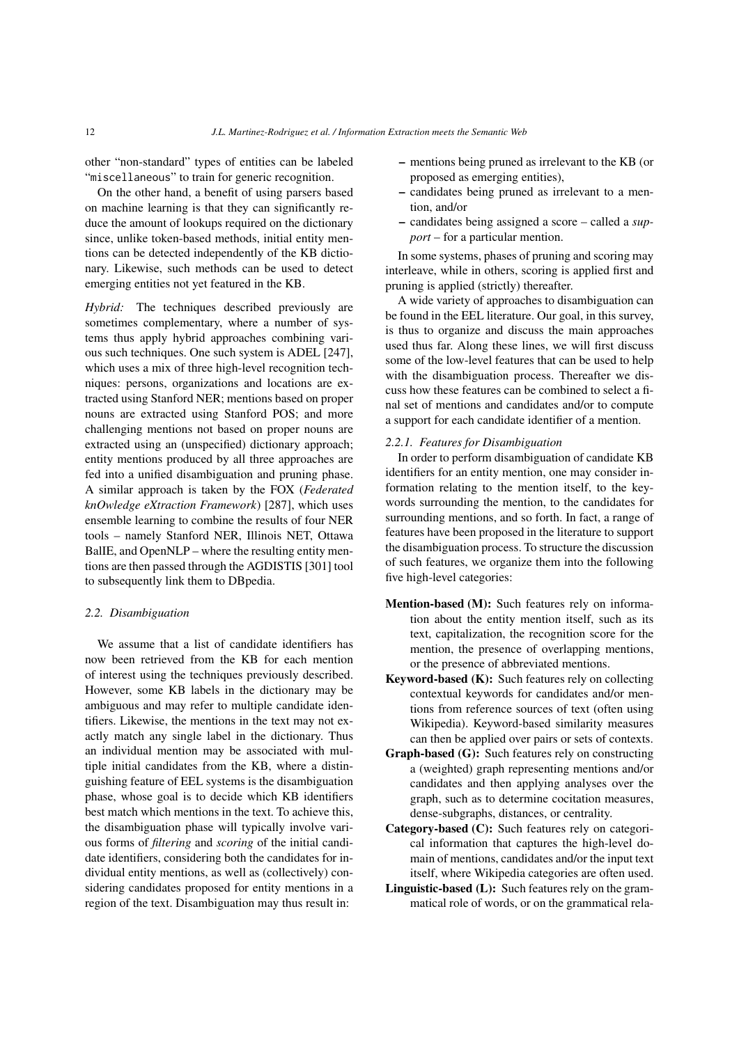other "non-standard" types of entities can be labeled "miscellaneous" to train for generic recognition.

On the other hand, a benefit of using parsers based on machine learning is that they can significantly reduce the amount of lookups required on the dictionary since, unlike token-based methods, initial entity mentions can be detected independently of the KB dictionary. Likewise, such methods can be used to detect emerging entities not yet featured in the KB.

*Hybrid:* The techniques described previously are sometimes complementary, where a number of systems thus apply hybrid approaches combining various such techniques. One such system is ADEL [247], which uses a mix of three high-level recognition techniques: persons, organizations and locations are extracted using Stanford NER; mentions based on proper nouns are extracted using Stanford POS; and more challenging mentions not based on proper nouns are extracted using an (unspecified) dictionary approach; entity mentions produced by all three approaches are fed into a unified disambiguation and pruning phase. A similar approach is taken by the FOX (*Federated knOwledge eXtraction Framework*) [287], which uses ensemble learning to combine the results of four NER tools – namely Stanford NER, Illinois NET, Ottawa BalIE, and OpenNLP – where the resulting entity mentions are then passed through the AGDISTIS [301] tool to subsequently link them to DBpedia.

### 2.2. Disambiguation

We assume that a list of candidate identifiers has now been retrieved from the KB for each mention of interest using the techniques previously described. However, some KB labels in the dictionary may be ambiguous and may refer to multiple candidate identifiers. Likewise, the mentions in the text may not exactly match any single label in the dictionary. Thus an individual mention may be associated with multiple initial candidates from the KB, where a distinguishing feature of EEL systems is the disambiguation phase, whose goal is to decide which KB identifiers best match which mentions in the text. To achieve this, the disambiguation phase will typically involve various forms of *filtering* and *scoring* of the initial candidate identifiers, considering both the candidates for individual entity mentions, as well as (collectively) considering candidates proposed for entity mentions in a region of the text. Disambiguation may thus result in:

- mentions being pruned as irrelevant to the KB (or proposed as emerging entities),
- candidates being pruned as irrelevant to a mention, and/or
- candidates being assigned a score – called a *support* – for a particular mention.

In some systems, phases of pruning and scoring may interleave, while in others, scoring is applied first and pruning is applied (strictly) thereafter.

A wide variety of approaches to disambiguation can be found in the EEL literature. Our goal, in this survey, is thus to organize and discuss the main approaches used thus far. Along these lines, we will first discuss some of the low-level features that can be used to help with the disambiguation process. Thereafter we discuss how these features can be combined to select a final set of mentions and candidates and/or to compute a support for each candidate identifier of a mention.

#### 2.2.1. Features for Disambiguation

In order to perform disambiguation of candidate KB identifiers for an entity mention, one may consider information relating to the mention itself, to the keywords surrounding the mention, to the candidates for surrounding mentions, and so forth. In fact, a range of features have been proposed in the literature to support the disambiguation process. To structure the discussion of such features, we organize them into the following five high-level categories:

**Mention-based (M):** Such features rely on information about the entity mention itself, such as its text, capitalization, the recognition score for the mention, the presence of overlapping mentions, or the presence of abbreviated mentions.

**Keyword-based (K):** Such features rely on collecting contextual keywords for candidates and/or mentions from reference sources of text (often using Wikipedia). Keyword-based similarity measures can then be applied over pairs or sets of contexts.

**Graph-based (G):** Such features rely on constructing a (weighted) graph representing mentions and/or candidates and then applying analyses over the graph, such as to determine cocitation measures, dense-subgraphs, distances, or centrality.

**Category-based (C):** Such features rely on categorical information that captures the high-level domain of mentions, candidates and/or the input text itself, where Wikipedia categories are often used.

**Linguistic-based (L):** Such features rely on the grammatical role of words, or on the grammatical rela-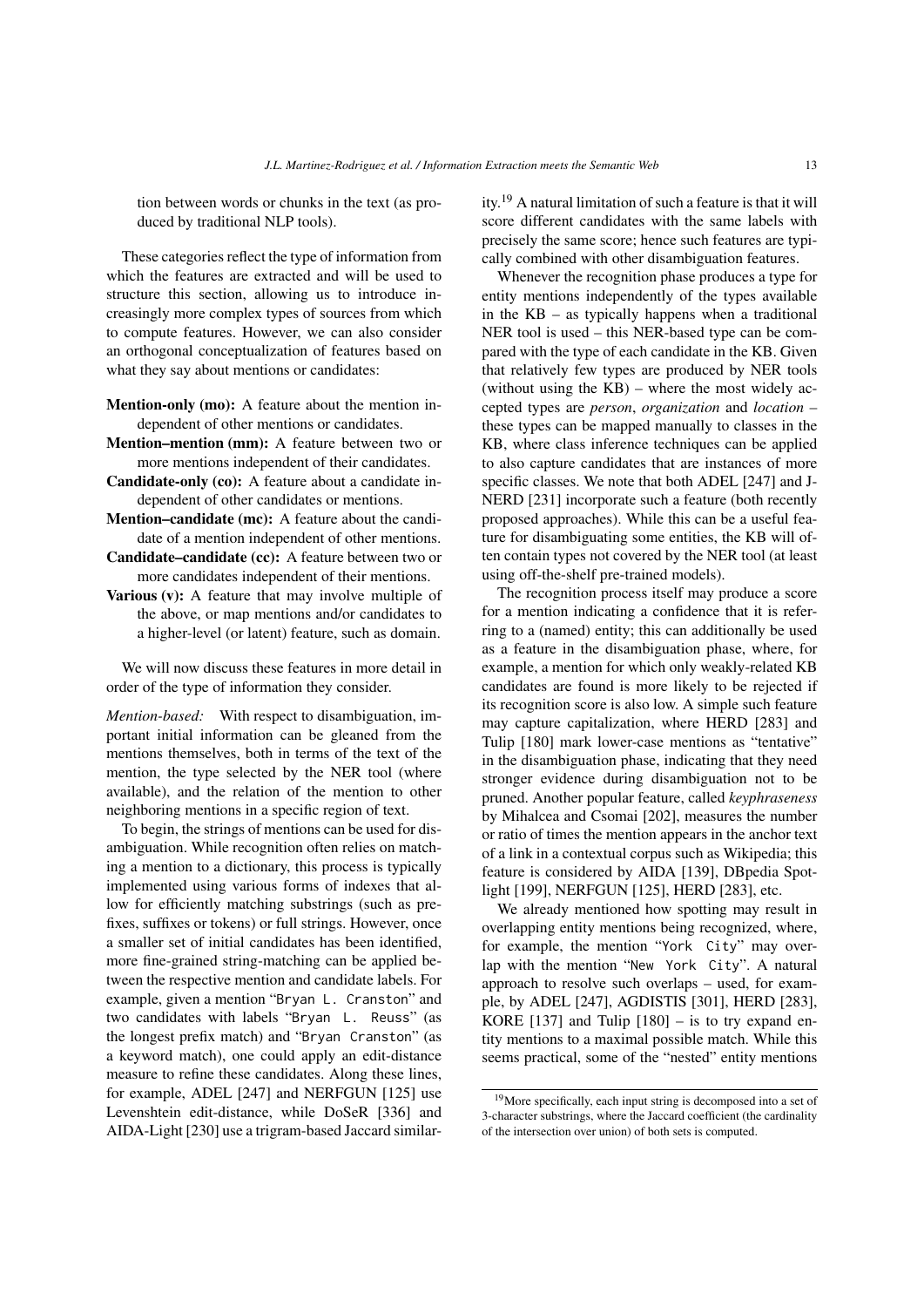tion between words or chunks in the text (as produced by traditional NLP tools).

These categories reflect the type of information from which the features are extracted and will be used to structure this section, allowing us to introduce increasingly more complex types of sources from which to compute features. However, we can also consider an orthogonal conceptualization of features based on what they say about mentions or candidates:

- **Mention-only (mo):** A feature about the mention independent of other mentions or candidates.
- **Mention–mention (mm):** A feature between two or more mentions independent of their candidates.
- **Candidate-only (co):** A feature about a candidate independent of other candidates or mentions.
- **Mention–candidate (mc):** A feature about the candidate of a mention independent of other mentions.
- **Candidate–candidate (cc):** A feature between two or more candidates independent of their mentions.
- **Various (v):** A feature that may involve multiple of the above, or map mentions and/or candidates to a higher-level (or latent) feature, such as domain.

We will now discuss these features in more detail in order of the type of information they consider.

*Mention-based:* With respect to disambiguation, important initial information can be gleaned from the mentions themselves, both in terms of the text of the mention, the type selected by the NER tool (where available), and the relation of the mention to other neighboring mentions in a specific region of text.

To begin, the strings of mentions can be used for disambiguation. While recognition often relies on matching a mention to a dictionary, this process is typically implemented using various forms of indexes that allow for efficiently matching substrings (such as prefixes, suffixes or tokens) or full strings. However, once a smaller set of initial candidates has been identified, more fine-grained string-matching can be applied between the respective mention and candidate labels. For example, given a mention "`Bryan L. Cranston`" and two candidates with labels "`Bryan L. Reuss`" (as the longest prefix match) and "`Bryan Cranston`" (as a keyword match), one could apply an edit-distance measure to refine these candidates. Along these lines, for example, ADEL [247] and NERFGUN [125] use Levenshtein edit-distance, while DoSeR [336] and AIDA-Light [230] use a trigram-based Jaccard similarity.[19] A natural limitation of such a feature is that it will score different candidates with the same labels with precisely the same score; hence such features are typically combined with other disambiguation features.

Whenever the recognition phase produces a type for entity mentions independently of the types available in the KB – as typically happens when a traditional NER tool is used – this NER-based type can be compared with the type of each candidate in the KB. Given that relatively few types are produced by NER tools (without using the KB) – where the most widely accepted types are *person*, *organization* and *location* – these types can be mapped manually to classes in the KB, where class inference techniques can be applied to also capture candidates that are instances of more specific classes. We note that both ADEL [247] and J-NERD [231] incorporate such a feature (both recently proposed approaches). While this can be a useful feature for disambiguating some entities, the KB will often contain types not covered by the NER tool (at least using off-the-shelf pre-trained models).

The recognition process itself may produce a score for a mention indicating a confidence that it is referring to a (named) entity; this can additionally be used as a feature in the disambiguation phase, where, for example, a mention for which only weakly-related KB candidates are found is more likely to be rejected if its recognition score is also low. A simple such feature may capture capitalization, where HERD [283] and Tulip [180] mark lower-case mentions as "tentative" in the disambiguation phase, indicating that they need stronger evidence during disambiguation not to be pruned. Another popular feature, called *keyphraseness* by Mihalcea and Csomai [202], measures the number or ratio of times the mention appears in the anchor text of a link in a contextual corpus such as Wikipedia; this feature is considered by AIDA [139], DBpedia Spotlight [199], NERFGUN [125], HERD [283], etc.

We already mentioned how spotting may result in overlapping entity mentions being recognized, where, for example, the mention "`York City`" may overlap with the mention "`New York City`". A natural approach to resolve such overlaps – used, for example, by ADEL [247], AGDISTIS [301], HERD [283], KORE [137] and Tulip [180] – is to try expand entity mentions to a maximal possible match. While this seems practical, some of the "nested" entity mentions

[19] More specifically, each input string is decomposed into a set of 3-character substrings, where the Jaccard coefficient (the cardinality of the intersection over union) of both sets is computed.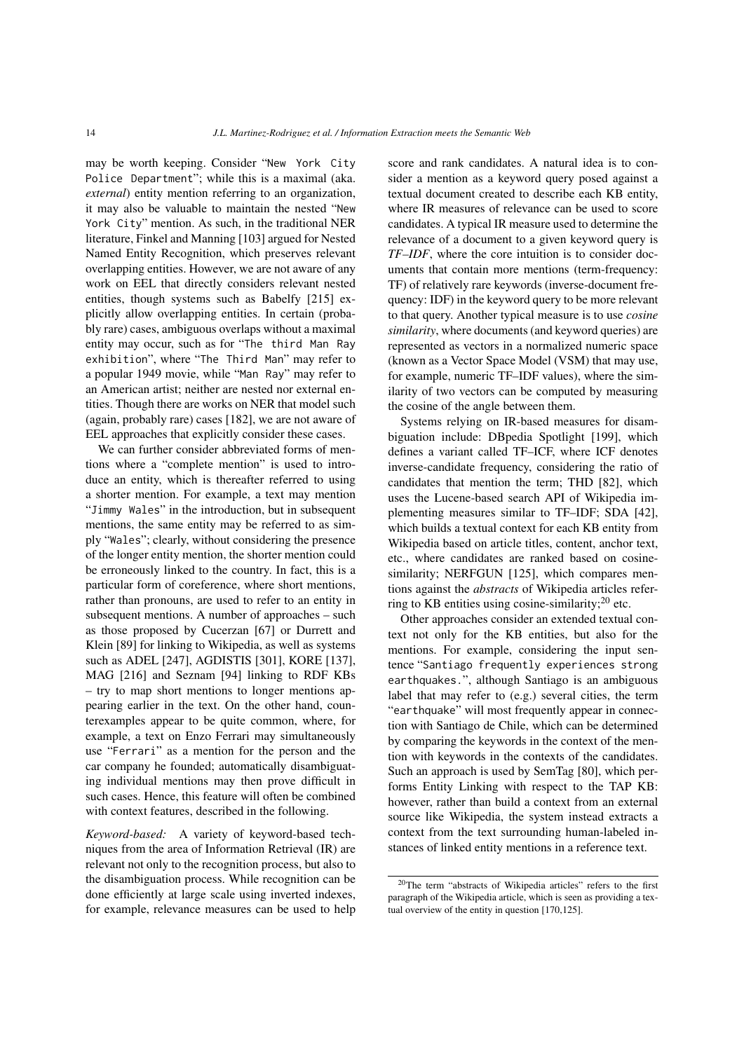may be worth keeping. Consider "`New York City Police Department`"; while this is a maximal (aka. *external*) entity mention referring to an organization, it may also be valuable to maintain the nested "`New York City`" mention. As such, in the traditional NER literature, Finkel and Manning [103] argued for Nested Named Entity Recognition, which preserves relevant overlapping entities. However, we are not aware of any work on EEL that directly considers relevant nested entities, though systems such as Babelfy [215] explicitly allow overlapping entities. In certain (probably rare) cases, ambiguous overlaps without a maximal entity may occur, such as for "`The third Man Ray exhibition`", where "`The Third Man`" may refer to a popular 1949 movie, while "`Man Ray`" may refer to an American artist; neither are nested nor external entities. Though there are works on NER that model such (again, probably rare) cases [182], we are not aware of EEL approaches that explicitly consider these cases.

We can further consider abbreviated forms of mentions where a "complete mention" is used to introduce an entity, which is thereafter referred to using a shorter mention. For example, a text may mention "`Jimmy Wales`" in the introduction, but in subsequent mentions, the same entity may be referred to as simply "`Wales`"; clearly, without considering the presence of the longer entity mention, the shorter mention could be erroneously linked to the country. In fact, this is a particular form of coreference, where short mentions, rather than pronouns, are used to refer to an entity in subsequent mentions. A number of approaches – such as those proposed by Cucerzan [67] or Durrett and Klein [89] for linking to Wikipedia, as well as systems such as ADEL [247], AGDISTIS [301], KORE [137], MAG [216] and Seznam [94] linking to RDF KBs – try to map short mentions to longer mentions appearing earlier in the text. On the other hand, counterexamples appear to be quite common, where, for example, a text on Enzo Ferrari may simultaneously use "`Ferrari`" as a mention for the person and the car company he founded; automatically disambiguating individual mentions may then prove difficult in such cases. Hence, this feature will often be combined with context features, described in the following.

*Keyword-based:* A variety of keyword-based techniques from the area of Information Retrieval (IR) are relevant not only to the recognition process, but also to the disambiguation process. While recognition can be done efficiently at large scale using inverted indexes, for example, relevance measures can be used to help score and rank candidates. A natural idea is to consider a mention as a keyword query posed against a textual document created to describe each KB entity, where IR measures of relevance can be used to score candidates. A typical IR measure used to determine the relevance of a document to a given keyword query is *TF–IDF*, where the core intuition is to consider documents that contain more mentions (term-frequency: TF) of relatively rare keywords (inverse-document frequency: IDF) in the keyword query to be more relevant to that query. Another typical measure is to use *cosine similarity*, where documents (and keyword queries) are represented as vectors in a normalized numeric space (known as a Vector Space Model (VSM) that may use, for example, numeric TF–IDF values), where the similarity of two vectors can be computed by measuring the cosine of the angle between them.

Systems relying on IR-based measures for disambiguation include: DBpedia Spotlight [199], which defines a variant called TF–ICF, where ICF denotes inverse-candidate frequency, considering the ratio of candidates that mention the term; THD [82], which uses the Lucene-based search API of Wikipedia implementing measures similar to TF–IDF; SDA [42], which builds a textual context for each KB entity from Wikipedia based on article titles, content, anchor text, etc., where candidates are ranked based on cosine-similarity; NERFGUN [125], which compares mentions against the *abstracts* of Wikipedia articles referring to KB entities using cosine-similarity;[20] etc.

Other approaches consider an extended textual context not only for the KB entities, but also for the mentions. For example, considering the input sentence "`Santiago frequently experiences strong earthquakes.`", although Santiago is an ambiguous label that may refer to (e.g.) several cities, the term "`earthquake`" will most frequently appear in connection with Santiago de Chile, which can be determined by comparing the keywords in the context of the mention with keywords in the contexts of the candidates. Such an approach is used by SemTag [80], which performs Entity Linking with respect to the TAP KB: however, rather than build a context from an external source like Wikipedia, the system instead extracts a context from the text surrounding human-labeled instances of linked entity mentions in a reference text.

[20]The term "abstracts of Wikipedia articles" refers to the first paragraph of the Wikipedia article, which is seen as providing a textual overview of the entity in question [170,125].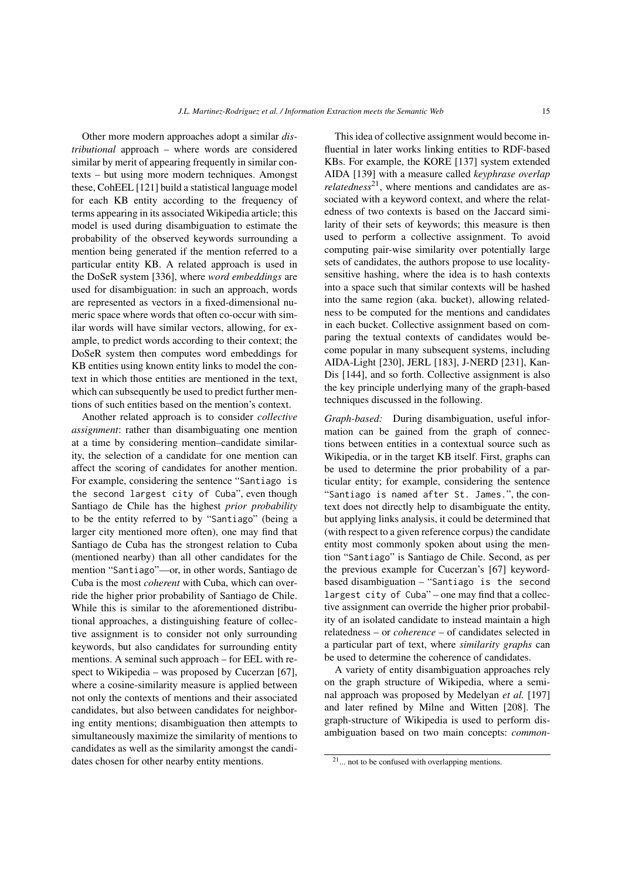Other more modern approaches adopt a similar *distributional* approach – where words are considered similar by merit of appearing frequently in similar contexts – but using more modern techniques. Amongst these, CohEEL [121] build a statistical language model for each KB entity according to the frequency of terms appearing in its associated Wikipedia article; this model is used during disambiguation to estimate the probability of the observed keywords surrounding a mention being generated if the mention referred to a particular entity KB. A related approach is used in the DoSeR system [336], where *word embeddings* are used for disambiguation: in such an approach, words are represented as vectors in a fixed-dimensional numeric space where words that often co-occur with similar words will have similar vectors, allowing, for example, to predict words according to their context; the DoSeR system then computes word embeddings for KB entities using known entity links to model the context in which those entities are mentioned in the text, which can subsequently be used to predict further mentions of such entities based on the mention's context.

Another related approach is to consider *collective assignment*: rather than disambiguating one mention at a time by considering mention–candidate similarity, the selection of a candidate for one mention can affect the scoring of candidates for another mention. For example, considering the sentence "`Santiago is the second largest city of Cuba`", even though Santiago de Chile has the highest *prior probability* to be the entity referred to by "`Santiago`" (being a larger city mentioned more often), one may find that Santiago de Cuba has the strongest relation to Cuba (mentioned nearby) than all other candidates for the mention "`Santiago`"—or, in other words, Santiago de Cuba is the most *coherent* with Cuba, which can override the higher prior probability of Santiago de Chile. While this is similar to the aforementioned distributional approaches, a distinguishing feature of collective assignment is to consider not only surrounding keywords, but also candidates for surrounding entity mentions. A seminal such approach – for EEL with respect to Wikipedia – was proposed by Cucerzan [67], where a cosine-similarity measure is applied between not only the contexts of mentions and their associated candidates, but also between candidates for neighboring entity mentions; disambiguation then attempts to simultaneously maximize the similarity of mentions to candidates as well as the similarity amongst the candidates chosen for other nearby entity mentions.

This idea of collective assignment would become influential in later works linking entities to RDF-based KBs. For example, the KORE [137] system extended AIDA [139] with a measure called *keyphrase overlap relatedness*[21], where mentions and candidates are associated with a keyword context, and where the relatedness of two contexts is based on the Jaccard similarity of their sets of keywords; this measure is then used to perform a collective assignment. To avoid computing pair-wise similarity over potentially large sets of candidates, the authors propose to use locality-sensitive hashing, where the idea is to hash contexts into a space such that similar contexts will be hashed into the same region (aka. bucket), allowing relatedness to be computed for the mentions and candidates in each bucket. Collective assignment based on comparing the textual contexts of candidates would become popular in many subsequent systems, including AIDA-Light [230], JERL [183], J-NERD [231], KanDis [144], and so forth. Collective assignment is also the key principle underlying many of the graph-based techniques discussed in the following.

*Graph-based:* During disambiguation, useful information can be gained from the graph of connections between entities in a contextual source such as Wikipedia, or in the target KB itself. First, graphs can be used to determine the prior probability of a particular entity; for example, considering the sentence "`Santiago is named after St. James.`", the context does not directly help to disambiguate the entity, but applying links analysis, it could be determined that (with respect to a given reference corpus) the candidate entity most commonly spoken about using the mention "`Santiago`" is Santiago de Chile. Second, as per the previous example for Cucerzan's [67] keyword-based disambiguation – "`Santiago is the second largest city of Cuba`" – one may find that a collective assignment can override the higher prior probability of an isolated candidate to instead maintain a high relatedness – or *coherence* – of candidates selected in a particular part of text, where *similarity graphs* can be used to determine the coherence of candidates.

A variety of entity disambiguation approaches rely on the graph structure of Wikipedia, where a seminal approach was proposed by Medelyan *et al.* [197] and later refined by Milne and Witten [208]. The graph-structure of Wikipedia is used to perform disambiguation based on two main concepts: *common-*

[21] ... not to be confused with overlapping mentions.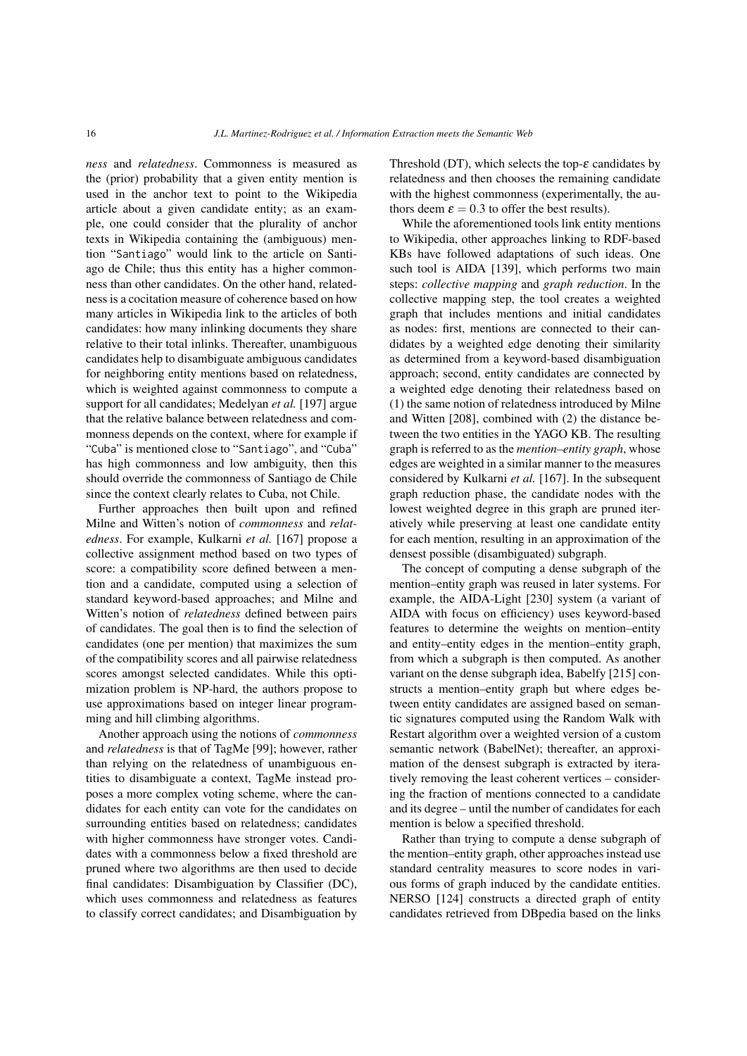*ness* and *relatedness*. Commonness is measured as the (prior) probability that a given entity mention is used in the anchor text to point to the Wikipedia article about a given candidate entity; as an example, one could consider that the plurality of anchor texts in Wikipedia containing the (ambiguous) mention "Santiago" would link to the article on Santiago de Chile; thus this entity has a higher commonness than other candidates. On the other hand, relatedness is a cocitation measure of coherence based on how many articles in Wikipedia link to the articles of both candidates: how many inlinking documents they share relative to their total inlinks. Thereafter, unambiguous candidates help to disambiguate ambiguous candidates for neighboring entity mentions based on relatedness, which is weighted against commonness to compute a support for all candidates; Medelyan *et al.* [197] argue that the relative balance between relatedness and commonness depends on the context, where for example if "Cuba" is mentioned close to "Santiago", and "Cuba" has high commonness and low ambiguity, then this should override the commonness of Santiago de Chile since the context clearly relates to Cuba, not Chile.

Further approaches then built upon and refined Milne and Witten's notion of *commonness* and *relatedness*. For example, Kulkarni *et al.* [167] propose a collective assignment method based on two types of score: a compatibility score defined between a mention and a candidate, computed using a selection of standard keyword-based approaches; and Milne and Witten's notion of *relatedness* defined between pairs of candidates. The goal then is to find the selection of candidates (one per mention) that maximizes the sum of the compatibility scores and all pairwise relatedness scores amongst selected candidates. While this optimization problem is NP-hard, the authors propose to use approximations based on integer linear programming and hill climbing algorithms.

Another approach using the notions of *commonness* and *relatedness* is that of TagMe [99]; however, rather than relying on the relatedness of unambiguous entities to disambiguate a context, TagMe instead proposes a more complex voting scheme, where the candidates for each entity can vote for the candidates on surrounding entities based on relatedness; candidates with higher commonness have stronger votes. Candidates with a commonness below a fixed threshold are pruned where two algorithms are then used to decide final candidates: Disambiguation by Classifier (DC), which uses commonness and relatedness as features to classify correct candidates; and Disambiguation by Threshold (DT), which selects the top-$\varepsilon$ candidates by relatedness and then chooses the remaining candidate with the highest commonness (experimentally, the authors deem $\varepsilon = 0.3$ to offer the best results).

While the aforementioned tools link entity mentions to Wikipedia, other approaches linking to RDF-based KBs have followed adaptations of such ideas. One such tool is AIDA [139], which performs two main steps: *collective mapping* and *graph reduction*. In the collective mapping step, the tool creates a weighted graph that includes mentions and initial candidates as nodes: first, mentions are connected to their candidates by a weighted edge denoting their similarity as determined from a keyword-based disambiguation approach; second, entity candidates are connected by a weighted edge denoting their relatedness based on (1) the same notion of relatedness introduced by Milne and Witten [208], combined with (2) the distance between the two entities in the YAGO KB. The resulting graph is referred to as the *mention–entity graph*, whose edges are weighted in a similar manner to the measures considered by Kulkarni *et al.* [167]. In the subsequent graph reduction phase, the candidate nodes with the lowest weighted degree in this graph are pruned iteratively while preserving at least one candidate entity for each mention, resulting in an approximation of the densest possible (disambiguated) subgraph.

The concept of computing a dense subgraph of the mention–entity graph was reused in later systems. For example, the AIDA-Light [230] system (a variant of AIDA with focus on efficiency) uses keyword-based features to determine the weights on mention–entity and entity–entity edges in the mention–entity graph, from which a subgraph is then computed. As another variant on the dense subgraph idea, Babelfy [215] constructs a mention–entity graph but where edges between entity candidates are assigned based on semantic signatures computed using the Random Walk with Restart algorithm over a weighted version of a custom semantic network (BabelNet); thereafter, an approximation of the densest subgraph is extracted by iteratively removing the least coherent vertices – considering the fraction of mentions connected to a candidate and its degree – until the number of candidates for each mention is below a specified threshold.

Rather than trying to compute a dense subgraph of the mention–entity graph, other approaches instead use standard centrality measures to score nodes in various forms of graph induced by the candidate entities. NERSO [124] constructs a directed graph of entity candidates retrieved from DBpedia based on the links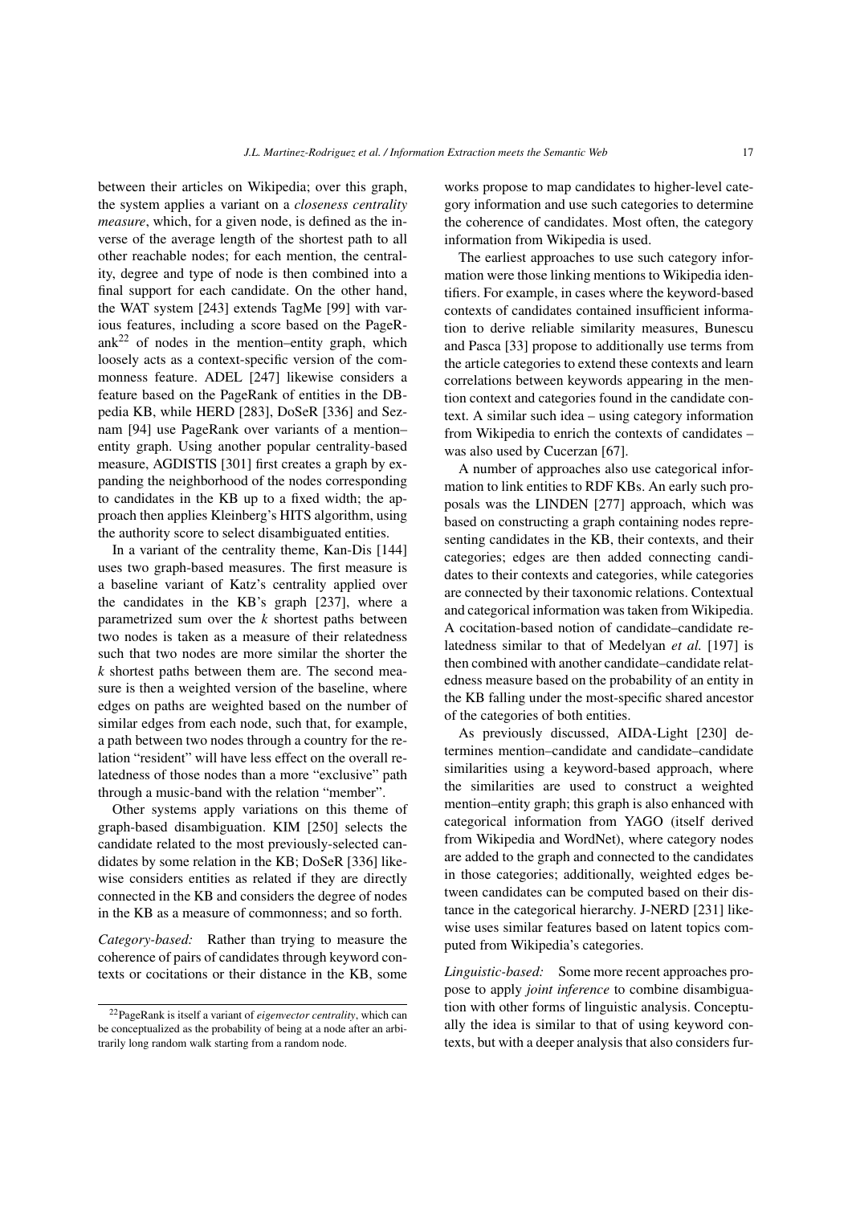between their articles on Wikipedia; over this graph, the system applies a variant on a *closeness centrality measure*, which, for a given node, is defined as the inverse of the average length of the shortest path to all other reachable nodes; for each mention, the centrality, degree and type of node is then combined into a final support for each candidate. On the other hand, the WAT system [243] extends TagMe [99] with various features, including a score based on the PageRank[22] of nodes in the mention–entity graph, which loosely acts as a context-specific version of the commonness feature. ADEL [247] likewise considers a feature based on the PageRank of entities in the DBpedia KB, while HERD [283], DoSeR [336] and Seznam [94] use PageRank over variants of a mention–entity graph. Using another popular centrality-based measure, AGDISTIS [301] first creates a graph by expanding the neighborhood of the nodes corresponding to candidates in the KB up to a fixed width; the approach then applies Kleinberg's HITS algorithm, using the authority score to select disambiguated entities.

In a variant of the centrality theme, Kan-Dis [144] uses two graph-based measures. The first measure is a baseline variant of Katz's centrality applied over the candidates in the KB's graph [237], where a parametrized sum over the $k$ shortest paths between two nodes is taken as a measure of their relatedness such that two nodes are more similar the shorter the $k$ shortest paths between them are. The second measure is then a weighted version of the baseline, where edges on paths are weighted based on the number of similar edges from each node, such that, for example, a path between two nodes through a country for the relation "resident" will have less effect on the overall relatedness of those nodes than a more "exclusive" path through a music-band with the relation "member".

Other systems apply variations on this theme of graph-based disambiguation. KIM [250] selects the candidate related to the most previously-selected candidates by some relation in the KB; DoSeR [336] likewise considers entities as related if they are directly connected in the KB and considers the degree of nodes in the KB as a measure of commonness; and so forth.

*Category-based:* Rather than trying to measure the coherence of pairs of candidates through keyword contexts or cocitations or their distance in the KB, some works propose to map candidates to higher-level category information and use such categories to determine the coherence of candidates. Most often, the category information from Wikipedia is used.

The earliest approaches to use such category information were those linking mentions to Wikipedia identifiers. For example, in cases where the keyword-based contexts of candidates contained insufficient information to derive reliable similarity measures, Bunescu and Pasca [33] propose to additionally use terms from the article categories to extend these contexts and learn correlations between keywords appearing in the mention context and categories found in the candidate context. A similar such idea – using category information from Wikipedia to enrich the contexts of candidates – was also used by Cucerzan [67].

A number of approaches also use categorical information to link entities to RDF KBs. An early such proposals was the LINDEN [277] approach, which was based on constructing a graph containing nodes representing candidates in the KB, their contexts, and their categories; edges are then added connecting candidates to their contexts and categories, while categories are connected by their taxonomic relations. Contextual and categorical information was taken from Wikipedia. A cocitation-based notion of candidate–candidate relatedness similar to that of Medelyan *et al.* [197] is then combined with another candidate–candidate relatedness measure based on the probability of an entity in the KB falling under the most-specific shared ancestor of the categories of both entities.

As previously discussed, AIDA-Light [230] determines mention–candidate and candidate–candidate similarities using a keyword-based approach, where the similarities are used to construct a weighted mention–entity graph; this graph is also enhanced with categorical information from YAGO (itself derived from Wikipedia and WordNet), where category nodes are added to the graph and connected to the candidates in those categories; additionally, weighted edges between candidates can be computed based on their distance in the categorical hierarchy. J-NERD [231] likewise uses similar features based on latent topics computed from Wikipedia's categories.

*Linguistic-based:* Some more recent approaches propose to apply *joint inference* to combine disambiguation with other forms of linguistic analysis. Conceptually the idea is similar to that of using keyword contexts, but with a deeper analysis that also considers fur-

[22] PageRank is itself a variant of *eigenvector centrality*, which can be conceptualized as the probability of being at a node after an arbitrarily long random walk starting from a random node.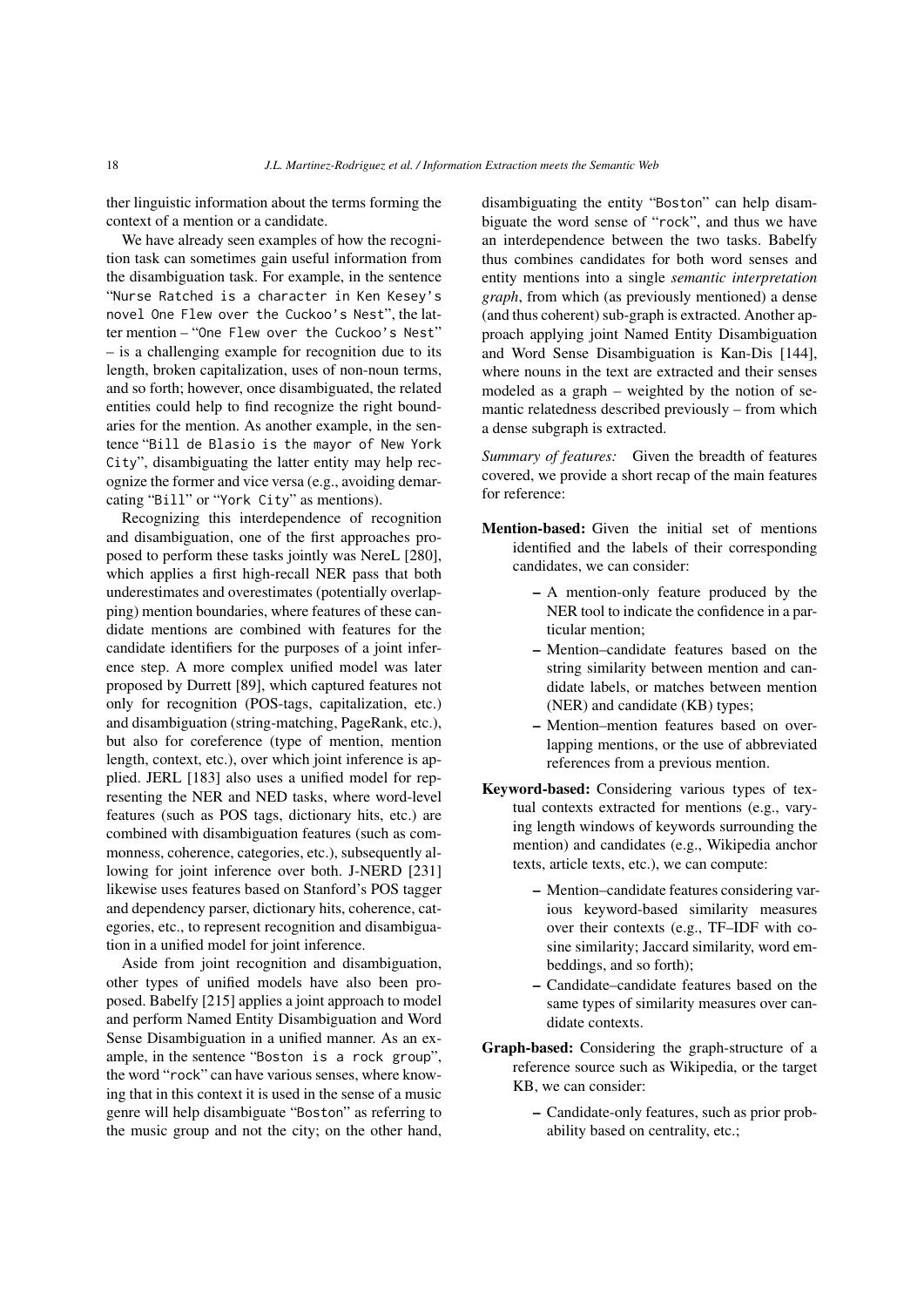ther linguistic information about the terms forming the context of a mention or a candidate.

We have already seen examples of how the recognition task can sometimes gain useful information from the disambiguation task. For example, in the sentence "`Nurse Ratched is a character in Ken Kesey's novel One Flew over the Cuckoo's Nest`", the latter mention – "`One Flew over the Cuckoo's Nest`" – is a challenging example for recognition due to its length, broken capitalization, uses of non-noun terms, and so forth; however, once disambiguated, the related entities could help to find recognize the right boundaries for the mention. As another example, in the sentence "`Bill de Blasio is the mayor of New York City`", disambiguating the latter entity may help recognize the former and vice versa (e.g., avoiding demarcating "`Bill`" or "`York City`" as mentions).

Recognizing this interdependence of recognition and disambiguation, one of the first approaches proposed to perform these tasks jointly was NereL [280], which applies a first high-recall NER pass that both underestimates and overestimates (potentially overlapping) mention boundaries, where features of these candidate mentions are combined with features for the candidate identifiers for the purposes of a joint inference step. A more complex unified model was later proposed by Durrett [89], which captured features not only for recognition (POS-tags, capitalization, etc.) and disambiguation (string-matching, PageRank, etc.), but also for coreference (type of mention, mention length, context, etc.), over which joint inference is applied. JERL [183] also uses a unified model for representing the NER and NED tasks, where word-level features (such as POS tags, dictionary hits, etc.) are combined with disambiguation features (such as commonness, coherence, categories, etc.), subsequently allowing for joint inference over both. J-NERD [231] likewise uses features based on Stanford's POS tagger and dependency parser, dictionary hits, coherence, categories, etc., to represent recognition and disambiguation in a unified model for joint inference.

Aside from joint recognition and disambiguation, other types of unified models have also been proposed. Babelfy [215] applies a joint approach to model and perform Named Entity Disambiguation and Word Sense Disambiguation in a unified manner. As an example, in the sentence "`Boston is a rock group`", the word "`rock`" can have various senses, where knowing that in this context it is used in the sense of a music genre will help disambiguate "`Boston`" as referring to the music group and not the city; on the other hand, disambiguating the entity "`Boston`" can help disambiguate the word sense of "`rock`", and thus we have an interdependence between the two tasks. Babelfy thus combines candidates for both word senses and entity mentions into a single *semantic interpretation graph*, from which (as previously mentioned) a dense (and thus coherent) sub-graph is extracted. Another approach applying joint Named Entity Disambiguation and Word Sense Disambiguation is Kan-Dis [144], where nouns in the text are extracted and their senses modeled as a graph – weighted by the notion of semantic relatedness described previously – from which a dense subgraph is extracted.

*Summary of features:* Given the breadth of features covered, we provide a short recap of the main features for reference:

**Mention-based:** Given the initial set of mentions identified and the labels of their corresponding candidates, we can consider:

- A mention-only feature produced by the NER tool to indicate the confidence in a particular mention;
- Mention–candidate features based on the string similarity between mention and candidate labels, or matches between mention (NER) and candidate (KB) types;
- Mention–mention features based on overlapping mentions, or the use of abbreviated references from a previous mention.

**Keyword-based:** Considering various types of textual contexts extracted for mentions (e.g., varying length windows of keywords surrounding the mention) and candidates (e.g., Wikipedia anchor texts, article texts, etc.), we can compute:

- Mention–candidate features considering various keyword-based similarity measures over their contexts (e.g., TF–IDF with cosine similarity; Jaccard similarity, word embeddings, and so forth);
- Candidate–candidate features based on the same types of similarity measures over candidate contexts.

**Graph-based:** Considering the graph-structure of a reference source such as Wikipedia, or the target KB, we can consider:

- Candidate-only features, such as prior probability based on centrality, etc.;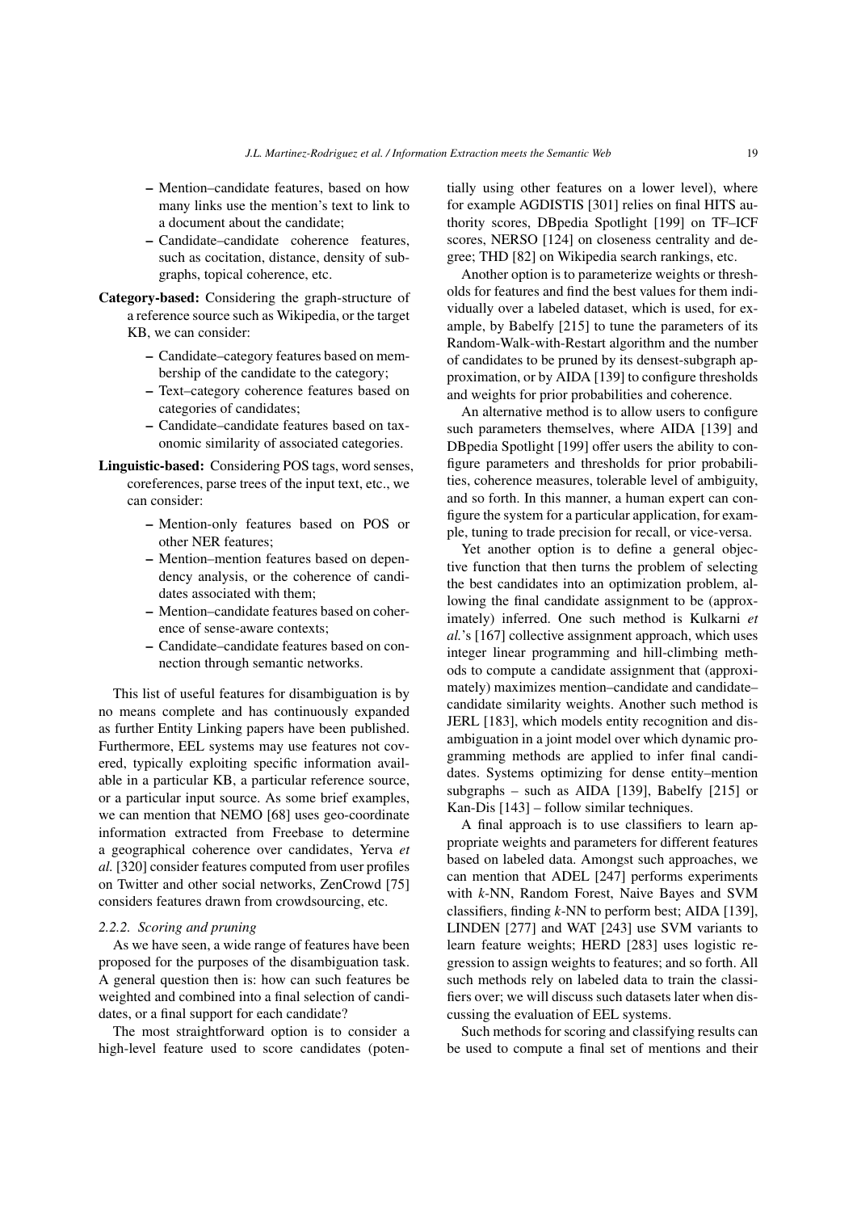– Mention–candidate features, based on how many links use the mention's text to link to a document about the candidate;
– Candidate–candidate coherence features, such as cocitation, distance, density of subgraphs, topical coherence, etc.

**Category-based:** Considering the graph-structure of a reference source such as Wikipedia, or the target KB, we can consider:

– Candidate–category features based on membership of the candidate to the category;
– Text–category coherence features based on categories of candidates;
– Candidate–candidate features based on taxonomic similarity of associated categories.

**Linguistic-based:** Considering POS tags, word senses, coreferences, parse trees of the input text, etc., we can consider:

– Mention-only features based on POS or other NER features;
– Mention–mention features based on dependency analysis, or the coherence of candidates associated with them;
– Mention–candidate features based on coherence of sense-aware contexts;
– Candidate–candidate features based on connection through semantic networks.

This list of useful features for disambiguation is by no means complete and has continuously expanded as further Entity Linking papers have been published. Furthermore, EEL systems may use features not covered, typically exploiting specific information available in a particular KB, a particular reference source, or a particular input source. As some brief examples, we can mention that NEMO [68] uses geo-coordinate information extracted from Freebase to determine a geographical coherence over candidates, Yerva *et al.* [320] consider features computed from user profiles on Twitter and other social networks, ZenCrowd [75] considers features drawn from crowdsourcing, etc.

#### 2.2.2. Scoring and pruning

As we have seen, a wide range of features have been proposed for the purposes of the disambiguation task. A general question then is: how can such features be weighted and combined into a final selection of candidates, or a final support for each candidate?

The most straightforward option is to consider a high-level feature used to score candidates (potentially using other features on a lower level), where for example AGDISTIS [301] relies on final HITS authority scores, DBpedia Spotlight [199] on TF–ICF scores, NERSO [124] on closeness centrality and degree; THD [82] on Wikipedia search rankings, etc.

Another option is to parameterize weights or thresholds for features and find the best values for them individually over a labeled dataset, which is used, for example, by Babelfy [215] to tune the parameters of its Random-Walk-with-Restart algorithm and the number of candidates to be pruned by its densest-subgraph approximation, or by AIDA [139] to configure thresholds and weights for prior probabilities and coherence.

An alternative method is to allow users to configure such parameters themselves, where AIDA [139] and DBpedia Spotlight [199] offer users the ability to configure parameters and thresholds for prior probabilities, coherence measures, tolerable level of ambiguity, and so forth. In this manner, a human expert can configure the system for a particular application, for example, tuning to trade precision for recall, or vice-versa.

Yet another option is to define a general objective function that then turns the problem of selecting the best candidates into an optimization problem, allowing the final candidate assignment to be (approximately) inferred. One such method is Kulkarni *et al.*'s [167] collective assignment approach, which uses integer linear programming and hill-climbing methods to compute a candidate assignment that (approximately) maximizes mention–candidate and candidate–candidate similarity weights. Another such method is JERL [183], which models entity recognition and disambiguation in a joint model over which dynamic programming methods are applied to infer final candidates. Systems optimizing for dense entity–mention subgraphs – such as AIDA [139], Babelfy [215] or Kan-Dis [143] – follow similar techniques.

A final approach is to use classifiers to learn appropriate weights and parameters for different features based on labeled data. Amongst such approaches, we can mention that ADEL [247] performs experiments with *k*-NN, Random Forest, Naive Bayes and SVM classifiers, finding *k*-NN to perform best; AIDA [139], LINDEN [277] and WAT [243] use SVM variants to learn feature weights; HERD [283] uses logistic regression to assign weights to features; and so forth. All such methods rely on labeled data to train the classifiers over; we will discuss such datasets later when discussing the evaluation of EEL systems.

Such methods for scoring and classifying results can be used to compute a final set of mentions and their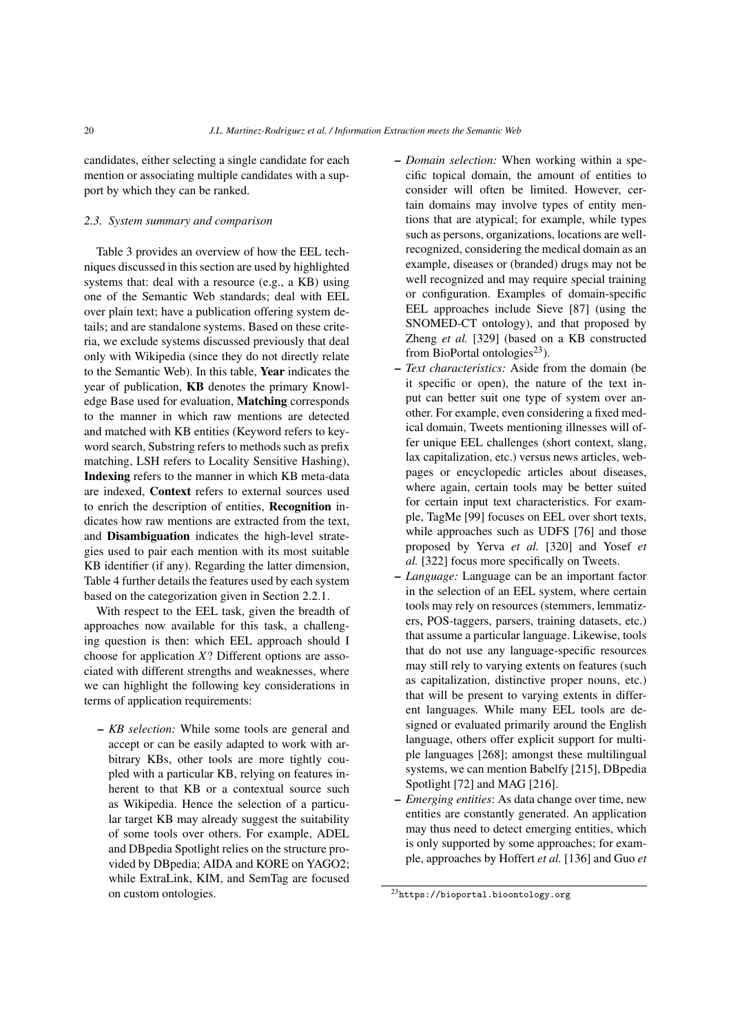candidates, either selecting a single candidate for each mention or associating multiple candidates with a support by which they can be ranked.

### 2.3. System summary and comparison

Table 3 provides an overview of how the EEL techniques discussed in this section are used by highlighted systems that: deal with a resource (e.g., a KB) using one of the Semantic Web standards; deal with EEL over plain text; have a publication offering system details; and are standalone systems. Based on these criteria, we exclude systems discussed previously that deal only with Wikipedia (since they do not directly relate to the Semantic Web). In this table, **Year** indicates the year of publication, **KB** denotes the primary Knowledge Base used for evaluation, **Matching** corresponds to the manner in which raw mentions are detected and matched with KB entities (Keyword refers to keyword search, Substring refers to methods such as prefix matching, LSH refers to Locality Sensitive Hashing), **Indexing** refers to the manner in which KB meta-data are indexed, **Context** refers to external sources used to enrich the description of entities, **Recognition** indicates how raw mentions are extracted from the text, and **Disambiguation** indicates the high-level strategies used to pair each mention with its most suitable KB identifier (if any). Regarding the latter dimension, Table 4 further details the features used by each system based on the categorization given in Section 2.2.1.

With respect to the EEL task, given the breadth of approaches now available for this task, a challenging question is then: which EEL approach should I choose for application $X$? Different options are associated with different strengths and weaknesses, where we can highlight the following key considerations in terms of application requirements:

- *KB selection:* While some tools are general and accept or can be easily adapted to work with arbitrary KBs, other tools are more tightly coupled with a particular KB, relying on features inherent to that KB or a contextual source such as Wikipedia. Hence the selection of a particular target KB may already suggest the suitability of some tools over others. For example, ADEL and DBpedia Spotlight relies on the structure provided by DBpedia; AIDA and KORE on YAGO2; while ExtraLink, KIM, and SemTag are focused on custom ontologies.
- *Domain selection:* When working within a specific topical domain, the amount of entities to consider will often be limited. However, certain domains may involve types of entity mentions that are atypical; for example, while types such as persons, organizations, locations are well-recognized, considering the medical domain as an example, diseases or (branded) drugs may not be well recognized and may require special training or configuration. Examples of domain-specific EEL approaches include Sieve [87] (using the SNOMED-CT ontology), and that proposed by Zheng *et al.* [329] (based on a KB constructed from BioPortal ontologies[23]).
- *Text characteristics:* Aside from the domain (be it specific or open), the nature of the text input can better suit one type of system over another. For example, even considering a fixed medical domain, Tweets mentioning illnesses will offer unique EEL challenges (short context, slang, lax capitalization, etc.) versus news articles, webpages or encyclopedic articles about diseases, where again, certain tools may be better suited for certain input text characteristics. For example, TagMe [99] focuses on EEL over short texts, while approaches such as UDFS [76] and those proposed by Yerva *et al.* [320] and Yosef *et al.* [322] focus more specifically on Tweets.
- *Language:* Language can be an important factor in the selection of an EEL system, where certain tools may rely on resources (stemmers, lemmatizers, POS-taggers, parsers, training datasets, etc.) that assume a particular language. Likewise, tools that do not use any language-specific resources may still rely to varying extents on features (such as capitalization, distinctive proper nouns, etc.) that will be present to varying extents in different languages. While many EEL tools are designed or evaluated primarily around the English language, others offer explicit support for multiple languages [268]; amongst these multilingual systems, we can mention Babelfy [215], DBpedia Spotlight [72] and MAG [216].
- *Emerging entities*: As data change over time, new entities are constantly generated. An application may thus need to detect emerging entities, which is only supported by some approaches; for example, approaches by Hoffert *et al.* [136] and Guo *et*

[23] https://bioportal.bioontology.org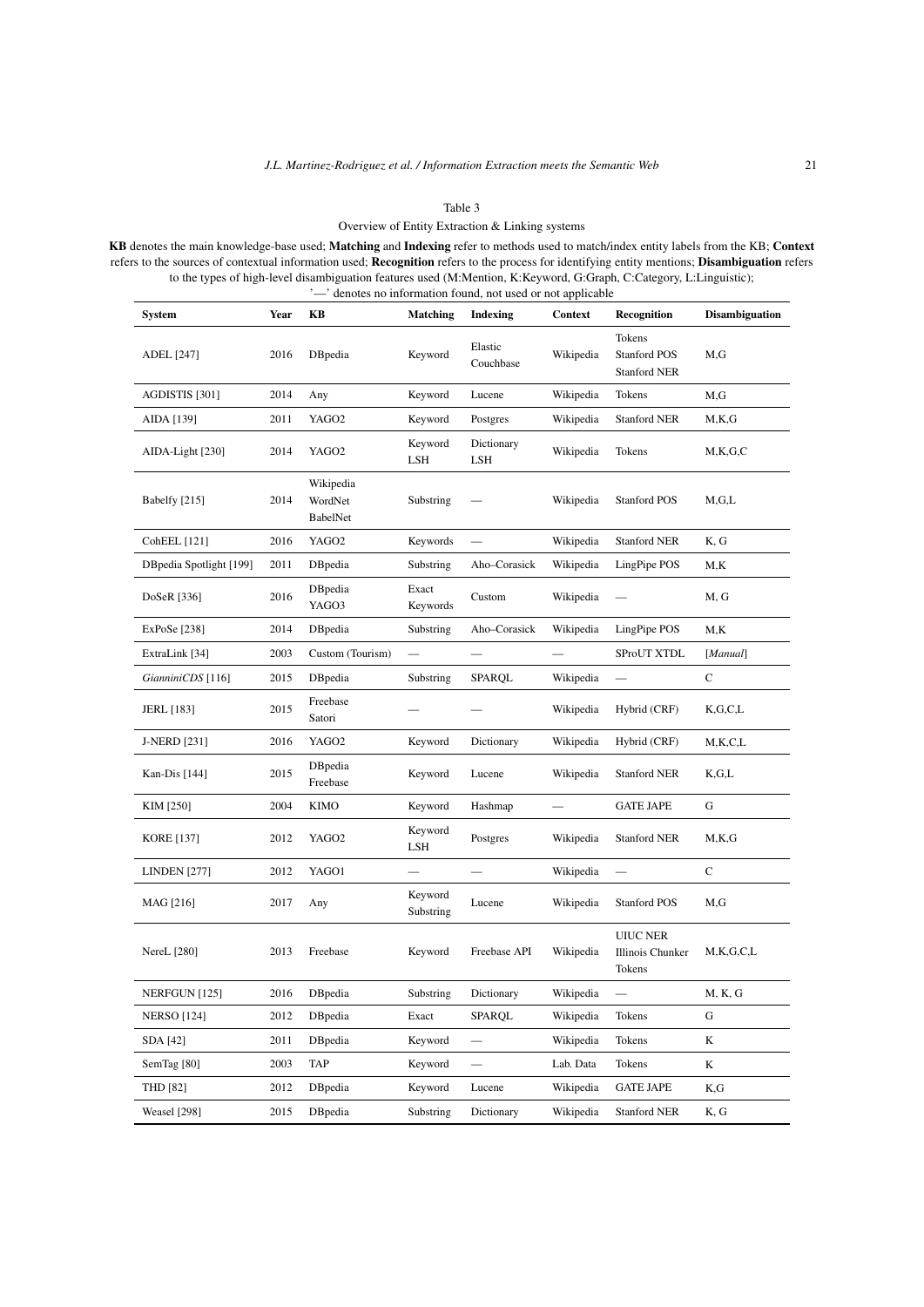Table 3

Overview of Entity Extraction & Linking systems

**KB** denotes the main knowledge-base used; **Matching** and **Indexing** refer to methods used to match/index entity labels from the KB; **Context** refers to the sources of contextual information used; **Recognition** refers to the process for identifying entity mentions; **Disambiguation** refers to the types of high-level disambiguation features used (M:Mention, K:Keyword, G:Graph, C:Category, L:Linguistic); '—' denotes no information found, not used or not applicable

| **System** | **Year** | **KB** | **Matching** | **Indexing** | **Context** | **Recognition** | **Disambiguation** |
|---|---|---|---|---|---|---|---|
| ADEL [247] | 2016 | DBpedia | Keyword | Elastic Couchbase | Wikipedia | Tokens Stanford POS Stanford NER | M,G |
| AGDISTIS [301] | 2014 | Any | Keyword | Lucene | Wikipedia | Tokens | M,G |
| AIDA [139] | 2011 | YAGO2 | Keyword | Postgres | Wikipedia | Stanford NER | M,K,G |
| AIDA-Light [230] | 2014 | YAGO2 | Keyword LSH | Dictionary LSH | Wikipedia | Tokens | M,K,G,C |
| Babelfy [215] | 2014 | Wikipedia WordNet BabelNet | Substring | — | Wikipedia | Stanford POS | M,G,L |
| CohEEL [121] | 2016 | YAGO2 | Keywords | — | Wikipedia | Stanford NER | K, G |
| DBpedia Spotlight [199] | 2011 | DBpedia | Substring | Aho–Corasick | Wikipedia | LingPipe POS | M,K |
| DoSeR [336] | 2016 | DBpedia YAGO3 | Exact Keywords | Custom | Wikipedia | — | M, G |
| ExPoSe [238] | 2014 | DBpedia | Substring | Aho–Corasick | Wikipedia | LingPipe POS | M,K |
| ExtraLink [34] | 2003 | Custom (Tourism) | — | — | — | SProUT XTDL | [*Manual*] |
| *GianniniCDS* [116] | 2015 | DBpedia | Substring | SPARQL | Wikipedia | — | C |
| JERL [183] | 2015 | Freebase Satori | — | — | Wikipedia | Hybrid (CRF) | K,G,C,L |
| J-NERD [231] | 2016 | YAGO2 | Keyword | Dictionary | Wikipedia | Hybrid (CRF) | M,K,C,L |
| Kan-Dis [144] | 2015 | DBpedia Freebase | Keyword | Lucene | Wikipedia | Stanford NER | K,G,L |
| KIM [250] | 2004 | KIMO | Keyword | Hashmap | — | GATE JAPE | G |
| KORE [137] | 2012 | YAGO2 | Keyword LSH | Postgres | Wikipedia | Stanford NER | M,K,G |
| LINDEN [277] | 2012 | YAGO1 | — | — | Wikipedia | — | C |
| MAG [216] | 2017 | Any | Keyword Substring | Lucene | Wikipedia | Stanford POS | M,G |
| NereL [280] | 2013 | Freebase | Keyword | Freebase API | Wikipedia | UIUC NER Illinois Chunker Tokens | M,K,G,C,L |
| NERFGUN [125] | 2016 | DBpedia | Substring | Dictionary | Wikipedia | — | M, K, G |
| NERSO [124] | 2012 | DBpedia | Exact | SPARQL | Wikipedia | Tokens | G |
| SDA [42] | 2011 | DBpedia | Keyword | — | Wikipedia | Tokens | K |
| SemTag [80] | 2003 | TAP | Keyword | — | Lab. Data | Tokens | K |
| THD [82] | 2012 | DBpedia | Keyword | Lucene | Wikipedia | GATE JAPE | K,G |
| Weasel [298] | 2015 | DBpedia | Substring | Dictionary | Wikipedia | Stanford NER | K, G |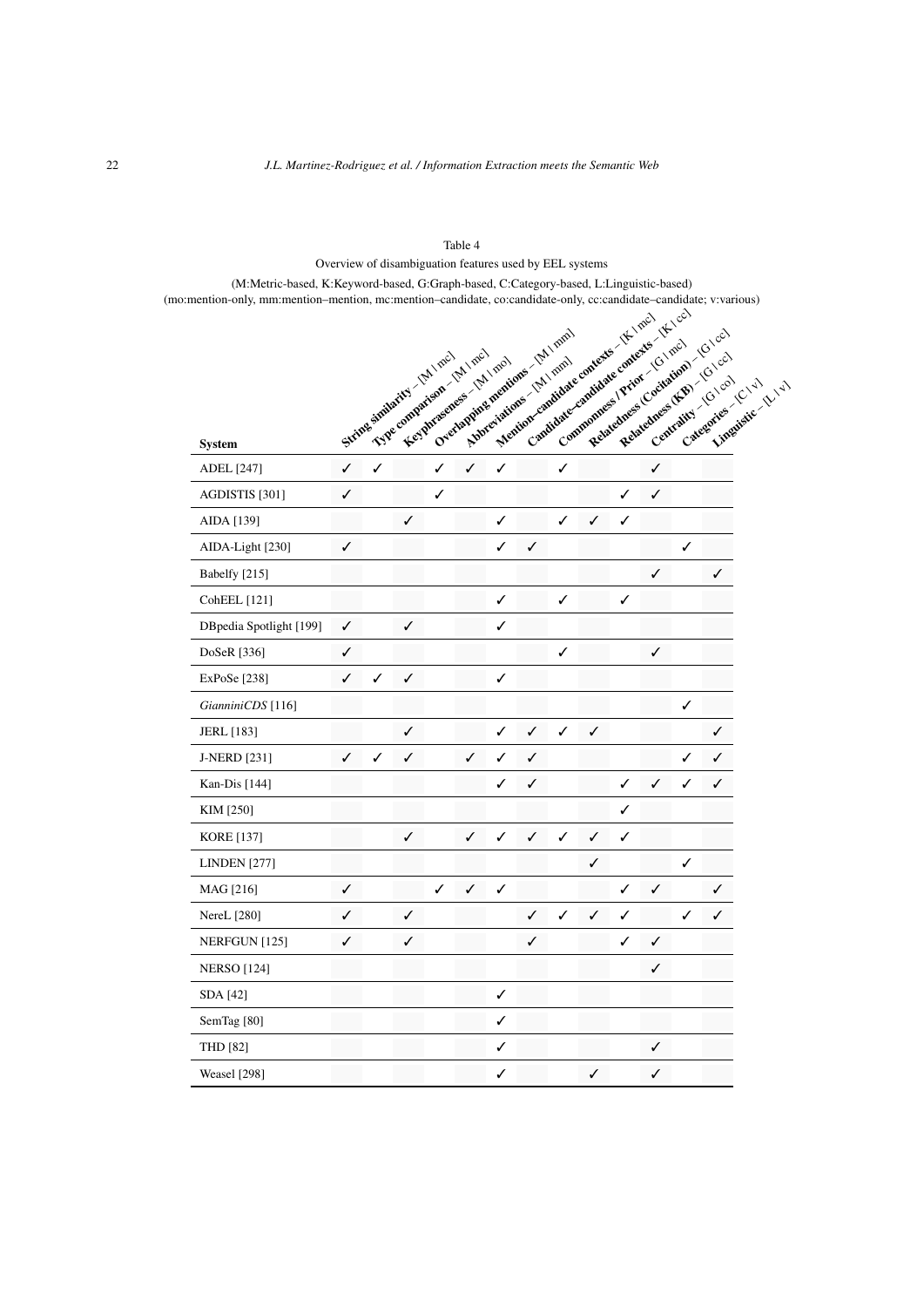Table 4

Overview of disambiguation features used by EEL systems

(M:Metric-based, K:Keyword-based, G:Graph-based, C:Category-based, L:Linguistic-based)
(mo:mention-only, mm:mention–mention, mc:mention–candidate, co:candidate-only, cc:candidate–candidate; v:various)

| System | String similarity – [M \| mc] | Type comparison – [M \| mc] | Keyphraseness – [M \| mo] | Overlapping mentions – [M \| mm] | Abbreviations – [M \| mm] | Mention–candidate contexts – [K \| mc] | Candidate–candidate contexts – [K \| cc] | Commonness / Prior – [G \| mc] | Relatedness (Cocitation) – [G \| cc] | Relatedness (KB) – [G \| cc] | Centrality – [G \| co] | Categories – [C \| v] | Linguistic – [L \| v] |
|---|---|---|---|---|---|---|---|---|---|---|---|---|---|
| ADEL [247] | ✓ | ✓ | | ✓ | ✓ | ✓ | | ✓ | | | ✓ | | |
| AGDISTIS [301] | ✓ | | | ✓ | | | | | | ✓ | ✓ | | |
| AIDA [139] | | | ✓ | | | ✓ | | ✓ | ✓ | ✓ | | | |
| AIDA-Light [230] | ✓ | | | | | ✓ | ✓ | | | | | ✓ | |
| Babelfy [215] | | | | | | | | | | | ✓ | | ✓ |
| CohEEL [121] | | | | | | ✓ | | ✓ | | ✓ | | | |
| DBpedia Spotlight [199] | ✓ | | ✓ | | | ✓ | | | | | | | |
| DoSeR [336] | ✓ | | | | | | | ✓ | | | ✓ | | |
| ExPoSe [238] | ✓ | ✓ | ✓ | | | ✓ | | | | | | | |
| *GianniniCDS* [116] | | | | | | | | | | | | ✓ | |
| JERL [183] | | | ✓ | | | ✓ | ✓ | ✓ | ✓ | | | | ✓ |
| J-NERD [231] | ✓ | ✓ | ✓ | | ✓ | ✓ | ✓ | | | | | ✓ | ✓ |
| Kan-Dis [144] | | | | | | ✓ | ✓ | | | ✓ | ✓ | ✓ | ✓ |
| KIM [250] | | | | | | | | | | ✓ | | | |
| KORE [137] | | | ✓ | | ✓ | ✓ | ✓ | ✓ | ✓ | ✓ | | | |
| LINDEN [277] | | | | | | | | | ✓ | | | ✓ | |
| MAG [216] | ✓ | | | ✓ | ✓ | ✓ | | | | ✓ | ✓ | | ✓ |
| NereL [280] | ✓ | | ✓ | | | | ✓ | ✓ | ✓ | ✓ | | ✓ | ✓ |
| NERFGUN [125] | ✓ | | ✓ | | | | ✓ | | | ✓ | ✓ | | |
| NERSO [124] | | | | | | | | | | | ✓ | | |
| SDA [42] | | | | | | ✓ | | | | | | | |
| SemTag [80] | | | | | | ✓ | | | | | | | |
| THD [82] | | | | | | ✓ | | | | | ✓ | | |
| Weasel [298] | | | | | | ✓ | | | ✓ | | ✓ | | |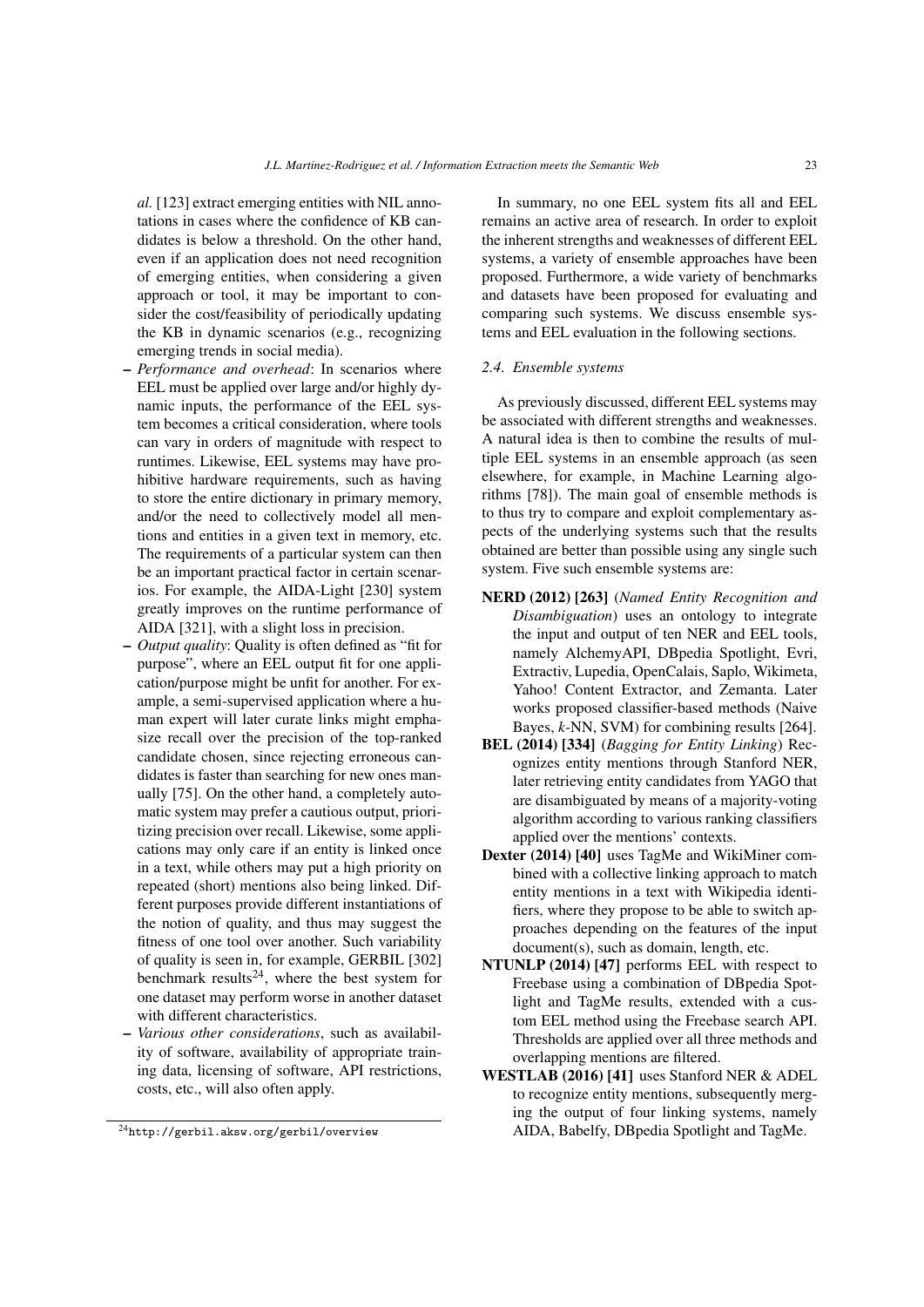*al.* [123] extract emerging entities with NIL annotations in cases where the confidence of KB candidates is below a threshold. On the other hand, even if an application does not need recognition of emerging entities, when considering a given approach or tool, it may be important to consider the cost/feasibility of periodically updating the KB in dynamic scenarios (e.g., recognizing emerging trends in social media).

- *Performance and overhead*: In scenarios where EEL must be applied over large and/or highly dynamic inputs, the performance of the EEL system becomes a critical consideration, where tools can vary in orders of magnitude with respect to runtimes. Likewise, EEL systems may have prohibitive hardware requirements, such as having to store the entire dictionary in primary memory, and/or the need to collectively model all mentions and entities in a given text in memory, etc. The requirements of a particular system can then be an important practical factor in certain scenarios. For example, the AIDA-Light [230] system greatly improves on the runtime performance of AIDA [321], with a slight loss in precision.
- *Output quality*: Quality is often defined as "fit for purpose", where an EEL output fit for one application/purpose might be unfit for another. For example, a semi-supervised application where a human expert will later curate links might emphasize recall over the precision of the top-ranked candidate chosen, since rejecting erroneous candidates is faster than searching for new ones manually [75]. On the other hand, a completely automatic system may prefer a cautious output, prioritizing precision over recall. Likewise, some applications may only care if an entity is linked once in a text, while others may put a high priority on repeated (short) mentions also being linked. Different purposes provide different instantiations of the notion of quality, and thus may suggest the fitness of one tool over another. Such variability of quality is seen in, for example, GERBIL [302] benchmark results[24], where the best system for one dataset may perform worse in another dataset with different characteristics.
- *Various other considerations*, such as availability of software, availability of appropriate training data, licensing of software, API restrictions, costs, etc., will also often apply.

[24] http://gerbil.aksw.org/gerbil/overview

In summary, no one EEL system fits all and EEL remains an active area of research. In order to exploit the inherent strengths and weaknesses of different EEL systems, a variety of ensemble approaches have been proposed. Furthermore, a wide variety of benchmarks and datasets have been proposed for evaluating and comparing such systems. We discuss ensemble systems and EEL evaluation in the following sections.

### 2.4. Ensemble systems

As previously discussed, different EEL systems may be associated with different strengths and weaknesses. A natural idea is then to combine the results of multiple EEL systems in an ensemble approach (as seen elsewhere, for example, in Machine Learning algorithms [78]). The main goal of ensemble methods is to thus try to compare and exploit complementary aspects of the underlying systems such that the results obtained are better than possible using any single such system. Five such ensemble systems are:

**NERD (2012) [263]** (*Named Entity Recognition and Disambiguation*) uses an ontology to integrate the input and output of ten NER and EEL tools, namely AlchemyAPI, DBpedia Spotlight, Evri, Extractiv, Lupedia, OpenCalais, Saplo, Wikimeta, Yahoo! Content Extractor, and Zemanta. Later works proposed classifier-based methods (Naive Bayes, *k*-NN, SVM) for combining results [264].

**BEL (2014) [334]** (*Bagging for Entity Linking*) Recognizes entity mentions through Stanford NER, later retrieving entity candidates from YAGO that are disambiguated by means of a majority-voting algorithm according to various ranking classifiers applied over the mentions' contexts.

**Dexter (2014) [40]** uses TagMe and WikiMiner combined with a collective linking approach to match entity mentions in a text with Wikipedia identifiers, where they propose to be able to switch approaches depending on the features of the input document(s), such as domain, length, etc.

**NTUNLP (2014) [47]** performs EEL with respect to Freebase using a combination of DBpedia Spotlight and TagMe results, extended with a custom EEL method using the Freebase search API. Thresholds are applied over all three methods and overlapping mentions are filtered.

**WESTLAB (2016) [41]** uses Stanford NER & ADEL to recognize entity mentions, subsequently merging the output of four linking systems, namely AIDA, Babelfy, DBpedia Spotlight and TagMe.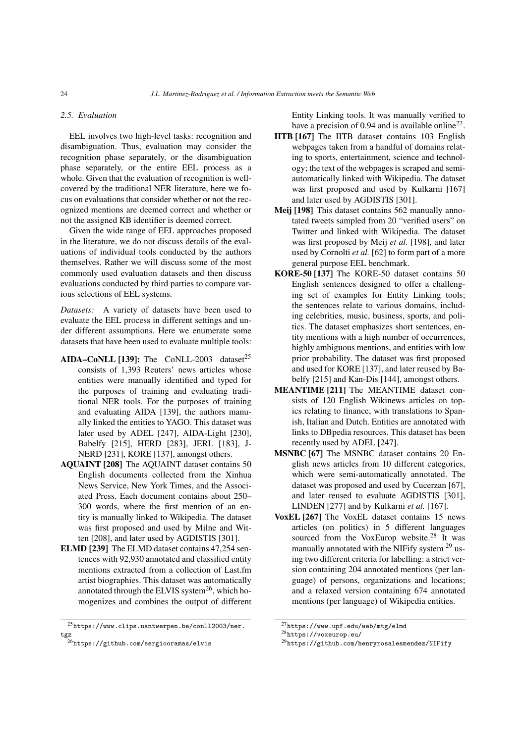### 2.5. Evaluation

EEL involves two high-level tasks: recognition and disambiguation. Thus, evaluation may consider the recognition phase separately, or the disambiguation phase separately, or the entire EEL process as a whole. Given that the evaluation of recognition is well-covered by the traditional NER literature, here we focus on evaluations that consider whether or not the recognized mentions are deemed correct and whether or not the assigned KB identifier is deemed correct.

Given the wide range of EEL approaches proposed in the literature, we do not discuss details of the evaluations of individual tools conducted by the authors themselves. Rather we will discuss some of the most commonly used evaluation datasets and then discuss evaluations conducted by third parties to compare various selections of EEL systems.

*Datasets:* A variety of datasets have been used to evaluate the EEL process in different settings and under different assumptions. Here we enumerate some datasets that have been used to evaluate multiple tools:

- **AIDA–CoNLL [139]:** The CoNLL-2003 dataset[25] consists of 1,393 Reuters' news articles whose entities were manually identified and typed for the purposes of training and evaluating traditional NER tools. For the purposes of training and evaluating AIDA [139], the authors manually linked the entities to YAGO. This dataset was later used by ADEL [247], AIDA-Light [230], Babelfy [215], HERD [283], JERL [183], J-NERD [231], KORE [137], amongst others.
- **AQUAINT [208]** The AQUAINT dataset contains 50 English documents collected from the Xinhua News Service, New York Times, and the Associated Press. Each document contains about 250–300 words, where the first mention of an entity is manually linked to Wikipedia. The dataset was first proposed and used by Milne and Witten [208], and later used by AGDISTIS [301].
- **ELMD [239]** The ELMD dataset contains 47,254 sentences with 92,930 annotated and classified entity mentions extracted from a collection of Last.fm artist biographies. This dataset was automatically annotated through the ELVIS system[26], which homogenizes and combines the output of different Entity Linking tools. It was manually verified to have a precision of 0.94 and is available online[27].
- **IITB [167]** The IITB dataset contains 103 English webpages taken from a handful of domains relating to sports, entertainment, science and technology; the text of the webpages is scraped and semi-automatically linked with Wikipedia. The dataset was first proposed and used by Kulkarni [167] and later used by AGDISTIS [301].
- **Meij [198]** This dataset contains 562 manually annotated tweets sampled from 20 "verified users" on Twitter and linked with Wikipedia. The dataset was first proposed by Meij *et al.* [198], and later used by Cornolti *et al.* [62] to form part of a more general purpose EEL benchmark.
- **KORE-50 [137]** The KORE-50 dataset contains 50 English sentences designed to offer a challenging set of examples for Entity Linking tools; the sentences relate to various domains, including celebrities, music, business, sports, and politics. The dataset emphasizes short sentences, entity mentions with a high number of occurrences, highly ambiguous mentions, and entities with low prior probability. The dataset was first proposed and used for KORE [137], and later reused by Babelfy [215] and Kan-Dis [144], amongst others.
- **MEANTIME [211]** The MEANTIME dataset consists of 120 English Wikinews articles on topics relating to finance, with translations to Spanish, Italian and Dutch. Entities are annotated with links to DBpedia resources. This dataset has been recently used by ADEL [247].
- **MSNBC [67]** The MSNBC dataset contains 20 English news articles from 10 different categories, which were semi-automatically annotated. The dataset was proposed and used by Cucerzan [67], and later reused to evaluate AGDISTIS [301], LINDEN [277] and by Kulkarni *et al.* [167].
- **VoxEL [267]** The VoxEL dataset contains 15 news articles (on politics) in 5 different languages sourced from the VoxEurop website.[28] It was manually annotated with the NIFify system [29] using two different criteria for labelling: a strict version containing 204 annotated mentions (per language) of persons, organizations and locations; and a relaxed version containing 674 annotated mentions (per language) of Wikipedia entities.

---

[25] https://www.clips.uantwerpen.be/conll2003/ner.tgz

[26] https://github.com/sergiooramas/elvis

[27] https://www.upf.edu/web/mtg/elmd

[28] https://voxeurop.eu/

[29] https://github.com/henryrosalesmendez/NIFify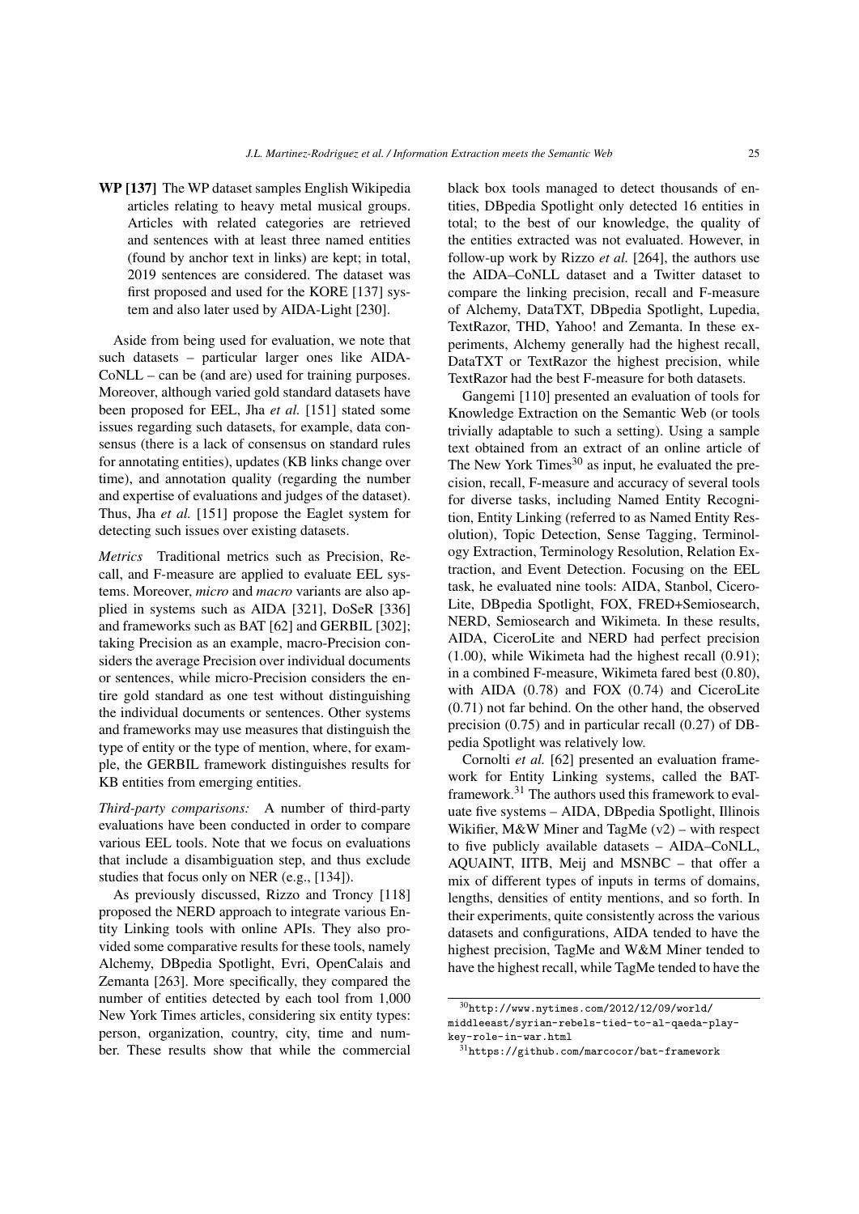**WP [137]** The WP dataset samples English Wikipedia articles relating to heavy metal musical groups. Articles with related categories are retrieved and sentences with at least three named entities (found by anchor text in links) are kept; in total, 2019 sentences are considered. The dataset was first proposed and used for the KORE [137] system and also later used by AIDA-Light [230].

Aside from being used for evaluation, we note that such datasets – particular larger ones like AIDA-CoNLL – can be (and are) used for training purposes. Moreover, although varied gold standard datasets have been proposed for EEL, Jha *et al.* [151] stated some issues regarding such datasets, for example, data consensus (there is a lack of consensus on standard rules for annotating entities), updates (KB links change over time), and annotation quality (regarding the number and expertise of evaluations and judges of the dataset). Thus, Jha *et al.* [151] propose the Eaglet system for detecting such issues over existing datasets.

*Metrics* Traditional metrics such as Precision, Recall, and F-measure are applied to evaluate EEL systems. Moreover, *micro* and *macro* variants are also applied in systems such as AIDA [321], DoSeR [336] and frameworks such as BAT [62] and GERBIL [302]; taking Precision as an example, macro-Precision considers the average Precision over individual documents or sentences, while micro-Precision considers the entire gold standard as one test without distinguishing the individual documents or sentences. Other systems and frameworks may use measures that distinguish the type of entity or the type of mention, where, for example, the GERBIL framework distinguishes results for KB entities from emerging entities.

*Third-party comparisons:* A number of third-party evaluations have been conducted in order to compare various EEL tools. Note that we focus on evaluations that include a disambiguation step, and thus exclude studies that focus only on NER (e.g., [134]).

As previously discussed, Rizzo and Troncy [118] proposed the NERD approach to integrate various Entity Linking tools with online APIs. They also provided some comparative results for these tools, namely Alchemy, DBpedia Spotlight, Evri, OpenCalais and Zemanta [263]. More specifically, they compared the number of entities detected by each tool from 1,000 New York Times articles, considering six entity types: person, organization, country, city, time and number. These results show that while the commercial black box tools managed to detect thousands of entities, DBpedia Spotlight only detected 16 entities in total; to the best of our knowledge, the quality of the entities extracted was not evaluated. However, in follow-up work by Rizzo *et al.* [264], the authors use the AIDA–CoNLL dataset and a Twitter dataset to compare the linking precision, recall and F-measure of Alchemy, DataTXT, DBpedia Spotlight, Lupedia, TextRazor, THD, Yahoo! and Zemanta. In these experiments, Alchemy generally had the highest recall, DataTXT or TextRazor the highest precision, while TextRazor had the best F-measure for both datasets.

Gangemi [110] presented an evaluation of tools for Knowledge Extraction on the Semantic Web (or tools trivially adaptable to such a setting). Using a sample text obtained from an extract of an online article of The New York Times[30] as input, he evaluated the precision, recall, F-measure and accuracy of several tools for diverse tasks, including Named Entity Recognition, Entity Linking (referred to as Named Entity Resolution), Topic Detection, Sense Tagging, Terminology Extraction, Terminology Resolution, Relation Extraction, and Event Detection. Focusing on the EEL task, he evaluated nine tools: AIDA, Stanbol, CiceroLite, DBpedia Spotlight, FOX, FRED+Semiosearch, NERD, Semiosearch and Wikimeta. In these results, AIDA, CiceroLite and NERD had perfect precision (1.00), while Wikimeta had the highest recall (0.91); in a combined F-measure, Wikimeta fared best (0.80), with AIDA (0.78) and FOX (0.74) and CiceroLite (0.71) not far behind. On the other hand, the observed precision (0.75) and in particular recall (0.27) of DBpedia Spotlight was relatively low.

Cornolti *et al.* [62] presented an evaluation framework for Entity Linking systems, called the BAT-framework.[31] The authors used this framework to evaluate five systems – AIDA, DBpedia Spotlight, Illinois Wikifier, M&W Miner and TagMe (v2) – with respect to five publicly available datasets – AIDA–CoNLL, AQUAINT, IITB, Meij and MSNBC – that offer a mix of different types of inputs in terms of domains, lengths, densities of entity mentions, and so forth. In their experiments, quite consistently across the various datasets and configurations, AIDA tended to have the highest precision, TagMe and W&M Miner tended to have the highest recall, while TagMe tended to have the

[30] http://www.nytimes.com/2012/12/09/world/middleeast/syrian-rebels-tied-to-al-qaeda-play-key-role-in-war.html

[31] https://github.com/marcocor/bat-framework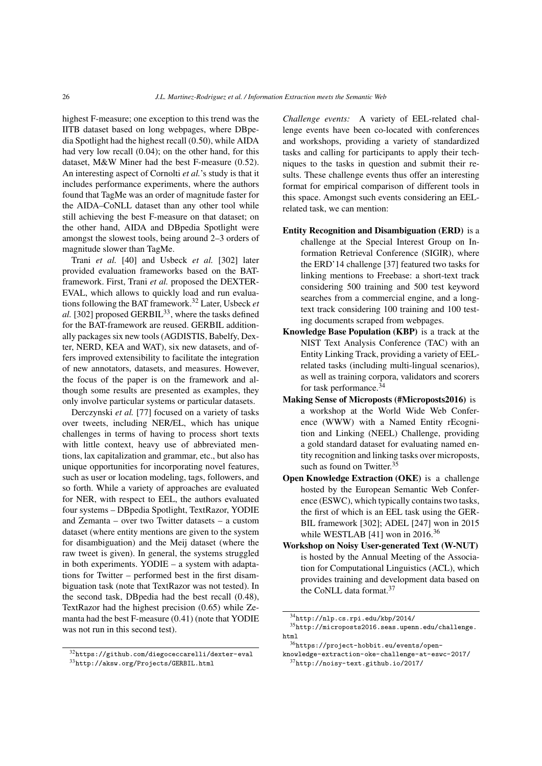highest F-measure; one exception to this trend was the IITB dataset based on long webpages, where DBpedia Spotlight had the highest recall (0.50), while AIDA had very low recall (0.04); on the other hand, for this dataset, M&W Miner had the best F-measure (0.52). An interesting aspect of Cornolti *et al.*'s study is that it includes performance experiments, where the authors found that TagMe was an order of magnitude faster for the AIDA–CoNLL dataset than any other tool while still achieving the best F-measure on that dataset; on the other hand, AIDA and DBpedia Spotlight were amongst the slowest tools, being around 2–3 orders of magnitude slower than TagMe.

Trani *et al.* [40] and Usbeck *et al.* [302] later provided evaluation frameworks based on the BAT-framework. First, Trani *et al.* proposed the DEXTER-EVAL, which allows to quickly load and run evaluations following the BAT framework.[32] Later, Usbeck *et al.* [302] proposed GERBIL[33], where the tasks defined for the BAT-framework are reused. GERBIL additionally packages six new tools (AGDISTIS, Babelfy, Dexter, NERD, KEA and WAT), six new datasets, and offers improved extensibility to facilitate the integration of new annotators, datasets, and measures. However, the focus of the paper is on the framework and although some results are presented as examples, they only involve particular systems or particular datasets.

Derczynski *et al.* [77] focused on a variety of tasks over tweets, including NER/EL, which has unique challenges in terms of having to process short texts with little context, heavy use of abbreviated mentions, lax capitalization and grammar, etc., but also has unique opportunities for incorporating novel features, such as user or location modeling, tags, followers, and so forth. While a variety of approaches are evaluated for NER, with respect to EEL, the authors evaluated four systems – DBpedia Spotlight, TextRazor, YODIE and Zemanta – over two Twitter datasets – a custom dataset (where entity mentions are given to the system for disambiguation) and the Meij dataset (where the raw tweet is given). In general, the systems struggled in both experiments. YODIE – a system with adaptations for Twitter – performed best in the first disambiguation task (note that TextRazor was not tested). In the second task, DBpedia had the best recall (0.48), TextRazor had the highest precision (0.65) while Zemanta had the best F-measure (0.41) (note that YODIE was not run in this second test).

*Challenge events:* A variety of EEL-related challenge events have been co-located with conferences and workshops, providing a variety of standardized tasks and calling for participants to apply their techniques to the tasks in question and submit their results. These challenge events thus offer an interesting format for empirical comparison of different tools in this space. Amongst such events considering an EEL-related task, we can mention:

**Entity Recognition and Disambiguation (ERD)** is a challenge at the Special Interest Group on Information Retrieval Conference (SIGIR), where the ERD'14 challenge [37] featured two tasks for linking mentions to Freebase: a short-text track considering 500 training and 500 test keyword searches from a commercial engine, and a long-text track considering 100 training and 100 testing documents scraped from webpages.

**Knowledge Base Population (KBP)** is a track at the NIST Text Analysis Conference (TAC) with an Entity Linking Track, providing a variety of EEL-related tasks (including multi-lingual scenarios), as well as training corpora, validators and scorers for task performance.[34]

**Making Sense of Microposts (#Microposts2016)** is a workshop at the World Wide Web Conference (WWW) with a Named Entity rEcognition and Linking (NEEL) Challenge, providing a gold standard dataset for evaluating named entity recognition and linking tasks over microposts, such as found on Twitter.[35]

**Open Knowledge Extraction (OKE)** is a challenge hosted by the European Semantic Web Conference (ESWC), which typically contains two tasks, the first of which is an EEL task using the GERBIL framework [302]; ADEL [247] won in 2015 while WESTLAB [41] won in 2016.[36]

**Workshop on Noisy User-generated Text (W-NUT)** is hosted by the Annual Meeting of the Association for Computational Linguistics (ACL), which provides training and development data based on the CoNLL data format.[37]

---

[32] https://github.com/diegoceccarelli/dexter-eval

[33] http://aksw.org/Projects/GERBIL.html

[34] http://nlp.cs.rpi.edu/kbp/2014/

[35] http://microposts2016.seas.upenn.edu/challenge.html

[36] https://project-hobbit.eu/events/open-knowledge-extraction-oke-challenge-at-eswc-2017/

[37] http://noisy-text.github.io/2017/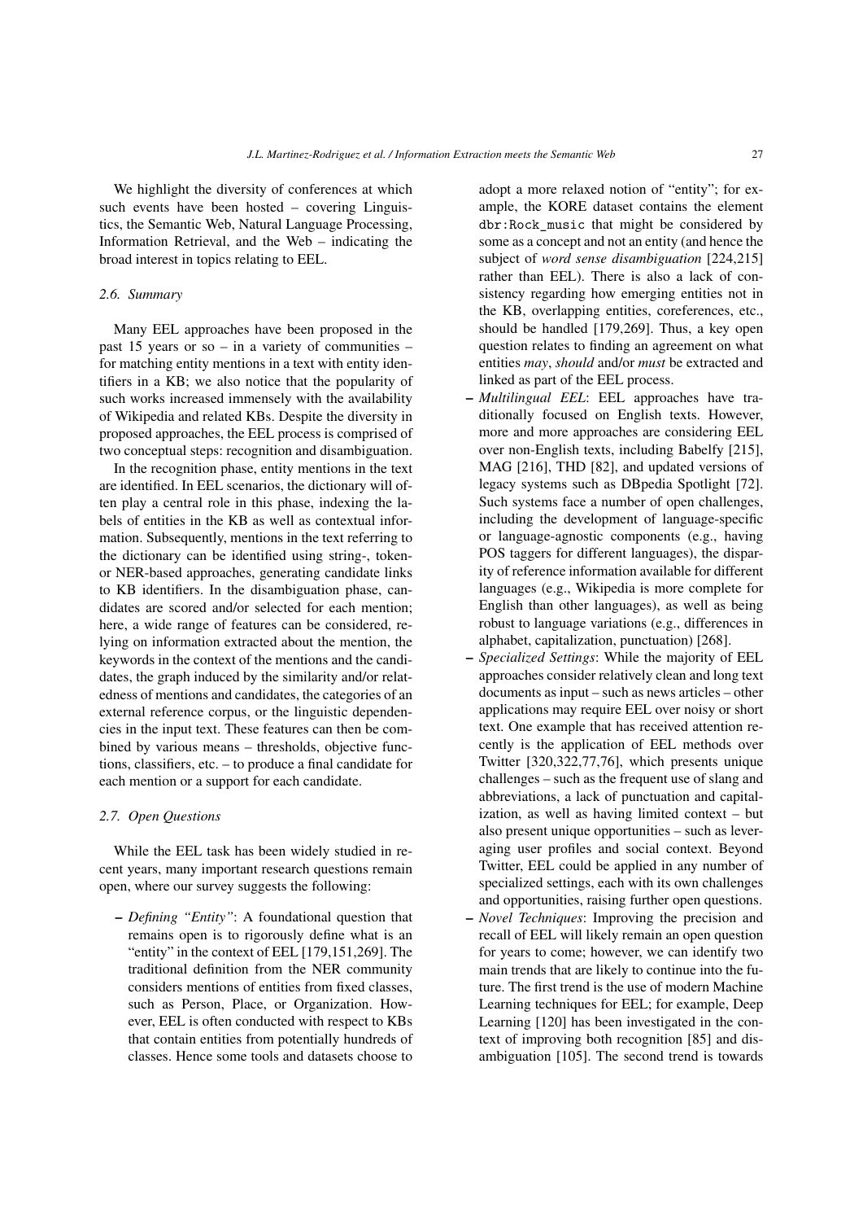We highlight the diversity of conferences at which such events have been hosted – covering Linguistics, the Semantic Web, Natural Language Processing, Information Retrieval, and the Web – indicating the broad interest in topics relating to EEL.

### 2.6. Summary

Many EEL approaches have been proposed in the past 15 years or so – in a variety of communities – for matching entity mentions in a text with entity identifiers in a KB; we also notice that the popularity of such works increased immensely with the availability of Wikipedia and related KBs. Despite the diversity in proposed approaches, the EEL process is comprised of two conceptual steps: recognition and disambiguation.

In the recognition phase, entity mentions in the text are identified. In EEL scenarios, the dictionary will often play a central role in this phase, indexing the labels of entities in the KB as well as contextual information. Subsequently, mentions in the text referring to the dictionary can be identified using string-, token- or NER-based approaches, generating candidate links to KB identifiers. In the disambiguation phase, candidates are scored and/or selected for each mention; here, a wide range of features can be considered, relying on information extracted about the mention, the keywords in the context of the mentions and the candidates, the graph induced by the similarity and/or relatedness of mentions and candidates, the categories of an external reference corpus, or the linguistic dependencies in the input text. These features can then be combined by various means – thresholds, objective functions, classifiers, etc. – to produce a final candidate for each mention or a support for each candidate.

### 2.7. Open Questions

While the EEL task has been widely studied in recent years, many important research questions remain open, where our survey suggests the following:

- *Defining "Entity"*: A foundational question that remains open is to rigorously define what is an "entity" in the context of EEL [179,151,269]. The traditional definition from the NER community considers mentions of entities from fixed classes, such as Person, Place, or Organization. However, EEL is often conducted with respect to KBs that contain entities from potentially hundreds of classes. Hence some tools and datasets choose to adopt a more relaxed notion of "entity"; for example, the KORE dataset contains the element `dbr:Rock_music` that might be considered by some as a concept and not an entity (and hence the subject of *word sense disambiguation* [224,215] rather than EEL). There is also a lack of consistency regarding how emerging entities not in the KB, overlapping entities, coreferences, etc., should be handled [179,269]. Thus, a key open question relates to finding an agreement on what entities *may*, *should* and/or *must* be extracted and linked as part of the EEL process.
- *Multilingual EEL*: EEL approaches have traditionally focused on English texts. However, more and more approaches are considering EEL over non-English texts, including Babelfy [215], MAG [216], THD [82], and updated versions of legacy systems such as DBpedia Spotlight [72]. Such systems face a number of open challenges, including the development of language-specific or language-agnostic components (e.g., having POS taggers for different languages), the disparity of reference information available for different languages (e.g., Wikipedia is more complete for English than other languages), as well as being robust to language variations (e.g., differences in alphabet, capitalization, punctuation) [268].
- *Specialized Settings*: While the majority of EEL approaches consider relatively clean and long text documents as input – such as news articles – other applications may require EEL over noisy or short text. One example that has received attention recently is the application of EEL methods over Twitter [320,322,77,76], which presents unique challenges – such as the frequent use of slang and abbreviations, a lack of punctuation and capitalization, as well as having limited context – but also present unique opportunities – such as leveraging user profiles and social context. Beyond Twitter, EEL could be applied in any number of specialized settings, each with its own challenges and opportunities, raising further open questions.
- *Novel Techniques*: Improving the precision and recall of EEL will likely remain an open question for years to come; however, we can identify two main trends that are likely to continue into the future. The first trend is the use of modern Machine Learning techniques for EEL; for example, Deep Learning [120] has been investigated in the context of improving both recognition [85] and disambiguation [105]. The second trend is towards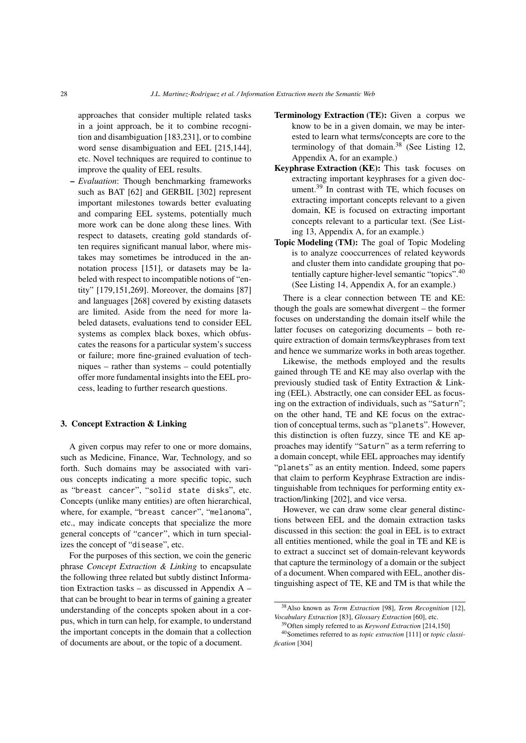approaches that consider multiple related tasks in a joint approach, be it to combine recognition and disambiguation [183,231], or to combine word sense disambiguation and EEL [215,144], etc. Novel techniques are required to continue to improve the quality of EEL results.

– *Evaluation*: Though benchmarking frameworks such as BAT [62] and GERBIL [302] represent important milestones towards better evaluating and comparing EEL systems, potentially much more work can be done along these lines. With respect to datasets, creating gold standards often requires significant manual labor, where mistakes may sometimes be introduced in the annotation process [151], or datasets may be labeled with respect to incompatible notions of "entity" [179,151,269]. Moreover, the domains [87] and languages [268] covered by existing datasets are limited. Aside from the need for more labeled datasets, evaluations tend to consider EEL systems as complex black boxes, which obfuscates the reasons for a particular system's success or failure; more fine-grained evaluation of techniques – rather than systems – could potentially offer more fundamental insights into the EEL process, leading to further research questions.

## 3. Concept Extraction & Linking

A given corpus may refer to one or more domains, such as Medicine, Finance, War, Technology, and so forth. Such domains may be associated with various concepts indicating a more specific topic, such as "breast cancer", "solid state disks", etc. Concepts (unlike many entities) are often hierarchical, where, for example, "breast cancer", "melanoma", etc., may indicate concepts that specialize the more general concepts of "cancer", which in turn specializes the concept of "disease", etc.

For the purposes of this section, we coin the generic phrase *Concept Extraction & Linking* to encapsulate the following three related but subtly distinct Information Extraction tasks – as discussed in Appendix A – that can be brought to bear in terms of gaining a greater understanding of the concepts spoken about in a corpus, which in turn can help, for example, to understand the important concepts in the domain that a collection of documents are about, or the topic of a document.

**Terminology Extraction (TE):** Given a corpus we know to be in a given domain, we may be interested to learn what terms/concepts are core to the terminology of that domain.[38] (See Listing 12, Appendix A, for an example.)

**Keyphrase Extraction (KE):** This task focuses on extracting important keyphrases for a given document.[39] In contrast with TE, which focuses on extracting important concepts relevant to a given domain, KE is focused on extracting important concepts relevant to a particular text. (See Listing 13, Appendix A, for an example.)

**Topic Modeling (TM):** The goal of Topic Modeling is to analyze cooccurrences of related keywords and cluster them into candidate grouping that potentially capture higher-level semantic "topics".[40] (See Listing 14, Appendix A, for an example.)

There is a clear connection between TE and KE: though the goals are somewhat divergent – the former focuses on understanding the domain itself while the latter focuses on categorizing documents – both require extraction of domain terms/keyphrases from text and hence we summarize works in both areas together.

Likewise, the methods employed and the results gained through TE and KE may also overlap with the previously studied task of Entity Extraction & Linking (EEL). Abstractly, one can consider EEL as focusing on the extraction of individuals, such as "Saturn"; on the other hand, TE and KE focus on the extraction of conceptual terms, such as "planets". However, this distinction is often fuzzy, since TE and KE approaches may identify "Saturn" as a term referring to a domain concept, while EEL approaches may identify "planets" as an entity mention. Indeed, some papers that claim to perform Keyphrase Extraction are indistinguishable from techniques for performing entity extraction/linking [202], and vice versa.

However, we can draw some clear general distinctions between EEL and the domain extraction tasks discussed in this section: the goal in EEL is to extract all entities mentioned, while the goal in TE and KE is to extract a succinct set of domain-relevant keywords that capture the terminology of a domain or the subject of a document. When compared with EEL, another distinguishing aspect of TE, KE and TM is that while the

[38] Also known as *Term Extraction* [98], *Term Recognition* [12], *Vocabulary Extraction* [83], *Glossary Extraction* [60], etc.

[39] Often simply referred to as *Keyword Extraction* [214,150]

[40] Sometimes referred to as *topic extraction* [111] or *topic classification* [304]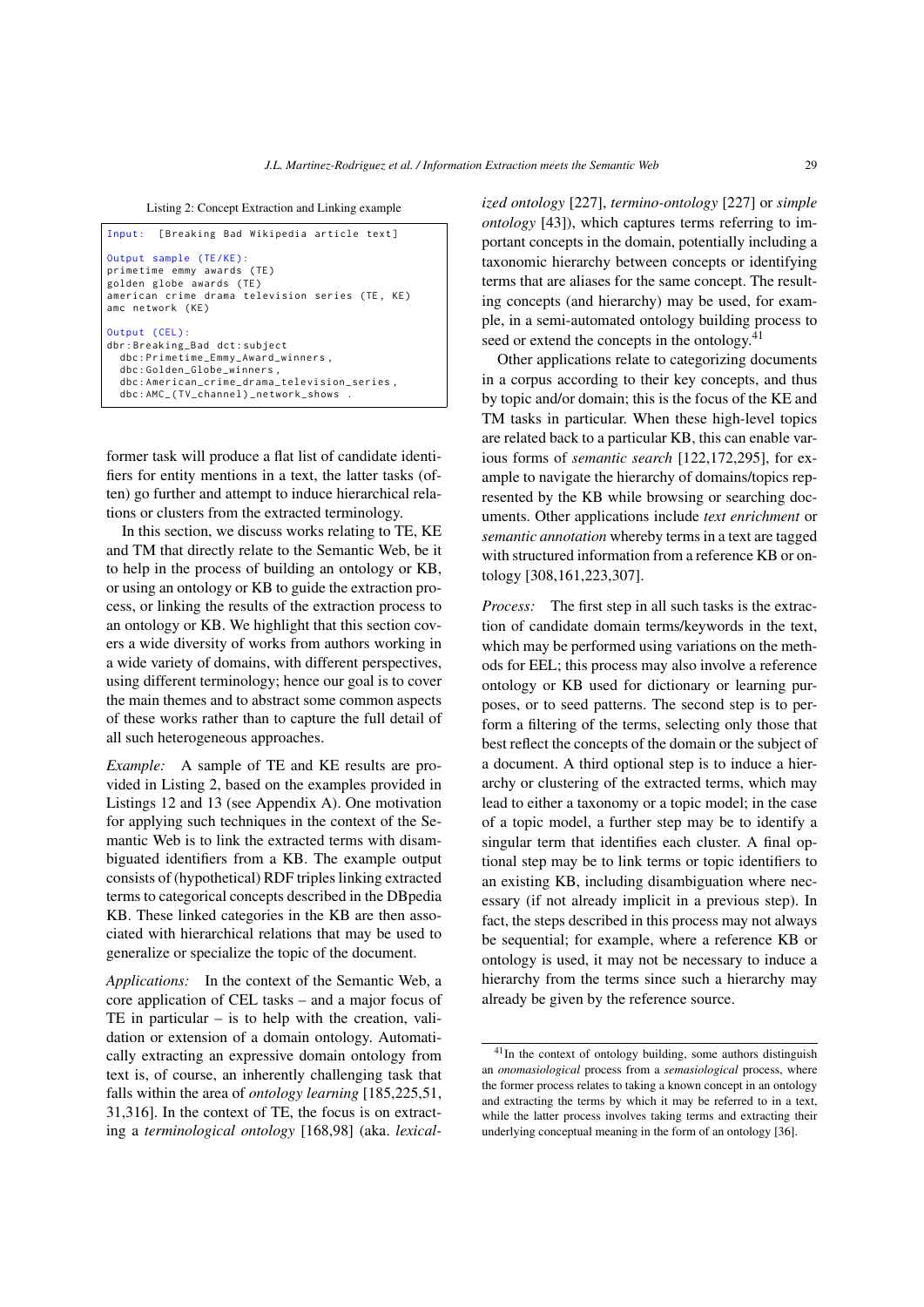Listing 2: Concept Extraction and Linking example

```
Input:  [Breaking Bad Wikipedia article text]

Output sample (TE/KE):
primetime emmy awards (TE)
golden globe awards (TE)
american crime drama television series (TE, KE)
amc network (KE)

Output (CEL):
dbr:Breaking_Bad dct:subject
  dbc:Primetime_Emmy_Award_winners ,
  dbc:Golden_Globe_winners ,
  dbc:American_crime_drama_television_series ,
  dbc:AMC_(TV_channel)_network_shows .
```

former task will produce a flat list of candidate identifiers for entity mentions in a text, the latter tasks (often) go further and attempt to induce hierarchical relations or clusters from the extracted terminology.

In this section, we discuss works relating to TE, KE and TM that directly relate to the Semantic Web, be it to help in the process of building an ontology or KB, or using an ontology or KB to guide the extraction process, or linking the results of the extraction process to an ontology or KB. We highlight that this section covers a wide diversity of works from authors working in a wide variety of domains, with different perspectives, using different terminology; hence our goal is to cover the main themes and to abstract some common aspects of these works rather than to capture the full detail of all such heterogeneous approaches.

*Example:* A sample of TE and KE results are provided in Listing 2, based on the examples provided in Listings 12 and 13 (see Appendix A). One motivation for applying such techniques in the context of the Semantic Web is to link the extracted terms with disambiguated identifiers from a KB. The example output consists of (hypothetical) RDF triples linking extracted terms to categorical concepts described in the DBpedia KB. These linked categories in the KB are then associated with hierarchical relations that may be used to generalize or specialize the topic of the document.

*Applications:* In the context of the Semantic Web, a core application of CEL tasks – and a major focus of TE in particular – is to help with the creation, validation or extension of a domain ontology. Automatically extracting an expressive domain ontology from text is, of course, an inherently challenging task that falls within the area of *ontology learning* [185,225,51,31,316]. In the context of TE, the focus is on extracting a *terminological ontology* [168,98] (aka. *lexicalized ontology* [227], *termino-ontology* [227] or *simple ontology* [43]), which captures terms referring to important concepts in the domain, potentially including a taxonomic hierarchy between concepts or identifying terms that are aliases for the same concept. The resulting concepts (and hierarchy) may be used, for example, in a semi-automated ontology building process to seed or extend the concepts in the ontology.[41]

Other applications relate to categorizing documents in a corpus according to their key concepts, and thus by topic and/or domain; this is the focus of the KE and TM tasks in particular. When these high-level topics are related back to a particular KB, this can enable various forms of *semantic search* [122,172,295], for example to navigate the hierarchy of domains/topics represented by the KB while browsing or searching documents. Other applications include *text enrichment* or *semantic annotation* whereby terms in a text are tagged with structured information from a reference KB or ontology [308,161,223,307].

*Process:* The first step in all such tasks is the extraction of candidate domain terms/keywords in the text, which may be performed using variations on the methods for EEL; this process may also involve a reference ontology or KB used for dictionary or learning purposes, or to seed patterns. The second step is to perform a filtering of the terms, selecting only those that best reflect the concepts of the domain or the subject of a document. A third optional step is to induce a hierarchy or clustering of the extracted terms, which may lead to either a taxonomy or a topic model; in the case of a topic model, a further step may be to identify a singular term that identifies each cluster. A final optional step may be to link terms or topic identifiers to an existing KB, including disambiguation where necessary (if not already implicit in a previous step). In fact, the steps described in this process may not always be sequential; for example, where a reference KB or ontology is used, it may not be necessary to induce a hierarchy from the terms since such a hierarchy may already be given by the reference source.

[41] In the context of ontology building, some authors distinguish an *onomasiological* process from a *semasiological* process, where the former process relates to taking a known concept in an ontology and extracting the terms by which it may be referred to in a text, while the latter process involves taking terms and extracting their underlying conceptual meaning in the form of an ontology [36].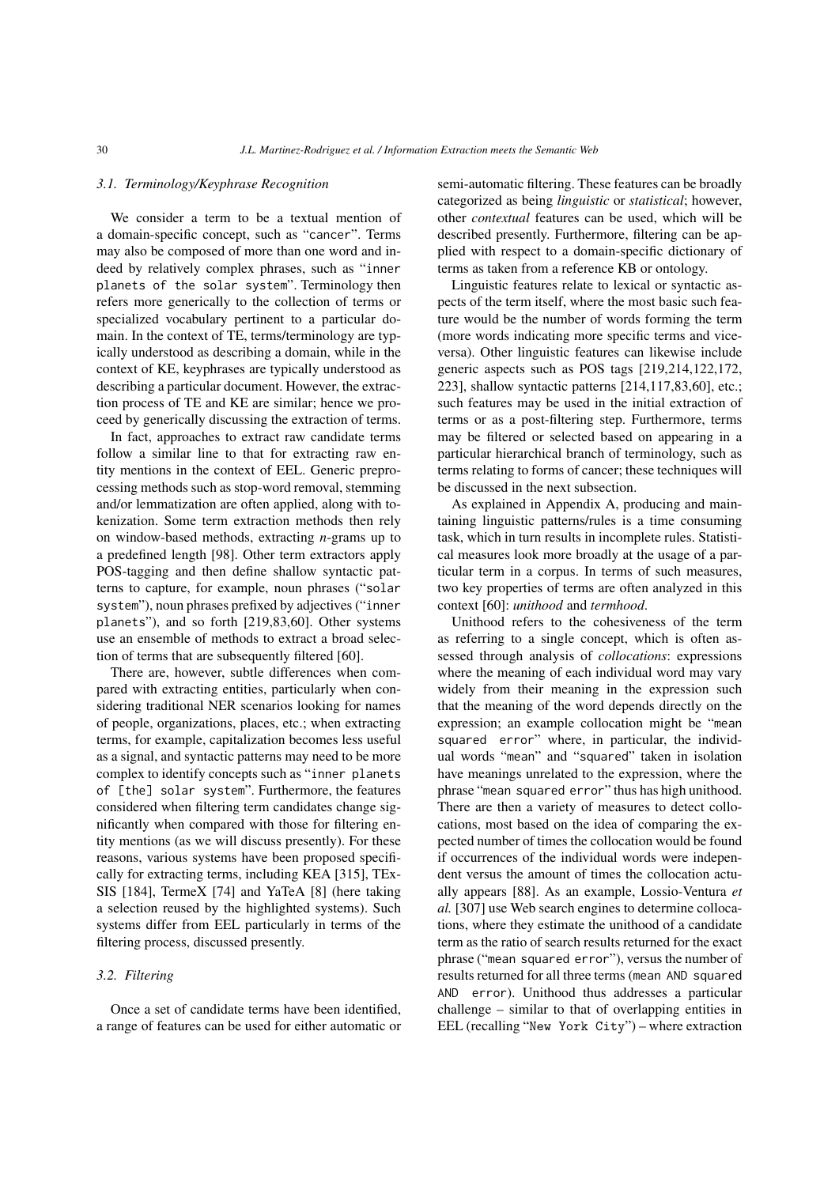### 3.1. Terminology/Keyphrase Recognition

We consider a term to be a textual mention of a domain-specific concept, such as "cancer". Terms may also be composed of more than one word and indeed by relatively complex phrases, such as "inner planets of the solar system". Terminology then refers more generically to the collection of terms or specialized vocabulary pertinent to a particular domain. In the context of TE, terms/terminology are typically understood as describing a domain, while in the context of KE, keyphrases are typically understood as describing a particular document. However, the extraction process of TE and KE are similar; hence we proceed by generically discussing the extraction of terms.

In fact, approaches to extract raw candidate terms follow a similar line to that for extracting raw entity mentions in the context of EEL. Generic preprocessing methods such as stop-word removal, stemming and/or lemmatization are often applied, along with tokenization. Some term extraction methods then rely on window-based methods, extracting *n*-grams up to a predefined length [98]. Other term extractors apply POS-tagging and then define shallow syntactic patterns to capture, for example, noun phrases ("solar system"), noun phrases prefixed by adjectives ("inner planets"), and so forth [219,83,60]. Other systems use an ensemble of methods to extract a broad selection of terms that are subsequently filtered [60].

There are, however, subtle differences when compared with extracting entities, particularly when considering traditional NER scenarios looking for names of people, organizations, places, etc.; when extracting terms, for example, capitalization becomes less useful as a signal, and syntactic patterns may need to be more complex to identify concepts such as "inner planets of [the] solar system". Furthermore, the features considered when filtering term candidates change significantly when compared with those for filtering entity mentions (as we will discuss presently). For these reasons, various systems have been proposed specifically for extracting terms, including KEA [315], TExSIS [184], TermeX [74] and YaTeA [8] (here taking a selection reused by the highlighted systems). Such systems differ from EEL particularly in terms of the filtering process, discussed presently.

### 3.2. Filtering

Once a set of candidate terms have been identified, a range of features can be used for either automatic or semi-automatic filtering. These features can be broadly categorized as being *linguistic* or *statistical*; however, other *contextual* features can be used, which will be described presently. Furthermore, filtering can be applied with respect to a domain-specific dictionary of terms as taken from a reference KB or ontology.

Linguistic features relate to lexical or syntactic aspects of the term itself, where the most basic such feature would be the number of words forming the term (more words indicating more specific terms and vice-versa). Other linguistic features can likewise include generic aspects such as POS tags [219,214,122,172, 223], shallow syntactic patterns [214,117,83,60], etc.; such features may be used in the initial extraction of terms or as a post-filtering step. Furthermore, terms may be filtered or selected based on appearing in a particular hierarchical branch of terminology, such as terms relating to forms of cancer; these techniques will be discussed in the next subsection.

As explained in Appendix A, producing and maintaining linguistic patterns/rules is a time consuming task, which in turn results in incomplete rules. Statistical measures look more broadly at the usage of a particular term in a corpus. In terms of such measures, two key properties of terms are often analyzed in this context [60]: *unithood* and *termhood*.

Unithood refers to the cohesiveness of the term as referring to a single concept, which is often assessed through analysis of *collocations*: expressions where the meaning of each individual word may vary widely from their meaning in the expression such that the meaning of the word depends directly on the expression; an example collocation might be "mean squared error" where, in particular, the individual words "mean" and "squared" taken in isolation have meanings unrelated to the expression, where the phrase "mean squared error" thus has high unithood. There are then a variety of measures to detect collocations, most based on the idea of comparing the expected number of times the collocation would be found if occurrences of the individual words were independent versus the amount of times the collocation actually appears [88]. As an example, Lossio-Ventura *et al.* [307] use Web search engines to determine collocations, where they estimate the unithood of a candidate term as the ratio of search results returned for the exact phrase ("mean squared error"), versus the number of results returned for all three terms (mean AND squared AND error). Unithood thus addresses a particular challenge – similar to that of overlapping entities in EEL (recalling "New York City") – where extraction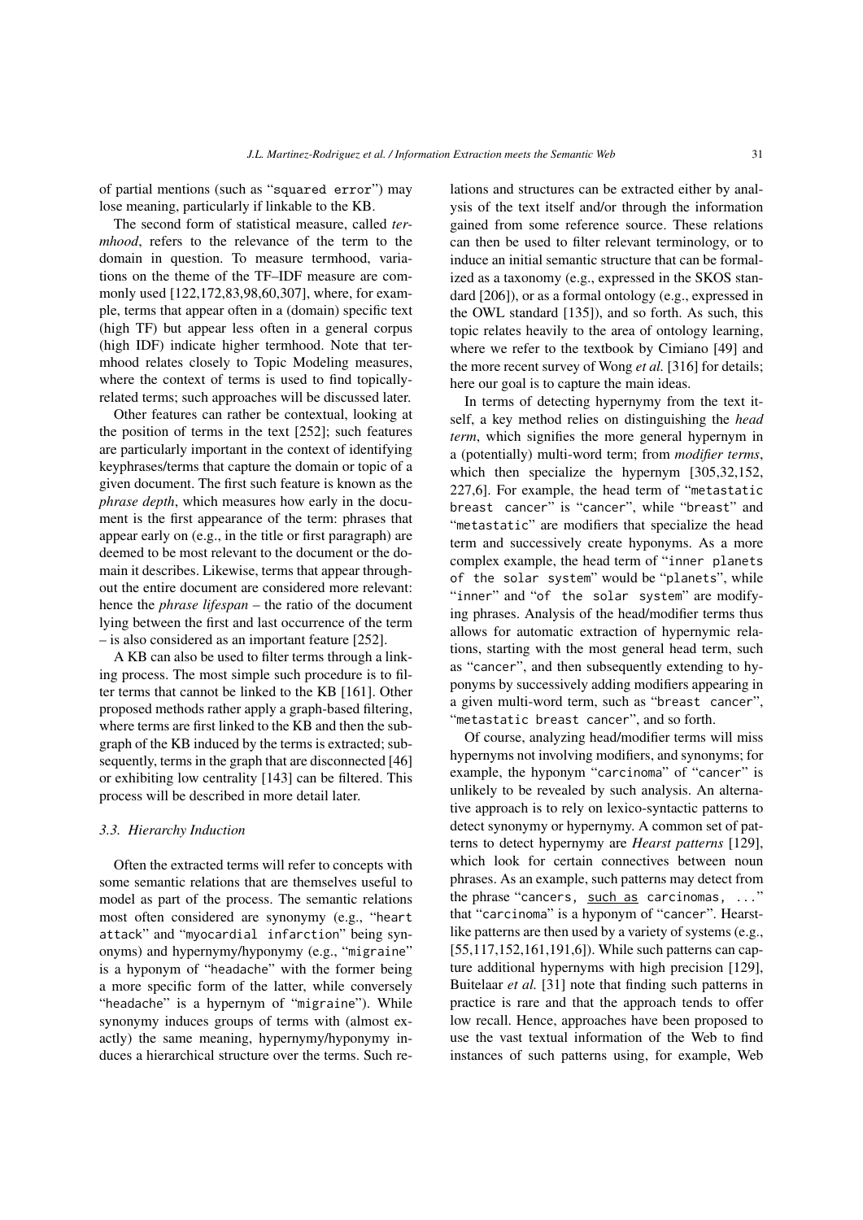of partial mentions (such as "squared error") may lose meaning, particularly if linkable to the KB.

The second form of statistical measure, called *termhood*, refers to the relevance of the term to the domain in question. To measure termhood, variations on the theme of the TF–IDF measure are commonly used [122,172,83,98,60,307], where, for example, terms that appear often in a (domain) specific text (high TF) but appear less often in a general corpus (high IDF) indicate higher termhood. Note that termhood relates closely to Topic Modeling measures, where the context of terms is used to find topically-related terms; such approaches will be discussed later.

Other features can rather be contextual, looking at the position of terms in the text [252]; such features are particularly important in the context of identifying keyphrases/terms that capture the domain or topic of a given document. The first such feature is known as the *phrase depth*, which measures how early in the document is the first appearance of the term: phrases that appear early on (e.g., in the title or first paragraph) are deemed to be most relevant to the document or the domain it describes. Likewise, terms that appear throughout the entire document are considered more relevant: hence the *phrase lifespan* – the ratio of the document lying between the first and last occurrence of the term – is also considered as an important feature [252].

A KB can also be used to filter terms through a linking process. The most simple such procedure is to filter terms that cannot be linked to the KB [161]. Other proposed methods rather apply a graph-based filtering, where terms are first linked to the KB and then the subgraph of the KB induced by the terms is extracted; subsequently, terms in the graph that are disconnected [46] or exhibiting low centrality [143] can be filtered. This process will be described in more detail later.

### 3.3. Hierarchy Induction

Often the extracted terms will refer to concepts with some semantic relations that are themselves useful to model as part of the process. The semantic relations most often considered are synonymy (e.g., "heart attack" and "myocardial infarction" being synonyms) and hypernymy/hyponymy (e.g., "migraine" is a hyponym of "headache" with the former being a more specific form of the latter, while conversely "headache" is a hypernym of "migraine"). While synonymy induces groups of terms with (almost exactly) the same meaning, hypernymy/hyponymy induces a hierarchical structure over the terms. Such relations and structures can be extracted either by analysis of the text itself and/or through the information gained from some reference source. These relations can then be used to filter relevant terminology, or to induce an initial semantic structure that can be formalized as a taxonomy (e.g., expressed in the SKOS standard [206]), or as a formal ontology (e.g., expressed in the OWL standard [135]), and so forth. As such, this topic relates heavily to the area of ontology learning, where we refer to the textbook by Cimiano [49] and the more recent survey of Wong *et al.* [316] for details; here our goal is to capture the main ideas.

In terms of detecting hypernymy from the text itself, a key method relies on distinguishing the *head term*, which signifies the more general hypernym in a (potentially) multi-word term; from *modifier terms*, which then specialize the hypernym [305,32,152,227,6]. For example, the head term of "metastatic breast cancer" is "cancer", while "breast" and "metastatic" are modifiers that specialize the head term and successively create hyponyms. As a more complex example, the head term of "inner planets of the solar system" would be "planets", while "inner" and "of the solar system" are modifying phrases. Analysis of the head/modifier terms thus allows for automatic extraction of hypernymic relations, starting with the most general head term, such as "cancer", and then subsequently extending to hyponyms by successively adding modifiers appearing in a given multi-word term, such as "breast cancer", "metastatic breast cancer", and so forth.

Of course, analyzing head/modifier terms will miss hypernyms not involving modifiers, and synonyms; for example, the hyponym "carcinoma" of "cancer" is unlikely to be revealed by such analysis. An alternative approach is to rely on lexico-syntactic patterns to detect synonymy or hypernymy. A common set of patterns to detect hypernymy are *Hearst patterns* [129], which look for certain connectives between noun phrases. As an example, such patterns may detect from the phrase "cancers, <u>such as</u> carcinomas, ..." that "carcinoma" is a hyponym of "cancer". Hearst-like patterns are then used by a variety of systems (e.g., [55,117,152,161,191,6]). While such patterns can capture additional hypernyms with high precision [129], Buitelaar *et al.* [31] note that finding such patterns in practice is rare and that the approach tends to offer low recall. Hence, approaches have been proposed to use the vast textual information of the Web to find instances of such patterns using, for example, Web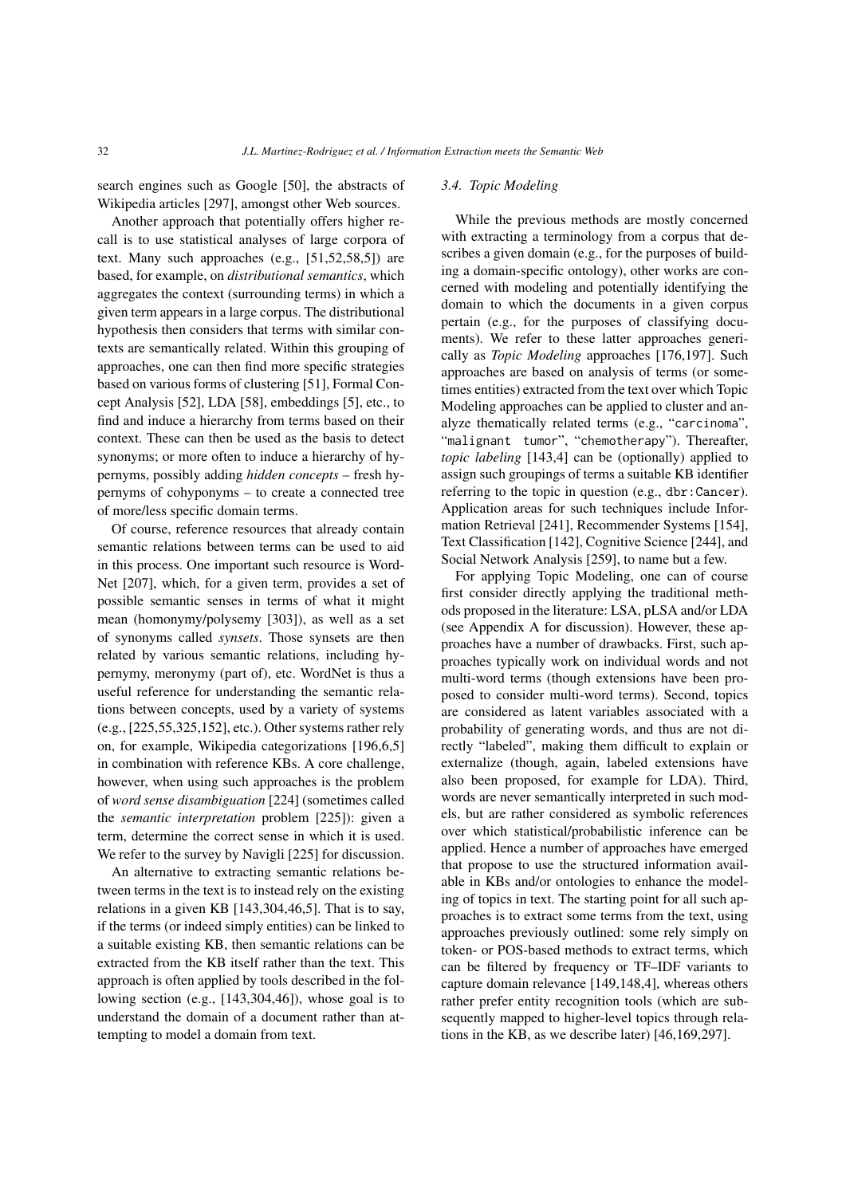search engines such as Google [50], the abstracts of Wikipedia articles [297], amongst other Web sources.

Another approach that potentially offers higher recall is to use statistical analyses of large corpora of text. Many such approaches (e.g., [51,52,58,5]) are based, for example, on *distributional semantics*, which aggregates the context (surrounding terms) in which a given term appears in a large corpus. The distributional hypothesis then considers that terms with similar contexts are semantically related. Within this grouping of approaches, one can then find more specific strategies based on various forms of clustering [51], Formal Concept Analysis [52], LDA [58], embeddings [5], etc., to find and induce a hierarchy from terms based on their context. These can then be used as the basis to detect synonyms; or more often to induce a hierarchy of hypernyms, possibly adding *hidden concepts* – fresh hypernyms of cohyponyms – to create a connected tree of more/less specific domain terms.

Of course, reference resources that already contain semantic relations between terms can be used to aid in this process. One important such resource is WordNet [207], which, for a given term, provides a set of possible semantic senses in terms of what it might mean (homonymy/polysemy [303]), as well as a set of synonyms called *synsets*. Those synsets are then related by various semantic relations, including hypernymy, meronymy (part of), etc. WordNet is thus a useful reference for understanding the semantic relations between concepts, used by a variety of systems (e.g., [225,55,325,152], etc.). Other systems rather rely on, for example, Wikipedia categorizations [196,6,5] in combination with reference KBs. A core challenge, however, when using such approaches is the problem of *word sense disambiguation* [224] (sometimes called the *semantic interpretation* problem [225]): given a term, determine the correct sense in which it is used. We refer to the survey by Navigli [225] for discussion.

An alternative to extracting semantic relations between terms in the text is to instead rely on the existing relations in a given KB [143,304,46,5]. That is to say, if the terms (or indeed simply entities) can be linked to a suitable existing KB, then semantic relations can be extracted from the KB itself rather than the text. This approach is often applied by tools described in the following section (e.g., [143,304,46]), whose goal is to understand the domain of a document rather than attempting to model a domain from text.

### 3.4. Topic Modeling

While the previous methods are mostly concerned with extracting a terminology from a corpus that describes a given domain (e.g., for the purposes of building a domain-specific ontology), other works are concerned with modeling and potentially identifying the domain to which the documents in a given corpus pertain (e.g., for the purposes of classifying documents). We refer to these latter approaches generically as *Topic Modeling* approaches [176,197]. Such approaches are based on analysis of terms (or sometimes entities) extracted from the text over which Topic Modeling approaches can be applied to cluster and analyze thematically related terms (e.g., "carcinoma", "malignant tumor", "chemotherapy"). Thereafter, *topic labeling* [143,4] can be (optionally) applied to assign such groupings of terms a suitable KB identifier referring to the topic in question (e.g., dbr:Cancer). Application areas for such techniques include Information Retrieval [241], Recommender Systems [154], Text Classification [142], Cognitive Science [244], and Social Network Analysis [259], to name but a few.

For applying Topic Modeling, one can of course first consider directly applying the traditional methods proposed in the literature: LSA, pLSA and/or LDA (see Appendix A for discussion). However, these approaches have a number of drawbacks. First, such approaches typically work on individual words and not multi-word terms (though extensions have been proposed to consider multi-word terms). Second, topics are considered as latent variables associated with a probability of generating words, and thus are not directly "labeled", making them difficult to explain or externalize (though, again, labeled extensions have also been proposed, for example for LDA). Third, words are never semantically interpreted in such models, but are rather considered as symbolic references over which statistical/probabilistic inference can be applied. Hence a number of approaches have emerged that propose to use the structured information available in KBs and/or ontologies to enhance the modeling of topics in text. The starting point for all such approaches is to extract some terms from the text, using approaches previously outlined: some rely simply on token- or POS-based methods to extract terms, which can be filtered by frequency or TF–IDF variants to capture domain relevance [149,148,4], whereas others rather prefer entity recognition tools (which are subsequently mapped to higher-level topics through relations in the KB, as we describe later) [46,169,297].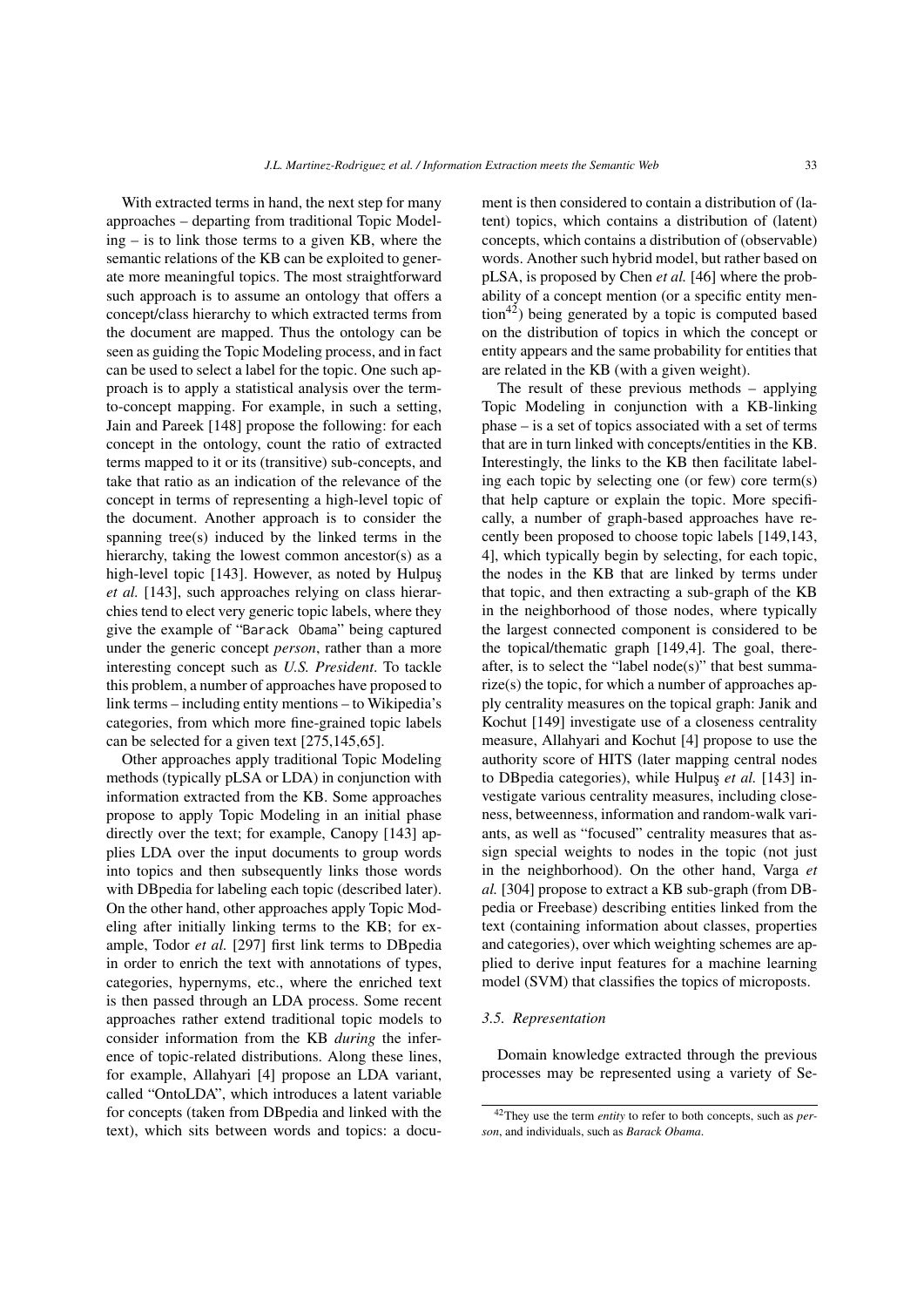With extracted terms in hand, the next step for many approaches – departing from traditional Topic Modeling – is to link those terms to a given KB, where the semantic relations of the KB can be exploited to generate more meaningful topics. The most straightforward such approach is to assume an ontology that offers a concept/class hierarchy to which extracted terms from the document are mapped. Thus the ontology can be seen as guiding the Topic Modeling process, and in fact can be used to select a label for the topic. One such approach is to apply a statistical analysis over the term-to-concept mapping. For example, in such a setting, Jain and Pareek [148] propose the following: for each concept in the ontology, count the ratio of extracted terms mapped to it or its (transitive) sub-concepts, and take that ratio as an indication of the relevance of the concept in terms of representing a high-level topic of the document. Another approach is to consider the spanning tree(s) induced by the linked terms in the hierarchy, taking the lowest common ancestor(s) as a high-level topic [143]. However, as noted by Hulpuş *et al.* [143], such approaches relying on class hierarchies tend to elect very generic topic labels, where they give the example of "`Barack Obama`" being captured under the generic concept *person*, rather than a more interesting concept such as *U.S. President*. To tackle this problem, a number of approaches have proposed to link terms – including entity mentions – to Wikipedia's categories, from which more fine-grained topic labels can be selected for a given text [275,145,65].

Other approaches apply traditional Topic Modeling methods (typically pLSA or LDA) in conjunction with information extracted from the KB. Some approaches propose to apply Topic Modeling in an initial phase directly over the text; for example, Canopy [143] applies LDA over the input documents to group words into topics and then subsequently links those words with DBpedia for labeling each topic (described later). On the other hand, other approaches apply Topic Modeling after initially linking terms to the KB; for example, Todor *et al.* [297] first link terms to DBpedia in order to enrich the text with annotations of types, categories, hypernyms, etc., where the enriched text is then passed through an LDA process. Some recent approaches rather extend traditional topic models to consider information from the KB *during* the inference of topic-related distributions. Along these lines, for example, Allahyari [4] propose an LDA variant, called "OntoLDA", which introduces a latent variable for concepts (taken from DBpedia and linked with the text), which sits between words and topics: a document is then considered to contain a distribution of (latent) topics, which contains a distribution of (latent) concepts, which contains a distribution of (observable) words. Another such hybrid model, but rather based on pLSA, is proposed by Chen *et al.* [46] where the probability of a concept mention (or a specific entity mention[42]) being generated by a topic is computed based on the distribution of topics in which the concept or entity appears and the same probability for entities that are related in the KB (with a given weight).

The result of these previous methods – applying Topic Modeling in conjunction with a KB-linking phase – is a set of topics associated with a set of terms that are in turn linked with concepts/entities in the KB. Interestingly, the links to the KB then facilitate labeling each topic by selecting one (or few) core term(s) that help capture or explain the topic. More specifically, a number of graph-based approaches have recently been proposed to choose topic labels [149,143,4], which typically begin by selecting, for each topic, the nodes in the KB that are linked by terms under that topic, and then extracting a sub-graph of the KB in the neighborhood of those nodes, where typically the largest connected component is considered to be the topical/thematic graph [149,4]. The goal, thereafter, is to select the "label node(s)" that best summarize(s) the topic, for which a number of approaches apply centrality measures on the topical graph: Janik and Kochut [149] investigate use of a closeness centrality measure, Allahyari and Kochut [4] propose to use the authority score of HITS (later mapping central nodes to DBpedia categories), while Hulpuş *et al.* [143] investigate various centrality measures, including closeness, betweenness, information and random-walk variants, as well as "focused" centrality measures that assign special weights to nodes in the topic (not just in the neighborhood). On the other hand, Varga *et al.* [304] propose to extract a KB sub-graph (from DBpedia or Freebase) describing entities linked from the text (containing information about classes, properties and categories), over which weighting schemes are applied to derive input features for a machine learning model (SVM) that classifies the topics of microposts.

### 3.5. Representation

Domain knowledge extracted through the previous processes may be represented using a variety of Se-

[42] They use the term *entity* to refer to both concepts, such as *person*, and individuals, such as *Barack Obama*.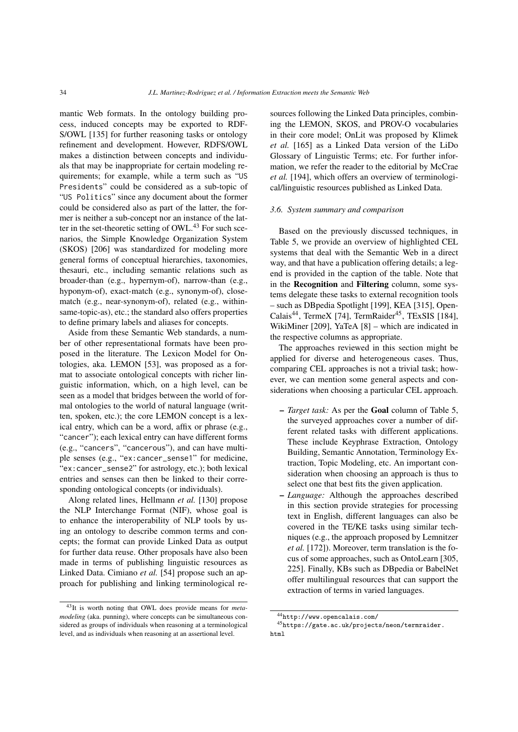mantic Web formats. In the ontology building process, induced concepts may be exported to RDFS/OWL [135] for further reasoning tasks or ontology refinement and development. However, RDFS/OWL makes a distinction between concepts and individuals that may be inappropriate for certain modeling requirements; for example, while a term such as "US Presidents" could be considered as a sub-topic of "US Politics" since any document about the former could be considered also as part of the latter, the former is neither a sub-concept nor an instance of the latter in the set-theoretic setting of OWL.[43] For such scenarios, the Simple Knowledge Organization System (SKOS) [206] was standardized for modeling more general forms of conceptual hierarchies, taxonomies, thesauri, etc., including semantic relations such as broader-than (e.g., hypernym-of), narrow-than (e.g., hyponym-of), exact-match (e.g., synonym-of), close-match (e.g., near-synonym-of), related (e.g., within-same-topic-as), etc.; the standard also offers properties to define primary labels and aliases for concepts.

Aside from these Semantic Web standards, a number of other representational formats have been proposed in the literature. The Lexicon Model for Ontologies, aka. LEMON [53], was proposed as a format to associate ontological concepts with richer linguistic information, which, on a high level, can be seen as a model that bridges between the world of formal ontologies to the world of natural language (written, spoken, etc.); the core LEMON concept is a lexical entry, which can be a word, affix or phrase (e.g., "cancer"); each lexical entry can have different forms (e.g., "cancers", "cancerous"), and can have multiple senses (e.g., "ex:cancer_sense1" for medicine, "ex:cancer_sense2" for astrology, etc.); both lexical entries and senses can then be linked to their corresponding ontological concepts (or individuals).

Along related lines, Hellmann *et al.* [130] propose the NLP Interchange Format (NIF), whose goal is to enhance the interoperability of NLP tools by using an ontology to describe common terms and concepts; the format can provide Linked Data as output for further data reuse. Other proposals have also been made in terms of publishing linguistic resources as Linked Data. Cimiano *et al.* [54] propose such an approach for publishing and linking terminological resources following the Linked Data principles, combining the LEMON, SKOS, and PROV-O vocabularies in their core model; OnLit was proposed by Klimek *et al.* [165] as a Linked Data version of the LiDo Glossary of Linguistic Terms; etc. For further information, we refer the reader to the editorial by McCrae *et al.* [194], which offers an overview of terminological/linguistic resources published as Linked Data.

### 3.6. System summary and comparison

Based on the previously discussed techniques, in Table 5, we provide an overview of highlighted CEL systems that deal with the Semantic Web in a direct way, and that have a publication offering details; a legend is provided in the caption of the table. Note that in the **Recognition** and **Filtering** column, some systems delegate these tasks to external recognition tools – such as DBpedia Spotlight [199], KEA [315], OpenCalais[44], TermeX [74], TermRaider[45], TExSIS [184], WikiMiner [209], YaTeA [8] – which are indicated in the respective columns as appropriate.

The approaches reviewed in this section might be applied for diverse and heterogeneous cases. Thus, comparing CEL approaches is not a trivial task; however, we can mention some general aspects and considerations when choosing a particular CEL approach.

- *Target task:* As per the **Goal** column of Table 5, the surveyed approaches cover a number of different related tasks with different applications. These include Keyphrase Extraction, Ontology Building, Semantic Annotation, Terminology Extraction, Topic Modeling, etc. An important consideration when choosing an approach is thus to select one that best fits the given application.
- *Language:* Although the approaches described in this section provide strategies for processing text in English, different languages can also be covered in the TE/KE tasks using similar techniques (e.g., the approach proposed by Lemnitzer *et al.* [172]). Moreover, term translation is the focus of some approaches, such as OntoLearn [305, 225]. Finally, KBs such as DBpedia or BabelNet offer multilingual resources that can support the extraction of terms in varied languages.

[43] It is worth noting that OWL does provide means for *meta-modeling* (aka. punning), where concepts can be simultaneous considered as groups of individuals when reasoning at a terminological level, and as individuals when reasoning at an assertional level.

[44] http://www.opencalais.com/

[45] https://gate.ac.uk/projects/neon/termraider.html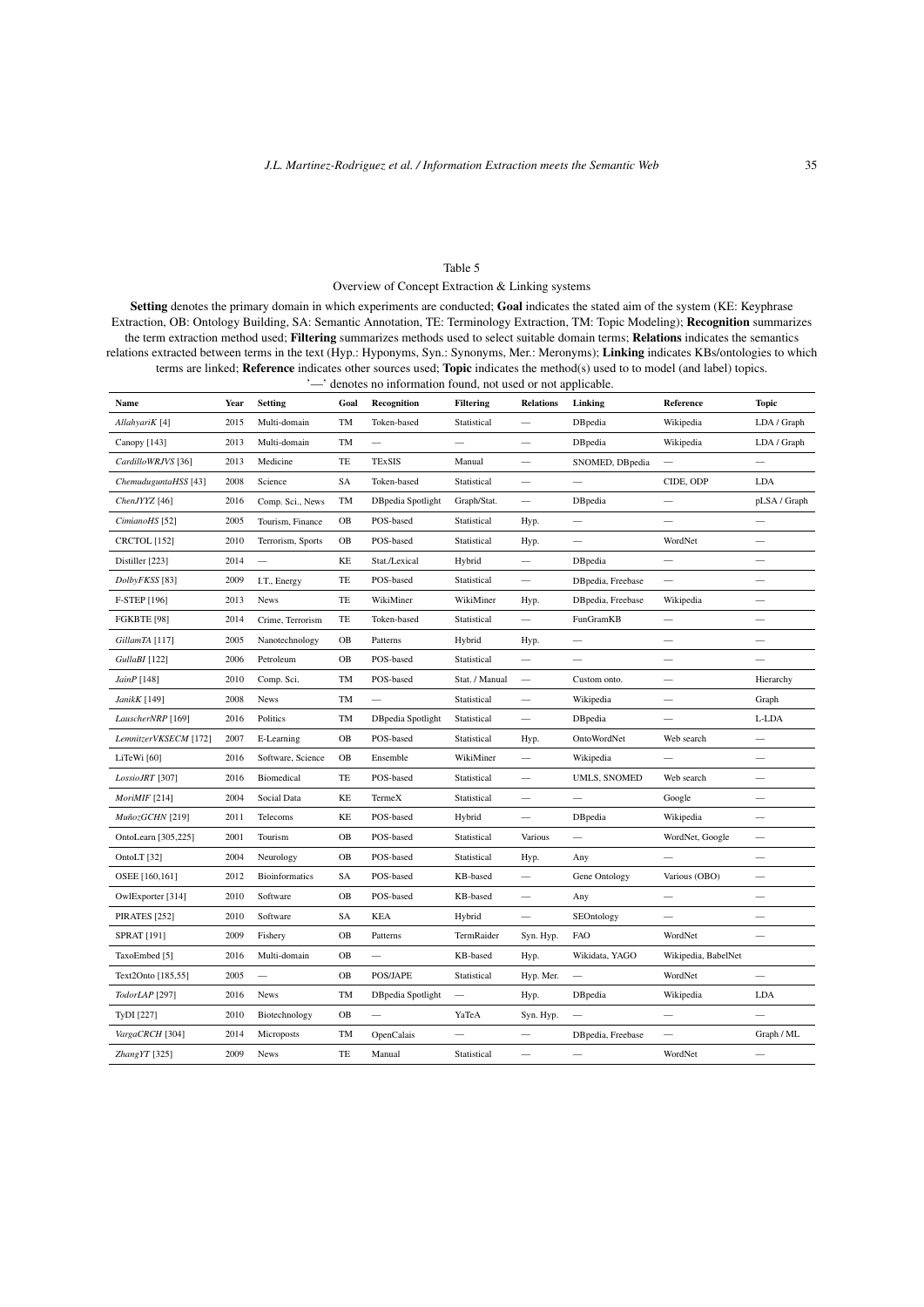Table 5

Overview of Concept Extraction & Linking systems

**Setting** denotes the primary domain in which experiments are conducted; **Goal** indicates the stated aim of the system (KE: Keyphrase Extraction, OB: Ontology Building, SA: Semantic Annotation, TE: Terminology Extraction, TM: Topic Modeling); **Recognition** summarizes the term extraction method used; **Filtering** summarizes methods used to select suitable domain terms; **Relations** indicates the semantics relations extracted between terms in the text (Hyp.: Hyponyms, Syn.: Synonyms, Mer.: Meronyms); **Linking** indicates KBs/ontologies to which terms are linked; **Reference** indicates other sources used; **Topic** indicates the method(s) used to to model (and label) topics.
'—' denotes no information found, not used or not applicable.

| Name | Year | Setting | Goal | Recognition | Filtering | Relations | Linking | Reference | Topic |
|---|---|---|---|---|---|---|---|---|---|
| *AllahyariK* [4] | 2015 | Multi-domain | TM | Token-based | Statistical | — | DBpedia | Wikipedia | LDA / Graph |
| Canopy [143] | 2013 | Multi-domain | TM | — | — | — | DBpedia | Wikipedia | LDA / Graph |
| *CardilloWRJVS* [36] | 2013 | Medicine | TE | TExSIS | Manual | — | SNOMED, DBpedia | — | — |
| *ChemudugunataHSS* [43] | 2008 | Science | SA | Token-based | Statistical | — | — | CIDE, ODP | LDA |
| *ChenJYYZ* [46] | 2016 | Comp. Sci., News | TM | DBpedia Spotlight | Graph/Stat. | — | DBpedia | — | pLSA / Graph |
| *CimianoHS* [52] | 2005 | Tourism, Finance | OB | POS-based | Statistical | Hyp. | — | — | — |
| CRCTOL [152] | 2010 | Terrorism, Sports | OB | POS-based | Statistical | Hyp. | — | WordNet | — |
| Distiller [223] | 2014 | — | KE | Stat./Lexical | Hybrid | — | DBpedia | — | — |
| *DolbyFKSS* [83] | 2009 | I.T., Energy | TE | POS-based | Statistical | — | DBpedia, Freebase | — | — |
| F-STEP [196] | 2013 | News | TE | WikiMiner | WikiMiner | Hyp. | DBpedia, Freebase | Wikipedia | — |
| FGKBTE [98] | 2014 | Crime, Terrorism | TE | Token-based | Statistical | — | FunGramKB | — | — |
| *GillamTA* [117] | 2005 | Nanotechnology | OB | Patterns | Hybrid | Hyp. | — | — | — |
| *GullaBI* [122] | 2006 | Petroleum | OB | POS-based | Statistical | — | — | — | — |
| *JainP* [148] | 2010 | Comp. Sci. | TM | POS-based | Stat. / Manual | — | Custom onto. | — | Hierarchy |
| *JanikK* [149] | 2008 | News | TM | — | Statistical | — | Wikipedia | — | Graph |
| *LauscherNRP* [169] | 2016 | Politics | TM | DBpedia Spotlight | Statistical | — | DBpedia | — | L-LDA |
| *LemnitzerVKSECM* [172] | 2007 | E-Learning | OB | POS-based | Statistical | Hyp. | OntoWordNet | Web search | — |
| LiTeWi [60] | 2016 | Software, Science | OB | Ensemble | WikiMiner | — | Wikipedia | — | — |
| *LossioJRT* [307] | 2016 | Biomedical | TE | POS-based | Statistical | — | UMLS, SNOMED | Web search | — |
| *MoriMIF* [214] | 2004 | Social Data | KE | TermeX | Statistical | — | — | Google | — |
| *MuñozGCHN* [219] | 2011 | Telecoms | KE | POS-based | Hybrid | — | DBpedia | Wikipedia | — |
| OntoLearn [305,225] | 2001 | Tourism | OB | POS-based | Statistical | Various | — | WordNet, Google | — |
| OntoLT [32] | 2004 | Neurology | OB | POS-based | Statistical | Hyp. | Any | — | — |
| OSEE [160,161] | 2012 | Bioinformatics | SA | POS-based | KB-based | — | Gene Ontology | Various (OBO) | — |
| OwlExporter [314] | 2010 | Software | OB | POS-based | KB-based | — | Any | — | — |
| PIRATES [252] | 2010 | Software | SA | KEA | Hybrid | — | SEOntology | — | — |
| SPRAT [191] | 2009 | Fishery | OB | Patterns | TermRaider | Syn. Hyp. | FAO | WordNet | — |
| TaxoEmbed [5] | 2016 | Multi-domain | OB | — | KB-based | Hyp. | Wikidata, YAGO | Wikipedia, BabelNet | |
| Text2Onto [185,55] | 2005 | — | OB | POS/JAPE | Statistical | Hyp. Mer. | — | WordNet | — |
| *TodorLAP* [297] | 2016 | News | TM | DBpedia Spotlight | — | Hyp. | DBpedia | Wikipedia | LDA |
| TyDI [227] | 2010 | Biotechnology | OB | — | YaTeA | Syn. Hyp. | — | — | — |
| *VargaCRCH* [304] | 2014 | Microposts | TM | OpenCalais | — | — | DBpedia, Freebase | — | Graph / ML |
| *ZhangYT* [325] | 2009 | News | TE | Manual | Statistical | — | — | WordNet | — |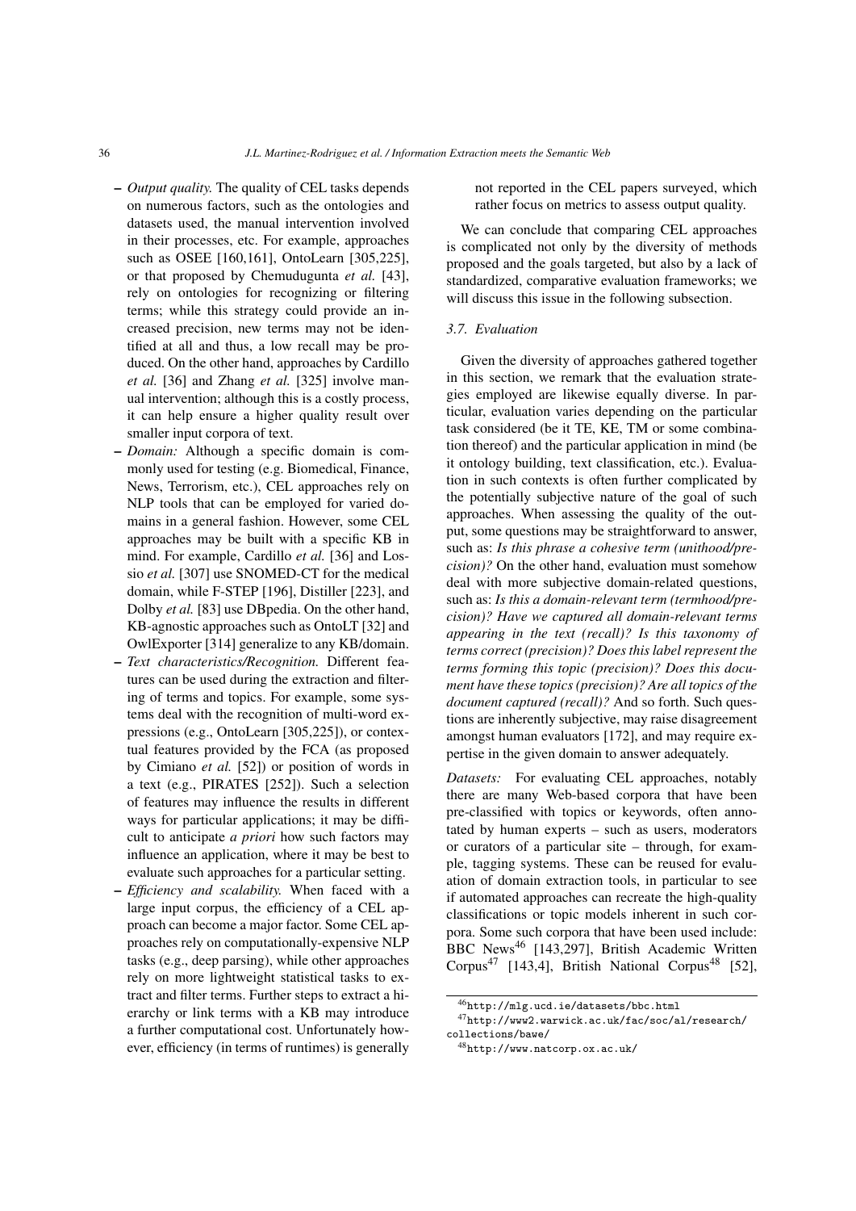– *Output quality.* The quality of CEL tasks depends on numerous factors, such as the ontologies and datasets used, the manual intervention involved in their processes, etc. For example, approaches such as OSEE [160,161], OntoLearn [305,225], or that proposed by Chemudugunta *et al.* [43], rely on ontologies for recognizing or filtering terms; while this strategy could provide an increased precision, new terms may not be identified at all and thus, a low recall may be produced. On the other hand, approaches by Cardillo *et al.* [36] and Zhang *et al.* [325] involve manual intervention; although this is a costly process, it can help ensure a higher quality result over smaller input corpora of text.
– *Domain:* Although a specific domain is commonly used for testing (e.g. Biomedical, Finance, News, Terrorism, etc.), CEL approaches rely on NLP tools that can be employed for varied domains in a general fashion. However, some CEL approaches may be built with a specific KB in mind. For example, Cardillo *et al.* [36] and Lossio *et al.* [307] use SNOMED-CT for the medical domain, while F-STEP [196], Distiller [223], and Dolby *et al.* [83] use DBpedia. On the other hand, KB-agnostic approaches such as OntoLT [32] and OwlExporter [314] generalize to any KB/domain.
– *Text characteristics/Recognition.* Different features can be used during the extraction and filtering of terms and topics. For example, some systems deal with the recognition of multi-word expressions (e.g., OntoLearn [305,225]), or contextual features provided by the FCA (as proposed by Cimiano *et al.* [52]) or position of words in a text (e.g., PIRATES [252]). Such a selection of features may influence the results in different ways for particular applications; it may be difficult to anticipate *a priori* how such factors may influence an application, where it may be best to evaluate such approaches for a particular setting.
– *Efficiency and scalability.* When faced with a large input corpus, the efficiency of a CEL approach can become a major factor. Some CEL approaches rely on computationally-expensive NLP tasks (e.g., deep parsing), while other approaches rely on more lightweight statistical tasks to extract and filter terms. Further steps to extract a hierarchy or link terms with a KB may introduce a further computational cost. Unfortunately however, efficiency (in terms of runtimes) is generally not reported in the CEL papers surveyed, which rather focus on metrics to assess output quality.

We can conclude that comparing CEL approaches is complicated not only by the diversity of methods proposed and the goals targeted, but also by a lack of standardized, comparative evaluation frameworks; we will discuss this issue in the following subsection.

### 3.7. Evaluation

Given the diversity of approaches gathered together in this section, we remark that the evaluation strategies employed are likewise equally diverse. In particular, evaluation varies depending on the particular task considered (be it TE, KE, TM or some combination thereof) and the particular application in mind (be it ontology building, text classification, etc.). Evaluation in such contexts is often further complicated by the potentially subjective nature of the goal of such approaches. When assessing the quality of the output, some questions may be straightforward to answer, such as: *Is this phrase a cohesive term (unithood/precision)?* On the other hand, evaluation must somehow deal with more subjective domain-related questions, such as: *Is this a domain-relevant term (termhood/precision)? Have we captured all domain-relevant terms appearing in the text (recall)? Is this taxonomy of terms correct (precision)? Does this label represent the terms forming this topic (precision)? Does this document have these topics (precision)? Are all topics of the document captured (recall)?* And so forth. Such questions are inherently subjective, may raise disagreement amongst human evaluators [172], and may require expertise in the given domain to answer adequately.

*Datasets:* For evaluating CEL approaches, notably there are many Web-based corpora that have been pre-classified with topics or keywords, often annotated by human experts – such as users, moderators or curators of a particular site – through, for example, tagging systems. These can be reused for evaluation of domain extraction tools, in particular to see if automated approaches can recreate the high-quality classifications or topic models inherent in such corpora. Some such corpora that have been used include: BBC News[46] [143,297], British Academic Written Corpus[47] [143,4], British National Corpus[48] [52],

[46] http://mlg.ucd.ie/datasets/bbc.html

[47] http://www2.warwick.ac.uk/fac/soc/al/research/collections/bawe/

[48] http://www.natcorp.ox.ac.uk/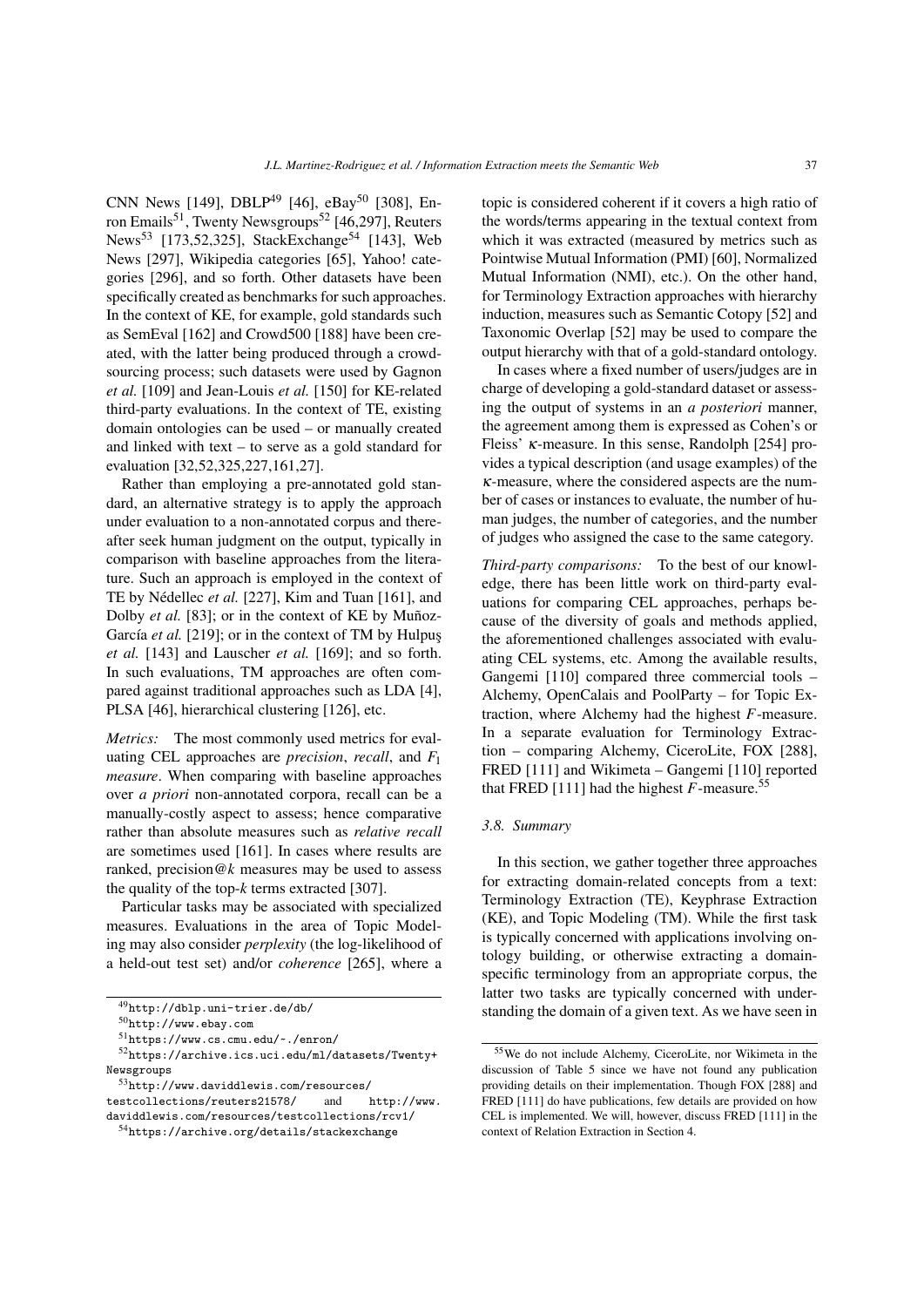CNN News [149], DBLP[49] [46], eBay[50] [308], Enron Emails[51], Twenty Newsgroups[52] [46,297], Reuters News[53] [173,52,325], StackExchange[54] [143], Web News [297], Wikipedia categories [65], Yahoo! categories [296], and so forth. Other datasets have been specifically created as benchmarks for such approaches. In the context of KE, for example, gold standards such as SemEval [162] and Crowd500 [188] have been created, with the latter being produced through a crowdsourcing process; such datasets were used by Gagnon *et al.* [109] and Jean-Louis *et al.* [150] for KE-related third-party evaluations. In the context of TE, existing domain ontologies can be used – or manually created and linked with text – to serve as a gold standard for evaluation [32,52,325,227,161,27].

Rather than employing a pre-annotated gold standard, an alternative strategy is to apply the approach under evaluation to a non-annotated corpus and thereafter seek human judgment on the output, typically in comparison with baseline approaches from the literature. Such an approach is employed in the context of TE by Nédellec *et al.* [227], Kim and Tuan [161], and Dolby *et al.* [83]; or in the context of KE by Muñoz-García *et al.* [219]; or in the context of TM by Hulpuş *et al.* [143] and Lauscher *et al.* [169]; and so forth. In such evaluations, TM approaches are often compared against traditional approaches such as LDA [4], PLSA [46], hierarchical clustering [126], etc.

*Metrics:* The most commonly used metrics for evaluating CEL approaches are *precision*, *recall*, and $F_1$ *measure*. When comparing with baseline approaches over *a priori* non-annotated corpora, recall can be a manually-costly aspect to assess; hence comparative rather than absolute measures such as *relative recall* are sometimes used [161]. In cases where results are ranked, precision@$k$ measures may be used to assess the quality of the top-$k$ terms extracted [307].

Particular tasks may be associated with specialized measures. Evaluations in the area of Topic Modeling may also consider *perplexity* (the log-likelihood of a held-out test set) and/or *coherence* [265], where a topic is considered coherent if it covers a high ratio of the words/terms appearing in the textual context from which it was extracted (measured by metrics such as Pointwise Mutual Information (PMI) [60], Normalized Mutual Information (NMI), etc.). On the other hand, for Terminology Extraction approaches with hierarchy induction, measures such as Semantic Cotopy [52] and Taxonomic Overlap [52] may be used to compare the output hierarchy with that of a gold-standard ontology.

In cases where a fixed number of users/judges are in charge of developing a gold-standard dataset or assessing the output of systems in an *a posteriori* manner, the agreement among them is expressed as Cohen's or Fleiss' $\kappa$-measure. In this sense, Randolph [254] provides a typical description (and usage examples) of the $\kappa$-measure, where the considered aspects are the number of cases or instances to evaluate, the number of human judges, the number of categories, and the number of judges who assigned the case to the same category.

*Third-party comparisons:* To the best of our knowledge, there has been little work on third-party evaluations for comparing CEL approaches, perhaps because of the diversity of goals and methods applied, the aforementioned challenges associated with evaluating CEL systems, etc. Among the available results, Gangemi [110] compared three commercial tools – Alchemy, OpenCalais and PoolParty – for Topic Extraction, where Alchemy had the highest $F$-measure. In a separate evaluation for Terminology Extraction – comparing Alchemy, CiceroLite, FOX [288], FRED [111] and Wikimeta – Gangemi [110] reported that FRED [111] had the highest $F$-measure.[55]

### 3.8. Summary

In this section, we gather together three approaches for extracting domain-related concepts from a text: Terminology Extraction (TE), Keyphrase Extraction (KE), and Topic Modeling (TM). While the first task is typically concerned with applications involving ontology building, or otherwise extracting a domain-specific terminology from an appropriate corpus, the latter two tasks are typically concerned with understanding the domain of a given text. As we have seen in

---

[49] http://dblp.uni-trier.de/db/

[50] http://www.ebay.com

[51] https://www.cs.cmu.edu/~./enron/

[52] https://archive.ics.uci.edu/ml/datasets/Twenty+Newsgroups

[53] http://www.daviddlewis.com/resources/testcollections/reuters21578/ and http://www.daviddlewis.com/resources/testcollections/rcv1/

[54] https://archive.org/details/stackexchange

[55] We do not include Alchemy, CiceroLite, nor Wikimeta in the discussion of Table 5 since we have not found any publication providing details on their implementation. Though FOX [288] and FRED [111] do have publications, few details are provided on how CEL is implemented. We will, however, discuss FRED [111] in the context of Relation Extraction in Section 4.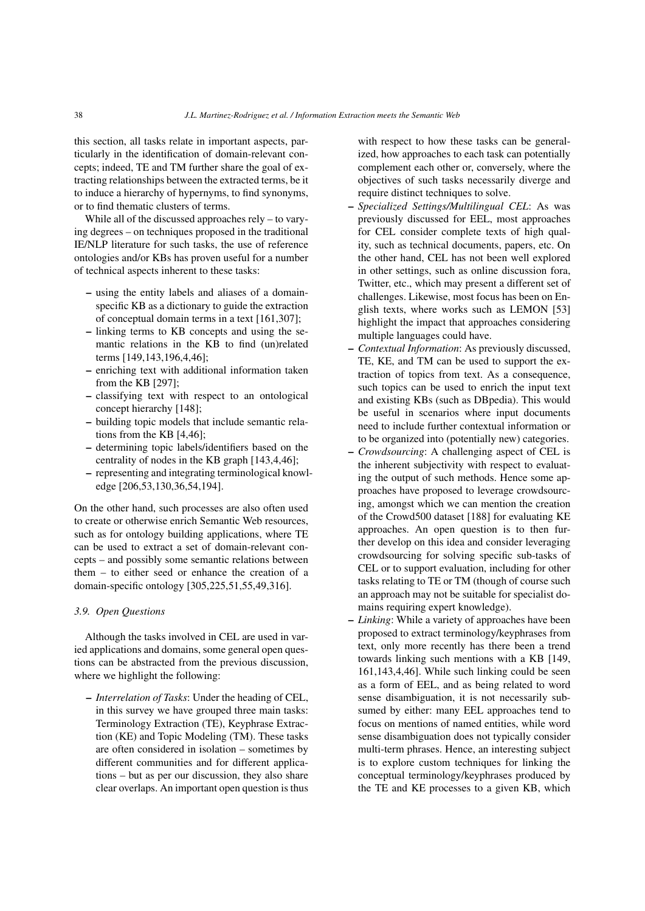this section, all tasks relate in important aspects, particularly in the identification of domain-relevant concepts; indeed, TE and TM further share the goal of extracting relationships between the extracted terms, be it to induce a hierarchy of hypernyms, to find synonyms, or to find thematic clusters of terms.

While all of the discussed approaches rely – to varying degrees – on techniques proposed in the traditional IE/NLP literature for such tasks, the use of reference ontologies and/or KBs has proven useful for a number of technical aspects inherent to these tasks:

- using the entity labels and aliases of a domain-specific KB as a dictionary to guide the extraction of conceptual domain terms in a text [161,307];
- linking terms to KB concepts and using the semantic relations in the KB to find (un)related terms [149,143,196,4,46];
- enriching text with additional information taken from the KB [297];
- classifying text with respect to an ontological concept hierarchy [148];
- building topic models that include semantic relations from the KB [4,46];
- determining topic labels/identifiers based on the centrality of nodes in the KB graph [143,4,46];
- representing and integrating terminological knowledge [206,53,130,36,54,194].

On the other hand, such processes are also often used to create or otherwise enrich Semantic Web resources, such as for ontology building applications, where TE can be used to extract a set of domain-relevant concepts – and possibly some semantic relations between them – to either seed or enhance the creation of a domain-specific ontology [305,225,51,55,49,316].

### 3.9. Open Questions

Although the tasks involved in CEL are used in varied applications and domains, some general open questions can be abstracted from the previous discussion, where we highlight the following:

- *Interrelation of Tasks*: Under the heading of CEL, in this survey we have grouped three main tasks: Terminology Extraction (TE), Keyphrase Extraction (KE) and Topic Modeling (TM). These tasks are often considered in isolation – sometimes by different communities and for different applications – but as per our discussion, they also share clear overlaps. An important open question is thus with respect to how these tasks can be generalized, how approaches to each task can potentially complement each other or, conversely, where the objectives of such tasks necessarily diverge and require distinct techniques to solve.
- *Specialized Settings/Multilingual CEL*: As was previously discussed for EEL, most approaches for CEL consider complete texts of high quality, such as technical documents, papers, etc. On the other hand, CEL has not been well explored in other settings, such as online discussion fora, Twitter, etc., which may present a different set of challenges. Likewise, most focus has been on English texts, where works such as LEMON [53] highlight the impact that approaches considering multiple languages could have.
- *Contextual Information*: As previously discussed, TE, KE, and TM can be used to support the extraction of topics from text. As a consequence, such topics can be used to enrich the input text and existing KBs (such as DBpedia). This would be useful in scenarios where input documents need to include further contextual information or to be organized into (potentially new) categories.
- *Crowdsourcing*: A challenging aspect of CEL is the inherent subjectivity with respect to evaluating the output of such methods. Hence some approaches have proposed to leverage crowdsourcing, amongst which we can mention the creation of the Crowd500 dataset [188] for evaluating KE approaches. An open question is to then further develop on this idea and consider leveraging crowdsourcing for solving specific sub-tasks of CEL or to support evaluation, including for other tasks relating to TE or TM (though of course such an approach may not be suitable for specialist domains requiring expert knowledge).
- *Linking*: While a variety of approaches have been proposed to extract terminology/keyphrases from text, only more recently has there been a trend towards linking such mentions with a KB [149, 161,143,4,46]. While such linking could be seen as a form of EEL, and as being related to word sense disambiguation, it is not necessarily subsumed by either: many EEL approaches tend to focus on mentions of named entities, while word sense disambiguation does not typically consider multi-term phrases. Hence, an interesting subject is to explore custom techniques for linking the conceptual terminology/keyphrases produced by the TE and KE processes to a given KB, which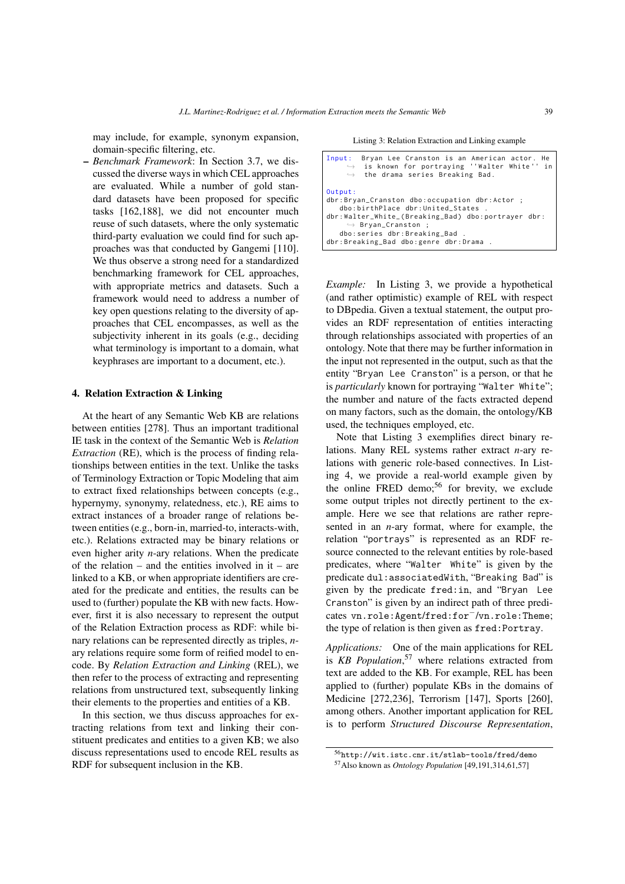may include, for example, synonym expansion, domain-specific filtering, etc.

– *Benchmark Framework*: In Section 3.7, we discussed the diverse ways in which CEL approaches are evaluated. While a number of gold standard datasets have been proposed for specific tasks [162,188], we did not encounter much reuse of such datasets, where the only systematic third-party evaluation we could find for such approaches was that conducted by Gangemi [110]. We thus observe a strong need for a standardized benchmarking framework for CEL approaches, with appropriate metrics and datasets. Such a framework would need to address a number of key open questions relating to the diversity of approaches that CEL encompasses, as well as the subjectivity inherent in its goals (e.g., deciding what terminology is important to a domain, what keyphrases are important to a document, etc.).

## 4. Relation Extraction & Linking

At the heart of any Semantic Web KB are relations between entities [278]. Thus an important traditional IE task in the context of the Semantic Web is *Relation Extraction* (RE), which is the process of finding relationships between entities in the text. Unlike the tasks of Terminology Extraction or Topic Modeling that aim to extract fixed relationships between concepts (e.g., hypernymy, synonymy, relatedness, etc.), RE aims to extract instances of a broader range of relations between entities (e.g., born-in, married-to, interacts-with, etc.). Relations extracted may be binary relations or even higher arity *n*-ary relations. When the predicate of the relation – and the entities involved in it – are linked to a KB, or when appropriate identifiers are created for the predicate and entities, the results can be used to (further) populate the KB with new facts. However, first it is also necessary to represent the output of the Relation Extraction process as RDF: while binary relations can be represented directly as triples, *n*-ary relations require some form of reified model to encode. By *Relation Extraction and Linking* (REL), we then refer to the process of extracting and representing relations from unstructured text, subsequently linking their elements to the properties and entities of a KB.

In this section, we thus discuss approaches for extracting relations from text and linking their constituent predicates and entities to a given KB; we also discuss representations used to encode REL results as RDF for subsequent inclusion in the KB.

Listing 3: Relation Extraction and Linking example

```
Input:  Bryan Lee Cranston is an American actor. He
     ↪  is known for portraying ''Walter White'' in
     ↪  the drama series Breaking Bad.

Output:
dbr:Bryan_Cranston dbo:occupation dbr:Actor ;
   dbo:birthPlace dbr:United_States .
dbr:Walter_White_(Breaking_Bad) dbo:portrayer dbr:
     ↪ Bryan_Cranston ;
   dbo:series dbr:Breaking_Bad .
dbr:Breaking_Bad dbo:genre dbr:Drama .
```

*Example:* In Listing 3, we provide a hypothetical (and rather optimistic) example of REL with respect to DBpedia. Given a textual statement, the output provides an RDF representation of entities interacting through relationships associated with properties of an ontology. Note that there may be further information in the input not represented in the output, such as that the entity "`Bryan Lee Cranston`" is a person, or that he is *particularly* known for portraying "`Walter White`"; the number and nature of the facts extracted depend on many factors, such as the domain, the ontology/KB used, the techniques employed, etc.

Note that Listing 3 exemplifies direct binary relations. Many REL systems rather extract *n*-ary relations with generic role-based connectives. In Listing 4, we provide a real-world example given by the online FRED demo;[56] for brevity, we exclude some output triples not directly pertinent to the example. Here we see that relations are rather represented in an *n*-ary format, where for example, the relation "`portrays`" is represented as an RDF resource connected to the relevant entities by role-based predicates, where "`Walter White`" is given by the predicate `dul:associatedWith`, "`Breaking Bad`" is given by the predicate `fred:in`, and "`Bryan Lee Cranston`" is given by an indirect path of three predicates `vn.role:Agent`/`fred:for`$^{-}$/`vn.role:Theme`; the type of relation is then given as `fred:Portray`.

*Applications:* One of the main applications for REL is *KB Population*,[57] where relations extracted from text are added to the KB. For example, REL has been applied to (further) populate KBs in the domains of Medicine [272,236], Terrorism [147], Sports [260], among others. Another important application for REL is to perform *Structured Discourse Representation*,

[56] `http://wit.istc.cnr.it/stlab-tools/fred/demo`

[57] Also known as *Ontology Population* [49,191,314,61,57]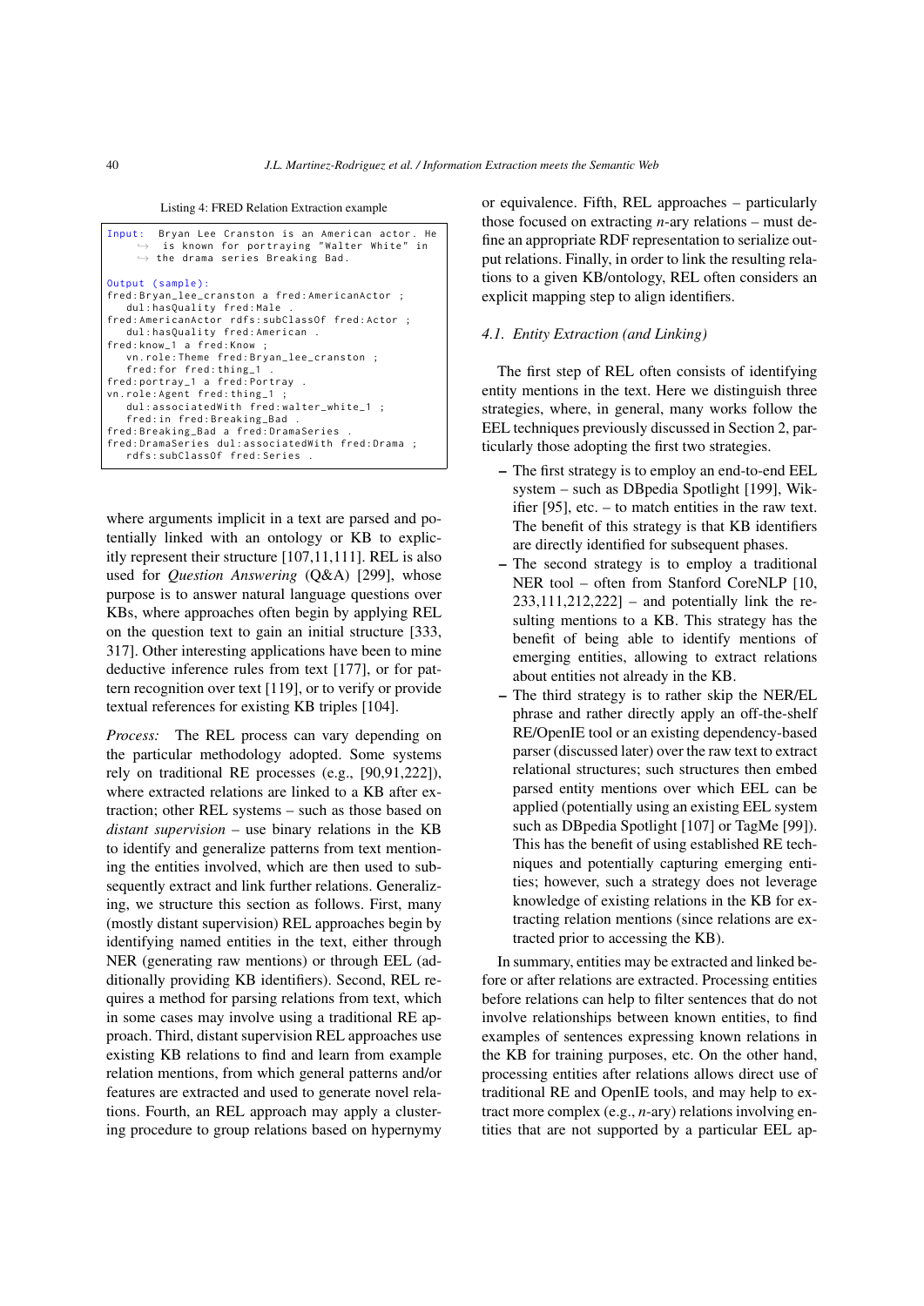Listing 4: FRED Relation Extraction example

```
Input:  Bryan Lee Cranston is an American actor. He
    ↪  is known for portraying "Walter White" in
    ↪  the drama series Breaking Bad.

Output (sample):
fred:Bryan_lee_cranston a fred:AmericanActor ;
   dul:hasQuality fred:Male .
fred:AmericanActor rdfs:subClassOf fred:Actor ;
   dul:hasQuality fred:American .
fred:know_1 a fred:Know ;
   vn.role:Theme fred:Bryan_lee_cranston ;
   fred:for fred:thing_1 .
fred:portray_1 a fred:Portray .
vn.role:Agent fred:thing_1 ;
   dul:associatedWith fred:walter_white_1 ;
   fred:in fred:Breaking_Bad .
fred:Breaking_Bad a fred:DramaSeries .
fred:DramaSeries dul:associatedWith fred:Drama ;
   rdfs:subClassOf fred:Series .
```

where arguments implicit in a text are parsed and potentially linked with an ontology or KB to explicitly represent their structure [107,11,111]. REL is also used for *Question Answering* (Q&A) [299], whose purpose is to answer natural language questions over KBs, where approaches often begin by applying REL on the question text to gain an initial structure [333, 317]. Other interesting applications have been to mine deductive inference rules from text [177], or for pattern recognition over text [119], or to verify or provide textual references for existing KB triples [104].

*Process:* The REL process can vary depending on the particular methodology adopted. Some systems rely on traditional RE processes (e.g., [90,91,222]), where extracted relations are linked to a KB after extraction; other REL systems – such as those based on *distant supervision* – use binary relations in the KB to identify and generalize patterns from text mentioning the entities involved, which are then used to subsequently extract and link further relations. Generalizing, we structure this section as follows. First, many (mostly distant supervision) REL approaches begin by identifying named entities in the text, either through NER (generating raw mentions) or through EEL (additionally providing KB identifiers). Second, REL requires a method for parsing relations from text, which in some cases may involve using a traditional RE approach. Third, distant supervision REL approaches use existing KB relations to find and learn from example relation mentions, from which general patterns and/or features are extracted and used to generate novel relations. Fourth, an REL approach may apply a clustering procedure to group relations based on hypernymy or equivalence. Fifth, REL approaches – particularly those focused on extracting *n*-ary relations – must define an appropriate RDF representation to serialize output relations. Finally, in order to link the resulting relations to a given KB/ontology, REL often considers an explicit mapping step to align identifiers.

### 4.1. Entity Extraction (and Linking)

The first step of REL often consists of identifying entity mentions in the text. Here we distinguish three strategies, where, in general, many works follow the EEL techniques previously discussed in Section 2, particularly those adopting the first two strategies.

- The first strategy is to employ an end-to-end EEL system – such as DBpedia Spotlight [199], Wikifier [95], etc. – to match entities in the raw text. The benefit of this strategy is that KB identifiers are directly identified for subsequent phases.
- The second strategy is to employ a traditional NER tool – often from Stanford CoreNLP [10, 233,111,212,222] – and potentially link the resulting mentions to a KB. This strategy has the benefit of being able to identify mentions of emerging entities, allowing to extract relations about entities not already in the KB.
- The third strategy is to rather skip the NER/EEL phrase and rather directly apply an off-the-shelf RE/OpenIE tool or an existing dependency-based parser (discussed later) over the raw text to extract relational structures; such structures then embed parsed entity mentions over which EEL can be applied (potentially using an existing EEL system such as DBpedia Spotlight [107] or TagMe [99]). This has the benefit of using established RE techniques and potentially capturing emerging entities; however, such a strategy does not leverage knowledge of existing relations in the KB for extracting relation mentions (since relations are extracted prior to accessing the KB).

In summary, entities may be extracted and linked before or after relations are extracted. Processing entities before relations can help to filter sentences that do not involve relationships between known entities, to find examples of sentences expressing known relations in the KB for training purposes, etc. On the other hand, processing entities after relations allows direct use of traditional RE and OpenIE tools, and may help to extract more complex (e.g., *n*-ary) relations involving entities that are not supported by a particular EEL ap-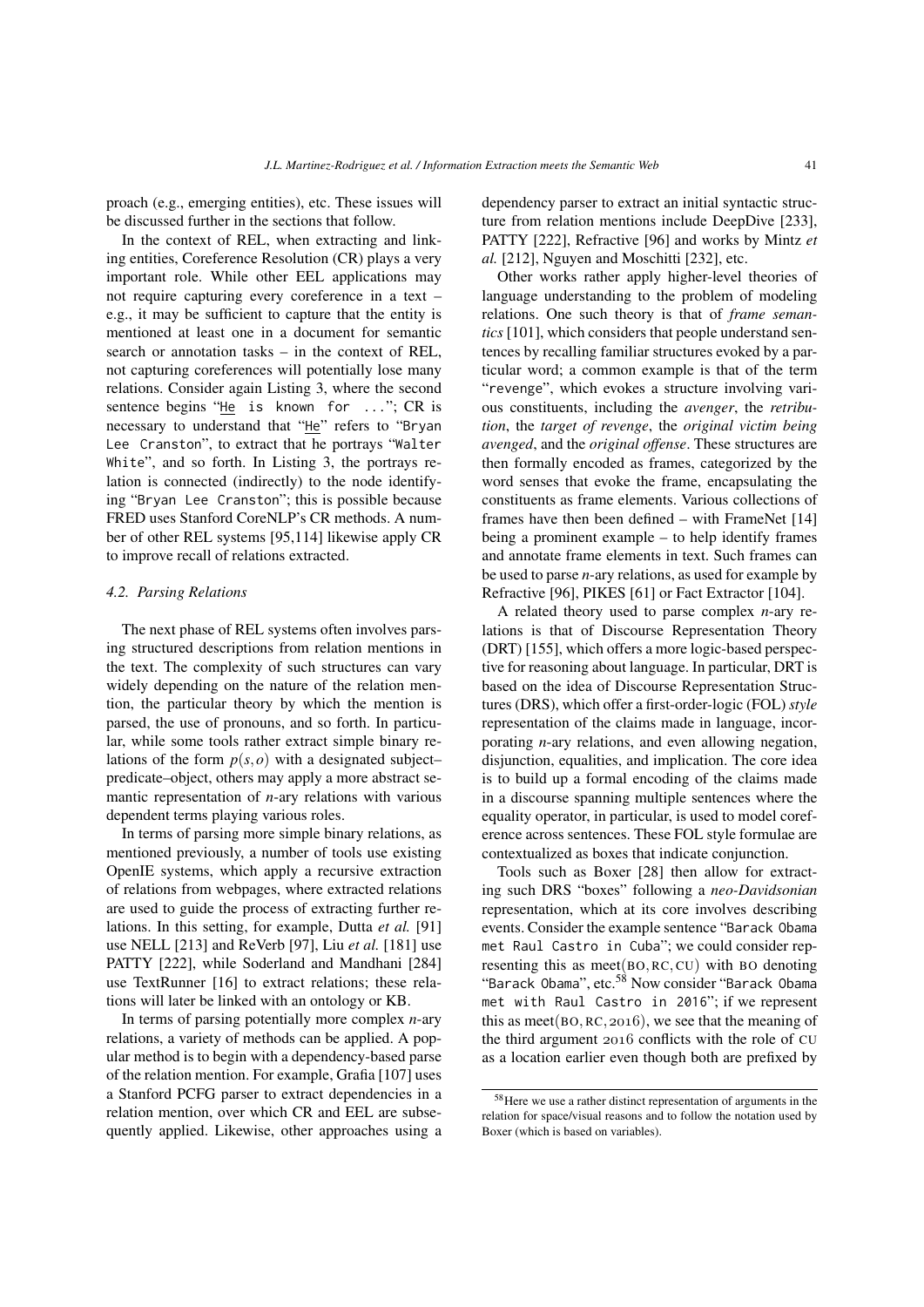proach (e.g., emerging entities), etc. These issues will be discussed further in the sections that follow.

In the context of REL, when extracting and linking entities, Coreference Resolution (CR) plays a very important role. While other EEL applications may not require capturing every coreference in a text – e.g., it may be sufficient to capture that the entity is mentioned at least one in a document for semantic search or annotation tasks – in the context of REL, not capturing coreferences will potentially lose many relations. Consider again Listing 3, where the second sentence begins "He is known for ..."; CR is necessary to understand that "He" refers to "Bryan Lee Cranston", to extract that he portrays "Walter White", and so forth. In Listing 3, the portrays relation is connected (indirectly) to the node identifying "Bryan Lee Cranston"; this is possible because FRED uses Stanford CoreNLP's CR methods. A number of other REL systems [95,114] likewise apply CR to improve recall of relations extracted.

### 4.2. Parsing Relations

The next phase of REL systems often involves parsing structured descriptions from relation mentions in the text. The complexity of such structures can vary widely depending on the nature of the relation mention, the particular theory by which the mention is parsed, the use of pronouns, and so forth. In particular, while some tools rather extract simple binary relations of the form $p(s,o)$ with a designated subject–predicate–object, others may apply a more abstract semantic representation of *n*-ary relations with various dependent terms playing various roles.

In terms of parsing more simple binary relations, as mentioned previously, a number of tools use existing OpenIE systems, which apply a recursive extraction of relations from webpages, where extracted relations are used to guide the process of extracting further relations. In this setting, for example, Dutta *et al.* [91] use NELL [213] and ReVerb [97], Liu *et al.* [181] use PATTY [222], while Soderland and Mandhani [284] use TextRunner [16] to extract relations; these relations will later be linked with an ontology or KB.

In terms of parsing potentially more complex *n*-ary relations, a variety of methods can be applied. A popular method is to begin with a dependency-based parse of the relation mention. For example, Grafia [107] uses a Stanford PCFG parser to extract dependencies in a relation mention, over which CR and EEL are subsequently applied. Likewise, other approaches using a dependency parser to extract an initial syntactic structure from relation mentions include DeepDive [233], PATTY [222], Refractive [96] and works by Mintz *et al.* [212], Nguyen and Moschitti [232], etc.

Other works rather apply higher-level theories of language understanding to the problem of modeling relations. One such theory is that of *frame semantics* [101], which considers that people understand sentences by recalling familiar structures evoked by a particular word; a common example is that of the term "revenge", which evokes a structure involving various constituents, including the *avenger*, the *retribution*, the *target of revenge*, the *original victim being avenged*, and the *original offense*. These structures are then formally encoded as frames, categorized by the word senses that evoke the frame, encapsulating the constituents as frame elements. Various collections of frames have then been defined – with FrameNet [14] being a prominent example – to help identify frames and annotate frame elements in text. Such frames can be used to parse *n*-ary relations, as used for example by Refractive [96], PIKES [61] or Fact Extractor [104].

A related theory used to parse complex *n*-ary relations is that of Discourse Representation Theory (DRT) [155], which offers a more logic-based perspective for reasoning about language. In particular, DRT is based on the idea of Discourse Representation Structures (DRS), which offer a first-order-logic (FOL) *style* representation of the claims made in language, incorporating *n*-ary relations, and even allowing negation, disjunction, equalities, and implication. The core idea is to build up a formal encoding of the claims made in a discourse spanning multiple sentences where the equality operator, in particular, is used to model coreference across sentences. These FOL style formulae are contextualized as boxes that indicate conjunction.

Tools such as Boxer [28] then allow for extracting such DRS "boxes" following a *neo-Davidsonian* representation, which at its core involves describing events. Consider the example sentence "Barack Obama met Raul Castro in Cuba"; we could consider representing this as $\text{meet}(\text{BO}, \text{RC}, \text{CU})$ with BO denoting "Barack Obama", etc.[58] Now consider "Barack Obama met with Raul Castro in 2016"; if we represent this as $\text{meet}(\text{BO}, \text{RC}, 2016)$, we see that the meaning of the third argument 2016 conflicts with the role of CU as a location earlier even though both are prefixed by

[58] Here we use a rather distinct representation of arguments in the relation for space/visual reasons and to follow the notation used by Boxer (which is based on variables).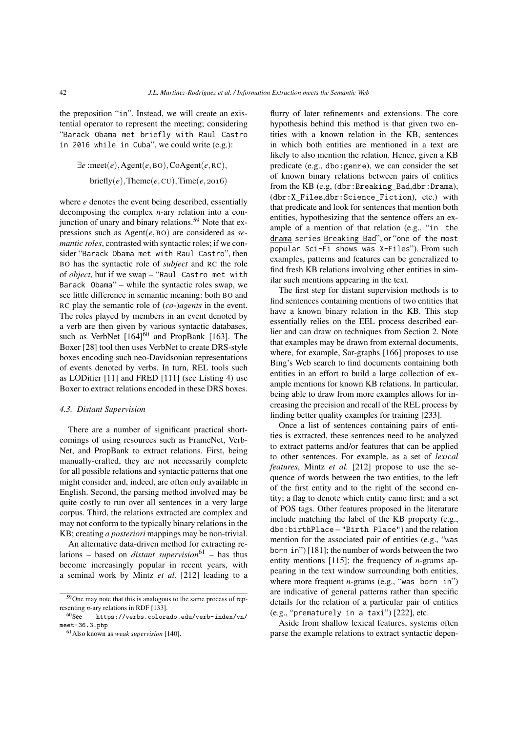the preposition "in". Instead, we will create an existential operator to represent the meeting; considering "Barack Obama met briefly with Raul Castro in 2016 while in Cuba", we could write (e.g.):

$$\exists e : \text{meet}(e), \text{Agent}(e, \text{BO}), \text{CoAgent}(e, \text{RC}), \\ \text{briefly}(e), \text{Theme}(e, \text{CU}), \text{Time}(e, 2016)$$

where $e$ denotes the event being described, essentially decomposing the complex $n$-ary relation into a conjunction of unary and binary relations.[59] Note that expressions such as $\text{Agent}(e, \text{BO})$ are considered as *semantic roles*, contrasted with syntactic roles; if we consider "Barack Obama met with Raul Castro", then BO has the syntactic role of *subject* and RC the role of *object*, but if we swap – "Raul Castro met with Barack Obama" – while the syntactic roles swap, we see little difference in semantic meaning: both BO and RC play the semantic role of *(co-)agents* in the event. The roles played by members in an event denoted by a verb are then given by various syntactic databases, such as VerbNet [164][60] and PropBank [163]. The Boxer [28] tool then uses VerbNet to create DRS-style boxes encoding such neo-Davidsonian representations of events denoted by verbs. In turn, REL tools such as LODifier [11] and FRED [111] (see Listing 4) use Boxer to extract relations encoded in these DRS boxes.

### 4.3. Distant Supervision

There are a number of significant practical shortcomings of using resources such as FrameNet, VerbNet, and PropBank to extract relations. First, being manually-crafted, they are not necessarily complete for all possible relations and syntactic patterns that one might consider and, indeed, are often only available in English. Second, the parsing method involved may be quite costly to run over all sentences in a very large corpus. Third, the relations extracted are complex and may not conform to the typically binary relations in the KB; creating *a posteriori* mappings may be non-trivial.

An alternative data-driven method for extracting relations – based on *distant supervision*[61] – has thus become increasingly popular in recent years, with a seminal work by Mintz *et al.* [212] leading to a flurry of later refinements and extensions. The core hypothesis behind this method is that given two entities with a known relation in the KB, sentences in which both entities are mentioned in a text are likely to also mention the relation. Hence, given a KB predicate (e.g., dbo:genre), we can consider the set of known binary relations between pairs of entities from the KB (e.g, (dbr:Breaking_Bad,dbr:Drama), (dbr:X_Files,dbr:Science_Fiction), etc.) with that predicate and look for sentences that mention both entities, hypothesizing that the sentence offers an example of a mention of that relation (e.g., "in the <u>drama</u> series <u>Breaking Bad</u>", or "one of the most popular <u>Sci-Fi</u> shows was <u>X-Files</u>"). From such examples, patterns and features can be generalized to find fresh KB relations involving other entities in similar such mentions appearing in the text.

The first step for distant supervision methods is to find sentences containing mentions of two entities that have a known binary relation in the KB. This step essentially relies on the EEL process described earlier and can draw on techniques from Section 2. Note that examples may be drawn from external documents, where, for example, Sar-graphs [166] proposes to use Bing's Web search to find documents containing both entities in an effort to build a large collection of example mentions for known KB relations. In particular, being able to draw from more examples allows for increasing the precision and recall of the REL process by finding better quality examples for training [233].

Once a list of sentences containing pairs of entities is extracted, these sentences need to be analyzed to extract patterns and/or features that can be applied to other sentences. For example, as a set of *lexical features*, Mintz *et al.* [212] propose to use the sequence of words between the two entities, to the left of the first entity and to the right of the second entity; a flag to denote which entity came first; and a set of POS tags. Other features proposed in the literature include matching the label of the KB property (e.g., dbo:birthPlace – "Birth Place") and the relation mention for the associated pair of entities (e.g., "was born in") [181]; the number of words between the two entity mentions [115]; the frequency of $n$-grams appearing in the text window surrounding both entities, where more frequent $n$-grams (e.g., "was born in") are indicative of general patterns rather than specific details for the relation of a particular pair of entities (e.g., "prematurely in a taxi") [222], etc.

Aside from shallow lexical features, systems often parse the example relations to extract syntactic depen-

[59] One may note that this is analogous to the same process of representing $n$-ary relations in RDF [133].

[60] See https://verbs.colorado.edu/verb-index/vn/meet-36.3.php

[61] Also known as *weak supervision* [140].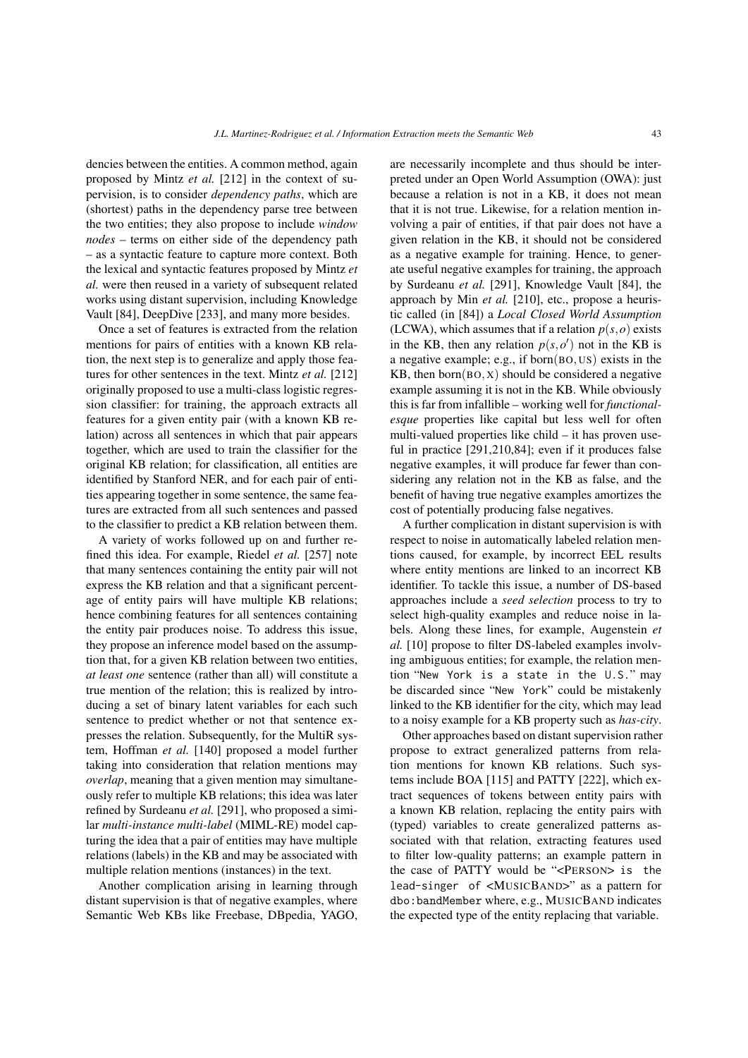dencies between the entities. A common method, again proposed by Mintz *et al.* [212] in the context of supervision, is to consider *dependency paths*, which are (shortest) paths in the dependency parse tree between the two entities; they also propose to include *window nodes* – terms on either side of the dependency path – as a syntactic feature to capture more context. Both the lexical and syntactic features proposed by Mintz *et al.* were then reused in a variety of subsequent related works using distant supervision, including Knowledge Vault [84], DeepDive [233], and many more besides.

Once a set of features is extracted from the relation mentions for pairs of entities with a known KB relation, the next step is to generalize and apply those features for other sentences in the text. Mintz *et al.* [212] originally proposed to use a multi-class logistic regression classifier: for training, the approach extracts all features for a given entity pair (with a known KB relation) across all sentences in which that pair appears together, which are used to train the classifier for the original KB relation; for classification, all entities are identified by Stanford NER, and for each pair of entities appearing together in some sentence, the same features are extracted from all such sentences and passed to the classifier to predict a KB relation between them.

A variety of works followed up on and further refined this idea. For example, Riedel *et al.* [257] note that many sentences containing the entity pair will not express the KB relation and that a significant percentage of entity pairs will have multiple KB relations; hence combining features for all sentences containing the entity pair produces noise. To address this issue, they propose an inference model based on the assumption that, for a given KB relation between two entities, *at least one* sentence (rather than all) will constitute a true mention of the relation; this is realized by introducing a set of binary latent variables for each such sentence to predict whether or not that sentence expresses the relation. Subsequently, for the MultiR system, Hoffman *et al.* [140] proposed a model further taking into consideration that relation mentions may *overlap*, meaning that a given mention may simultaneously refer to multiple KB relations; this idea was later refined by Surdeanu *et al.* [291], who proposed a similar *multi-instance multi-label* (MIML-RE) model capturing the idea that a pair of entities may have multiple relations (labels) in the KB and may be associated with multiple relation mentions (instances) in the text.

Another complication arising in learning through distant supervision is that of negative examples, where Semantic Web KBs like Freebase, DBpedia, YAGO, are necessarily incomplete and thus should be interpreted under an Open World Assumption (OWA): just because a relation is not in a KB, it does not mean that it is not true. Likewise, for a relation mention involving a pair of entities, if that pair does not have a given relation in the KB, it should not be considered as a negative example for training. Hence, to generate useful negative examples for training, the approach by Surdeanu *et al.* [291], Knowledge Vault [84], the approach by Min *et al.* [210], etc., propose a heuristic called (in [84]) a *Local Closed World Assumption* (LCWA), which assumes that if a relation $p(s,o)$ exists in the KB, then any relation $p(s,o')$ not in the KB is a negative example; e.g., if born(BO, US) exists in the KB, then born(BO, X) should be considered a negative example assuming it is not in the KB. While obviously this is far from infallible – working well for *functional-esque* properties like capital but less well for often multi-valued properties like child – it has proven useful in practice [291,210,84]; even if it produces false negative examples, it will produce far fewer than considering any relation not in the KB as false, and the benefit of having true negative examples amortizes the cost of potentially producing false negatives.

A further complication in distant supervision is with respect to noise in automatically labeled relation mentions caused, for example, by incorrect EEL results where entity mentions are linked to an incorrect KB identifier. To tackle this issue, a number of DS-based approaches include a *seed selection* process to try to select high-quality examples and reduce noise in labels. Along these lines, for example, Augenstein *et al.* [10] propose to filter DS-labeled examples involving ambiguous entities; for example, the relation mention "`New York is a state in the U.S.`" may be discarded since "`New York`" could be mistakenly linked to the KB identifier for the city, which may lead to a noisy example for a KB property such as *has-city*.

Other approaches based on distant supervision rather propose to extract generalized patterns from relation mentions for known KB relations. Such systems include BOA [115] and PATTY [222], which extract sequences of tokens between entity pairs with a known KB relation, replacing the entity pairs with (typed) variables to create generalized patterns associated with that relation, extracting features used to filter low-quality patterns; an example pattern in the case of PATTY would be "<PERSON> `is the lead-singer of` <MUSICBAND>" as a pattern for `dbo:bandMember` where, e.g., MUSICBAND indicates the expected type of the entity replacing that variable.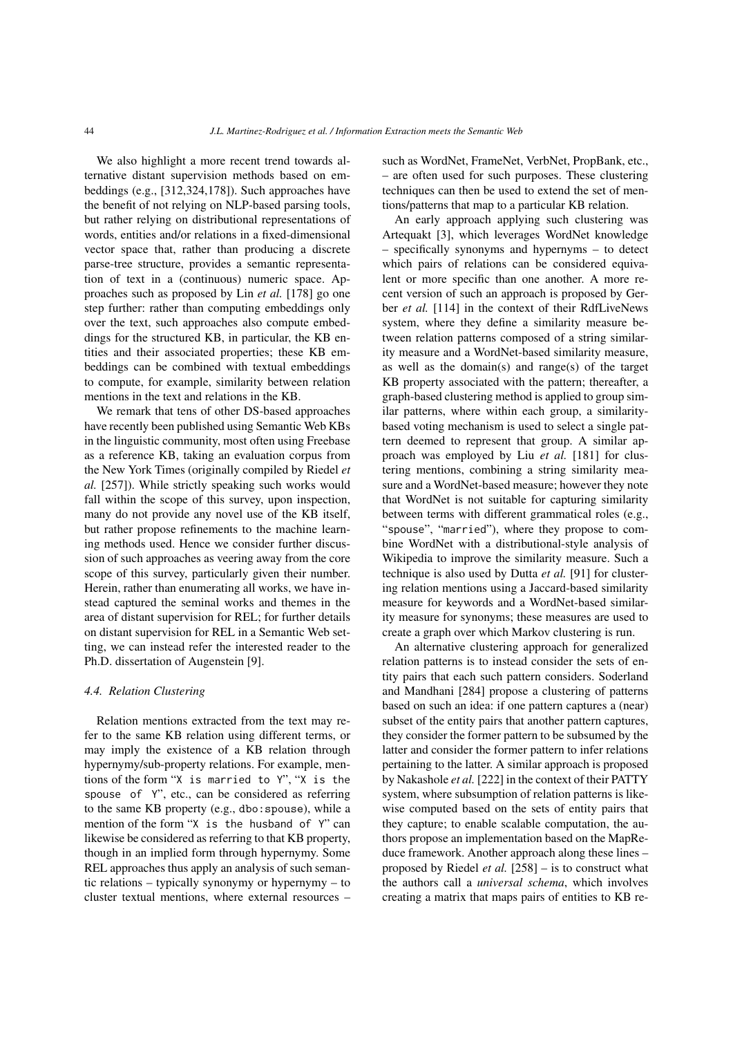We also highlight a more recent trend towards alternative distant supervision methods based on embeddings (e.g., [312,324,178]). Such approaches have the benefit of not relying on NLP-based parsing tools, but rather relying on distributional representations of words, entities and/or relations in a fixed-dimensional vector space that, rather than producing a discrete parse-tree structure, provides a semantic representation of text in a (continuous) numeric space. Approaches such as proposed by Lin *et al.* [178] go one step further: rather than computing embeddings only over the text, such approaches also compute embeddings for the structured KB, in particular, the KB entities and their associated properties; these KB embeddings can be combined with textual embeddings to compute, for example, similarity between relation mentions in the text and relations in the KB.

We remark that tens of other DS-based approaches have recently been published using Semantic Web KBs in the linguistic community, most often using Freebase as a reference KB, taking an evaluation corpus from the New York Times (originally compiled by Riedel *et al.* [257]). While strictly speaking such works would fall within the scope of this survey, upon inspection, many do not provide any novel use of the KB itself, but rather propose refinements to the machine learning methods used. Hence we consider further discussion of such approaches as veering away from the core scope of this survey, particularly given their number. Herein, rather than enumerating all works, we have instead captured the seminal works and themes in the area of distant supervision for REL; for further details on distant supervision for REL in a Semantic Web setting, we can instead refer the interested reader to the Ph.D. dissertation of Augenstein [9].

### *4.4. Relation Clustering*

Relation mentions extracted from the text may refer to the same KB relation using different terms, or may imply the existence of a KB relation through hypernymy/sub-property relations. For example, mentions of the form "`X is married to Y`", "`X is the spouse of Y`", etc., can be considered as referring to the same KB property (e.g., `dbo:spouse`), while a mention of the form "`X is the husband of Y`" can likewise be considered as referring to that KB property, though in an implied form through hypernymy. Some REL approaches thus apply an analysis of such semantic relations – typically synonymy or hypernymy – to cluster textual mentions, where external resources – such as WordNet, FrameNet, VerbNet, PropBank, etc., – are often used for such purposes. These clustering techniques can then be used to extend the set of mentions/patterns that map to a particular KB relation.

An early approach applying such clustering was Artequakt [3], which leverages WordNet knowledge – specifically synonyms and hypernyms – to detect which pairs of relations can be considered equivalent or more specific than one another. A more recent version of such an approach is proposed by Gerber *et al.* [114] in the context of their RdfLiveNews system, where they define a similarity measure between relation patterns composed of a string similarity measure and a WordNet-based similarity measure, as well as the domain(s) and range(s) of the target KB property associated with the pattern; thereafter, a graph-based clustering method is applied to group similar patterns, where within each group, a similarity-based voting mechanism is used to select a single pattern deemed to represent that group. A similar approach was employed by Liu *et al.* [181] for clustering mentions, combining a string similarity measure and a WordNet-based measure; however they note that WordNet is not suitable for capturing similarity between terms with different grammatical roles (e.g., "`spouse`", "`married`"), where they propose to combine WordNet with a distributional-style analysis of Wikipedia to improve the similarity measure. Such a technique is also used by Dutta *et al.* [91] for clustering relation mentions using a Jaccard-based similarity measure for keywords and a WordNet-based similarity measure for synonyms; these measures are used to create a graph over which Markov clustering is run.

An alternative clustering approach for generalized relation patterns is to instead consider the sets of entity pairs that each such pattern considers. Soderland and Mandhani [284] propose a clustering of patterns based on such an idea: if one pattern captures a (near) subset of the entity pairs that another pattern captures, they consider the former pattern to be subsumed by the latter and consider the former pattern to infer relations pertaining to the latter. A similar approach is proposed by Nakashole *et al.* [222] in the context of their PATTY system, where subsumption of relation patterns is likewise computed based on the sets of entity pairs that they capture; to enable scalable computation, the authors propose an implementation based on the MapReduce framework. Another approach along these lines – proposed by Riedel *et al.* [258] – is to construct what the authors call a *universal schema*, which involves creating a matrix that maps pairs of entities to KB re-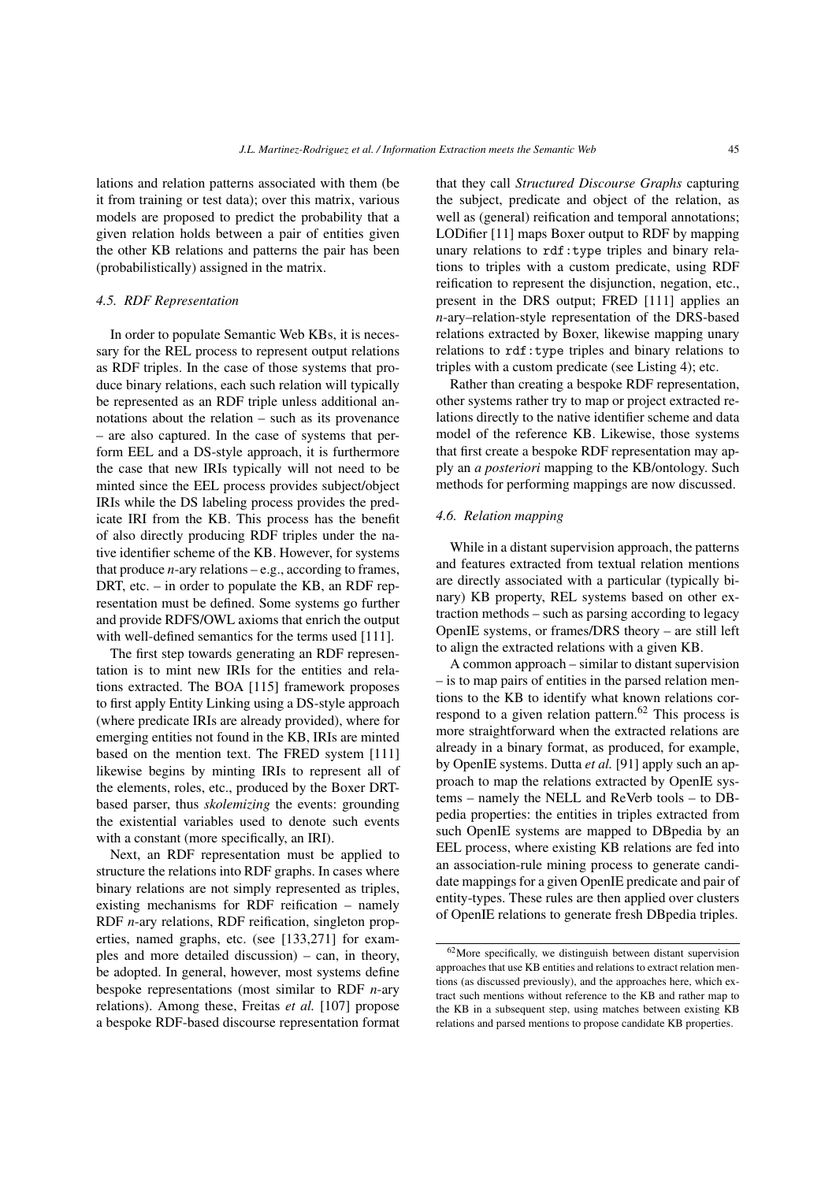lations and relation patterns associated with them (be it from training or test data); over this matrix, various models are proposed to predict the probability that a given relation holds between a pair of entities given the other KB relations and patterns the pair has been (probabilistically) assigned in the matrix.

### 4.5. RDF Representation

In order to populate Semantic Web KBs, it is necessary for the REL process to represent output relations as RDF triples. In the case of those systems that produce binary relations, each such relation will typically be represented as an RDF triple unless additional annotations about the relation – such as its provenance – are also captured. In the case of systems that perform EEL and a DS-style approach, it is furthermore the case that new IRIs typically will not need to be minted since the EEL process provides subject/object IRIs while the DS labeling process provides the predicate IRI from the KB. This process has the benefit of also directly producing RDF triples under the native identifier scheme of the KB. However, for systems that produce *n*-ary relations – e.g., according to frames, DRT, etc. – in order to populate the KB, an RDF representation must be defined. Some systems go further and provide RDFS/OWL axioms that enrich the output with well-defined semantics for the terms used [111].

The first step towards generating an RDF representation is to mint new IRIs for the entities and relations extracted. The BOA [115] framework proposes to first apply Entity Linking using a DS-style approach (where predicate IRIs are already provided), where for emerging entities not found in the KB, IRIs are minted based on the mention text. The FRED system [111] likewise begins by minting IRIs to represent all of the elements, roles, etc., produced by the Boxer DRT-based parser, thus *skolemizing* the events: grounding the existential variables used to denote such events with a constant (more specifically, an IRI).

Next, an RDF representation must be applied to structure the relations into RDF graphs. In cases where binary relations are not simply represented as triples, existing mechanisms for RDF reification – namely RDF *n*-ary relations, RDF reification, singleton properties, named graphs, etc. (see [133,271] for examples and more detailed discussion) – can, in theory, be adopted. In general, however, most systems define bespoke representations (most similar to RDF *n*-ary relations). Among these, Freitas *et al.* [107] propose a bespoke RDF-based discourse representation format that they call *Structured Discourse Graphs* capturing the subject, predicate and object of the relation, as well as (general) reification and temporal annotations; LODifier [11] maps Boxer output to RDF by mapping unary relations to `rdf:type` triples and binary relations to triples with a custom predicate, using RDF reification to represent the disjunction, negation, etc., present in the DRS output; FRED [111] applies an *n*-ary–relation-style representation of the DRS-based relations extracted by Boxer, likewise mapping unary relations to `rdf:type` triples and binary relations to triples with a custom predicate (see Listing 4); etc.

Rather than creating a bespoke RDF representation, other systems rather try to map or project extracted relations directly to the native identifier scheme and data model of the reference KB. Likewise, those systems that first create a bespoke RDF representation may apply an *a posteriori* mapping to the KB/ontology. Such methods for performing mappings are now discussed.

### 4.6. Relation mapping

While in a distant supervision approach, the patterns and features extracted from textual relation mentions are directly associated with a particular (typically binary) KB property, REL systems based on other extraction methods – such as parsing according to legacy OpenIE systems, or frames/DRS theory – are still left to align the extracted relations with a given KB.

A common approach – similar to distant supervision – is to map pairs of entities in the parsed relation mentions to the KB to identify what known relations correspond to a given relation pattern.[62] This process is more straightforward when the extracted relations are already in a binary format, as produced, for example, by OpenIE systems. Dutta *et al.* [91] apply such an approach to map the relations extracted by OpenIE systems – namely the NELL and ReVerb tools – to DBpedia properties: the entities in triples extracted from such OpenIE systems are mapped to DBpedia by an EEL process, where existing KB relations are fed into an association-rule mining process to generate candidate mappings for a given OpenIE predicate and pair of entity-types. These rules are then applied over clusters of OpenIE relations to generate fresh DBpedia triples.

[62] More specifically, we distinguish between distant supervision approaches that use KB entities and relations to extract relation mentions (as discussed previously), and the approaches here, which extract such mentions without reference to the KB and rather map to the KB in a subsequent step, using matches between existing KB relations and parsed mentions to propose candidate KB properties.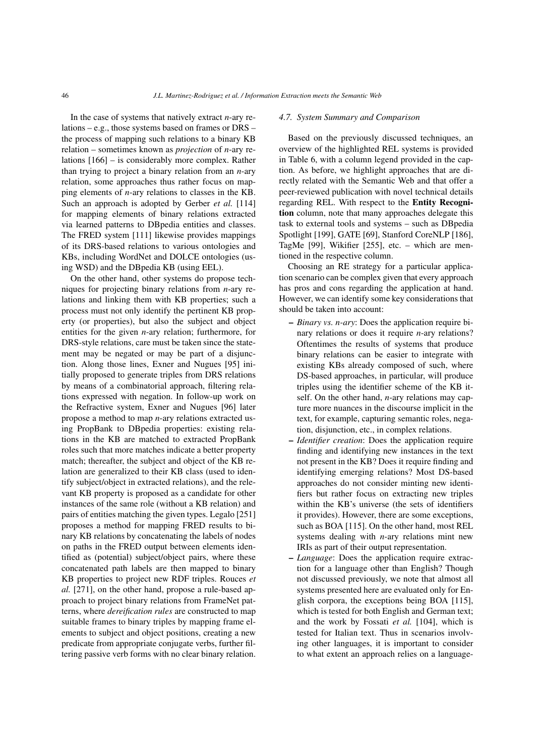In the case of systems that natively extract *n*-ary relations – e.g., those systems based on frames or DRS – the process of mapping such relations to a binary KB relation – sometimes known as *projection* of *n*-ary relations [166] – is considerably more complex. Rather than trying to project a binary relation from an *n*-ary relation, some approaches thus rather focus on mapping elements of *n*-ary relations to classes in the KB. Such an approach is adopted by Gerber *et al.* [114] for mapping elements of binary relations extracted via learned patterns to DBpedia entities and classes. The FRED system [111] likewise provides mappings of its DRS-based relations to various ontologies and KBs, including WordNet and DOLCE ontologies (using WSD) and the DBpedia KB (using EEL).

On the other hand, other systems do propose techniques for projecting binary relations from *n*-ary relations and linking them with KB properties; such a process must not only identify the pertinent KB property (or properties), but also the subject and object entities for the given *n*-ary relation; furthermore, for DRS-style relations, care must be taken since the statement may be negated or may be part of a disjunction. Along those lines, Exner and Nugues [95] initially proposed to generate triples from DRS relations by means of a combinatorial approach, filtering relations expressed with negation. In follow-up work on the Refractive system, Exner and Nugues [96] later propose a method to map *n*-ary relations extracted using PropBank to DBpedia properties: existing relations in the KB are matched to extracted PropBank roles such that more matches indicate a better property match; thereafter, the subject and object of the KB relation are generalized to their KB class (used to identify subject/object in extracted relations), and the relevant KB property is proposed as a candidate for other instances of the same role (without a KB relation) and pairs of entities matching the given types. Legalo [251] proposes a method for mapping FRED results to binary KB relations by concatenating the labels of nodes on paths in the FRED output between elements identified as (potential) subject/object pairs, where these concatenated path labels are then mapped to binary KB properties to project new RDF triples. Rouces *et al.* [271], on the other hand, propose a rule-based approach to project binary relations from FrameNet patterns, where *dereification rules* are constructed to map suitable frames to binary triples by mapping frame elements to subject and object positions, creating a new predicate from appropriate conjugate verbs, further filtering passive verb forms with no clear binary relation.

### *4.7. System Summary and Comparison*

Based on the previously discussed techniques, an overview of the highlighted REL systems is provided in Table 6, with a column legend provided in the caption. As before, we highlight approaches that are directly related with the Semantic Web and that offer a peer-reviewed publication with novel technical details regarding REL. With respect to the **Entity Recognition** column, note that many approaches delegate this task to external tools and systems – such as DBpedia Spotlight [199], GATE [69], Stanford CoreNLP [186], TagMe [99], Wikifier [255], etc. – which are mentioned in the respective column.

Choosing an RE strategy for a particular application scenario can be complex given that every approach has pros and cons regarding the application at hand. However, we can identify some key considerations that should be taken into account:

- *Binary vs. n-ary*: Does the application require binary relations or does it require *n*-ary relations? Oftentimes the results of systems that produce binary relations can be easier to integrate with existing KBs already composed of such, where DS-based approaches, in particular, will produce triples using the identifier scheme of the KB itself. On the other hand, *n*-ary relations may capture more nuances in the discourse implicit in the text, for example, capturing semantic roles, negation, disjunction, etc., in complex relations.
- *Identifier creation*: Does the application require finding and identifying new instances in the text not present in the KB? Does it require finding and identifying emerging relations? Most DS-based approaches do not consider minting new identifiers but rather focus on extracting new triples within the KB's universe (the sets of identifiers it provides). However, there are some exceptions, such as BOA [115]. On the other hand, most REL systems dealing with *n*-ary relations mint new IRIs as part of their output representation.
- *Language*: Does the application require extraction for a language other than English? Though not discussed previously, we note that almost all systems presented here are evaluated only for English corpora, the exceptions being BOA [115], which is tested for both English and German text; and the work by Fossati *et al.* [104], which is tested for Italian text. Thus in scenarios involving other languages, it is important to consider to what extent an approach relies on a language-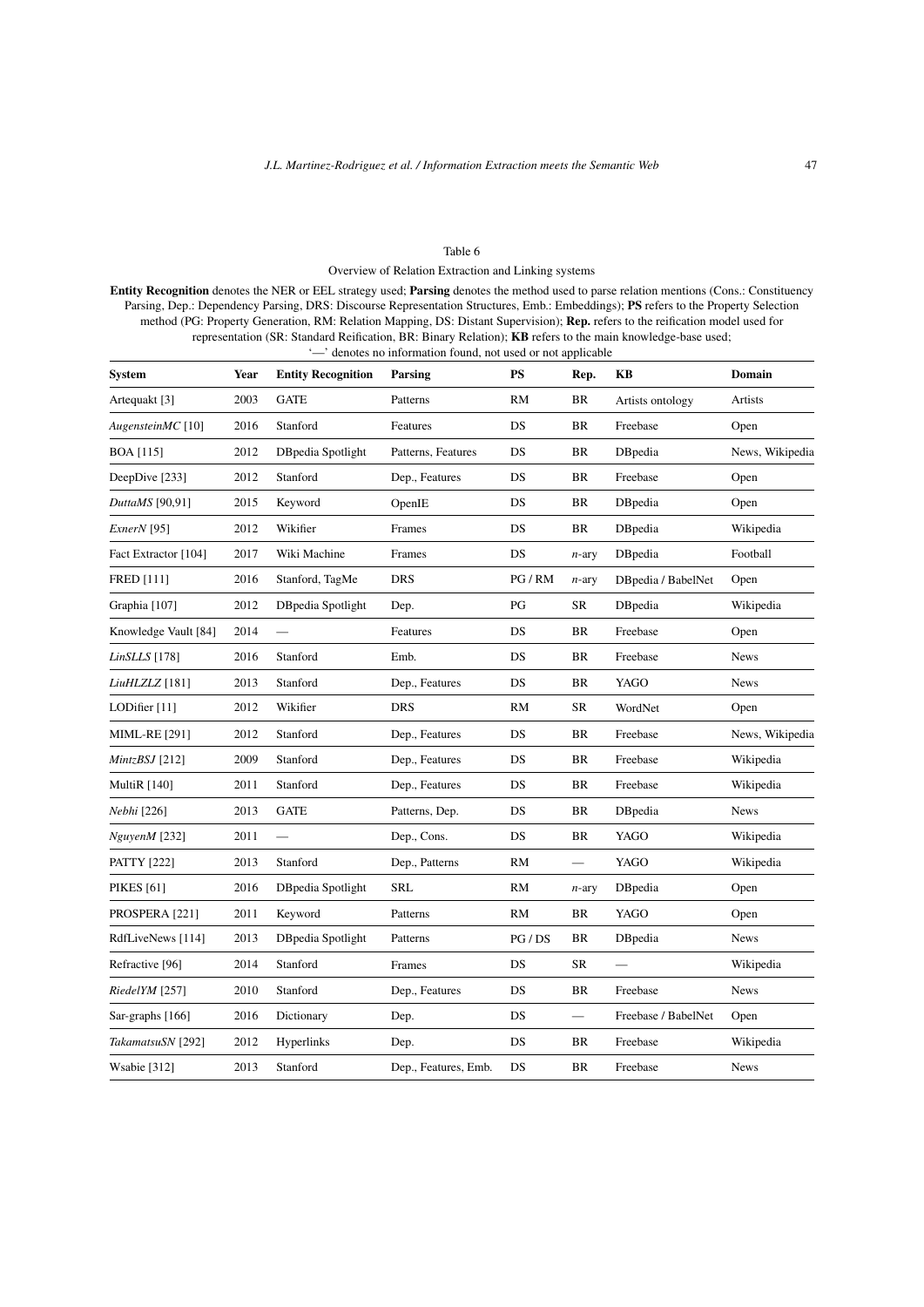Table 6

Overview of Relation Extraction and Linking systems

**Entity Recognition** denotes the NER or EEL strategy used; **Parsing** denotes the method used to parse relation mentions (Cons.: Constituency Parsing, Dep.: Dependency Parsing, DRS: Discourse Representation Structures, Emb.: Embeddings); **PS** refers to the Property Selection method (PG: Property Generation, RM: Relation Mapping, DS: Distant Supervision); **Rep.** refers to the reification model used for representation (SR: Standard Reification, BR: Binary Relation); **KB** refers to the main knowledge-base used; '—' denotes no information found, not used or not applicable

| **System** | **Year** | **Entity Recognition** | **Parsing** | **PS** | **Rep.** | **KB** | **Domain** |
|---|---|---|---|---|---|---|---|
| Artequakt [3] | 2003 | GATE | Patterns | RM | BR | Artists ontology | Artists |
| *AugensteinMC* [10] | 2016 | Stanford | Features | DS | BR | Freebase | Open |
| BOA [115] | 2012 | DBpedia Spotlight | Patterns, Features | DS | BR | DBpedia | News, Wikipedia |
| DeepDive [233] | 2012 | Stanford | Dep., Features | DS | BR | Freebase | Open |
| *DuttaMS* [90,91] | 2015 | Keyword | OpenIE | DS | BR | DBpedia | Open |
| *ExnerN* [95] | 2012 | Wikifier | Frames | DS | BR | DBpedia | Wikipedia |
| Fact Extractor [104] | 2017 | Wiki Machine | Frames | DS | *n*-ary | DBpedia | Football |
| FRED [111] | 2016 | Stanford, TagMe | DRS | PG / RM | *n*-ary | DBpedia / BabelNet | Open |
| Graphia [107] | 2012 | DBpedia Spotlight | Dep. | PG | SR | DBpedia | Wikipedia |
| Knowledge Vault [84] | 2014 | — | Features | DS | BR | Freebase | Open |
| *LinSLLS* [178] | 2016 | Stanford | Emb. | DS | BR | Freebase | News |
| *LiuHLZLZ* [181] | 2013 | Stanford | Dep., Features | DS | BR | YAGO | News |
| LODifier [11] | 2012 | Wikifier | DRS | RM | SR | WordNet | Open |
| MIML-RE [291] | 2012 | Stanford | Dep., Features | DS | BR | Freebase | News, Wikipedia |
| *MintzBSJ* [212] | 2009 | Stanford | Dep., Features | DS | BR | Freebase | Wikipedia |
| MultiR [140] | 2011 | Stanford | Dep., Features | DS | BR | Freebase | Wikipedia |
| *Nebhi* [226] | 2013 | GATE | Patterns, Dep. | DS | BR | DBpedia | News |
| *NguyenM* [232] | 2011 | — | Dep., Cons. | DS | BR | YAGO | Wikipedia |
| PATTY [222] | 2013 | Stanford | Dep., Patterns | RM | — | YAGO | Wikipedia |
| PIKES [61] | 2016 | DBpedia Spotlight | SRL | RM | *n*-ary | DBpedia | Open |
| PROSPERA [221] | 2011 | Keyword | Patterns | RM | BR | YAGO | Open |
| RdfLiveNews [114] | 2013 | DBpedia Spotlight | Patterns | PG / DS | BR | DBpedia | News |
| Refractive [96] | 2014 | Stanford | Frames | DS | SR | — | Wikipedia |
| *RiedelYM* [257] | 2010 | Stanford | Dep., Features | DS | BR | Freebase | News |
| Sar-graphs [166] | 2016 | Dictionary | Dep. | DS | — | Freebase / BabelNet | Open |
| *TakamatsuSN* [292] | 2012 | Hyperlinks | Dep. | DS | BR | Freebase | Wikipedia |
| Wsabie [312] | 2013 | Stanford | Dep., Features, Emb. | DS | BR | Freebase | News |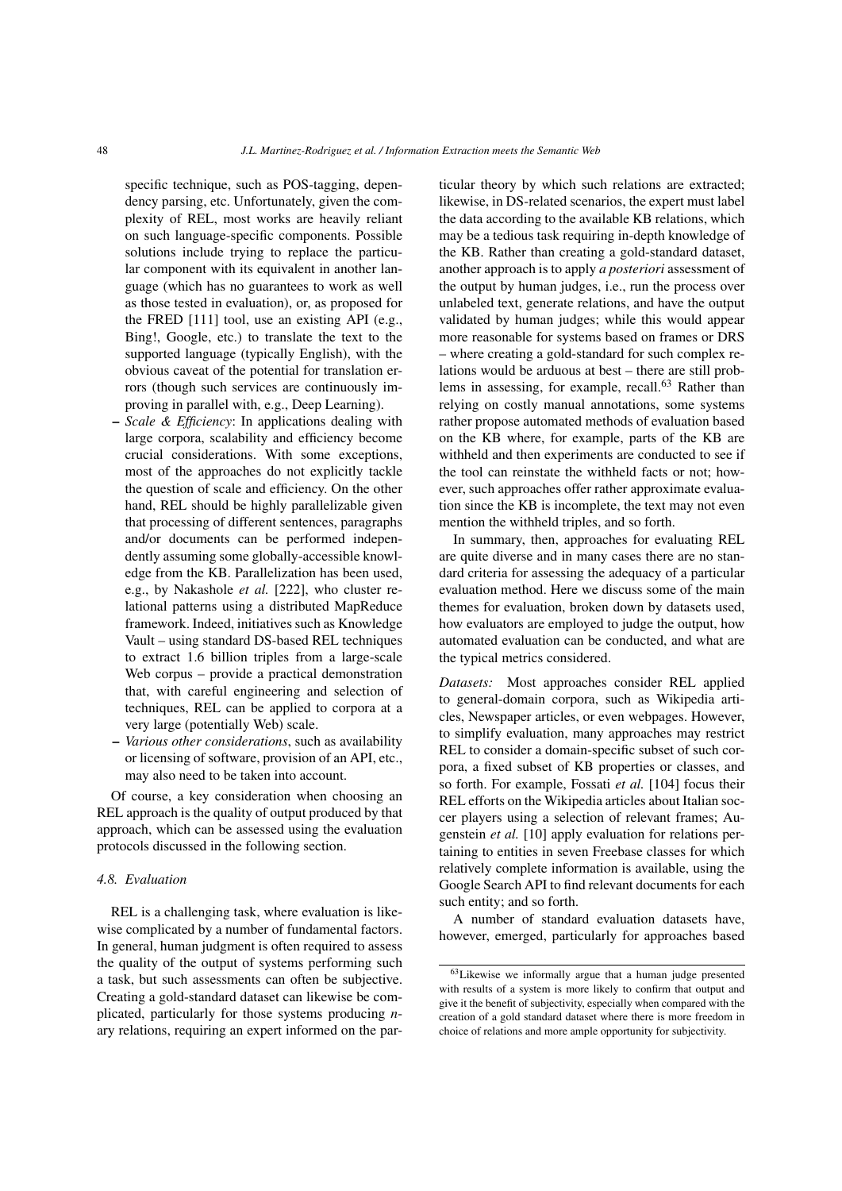specific technique, such as POS-tagging, dependency parsing, etc. Unfortunately, given the complexity of REL, most works are heavily reliant on such language-specific components. Possible solutions include trying to replace the particular component with its equivalent in another language (which has no guarantees to work as well as those tested in evaluation), or, as proposed for the FRED [111] tool, use an existing API (e.g., Bing!, Google, etc.) to translate the text to the supported language (typically English), with the obvious caveat of the potential for translation errors (though such services are continuously improving in parallel with, e.g., Deep Learning).

- *Scale & Efficiency*: In applications dealing with large corpora, scalability and efficiency become crucial considerations. With some exceptions, most of the approaches do not explicitly tackle the question of scale and efficiency. On the other hand, REL should be highly parallelizable given that processing of different sentences, paragraphs and/or documents can be performed independently assuming some globally-accessible knowledge from the KB. Parallelization has been used, e.g., by Nakashole *et al.* [222], who cluster relational patterns using a distributed MapReduce framework. Indeed, initiatives such as Knowledge Vault – using standard DS-based REL techniques to extract 1.6 billion triples from a large-scale Web corpus – provide a practical demonstration that, with careful engineering and selection of techniques, REL can be applied to corpora at a very large (potentially Web) scale.
- *Various other considerations*, such as availability or licensing of software, provision of an API, etc., may also need to be taken into account.

Of course, a key consideration when choosing an REL approach is the quality of output produced by that approach, which can be assessed using the evaluation protocols discussed in the following section.

### 4.8. Evaluation

REL is a challenging task, where evaluation is likewise complicated by a number of fundamental factors. In general, human judgment is often required to assess the quality of the output of systems performing such a task, but such assessments can often be subjective. Creating a gold-standard dataset can likewise be complicated, particularly for those systems producing *n*-ary relations, requiring an expert informed on the particular theory by which such relations are extracted; likewise, in DS-related scenarios, the expert must label the data according to the available KB relations, which may be a tedious task requiring in-depth knowledge of the KB. Rather than creating a gold-standard dataset, another approach is to apply *a posteriori* assessment of the output by human judges, i.e., run the process over unlabeled text, generate relations, and have the output validated by human judges; while this would appear more reasonable for systems based on frames or DRS – where creating a gold-standard for such complex relations would be arduous at best – there are still problems in assessing, for example, recall.[63] Rather than relying on costly manual annotations, some systems rather propose automated methods of evaluation based on the KB where, for example, parts of the KB are withheld and then experiments are conducted to see if the tool can reinstate the withheld facts or not; however, such approaches offer rather approximate evaluation since the KB is incomplete, the text may not even mention the withheld triples, and so forth.

In summary, then, approaches for evaluating REL are quite diverse and in many cases there are no standard criteria for assessing the adequacy of a particular evaluation method. Here we discuss some of the main themes for evaluation, broken down by datasets used, how evaluators are employed to judge the output, how automated evaluation can be conducted, and what are the typical metrics considered.

*Datasets:* Most approaches consider REL applied to general-domain corpora, such as Wikipedia articles, Newspaper articles, or even webpages. However, to simplify evaluation, many approaches may restrict REL to consider a domain-specific subset of such corpora, a fixed subset of KB properties or classes, and so forth. For example, Fossati *et al.* [104] focus their REL efforts on the Wikipedia articles about Italian soccer players using a selection of relevant frames; Augenstein *et al.* [10] apply evaluation for relations pertaining to entities in seven Freebase classes for which relatively complete information is available, using the Google Search API to find relevant documents for each such entity; and so forth.

A number of standard evaluation datasets have, however, emerged, particularly for approaches based

[63] Likewise we informally argue that a human judge presented with results of a system is more likely to confirm that output and give it the benefit of subjectivity, especially when compared with the creation of a gold standard dataset where there is more freedom in choice of relations and more ample opportunity for subjectivity.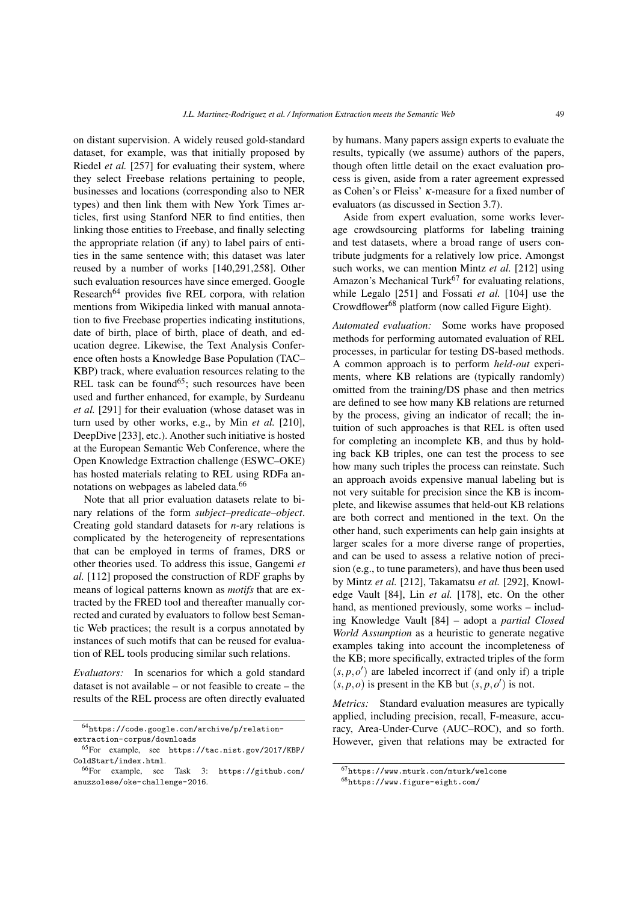on distant supervision. A widely reused gold-standard dataset, for example, was that initially proposed by Riedel *et al.* [257] for evaluating their system, where they select Freebase relations pertaining to people, businesses and locations (corresponding also to NER types) and then link them with New York Times articles, first using Stanford NER to find entities, then linking those entities to Freebase, and finally selecting the appropriate relation (if any) to label pairs of entities in the same sentence with; this dataset was later reused by a number of works [140,291,258]. Other such evaluation resources have since emerged. Google Research[64] provides five REL corpora, with relation mentions from Wikipedia linked with manual annotation to five Freebase properties indicating institutions, date of birth, place of birth, place of death, and education degree. Likewise, the Text Analysis Conference often hosts a Knowledge Base Population (TAC–KBP) track, where evaluation resources relating to the REL task can be found[65]; such resources have been used and further enhanced, for example, by Surdeanu *et al.* [291] for their evaluation (whose dataset was in turn used by other works, e.g., by Min *et al.* [210], DeepDive [233], etc.). Another such initiative is hosted at the European Semantic Web Conference, where the Open Knowledge Extraction challenge (ESWC–OKE) has hosted materials relating to REL using RDFa annotations on webpages as labeled data.[66]

Note that all prior evaluation datasets relate to binary relations of the form *subject–predicate–object*. Creating gold standard datasets for *n*-ary relations is complicated by the heterogeneity of representations that can be employed in terms of frames, DRS or other theories used. To address this issue, Gangemi *et al.* [112] proposed the construction of RDF graphs by means of logical patterns known as *motifs* that are extracted by the FRED tool and thereafter manually corrected and curated by evaluators to follow best Semantic Web practices; the result is a corpus annotated by instances of such motifs that can be reused for evaluation of REL tools producing similar such relations.

*Evaluators:* In scenarios for which a gold standard dataset is not available – or not feasible to create – the results of the REL process are often directly evaluated by humans. Many papers assign experts to evaluate the results, typically (we assume) authors of the papers, though often little detail on the exact evaluation process is given, aside from a rater agreement expressed as Cohen's or Fleiss' $\kappa$-measure for a fixed number of evaluators (as discussed in Section 3.7).

Aside from expert evaluation, some works leverage crowdsourcing platforms for labeling training and test datasets, where a broad range of users contribute judgments for a relatively low price. Amongst such works, we can mention Mintz *et al.* [212] using Amazon's Mechanical Turk[67] for evaluating relations, while Legalo [251] and Fossati *et al.* [104] use the Crowdflower[68] platform (now called Figure Eight).

*Automated evaluation:* Some works have proposed methods for performing automated evaluation of REL processes, in particular for testing DS-based methods. A common approach is to perform *held-out* experiments, where KB relations are (typically randomly) omitted from the training/DS phase and then metrics are defined to see how many KB relations are returned by the process, giving an indicator of recall; the intuition of such approaches is that REL is often used for completing an incomplete KB, and thus by holding back KB triples, one can test the process to see how many such triples the process can reinstate. Such an approach avoids expensive manual labeling but is not very suitable for precision since the KB is incomplete, and likewise assumes that held-out KB relations are both correct and mentioned in the text. On the other hand, such experiments can help gain insights at larger scales for a more diverse range of properties, and can be used to assess a relative notion of precision (e.g., to tune parameters), and have thus been used by Mintz *et al.* [212], Takamatsu *et al.* [292], Knowledge Vault [84], Lin *et al.* [178], etc. On the other hand, as mentioned previously, some works – including Knowledge Vault [84] – adopt a *partial Closed World Assumption* as a heuristic to generate negative examples taking into account the incompleteness of the KB; more specifically, extracted triples of the form $(s, p, o')$ are labeled incorrect if (and only if) a triple $(s, p, o)$ is present in the KB but $(s, p, o')$ is not.

*Metrics:* Standard evaluation measures are typically applied, including precision, recall, F-measure, accuracy, Area-Under-Curve (AUC–ROC), and so forth. However, given that relations may be extracted for

[64] https://code.google.com/archive/p/relation-extraction-corpus/downloads

[65] For example, see https://tac.nist.gov/2017/KBP/ColdStart/index.html.

[66] For example, see Task 3: https://github.com/anuzzolese/oke-challenge-2016.

[67] https://www.mturk.com/mturk/welcome

[68] https://www.figure-eight.com/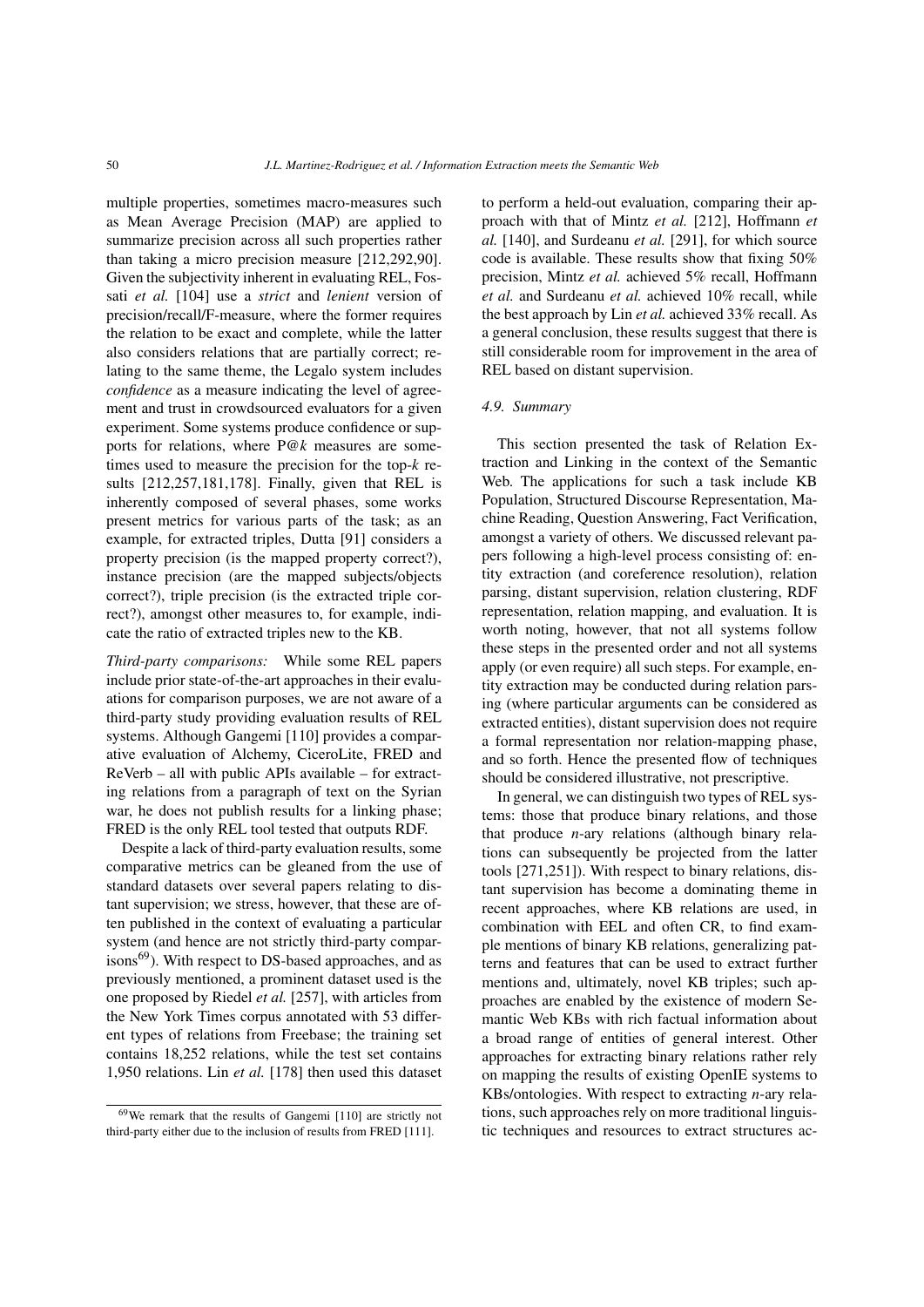multiple properties, sometimes macro-measures such as Mean Average Precision (MAP) are applied to summarize precision across all such properties rather than taking a micro precision measure [212,292,90]. Given the subjectivity inherent in evaluating REL, Fossati *et al.* [104] use a *strict* and *lenient* version of precision/recall/F-measure, where the former requires the relation to be exact and complete, while the latter also considers relations that are partially correct; relating to the same theme, the Legalo system includes *confidence* as a measure indicating the level of agreement and trust in crowdsourced evaluators for a given experiment. Some systems produce confidence or supports for relations, where P@$k$ measures are sometimes used to measure the precision for the top-$k$ results [212,257,181,178]. Finally, given that REL is inherently composed of several phases, some works present metrics for various parts of the task; as an example, for extracted triples, Dutta [91] considers a property precision (is the mapped property correct?), instance precision (are the mapped subjects/objects correct?), triple precision (is the extracted triple correct?), amongst other measures to, for example, indicate the ratio of extracted triples new to the KB.

*Third-party comparisons:* While some REL papers include prior state-of-the-art approaches in their evaluations for comparison purposes, we are not aware of a third-party study providing evaluation results of REL systems. Although Gangemi [110] provides a comparative evaluation of Alchemy, CiceroLite, FRED and ReVerb – all with public APIs available – for extracting relations from a paragraph of text on the Syrian war, he does not publish results for a linking phase; FRED is the only REL tool tested that outputs RDF.

Despite a lack of third-party evaluation results, some comparative metrics can be gleaned from the use of standard datasets over several papers relating to distant supervision; we stress, however, that these are often published in the context of evaluating a particular system (and hence are not strictly third-party comparisons[69]). With respect to DS-based approaches, and as previously mentioned, a prominent dataset used is the one proposed by Riedel *et al.* [257], with articles from the New York Times corpus annotated with 53 different types of relations from Freebase; the training set contains 18,252 relations, while the test set contains 1,950 relations. Lin *et al.* [178] then used this dataset to perform a held-out evaluation, comparing their approach with that of Mintz *et al.* [212], Hoffmann *et al.* [140], and Surdeanu *et al.* [291], for which source code is available. These results show that fixing 50% precision, Mintz *et al.* achieved 5% recall, Hoffmann *et al.* and Surdeanu *et al.* achieved 10% recall, while the best approach by Lin *et al.* achieved 33% recall. As a general conclusion, these results suggest that there is still considerable room for improvement in the area of REL based on distant supervision.

### 4.9. Summary

This section presented the task of Relation Extraction and Linking in the context of the Semantic Web. The applications for such a task include KB Population, Structured Discourse Representation, Machine Reading, Question Answering, Fact Verification, amongst a variety of others. We discussed relevant papers following a high-level process consisting of: entity extraction (and coreference resolution), relation parsing, distant supervision, relation clustering, RDF representation, relation mapping, and evaluation. It is worth noting, however, that not all systems follow these steps in the presented order and not all systems apply (or even require) all such steps. For example, entity extraction may be conducted during relation parsing (where particular arguments can be considered as extracted entities), distant supervision does not require a formal representation nor relation-mapping phase, and so forth. Hence the presented flow of techniques should be considered illustrative, not prescriptive.

In general, we can distinguish two types of REL systems: those that produce binary relations, and those that produce $n$-ary relations (although binary relations can subsequently be projected from the latter tools [271,251]). With respect to binary relations, distant supervision has become a dominating theme in recent approaches, where KB relations are used, in combination with EEL and often CR, to find example mentions of binary KB relations, generalizing patterns and features that can be used to extract further mentions and, ultimately, novel KB triples; such approaches are enabled by the existence of modern Semantic Web KBs with rich factual information about a broad range of entities of general interest. Other approaches for extracting binary relations rather rely on mapping the results of existing OpenIE systems to KBs/ontologies. With respect to extracting $n$-ary relations, such approaches rely on more traditional linguistic techniques and resources to extract structures ac-

[69] We remark that the results of Gangemi [110] are strictly not third-party either due to the inclusion of results from FRED [111].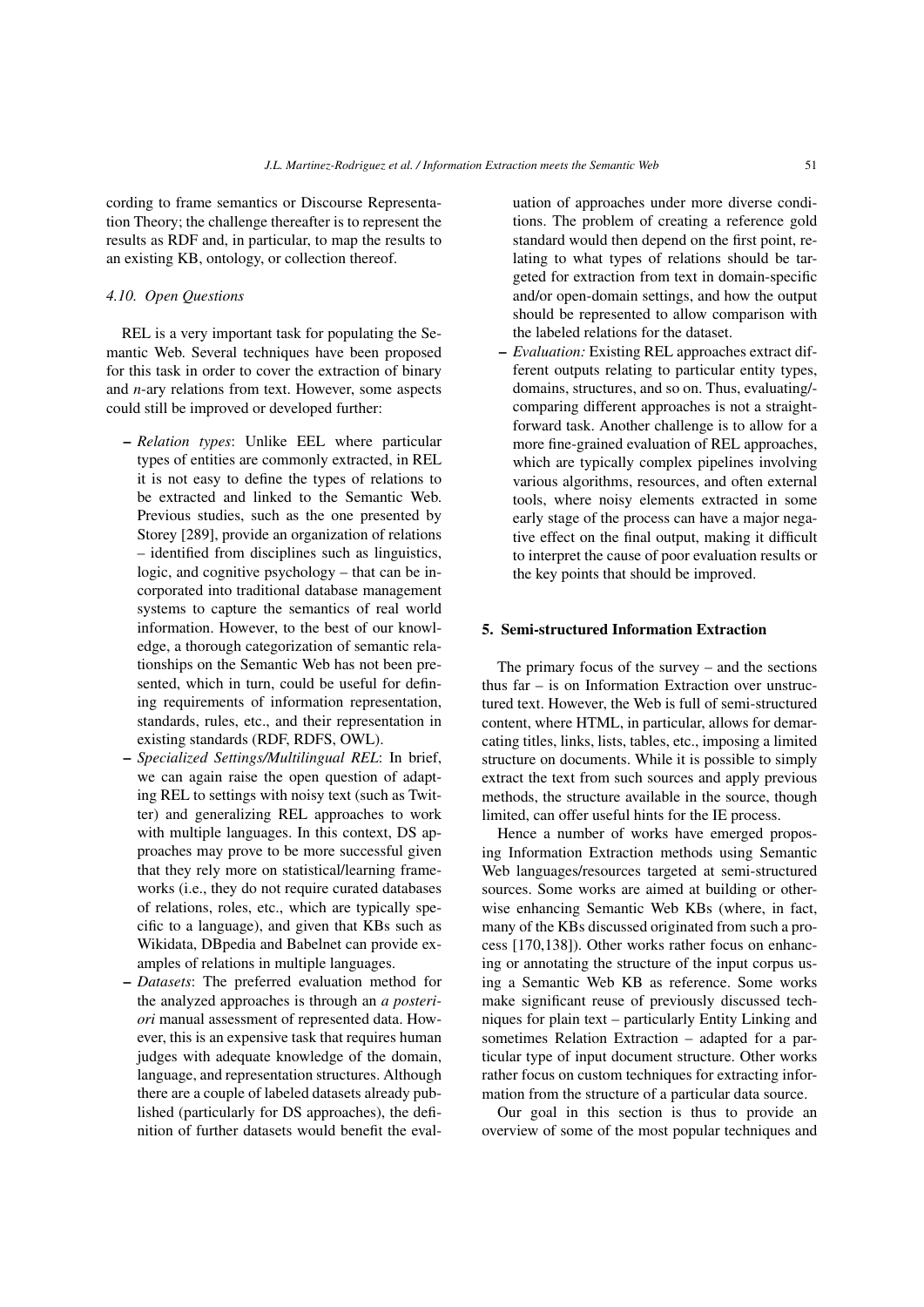cording to frame semantics or Discourse Representation Theory; the challenge thereafter is to represent the results as RDF and, in particular, to map the results to an existing KB, ontology, or collection thereof.

### 4.10. Open Questions

REL is a very important task for populating the Semantic Web. Several techniques have been proposed for this task in order to cover the extraction of binary and *n*-ary relations from text. However, some aspects could still be improved or developed further:

- *Relation types*: Unlike EEL where particular types of entities are commonly extracted, in REL it is not easy to define the types of relations to be extracted and linked to the Semantic Web. Previous studies, such as the one presented by Storey [289], provide an organization of relations – identified from disciplines such as linguistics, logic, and cognitive psychology – that can be incorporated into traditional database management systems to capture the semantics of real world information. However, to the best of our knowledge, a thorough categorization of semantic relationships on the Semantic Web has not been presented, which in turn, could be useful for defining requirements of information representation, standards, rules, etc., and their representation in existing standards (RDF, RDFS, OWL).
- *Specialized Settings/Multilingual REL*: In brief, we can again raise the open question of adapting REL to settings with noisy text (such as Twitter) and generalizing REL approaches to work with multiple languages. In this context, DS approaches may prove to be more successful given that they rely more on statistical/learning frameworks (i.e., they do not require curated databases of relations, roles, etc., which are typically specific to a language), and given that KBs such as Wikidata, DBpedia and Babelnet can provide examples of relations in multiple languages.
- *Datasets*: The preferred evaluation method for the analyzed approaches is through an *a posteriori* manual assessment of represented data. However, this is an expensive task that requires human judges with adequate knowledge of the domain, language, and representation structures. Although there are a couple of labeled datasets already published (particularly for DS approaches), the definition of further datasets would benefit the evaluation of approaches under more diverse conditions. The problem of creating a reference gold standard would then depend on the first point, relating to what types of relations should be targeted for extraction from text in domain-specific and/or open-domain settings, and how the output should be represented to allow comparison with the labeled relations for the dataset.
- *Evaluation:* Existing REL approaches extract different outputs relating to particular entity types, domains, structures, and so on. Thus, evaluating/comparing different approaches is not a straightforward task. Another challenge is to allow for a more fine-grained evaluation of REL approaches, which are typically complex pipelines involving various algorithms, resources, and often external tools, where noisy elements extracted in some early stage of the process can have a major negative effect on the final output, making it difficult to interpret the cause of poor evaluation results or the key points that should be improved.

## 5. Semi-structured Information Extraction

The primary focus of the survey – and the sections thus far – is on Information Extraction over unstructured text. However, the Web is full of semi-structured content, where HTML, in particular, allows for demarcating titles, links, lists, tables, etc., imposing a limited structure on documents. While it is possible to simply extract the text from such sources and apply previous methods, the structure available in the source, though limited, can offer useful hints for the IE process.

Hence a number of works have emerged proposing Information Extraction methods using Semantic Web languages/resources targeted at semi-structured sources. Some works are aimed at building or otherwise enhancing Semantic Web KBs (where, in fact, many of the KBs discussed originated from such a process [170,138]). Other works rather focus on enhancing or annotating the structure of the input corpus using a Semantic Web KB as reference. Some works make significant reuse of previously discussed techniques for plain text – particularly Entity Linking and sometimes Relation Extraction – adapted for a particular type of input document structure. Other works rather focus on custom techniques for extracting information from the structure of a particular data source.

Our goal in this section is thus to provide an overview of some of the most popular techniques and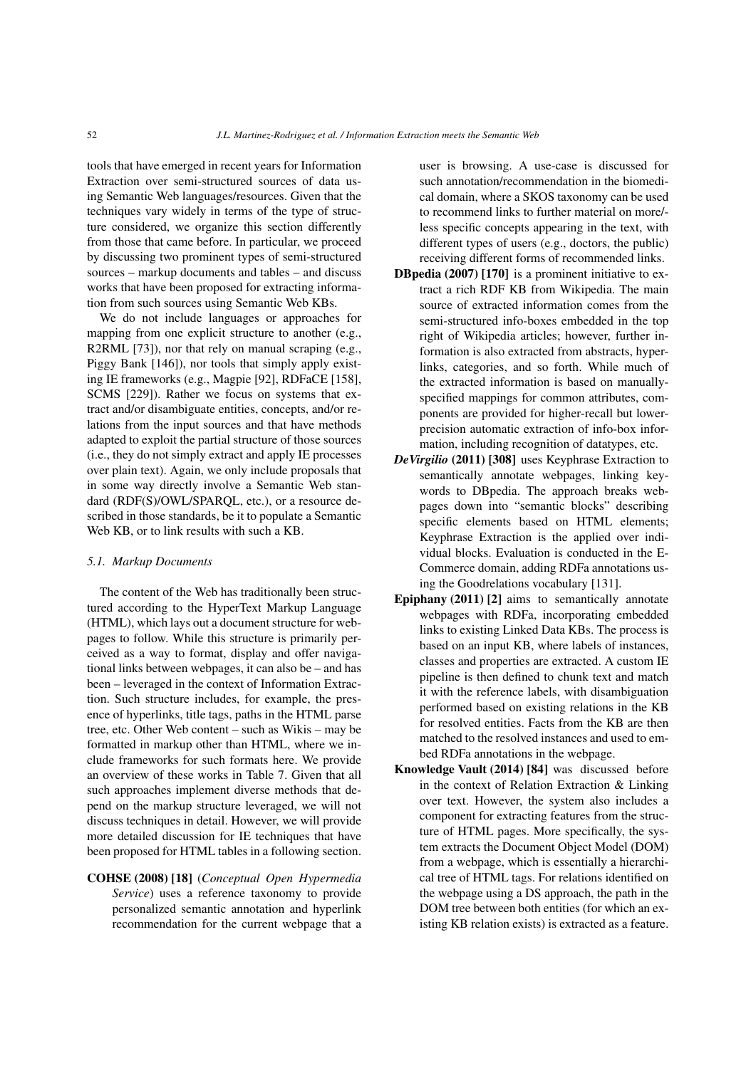tools that have emerged in recent years for Information Extraction over semi-structured sources of data using Semantic Web languages/resources. Given that the techniques vary widely in terms of the type of structure considered, we organize this section differently from those that came before. In particular, we proceed by discussing two prominent types of semi-structured sources – markup documents and tables – and discuss works that have been proposed for extracting information from such sources using Semantic Web KBs.

We do not include languages or approaches for mapping from one explicit structure to another (e.g., R2RML [73]), nor that rely on manual scraping (e.g., Piggy Bank [146]), nor tools that simply apply existing IE frameworks (e.g., Magpie [92], RDFaCE [158], SCMS [229]). Rather we focus on systems that extract and/or disambiguate entities, concepts, and/or relations from the input sources and that have methods adapted to exploit the partial structure of those sources (i.e., they do not simply extract and apply IE processes over plain text). Again, we only include proposals that in some way directly involve a Semantic Web standard (RDF(S)/OWL/SPARQL, etc.), or a resource described in those standards, be it to populate a Semantic Web KB, or to link results with such a KB.

### 5.1. Markup Documents

The content of the Web has traditionally been structured according to the HyperText Markup Language (HTML), which lays out a document structure for webpages to follow. While this structure is primarily perceived as a way to format, display and offer navigational links between webpages, it can also be – and has been – leveraged in the context of Information Extraction. Such structure includes, for example, the presence of hyperlinks, title tags, paths in the HTML parse tree, etc. Other Web content – such as Wikis – may be formatted in markup other than HTML, where we include frameworks for such formats here. We provide an overview of these works in Table 7. Given that all such approaches implement diverse methods that depend on the markup structure leveraged, we will not discuss techniques in detail. However, we will provide more detailed discussion for IE techniques that have been proposed for HTML tables in a following section.

**COHSE (2008) [18]** (*Conceptual Open Hypermedia Service*) uses a reference taxonomy to provide personalized semantic annotation and hyperlink recommendation for the current webpage that a user is browsing. A use-case is discussed for such annotation/recommendation in the biomedical domain, where a SKOS taxonomy can be used to recommend links to further material on more/-less specific concepts appearing in the text, with different types of users (e.g., doctors, the public) receiving different forms of recommended links.

**DBpedia (2007) [170]** is a prominent initiative to extract a rich RDF KB from Wikipedia. The main source of extracted information comes from the semi-structured info-boxes embedded in the top right of Wikipedia articles; however, further information is also extracted from abstracts, hyperlinks, categories, and so forth. While much of the extracted information is based on manually-specified mappings for common attributes, components are provided for higher-recall but lower-precision automatic extraction of info-box information, including recognition of datatypes, etc.

***DeVirgilio* (2011) [308]** uses Keyphrase Extraction to semantically annotate webpages, linking keywords to DBpedia. The approach breaks webpages down into "semantic blocks" describing specific elements based on HTML elements; Keyphrase Extraction is the applied over individual blocks. Evaluation is conducted in the E-Commerce domain, adding RDFa annotations using the Goodrelations vocabulary [131].

**Epiphany (2011) [2]** aims to semantically annotate webpages with RDFa, incorporating embedded links to existing Linked Data KBs. The process is based on an input KB, where labels of instances, classes and properties are extracted. A custom IE pipeline is then defined to chunk text and match it with the reference labels, with disambiguation performed based on existing relations in the KB for resolved entities. Facts from the KB are then matched to the resolved instances and used to embed RDFa annotations in the webpage.

**Knowledge Vault (2014) [84]** was discussed before in the context of Relation Extraction & Linking over text. However, the system also includes a component for extracting features from the structure of HTML pages. More specifically, the system extracts the Document Object Model (DOM) from a webpage, which is essentially a hierarchical tree of HTML tags. For relations identified on the webpage using a DS approach, the path in the DOM tree between both entities (for which an existing KB relation exists) is extracted as a feature.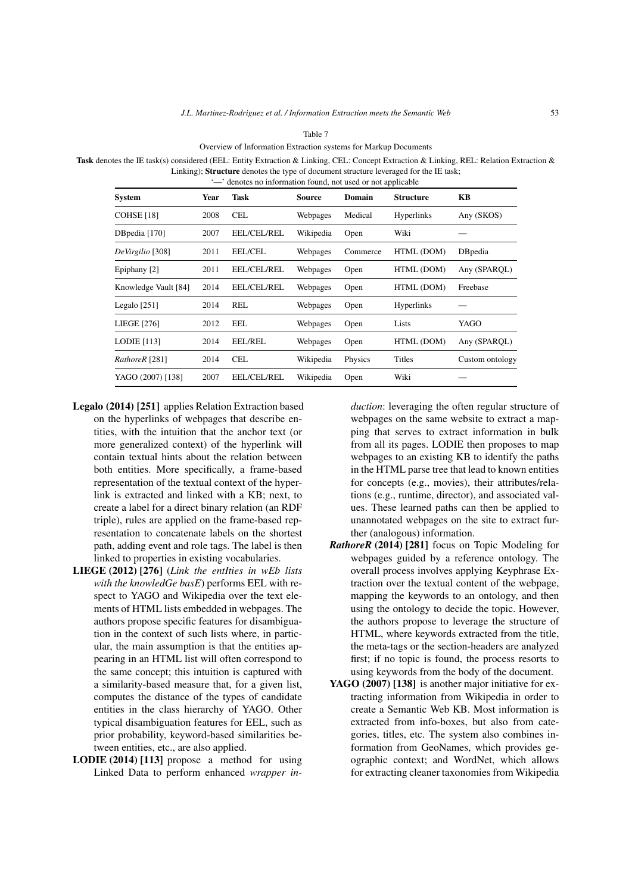Table 7

Overview of Information Extraction systems for Markup Documents

**Task** denotes the IE task(s) considered (EEL: Entity Extraction & Linking, CEL: Concept Extraction & Linking, REL: Relation Extraction & Linking); **Structure** denotes the type of document structure leveraged for the IE task; '—' denotes no information found, not used or not applicable

| System | Year | Task | Source | Domain | Structure | KB |
|---|---|---|---|---|---|---|
| COHSE [18] | 2008 | CEL | Webpages | Medical | Hyperlinks | Any (SKOS) |
| DBpedia [170] | 2007 | EEL/CEL/REL | Wikipedia | Open | Wiki | — |
| *DeVirgilio* [308] | 2011 | EEL/CEL | Webpages | Commerce | HTML (DOM) | DBpedia |
| Epiphany [2] | 2011 | EEL/CEL/REL | Webpages | Open | HTML (DOM) | Any (SPARQL) |
| Knowledge Vault [84] | 2014 | EEL/CEL/REL | Webpages | Open | HTML (DOM) | Freebase |
| Legalo [251] | 2014 | REL | Webpages | Open | Hyperlinks | — |
| LIEGE [276] | 2012 | EEL | Webpages | Open | Lists | YAGO |
| LODIE [113] | 2014 | EEL/REL | Webpages | Open | HTML (DOM) | Any (SPARQL) |
| *RathoreR* [281] | 2014 | CEL | Wikipedia | Physics | Titles | Custom ontology |
| YAGO (2007) [138] | 2007 | EEL/CEL/REL | Wikipedia | Open | Wiki | — |

**Legalo (2014) [251]** applies Relation Extraction based on the hyperlinks of webpages that describe entities, with the intuition that the anchor text (or more generalized context) of the hyperlink will contain textual hints about the relation between both entities. More specifically, a frame-based representation of the textual context of the hyperlink is extracted and linked with a KB; next, to create a label for a direct binary relation (an RDF triple), rules are applied on the frame-based representation to concatenate labels on the shortest path, adding event and role tags. The label is then linked to properties in existing vocabularies.

**LIEGE (2012) [276]** (*Link the entIties in wEb lists with the knowledGe basE*) performs EEL with respect to YAGO and Wikipedia over the text elements of HTML lists embedded in webpages. The authors propose specific features for disambiguation in the context of such lists where, in particular, the main assumption is that the entities appearing in an HTML list will often correspond to the same concept; this intuition is captured with a similarity-based measure that, for a given list, computes the distance of the types of candidate entities in the class hierarchy of YAGO. Other typical disambiguation features for EEL, such as prior probability, keyword-based similarities between entities, etc., are also applied.

**LODIE (2014) [113]** propose a method for using Linked Data to perform enhanced *wrapper induction*: leveraging the often regular structure of webpages on the same website to extract a mapping that serves to extract information in bulk from all its pages. LODIE then proposes to map webpages to an existing KB to identify the paths in the HTML parse tree that lead to known entities for concepts (e.g., movies), their attributes/relations (e.g., runtime, director), and associated values. These learned paths can then be applied to unannotated webpages on the site to extract further (analogous) information.

***RathoreR* (2014) [281]** focus on Topic Modeling for webpages guided by a reference ontology. The overall process involves applying Keyphrase Extraction over the textual content of the webpage, mapping the keywords to an ontology, and then using the ontology to decide the topic. However, the authors propose to leverage the structure of HTML, where keywords extracted from the title, the meta-tags or the section-headers are analyzed first; if no topic is found, the process resorts to using keywords from the body of the document.

**YAGO (2007) [138]** is another major initiative for extracting information from Wikipedia in order to create a Semantic Web KB. Most information is extracted from info-boxes, but also from categories, titles, etc. The system also combines information from GeoNames, which provides geographic context; and WordNet, which allows for extracting cleaner taxonomies from Wikipedia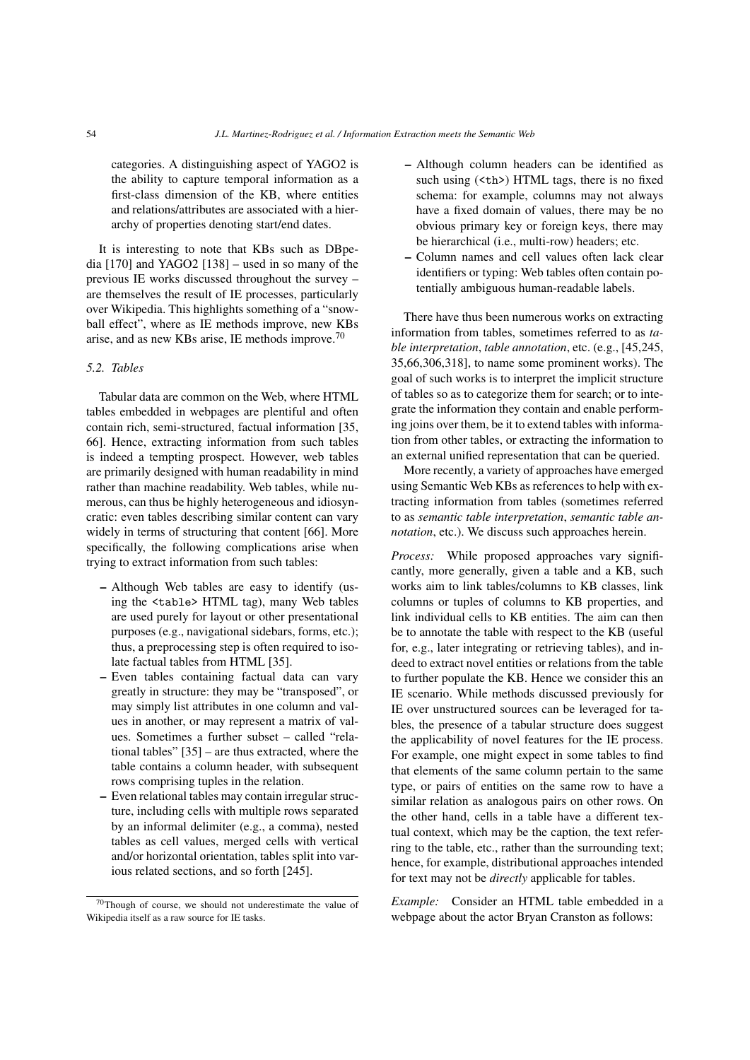categories. A distinguishing aspect of YAGO2 is the ability to capture temporal information as a first-class dimension of the KB, where entities and relations/attributes are associated with a hierarchy of properties denoting start/end dates.

It is interesting to note that KBs such as DBpedia [170] and YAGO2 [138] – used in so many of the previous IE works discussed throughout the survey – are themselves the result of IE processes, particularly over Wikipedia. This highlights something of a "snowball effect", where as IE methods improve, new KBs arise, and as new KBs arise, IE methods improve.[70]

### 5.2. Tables

Tabular data are common on the Web, where HTML tables embedded in webpages are plentiful and often contain rich, semi-structured, factual information [35, 66]. Hence, extracting information from such tables is indeed a tempting prospect. However, web tables are primarily designed with human readability in mind rather than machine readability. Web tables, while numerous, can thus be highly heterogeneous and idiosyncratic: even tables describing similar content can vary widely in terms of structuring that content [66]. More specifically, the following complications arise when trying to extract information from such tables:

- Although Web tables are easy to identify (using the `<table>` HTML tag), many Web tables are used purely for layout or other presentational purposes (e.g., navigational sidebars, forms, etc.); thus, a preprocessing step is often required to isolate factual tables from HTML [35].
- Even tables containing factual data can vary greatly in structure: they may be "transposed", or may simply list attributes in one column and values in another, or may represent a matrix of values. Sometimes a further subset – called "relational tables" [35] – are thus extracted, where the table contains a column header, with subsequent rows comprising tuples in the relation.
- Even relational tables may contain irregular structure, including cells with multiple rows separated by an informal delimiter (e.g., a comma), nested tables as cell values, merged cells with vertical and/or horizontal orientation, tables split into various related sections, and so forth [245].
- Although column headers can be identified as such using (`<th>`) HTML tags, there is no fixed schema: for example, columns may not always have a fixed domain of values, there may be no obvious primary key or foreign keys, there may be hierarchical (i.e., multi-row) headers; etc.
- Column names and cell values often lack clear identifiers or typing: Web tables often contain potentially ambiguous human-readable labels.

There have thus been numerous works on extracting information from tables, sometimes referred to as *table interpretation*, *table annotation*, etc. (e.g., [45,245, 35,66,306,318], to name some prominent works). The goal of such works is to interpret the implicit structure of tables so as to categorize them for search; or to integrate the information they contain and enable performing joins over them, be it to extend tables with information from other tables, or extracting the information to an external unified representation that can be queried.

More recently, a variety of approaches have emerged using Semantic Web KBs as references to help with extracting information from tables (sometimes referred to as *semantic table interpretation*, *semantic table annotation*, etc.). We discuss such approaches herein.

*Process:* While proposed approaches vary significantly, more generally, given a table and a KB, such works aim to link tables/columns to KB classes, link columns or tuples of columns to KB properties, and link individual cells to KB entities. The aim can then be to annotate the table with respect to the KB (useful for, e.g., later integrating or retrieving tables), and indeed to extract novel entities or relations from the table to further populate the KB. Hence we consider this an IE scenario. While methods discussed previously for IE over unstructured sources can be leveraged for tables, the presence of a tabular structure does suggest the applicability of novel features for the IE process. For example, one might expect in some tables to find that elements of the same column pertain to the same type, or pairs of entities on the same row to have a similar relation as analogous pairs on other rows. On the other hand, cells in a table have a different textual context, which may be the caption, the text referring to the table, etc., rather than the surrounding text; hence, for example, distributional approaches intended for text may not be *directly* applicable for tables.

*Example:* Consider an HTML table embedded in a webpage about the actor Bryan Cranston as follows:

[70] Though of course, we should not underestimate the value of Wikipedia itself as a raw source for IE tasks.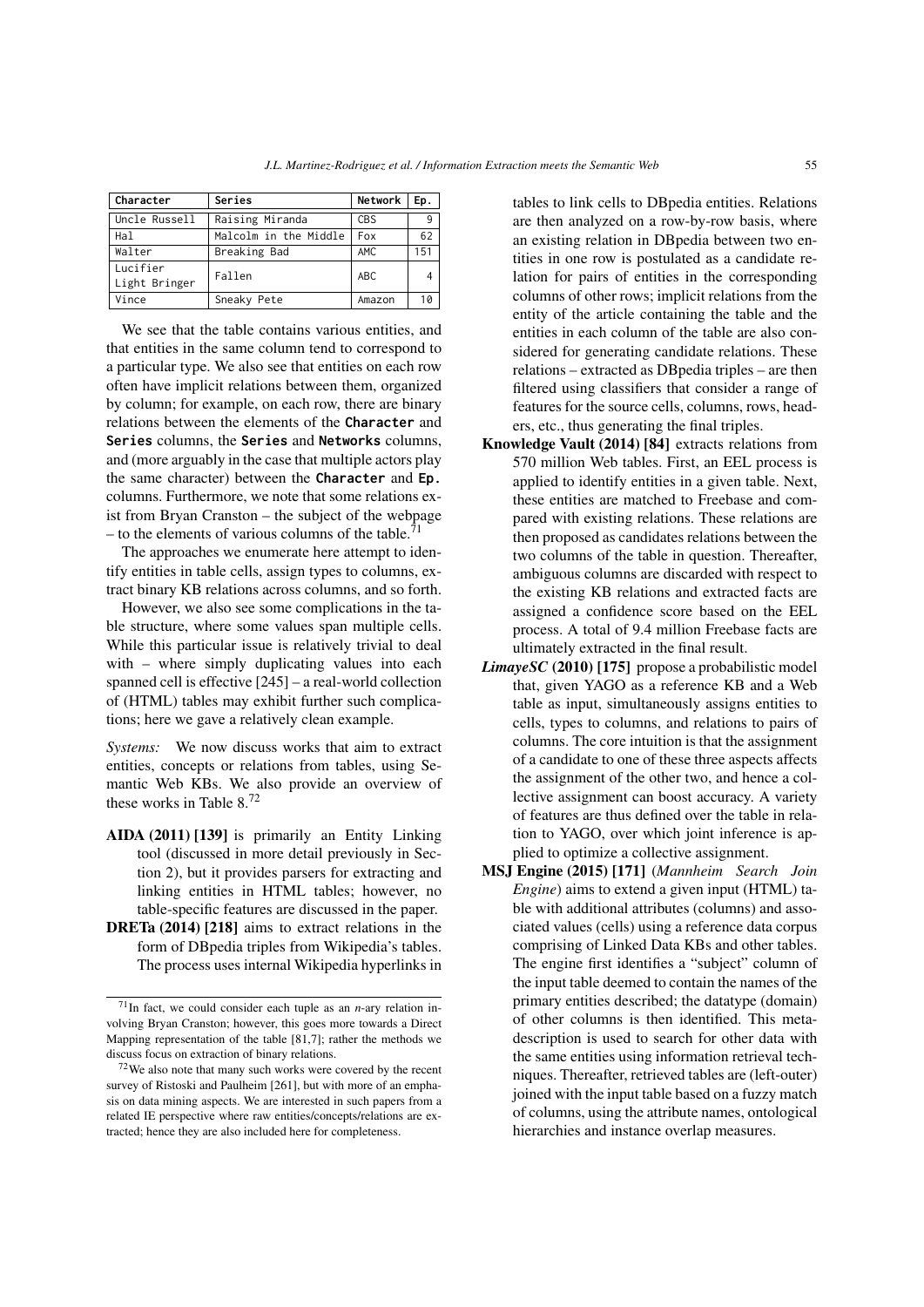| Character | Series | Network | Ep. |
|---|---|---|---|
| Uncle Russell | Raising Miranda | CBS | 9 |
| Hal | Malcolm in the Middle | Fox | 62 |
| Walter | Breaking Bad | AMC | 151 |
| Lucifier Light Bringer | Fallen | ABC | 4 |
| Vince | Sneaky Pete | Amazon | 10 |

We see that the table contains various entities, and that entities in the same column tend to correspond to a particular type. We also see that entities on each row often have implicit relations between them, organized by column; for example, on each row, there are binary relations between the elements of the **Character** and **Series** columns, the **Series** and **Networks** columns, and (more arguably in the case that multiple actors play the same character) between the **Character** and **Ep.** columns. Furthermore, we note that some relations exist from Bryan Cranston – the subject of the webpage – to the elements of various columns of the table.[71]

The approaches we enumerate here attempt to identify entities in table cells, assign types to columns, extract binary KB relations across columns, and so forth.

However, we also see some complications in the table structure, where some values span multiple cells. While this particular issue is relatively trivial to deal with – where simply duplicating values into each spanned cell is effective [245] – a real-world collection of (HTML) tables may exhibit further such complications; here we gave a relatively clean example.

*Systems:* We now discuss works that aim to extract entities, concepts or relations from tables, using Semantic Web KBs. We also provide an overview of these works in Table 8.[72]

**AIDA (2011) [139]** is primarily an Entity Linking tool (discussed in more detail previously in Section 2), but it provides parsers for extracting and linking entities in HTML tables; however, no table-specific features are discussed in the paper.

**DRETa (2014) [218]** aims to extract relations in the form of DBpedia triples from Wikipedia's tables. The process uses internal Wikipedia hyperlinks in tables to link cells to DBpedia entities. Relations are then analyzed on a row-by-row basis, where an existing relation in DBpedia between two entities in one row is postulated as a candidate relation for pairs of entities in the corresponding columns of other rows; implicit relations from the entity of the article containing the table and the entities in each column of the table are also considered for generating candidate relations. These relations – extracted as DBpedia triples – are then filtered using classifiers that consider a range of features for the source cells, columns, rows, headers, etc., thus generating the final triples.

**Knowledge Vault (2014) [84]** extracts relations from 570 million Web tables. First, an EEL process is applied to identify entities in a given table. Next, these entities are matched to Freebase and compared with existing relations. These relations are then proposed as candidates relations between the two columns of the table in question. Thereafter, ambiguous columns are discarded with respect to the existing KB relations and extracted facts are assigned a confidence score based on the EEL process. A total of 9.4 million Freebase facts are ultimately extracted in the final result.

***LimayeSC* (2010) [175]** propose a probabilistic model that, given YAGO as a reference KB and a Web table as input, simultaneously assigns entities to cells, types to columns, and relations to pairs of columns. The core intuition is that the assignment of a candidate to one of these three aspects affects the assignment of the other two, and hence a collective assignment can boost accuracy. A variety of features are thus defined over the table in relation to YAGO, over which joint inference is applied to optimize a collective assignment.

**MSJ Engine (2015) [171]** (*Mannheim Search Join Engine*) aims to extend a given input (HTML) table with additional attributes (columns) and associated values (cells) using a reference data corpus comprising of Linked Data KBs and other tables. The engine first identifies a "subject" column of the input table deemed to contain the names of the primary entities described; the datatype (domain) of other columns is then identified. This meta-description is used to search for other data with the same entities using information retrieval techniques. Thereafter, retrieved tables are (left-outer) joined with the input table based on a fuzzy match of columns, using the attribute names, ontological hierarchies and instance overlap measures.

[71] In fact, we could consider each tuple as an $n$-ary relation involving Bryan Cranston; however, this goes more towards a Direct Mapping representation of the table [81,7]; rather the methods we discuss focus on extraction of binary relations.

[72] We also note that many such works were covered by the recent survey of Ristoski and Paulheim [261], but with more of an emphasis on data mining aspects. We are interested in such papers from a related IE perspective where raw entities/concepts/relations are extracted; hence they are also included here for completeness.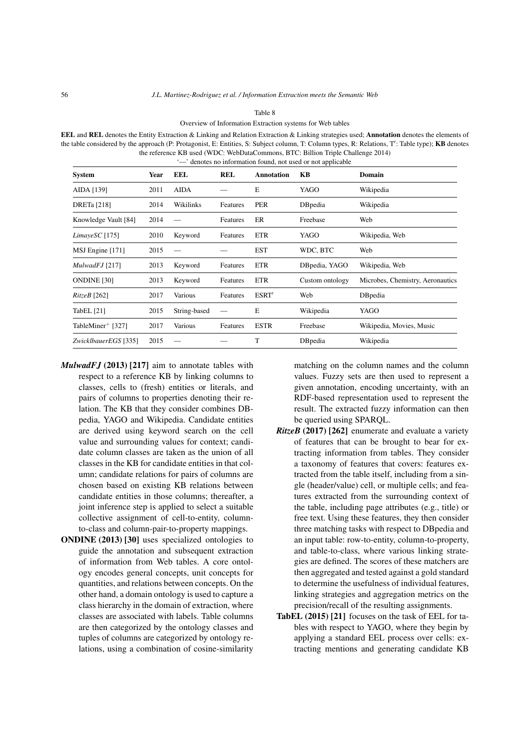Table 8

Overview of Information Extraction systems for Web tables

**EEL** and **REL** denotes the Entity Extraction & Linking and Relation Extraction & Linking strategies used; **Annotation** denotes the elements of the table considered by the approach (P: Protagonist, E: Entities, S: Subject column, T: Column types, R: Relations, T′: Table type); **KB** denotes the reference KB used (WDC: WebDataCommons, BTC: Billion Triple Challenge 2014)

'—' denotes no information found, not used or not applicable

| System | Year | EEL | REL | Annotation | KB | Domain |
|---|---|---|---|---|---|---|
| AIDA [139] | 2011 | AIDA | — | E | YAGO | Wikipedia |
| DRETa [218] | 2014 | Wikilinks | Features | PER | DBpedia | Wikipedia |
| Knowledge Vault [84] | 2014 | — | Features | ER | Freebase | Web |
| *LimayeSC* [175] | 2010 | Keyword | Features | ETR | YAGO | Wikipedia, Web |
| MSJ Engine [171] | 2015 | — | — | EST | WDC, BTC | Web |
| *MulwadFJ* [217] | 2013 | Keyword | Features | ETR | DBpedia, YAGO | Wikipedia, Web |
| ONDINE [30] | 2013 | Keyword | Features | ETR | Custom ontology | Microbes, Chemistry, Aeronautics |
| *RitzeB* [262] | 2017 | Various | Features | ESRT′ | Web | DBpedia |
| TabEL [21] | 2015 | String-based | — | E | Wikipedia | YAGO |
| TableMiner+ [327] | 2017 | Various | Features | ESTR | Freebase | Wikipedia, Movies, Music |
| *ZwicklbauerEGS* [335] | 2015 | — | — | T | DBpedia | Wikipedia |

***MulwadFJ* (2013) [217]** aim to annotate tables with respect to a reference KB by linking columns to classes, cells to (fresh) entities or literals, and pairs of columns to properties denoting their relation. The KB that they consider combines DBpedia, YAGO and Wikipedia. Candidate entities are derived using keyword search on the cell value and surrounding values for context; candidate column classes are taken as the union of all classes in the KB for candidate entities in that column; candidate relations for pairs of columns are chosen based on existing KB relations between candidate entities in those columns; thereafter, a joint inference step is applied to select a suitable collective assignment of cell-to-entity, column-to-class and column-pair-to-property mappings.

**ONDINE (2013) [30]** uses specialized ontologies to guide the annotation and subsequent extraction of information from Web tables. A core ontology encodes general concepts, unit concepts for quantities, and relations between concepts. On the other hand, a domain ontology is used to capture a class hierarchy in the domain of extraction, where classes are associated with labels. Table columns are then categorized by the ontology classes and tuples of columns are categorized by ontology relations, using a combination of cosine-similarity matching on the column names and the column values. Fuzzy sets are then used to represent a given annotation, encoding uncertainty, with an RDF-based representation used to represent the result. The extracted fuzzy information can then be queried using SPARQL.

***RitzeB* (2017) [262]** enumerate and evaluate a variety of features that can be brought to bear for extracting information from tables. They consider a taxonomy of features that covers: features extracted from the table itself, including from a single (header/value) cell, or multiple cells; and features extracted from the surrounding context of the table, including page attributes (e.g., title) or free text. Using these features, they then consider three matching tasks with respect to DBpedia and an input table: row-to-entity, column-to-property, and table-to-class, where various linking strategies are defined. The scores of these matchers are then aggregated and tested against a gold standard to determine the usefulness of individual features, linking strategies and aggregation metrics on the precision/recall of the resulting assignments.

**TabEL (2015) [21]** focuses on the task of EEL for tables with respect to YAGO, where they begin by applying a standard EEL process over cells: extracting mentions and generating candidate KB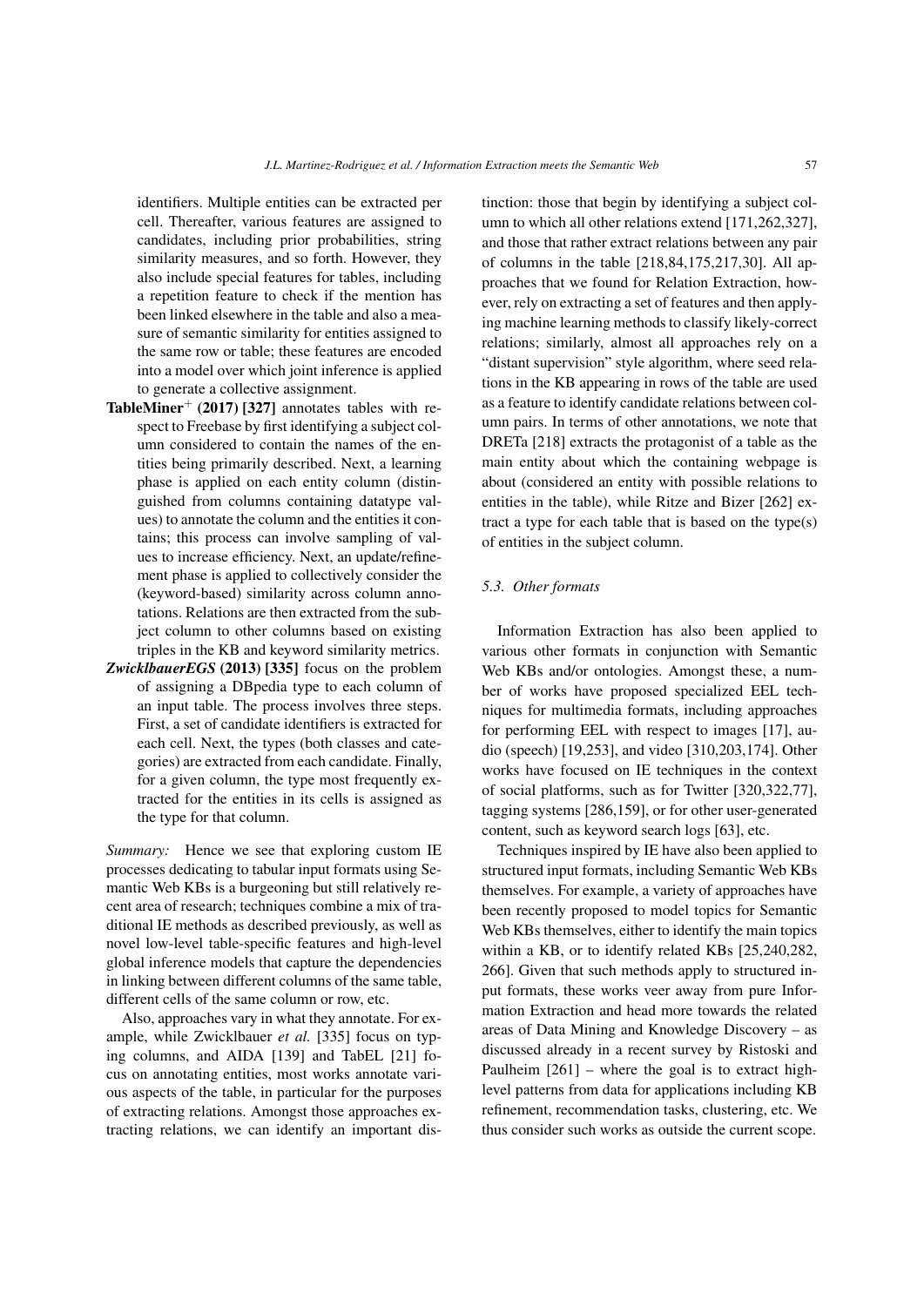identifiers. Multiple entities can be extracted per cell. Thereafter, various features are assigned to candidates, including prior probabilities, string similarity measures, and so forth. However, they also include special features for tables, including a repetition feature to check if the mention has been linked elsewhere in the table and also a measure of semantic similarity for entities assigned to the same row or table; these features are encoded into a model over which joint inference is applied to generate a collective assignment.

- **TableMiner$^+$ (2017) [327]** annotates tables with respect to Freebase by first identifying a subject column considered to contain the names of the entities being primarily described. Next, a learning phase is applied on each entity column (distinguished from columns containing datatype values) to annotate the column and the entities it contains; this process can involve sampling of values to increase efficiency. Next, an update/refinement phase is applied to collectively consider the (keyword-based) similarity across column annotations. Relations are then extracted from the subject column to other columns based on existing triples in the KB and keyword similarity metrics.
- ***ZwicklbauerEGS* (2013) [335]** focus on the problem of assigning a DBpedia type to each column of an input table. The process involves three steps. First, a set of candidate identifiers is extracted for each cell. Next, the types (both classes and categories) are extracted from each candidate. Finally, for a given column, the type most frequently extracted for the entities in its cells is assigned as the type for that column.

*Summary:* Hence we see that exploring custom IE processes dedicating to tabular input formats using Semantic Web KBs is a burgeoning but still relatively recent area of research; techniques combine a mix of traditional IE methods as described previously, as well as novel low-level table-specific features and high-level global inference models that capture the dependencies in linking between different columns of the same table, different cells of the same column or row, etc.

Also, approaches vary in what they annotate. For example, while Zwicklbauer *et al.* [335] focus on typing columns, and AIDA [139] and TabEL [21] focus on annotating entities, most works annotate various aspects of the table, in particular for the purposes of extracting relations. Amongst those approaches extracting relations, we can identify an important distinction: those that begin by identifying a subject column to which all other relations extend [171,262,327], and those that rather extract relations between any pair of columns in the table [218,84,175,217,30]. All approaches that we found for Relation Extraction, however, rely on extracting a set of features and then applying machine learning methods to classify likely-correct relations; similarly, almost all approaches rely on a "distant supervision" style algorithm, where seed relations in the KB appearing in rows of the table are used as a feature to identify candidate relations between column pairs. In terms of other annotations, we note that DRETa [218] extracts the protagonist of a table as the main entity about which the containing webpage is about (considered an entity with possible relations to entities in the table), while Ritze and Bizer [262] extract a type for each table that is based on the type(s) of entities in the subject column.

### 5.3. Other formats

Information Extraction has also been applied to various other formats in conjunction with Semantic Web KBs and/or ontologies. Amongst these, a number of works have proposed specialized EEL techniques for multimedia formats, including approaches for performing EEL with respect to images [17], audio (speech) [19,253], and video [310,203,174]. Other works have focused on IE techniques in the context of social platforms, such as for Twitter [320,322,77], tagging systems [286,159], or for other user-generated content, such as keyword search logs [63], etc.

Techniques inspired by IE have also been applied to structured input formats, including Semantic Web KBs themselves. For example, a variety of approaches have been recently proposed to model topics for Semantic Web KBs themselves, either to identify the main topics within a KB, or to identify related KBs [25,240,282, 266]. Given that such methods apply to structured input formats, these works veer away from pure Information Extraction and head more towards the related areas of Data Mining and Knowledge Discovery – as discussed already in a recent survey by Ristoski and Paulheim [261] – where the goal is to extract high-level patterns from data for applications including KB refinement, recommendation tasks, clustering, etc. We thus consider such works as outside the current scope.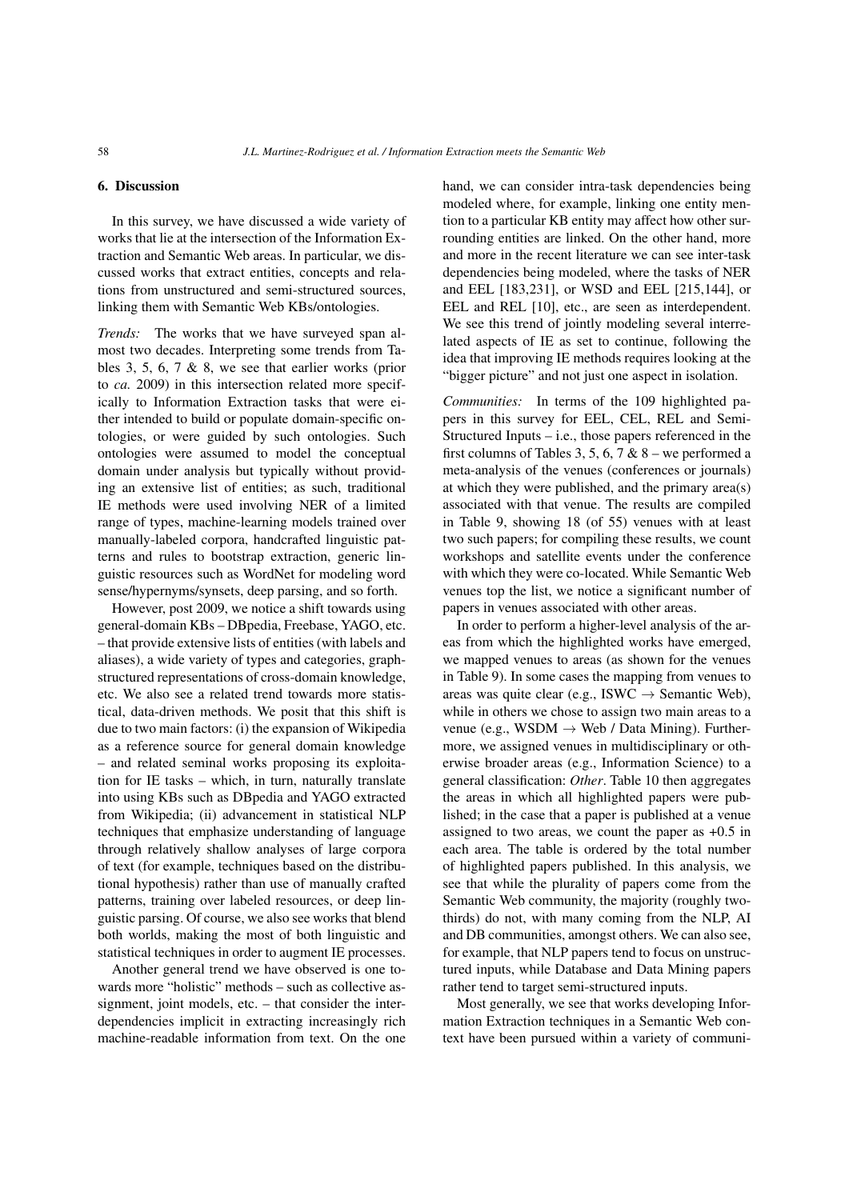## 6. Discussion

In this survey, we have discussed a wide variety of works that lie at the intersection of the Information Extraction and Semantic Web areas. In particular, we discussed works that extract entities, concepts and relations from unstructured and semi-structured sources, linking them with Semantic Web KBs/ontologies.

*Trends:* The works that we have surveyed span almost two decades. Interpreting some trends from Tables 3, 5, 6, 7 & 8, we see that earlier works (prior to *ca.* 2009) in this intersection related more specifically to Information Extraction tasks that were either intended to build or populate domain-specific ontologies, or were guided by such ontologies. Such ontologies were assumed to model the conceptual domain under analysis but typically without providing an extensive list of entities; as such, traditional IE methods were used involving NER of a limited range of types, machine-learning models trained over manually-labeled corpora, handcrafted linguistic patterns and rules to bootstrap extraction, generic linguistic resources such as WordNet for modeling word sense/hypernyms/synsets, deep parsing, and so forth.

However, post 2009, we notice a shift towards using general-domain KBs – DBpedia, Freebase, YAGO, etc. – that provide extensive lists of entities (with labels and aliases), a wide variety of types and categories, graph-structured representations of cross-domain knowledge, etc. We also see a related trend towards more statistical, data-driven methods. We posit that this shift is due to two main factors: (i) the expansion of Wikipedia as a reference source for general domain knowledge – and related seminal works proposing its exploitation for IE tasks – which, in turn, naturally translate into using KBs such as DBpedia and YAGO extracted from Wikipedia; (ii) advancement in statistical NLP techniques that emphasize understanding of language through relatively shallow analyses of large corpora of text (for example, techniques based on the distributional hypothesis) rather than use of manually crafted patterns, training over labeled resources, or deep linguistic parsing. Of course, we also see works that blend both worlds, making the most of both linguistic and statistical techniques in order to augment IE processes.

Another general trend we have observed is one towards more "holistic" methods – such as collective assignment, joint models, etc. – that consider the interdependencies implicit in extracting increasingly rich machine-readable information from text. On the one hand, we can consider intra-task dependencies being modeled where, for example, linking one entity mention to a particular KB entity may affect how other surrounding entities are linked. On the other hand, more and more in the recent literature we can see inter-task dependencies being modeled, where the tasks of NER and EEL [183,231], or WSD and EEL [215,144], or EEL and REL [10], etc., are seen as interdependent. We see this trend of jointly modeling several interrelated aspects of IE as set to continue, following the idea that improving IE methods requires looking at the "bigger picture" and not just one aspect in isolation.

*Communities:* In terms of the 109 highlighted papers in this survey for EEL, CEL, REL and Semi-Structured Inputs – i.e., those papers referenced in the first columns of Tables 3, 5, 6, 7 & 8 – we performed a meta-analysis of the venues (conferences or journals) at which they were published, and the primary area(s) associated with that venue. The results are compiled in Table 9, showing 18 (of 55) venues with at least two such papers; for compiling these results, we count workshops and satellite events under the conference with which they were co-located. While Semantic Web venues top the list, we notice a significant number of papers in venues associated with other areas.

In order to perform a higher-level analysis of the areas from which the highlighted works have emerged, we mapped venues to areas (as shown for the venues in Table 9). In some cases the mapping from venues to areas was quite clear (e.g., ISWC → Semantic Web), while in others we chose to assign two main areas to a venue (e.g., WSDM → Web / Data Mining). Furthermore, we assigned venues in multidisciplinary or otherwise broader areas (e.g., Information Science) to a general classification: *Other*. Table 10 then aggregates the areas in which all highlighted papers were published; in the case that a paper is published at a venue assigned to two areas, we count the paper as +0.5 in each area. The table is ordered by the total number of highlighted papers published. In this analysis, we see that while the plurality of papers come from the Semantic Web community, the majority (roughly two-thirds) do not, with many coming from the NLP, AI and DB communities, amongst others. We can also see, for example, that NLP papers tend to focus on unstructured inputs, while Database and Data Mining papers rather tend to target semi-structured inputs.

Most generally, we see that works developing Information Extraction techniques in a Semantic Web context have been pursued within a variety of communi-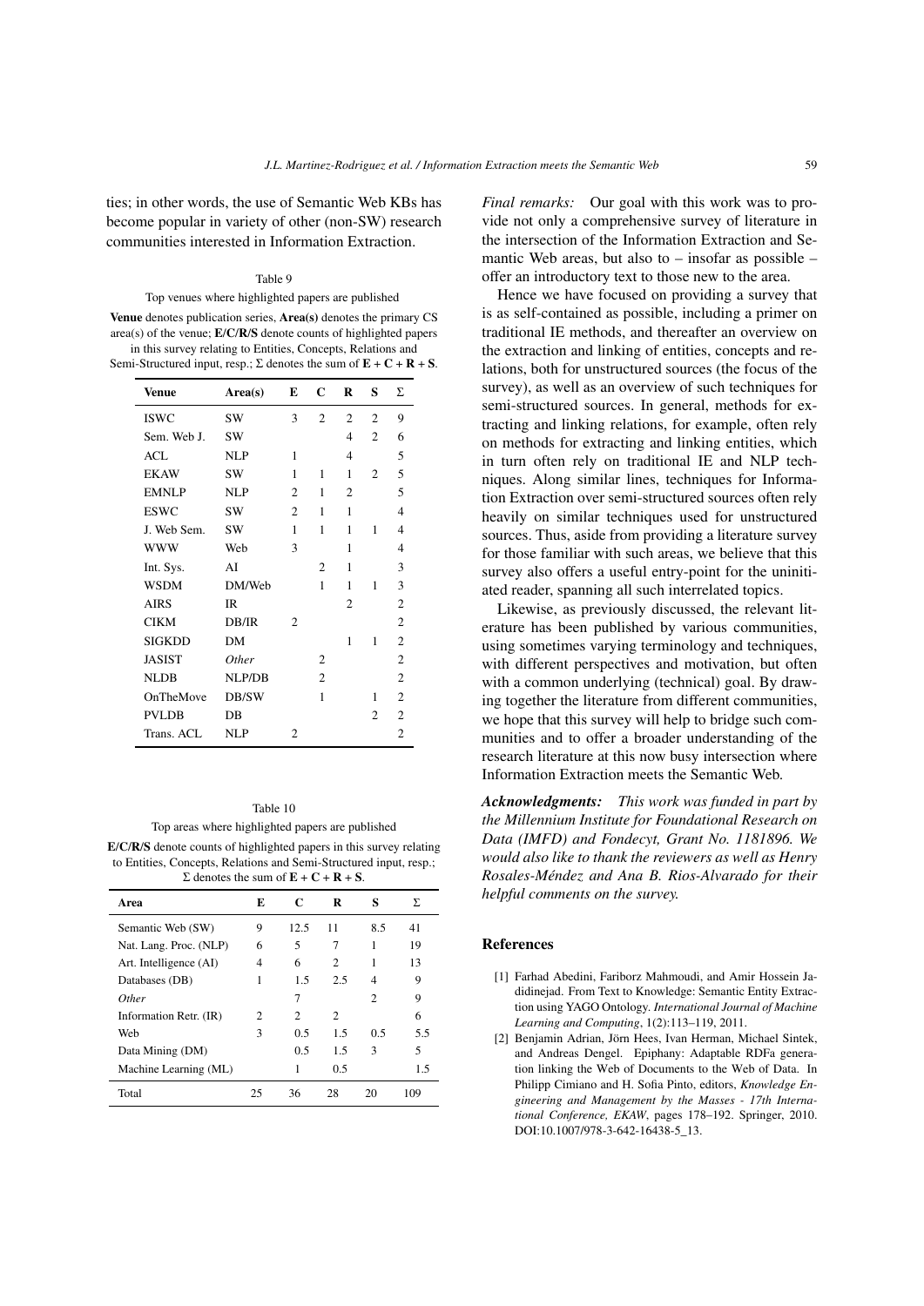ties; in other words, the use of Semantic Web KBs has become popular in variety of other (non-SW) research communities interested in Information Extraction.

Table 9

Top venues where highlighted papers are published

**Venue** denotes publication series, **Area(s)** denotes the primary CS area(s) of the venue; **E/C/R/S** denote counts of highlighted papers in this survey relating to Entities, Concepts, Relations and Semi-Structured input, resp.; Σ denotes the sum of **E + C + R + S**.

| Venue | Area(s) | E | C | R | S | Σ |
|---|---|---|---|---|---|---|
| ISWC | SW | 3 | 2 | 2 | 2 | 9 |
| Sem. Web J. | SW | | | 4 | 2 | 6 |
| ACL | NLP | 1 | | 4 | | 5 |
| EKAW | SW | 1 | 1 | 1 | 2 | 5 |
| EMNLP | NLP | 2 | 1 | 2 | | 5 |
| ESWC | SW | 2 | 1 | 1 | | 4 |
| J. Web Sem. | SW | 1 | 1 | 1 | 1 | 4 |
| WWW | Web | 3 | | 1 | | 4 |
| Int. Sys. | AI | | 2 | 1 | | 3 |
| WSDM | DM/Web | | 1 | 1 | 1 | 3 |
| AIRS | IR | | | 2 | | 2 |
| CIKM | DB/IR | 2 | | | | 2 |
| SIGKDD | DM | | | 1 | 1 | 2 |
| JASIST | *Other* | | 2 | | | 2 |
| NLDB | NLP/DB | | 2 | | | 2 |
| OnTheMove | DB/SW | | 1 | | 1 | 2 |
| PVLDB | DB | | | | 2 | 2 |
| Trans. ACL | NLP | 2 | | | | 2 |

Table 10

Top areas where highlighted papers are published

**E/C/R/S** denote counts of highlighted papers in this survey relating to Entities, Concepts, Relations and Semi-Structured input, resp.; Σ denotes the sum of **E + C + R + S**.

| Area | E | C | R | S | Σ |
|---|---|---|---|---|---|
| Semantic Web (SW) | 9 | 12.5 | 11 | 8.5 | 41 |
| Nat. Lang. Proc. (NLP) | 6 | 5 | 7 | 1 | 19 |
| Art. Intelligence (AI) | 4 | 6 | 2 | 1 | 13 |
| Databases (DB) | 1 | 1.5 | 2.5 | 4 | 9 |
| *Other* | | 7 | | 2 | 9 |
| Information Retr. (IR) | 2 | 2 | 2 | | 6 |
| Web | 3 | 0.5 | 1.5 | 0.5 | 5.5 |
| Data Mining (DM) | | 0.5 | 1.5 | 3 | 5 |
| Machine Learning (ML) | | 1 | 0.5 | | 1.5 |
| Total | 25 | 36 | 28 | 20 | 109 |

*Final remarks:* Our goal with this work was to provide not only a comprehensive survey of literature in the intersection of the Information Extraction and Semantic Web areas, but also to – insofar as possible – offer an introductory text to those new to the area.

Hence we have focused on providing a survey that is as self-contained as possible, including a primer on traditional IE methods, and thereafter an overview on the extraction and linking of entities, concepts and relations, both for unstructured sources (the focus of the survey), as well as an overview of such techniques for semi-structured sources. In general, methods for extracting and linking relations, for example, often rely on methods for extracting and linking entities, which in turn often rely on traditional IE and NLP techniques. Along similar lines, techniques for Information Extraction over semi-structured sources often rely heavily on similar techniques used for unstructured sources. Thus, aside from providing a literature survey for those familiar with such areas, we believe that this survey also offers a useful entry-point for the uninitiated reader, spanning all such interrelated topics.

Likewise, as previously discussed, the relevant literature has been published by various communities, using sometimes varying terminology and techniques, with different perspectives and motivation, but often with a common underlying (technical) goal. By drawing together the literature from different communities, we hope that this survey will help to bridge such communities and to offer a broader understanding of the research literature at this now busy intersection where Information Extraction meets the Semantic Web.

***Acknowledgments:*** *This work was funded in part by the Millennium Institute for Foundational Research on Data (IMFD) and Fondecyt, Grant No. 1181896. We would also like to thank the reviewers as well as Henry Rosales-Méndez and Ana B. Rios-Alvarado for their helpful comments on the survey.*

## References

[1] Farhad Abedini, Fariborz Mahmoudi, and Amir Hossein Jadidinejad. From Text to Knowledge: Semantic Entity Extraction using YAGO Ontology. *International Journal of Machine Learning and Computing*, 1(2):113–119, 2011.

[2] Benjamin Adrian, Jörn Hees, Ivan Herman, Michael Sintek, and Andreas Dengel. Epiphany: Adaptable RDFa generation linking the Web of Documents to the Web of Data. In Philipp Cimiano and H. Sofia Pinto, editors, *Knowledge Engineering and Management by the Masses - 17th International Conference, EKAW*, pages 178–192. Springer, 2010. DOI:10.1007/978-3-642-16438-5_13.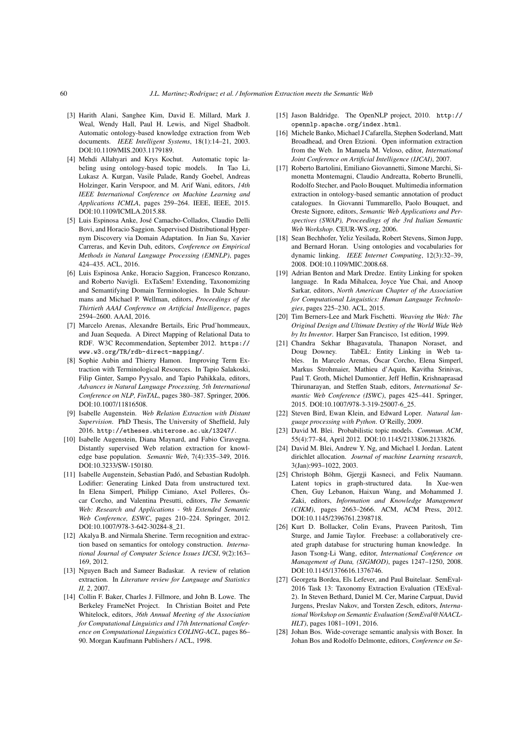[3] Harith Alani, Sanghee Kim, David E. Millard, Mark J. Weal, Wendy Hall, Paul H. Lewis, and Nigel Shadbolt. Automatic ontology-based knowledge extraction from Web documents. *IEEE Intelligent Systems*, 18(1):14–21, 2003. DOI:10.1109/MIS.2003.1179189.

[4] Mehdi Allahyari and Krys Kochut. Automatic topic labeling using ontology-based topic models. In Tao Li, Lukasz A. Kurgan, Vasile Palade, Randy Goebel, Andreas Holzinger, Karin Verspoor, and M. Arif Wani, editors, *14th IEEE International Conference on Machine Learning and Applications ICMLA*, pages 259–264. IEEE, IEEE, 2015. DOI:10.1109/ICMLA.2015.88.

[5] Luis Espinosa Anke, José Camacho-Collados, Claudio Delli Bovi, and Horacio Saggion. Supervised Distributional Hypernym Discovery via Domain Adaptation. In Jian Su, Xavier Carreras, and Kevin Duh, editors, *Conference on Empirical Methods in Natural Language Processing (EMNLP)*, pages 424–435. ACL, 2016.

[6] Luis Espinosa Anke, Horacio Saggion, Francesco Ronzano, and Roberto Navigli. ExTaSem! Extending, Taxonomizing and Semantifying Domain Terminologies. In Dale Schuurmans and Michael P. Wellman, editors, *Proceedings of the Thirtieth AAAI Conference on Artificial Intelligence*, pages 2594–2600. AAAI, 2016.

[7] Marcelo Arenas, Alexandre Bertails, Eric Prud'hommeaux, and Juan Sequeda. A Direct Mapping of Relational Data to RDF. W3C Recommendation, September 2012. https://www.w3.org/TR/rdb-direct-mapping/.

[8] Sophie Aubin and Thierry Hamon. Improving Term Extraction with Terminological Resources. In Tapio Salakoski, Filip Ginter, Sampo Pyysalo, and Tapio Pahikkala, editors, *Advances in Natural Language Processing, 5th International Conference on NLP, FinTAL*, pages 380–387. Springer, 2006. DOI:10.1007/11816508.

[9] Isabelle Augenstein. *Web Relation Extraction with Distant Supervision*. PhD Thesis, The University of Sheffield, July 2016. http://etheses.whiterose.ac.uk/13247/.

[10] Isabelle Augenstein, Diana Maynard, and Fabio Ciravegna. Distantly supervised Web relation extraction for knowledge base population. *Semantic Web*, 7(4):335–349, 2016. DOI:10.3233/SW-150180.

[11] Isabelle Augenstein, Sebastian Padó, and Sebastian Rudolph. Lodifier: Generating Linked Data from unstructured text. In Elena Simperl, Philipp Cimiano, Axel Polleres, Óscar Corcho, and Valentina Presutti, editors, *The Semantic Web: Research and Applications - 9th Extended Semantic Web Conference, ESWC*, pages 210–224. Springer, 2012. DOI:10.1007/978-3-642-30284-8_21.

[12] Akalya B. and Nirmala Sherine. Term recognition and extraction based on semantics for ontology construction. *International Journal of Computer Science Issues IJCSI*, 9(2):163–169, 2012.

[13] Nguyen Bach and Sameer Badaskar. A review of relation extraction. In *Literature review for Language and Statistics II, 2*, 2007.

[14] Collin F. Baker, Charles J. Fillmore, and John B. Lowe. The Berkeley FrameNet Project. In Christian Boitet and Pete Whitelock, editors, *36th Annual Meeting of the Association for Computational Linguistics and 17th International Conference on Computational Linguistics COLING-ACL*, pages 86–90. Morgan Kaufmann Publishers / ACL, 1998.

[15] Jason Baldridge. The OpenNLP project, 2010. http://opennlp.apache.org/index.html.

[16] Michele Banko, Michael J Cafarella, Stephen Soderland, Matt Broadhead, and Oren Etzioni. Open information extraction from the Web. In Manuela M. Veloso, editor, *International Joint Conference on Artificial Intelligence (IJCAI)*, 2007.

[17] Roberto Bartolini, Emiliano Giovannetti, Simone Marchi, Simonetta Montemagni, Claudio Andreatta, Roberto Brunelli, Rodolfo Stecher, and Paolo Bouquet. Multimedia information extraction in ontology-based semantic annotation of product catalogues. In Giovanni Tummarello, Paolo Bouquet, and Oreste Signore, editors, *Semantic Web Applications and Perspectives (SWAP), Proceedings of the 3rd Italian Semantic Web Workshop*. CEUR-WS.org, 2006.

[18] Sean Bechhofer, Yeliz Yesilada, Robert Stevens, Simon Jupp, and Bernard Horan. Using ontologies and vocabularies for dynamic linking. *IEEE Internet Computing*, 12(3):32–39, 2008. DOI:10.1109/MIC.2008.68.

[19] Adrian Benton and Mark Dredze. Entity Linking for spoken language. In Rada Mihalcea, Joyce Yue Chai, and Anoop Sarkar, editors, *North American Chapter of the Association for Computational Linguistics: Human Language Technologies*, pages 225–230. ACL, 2015.

[20] Tim Berners-Lee and Mark Fischetti. *Weaving the Web: The Original Design and Ultimate Destiny of the World Wide Web by Its Inventor*. Harper San Francisco, 1st edition, 1999.

[21] Chandra Sekhar Bhagavatula, Thanapon Noraset, and Doug Downey. TabEL: Entity Linking in Web tables. In Marcelo Arenas, Óscar Corcho, Elena Simperl, Markus Strohmaier, Mathieu d'Aquin, Kavitha Srinivas, Paul T. Groth, Michel Dumontier, Jeff Heflin, Krishnaprasad Thirunarayan, and Steffen Staab, editors, *International Semantic Web Conference (ISWC)*, pages 425–441. Springer, 2015. DOI:10.1007/978-3-319-25007-6_25.

[22] Steven Bird, Ewan Klein, and Edward Loper. *Natural language processing with Python*. O'Reilly, 2009.

[23] David M. Blei. Probabilistic topic models. *Commun. ACM*, 55(4):77–84, April 2012. DOI:10.1145/2133806.2133826.

[24] David M. Blei, Andrew Y. Ng, and Michael I. Jordan. Latent dirichlet allocation. *Journal of machine Learning research*, 3(Jan):993–1022, 2003.

[25] Christoph Böhm, Gjergji Kasneci, and Felix Naumann. Latent topics in graph-structured data. In Xue-wen Chen, Guy Lebanon, Haixun Wang, and Mohammed J. Zaki, editors, *Information and Knowledge Management (CIKM)*, pages 2663–2666. ACM, ACM Press, 2012. DOI:10.1145/2396761.2398718.

[26] Kurt D. Bollacker, Colin Evans, Praveen Paritosh, Tim Sturge, and Jamie Taylor. Freebase: a collaboratively created graph database for structuring human knowledge. In Jason Tsong-Li Wang, editor, *International Conference on Management of Data, (SIGMOD)*, pages 1247–1250, 2008. DOI:10.1145/1376616.1376746.

[27] Georgeta Bordea, Els Lefever, and Paul Buitelaar. SemEval-2016 Task 13: Taxonomy Extraction Evaluation (TExEval-2). In Steven Bethard, Daniel M. Cer, Marine Carpuat, David Jurgens, Preslav Nakov, and Torsten Zesch, editors, *International Workshop on Semantic Evaluation (SemEval@NAACL-HLT)*, pages 1081–1091, 2016.

[28] Johan Bos. Wide-coverage semantic analysis with Boxer. In Johan Bos and Rodolfo Delmonte, editors, *Conference on Se-*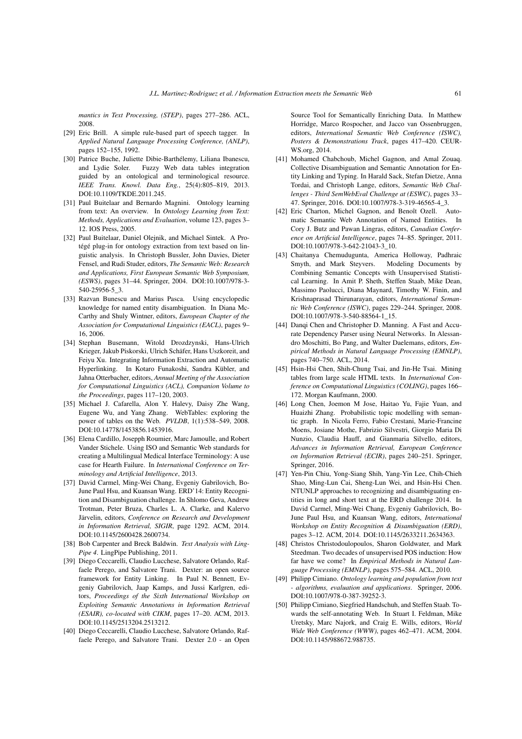*mantics in Text Processing, (STEP)*, pages 277–286. ACL, 2008.

- [29] Eric Brill. A simple rule-based part of speech tagger. In *Applied Natural Language Processing Conference, (ANLP)*, pages 152–155, 1992.
- [30] Patrice Buche, Juliette Dibie-Barthélemy, Liliana Ibanescu, and Lydie Soler. Fuzzy Web data tables integration guided by an ontological and terminological resource. *IEEE Trans. Knowl. Data Eng.*, 25(4):805–819, 2013. DOI:10.1109/TKDE.2011.245.
- [31] Paul Buitelaar and Bernardo Magnini. Ontology learning from text: An overview. In *Ontology Learning from Text: Methods, Applications and Evaluation*, volume 123, pages 3–12. IOS Press, 2005.
- [32] Paul Buitelaar, Daniel Olejnik, and Michael Sintek. A Protégé plug-in for ontology extraction from text based on linguistic analysis. In Christoph Bussler, John Davies, Dieter Fensel, and Rudi Studer, editors, *The Semantic Web: Research and Applications, First European Semantic Web Symposium, (ESWS)*, pages 31–44. Springer, 2004. DOI:10.1007/978-3-540-25956-5_3.
- [33] Razvan Bunescu and Marius Pasca. Using encyclopedic knowledge for named entity disambiguation. In Diana McCarthy and Shuly Wintner, editors, *European Chapter of the Association for Computational Linguistics (EACL)*, pages 9–16, 2006.
- [34] Stephan Busemann, Witold Drozdzynski, Hans-Ulrich Krieger, Jakub Piskorski, Ulrich Schäfer, Hans Uszkoreit, and Feiyu Xu. Integrating Information Extraction and Automatic Hyperlinking. In Kotaro Funakoshi, Sandra Kübler, and Jahna Otterbacher, editors, *Annual Meeting of the Association for Computational Linguistics (ACL), Companion Volume to the Proceedings*, pages 117–120, 2003.
- [35] Michael J. Cafarella, Alon Y. Halevy, Daisy Zhe Wang, Eugene Wu, and Yang Zhang. WebTables: exploring the power of tables on the Web. *PVLDB*, 1(1):538–549, 2008. DOI:10.14778/1453856.1453916.
- [36] Elena Cardillo, Josepph Roumier, Marc Jamoulle, and Robert Vander Stichele. Using ISO and Semantic Web standards for creating a Multilingual Medical Interface Terminology: A use case for Hearth Failure. In *International Conference on Terminology and Artificial Intelligence*, 2013.
- [37] David Carmel, Ming-Wei Chang, Evgeniy Gabrilovich, Bo-June Paul Hsu, and Kuansan Wang. ERD'14: Entity Recognition and Disambiguation challenge. In Shlomo Geva, Andrew Trotman, Peter Bruza, Charles L. A. Clarke, and Kalervo Järvelin, editors, *Conference on Research and Development in Information Retrieval, SIGIR*, page 1292. ACM, 2014. DOI:10.1145/2600428.2600734.
- [38] Bob Carpenter and Breck Baldwin. *Text Analysis with LingPipe 4*. LingPipe Publishing, 2011.
- [39] Diego Ceccarelli, Claudio Lucchese, Salvatore Orlando, Raffaele Perego, and Salvatore Trani. Dexter: an open source framework for Entity Linking. In Paul N. Bennett, Evgeniy Gabrilovich, Jaap Kamps, and Jussi Karlgren, editors, *Proceedings of the Sixth International Workshop on Exploiting Semantic Annotations in Information Retrieval (ESAIR), co-located with CIKM*, pages 17–20. ACM, 2013. DOI:10.1145/2513204.2513212.
- [40] Diego Ceccarelli, Claudio Lucchese, Salvatore Orlando, Raffaele Perego, and Salvatore Trani. Dexter 2.0 - an Open Source Tool for Semantically Enriching Data. In Matthew Horridge, Marco Rospocher, and Jacco van Ossenbruggen, editors, *International Semantic Web Conference (ISWC), Posters & Demonstrations Track*, pages 417–420. CEUR-WS.org, 2014.
- [41] Mohamed Chabchoub, Michel Gagnon, and Amal Zouaq. Collective Disambiguation and Semantic Annotation for Entity Linking and Typing. In Harald Sack, Stefan Dietze, Anna Tordai, and Christoph Lange, editors, *Semantic Web Challenges - Third SemWebEval Challenge at (ESWC)*, pages 33–47. Springer, 2016. DOI:10.1007/978-3-319-46565-4_3.
- [42] Eric Charton, Michel Gagnon, and Benoît Ozell. Automatic Semantic Web Annotation of Named Entities. In Cory J. Butz and Pawan Lingras, editors, *Canadian Conference on Artificial Intelligence*, pages 74–85. Springer, 2011. DOI:10.1007/978-3-642-21043-3_10.
- [43] Chaitanya Chemudugunta, America Holloway, Padhraic Smyth, and Mark Steyvers. Modeling Documents by Combining Semantic Concepts with Unsupervised Statistical Learning. In Amit P. Sheth, Steffen Staab, Mike Dean, Massimo Paolucci, Diana Maynard, Timothy W. Finin, and Krishnaprasad Thirunarayan, editors, *International Semantic Web Conference (ISWC)*, pages 229–244. Springer, 2008. DOI:10.1007/978-3-540-88564-1_15.
- [44] Danqi Chen and Christopher D. Manning. A Fast and Accurate Dependency Parser using Neural Networks. In Alessandro Moschitti, Bo Pang, and Walter Daelemans, editors, *Empirical Methods in Natural Language Processing (EMNLP)*, pages 740–750. ACL, 2014.
- [45] Hsin-Hsi Chen, Shih-Chung Tsai, and Jin-He Tsai. Mining tables from large scale HTML texts. In *International Conference on Computational Linguistics (COLING)*, pages 166–172. Morgan Kaufmann, 2000.
- [46] Long Chen, Joemon M Jose, Haitao Yu, Fajie Yuan, and Huaizhi Zhang. Probabilistic topic modelling with semantic graph. In Nicola Ferro, Fabio Crestani, Marie-Francine Moens, Josiane Mothe, Fabrizio Silvestri, Giorgio Maria Di Nunzio, Claudia Hauff, and Gianmaria Silvello, editors, *Advances in Information Retrieval, European Conference on Information Retrieval (ECIR)*, pages 240–251. Springer, Springer, 2016.
- [47] Yen-Pin Chiu, Yong-Siang Shih, Yang-Yin Lee, Chih-Chieh Shao, Ming-Lun Cai, Sheng-Lun Wei, and Hsin-Hsi Chen. NTUNLP approaches to recognizing and disambiguating entities in long and short text at the ERD challenge 2014. In David Carmel, Ming-Wei Chang, Evgeniy Gabrilovich, Bo-June Paul Hsu, and Kuansan Wang, editors, *International Workshop on Entity Recognition & Disambiguation (ERD)*, pages 3–12. ACM, 2014. DOI:10.1145/2633211.2634363.
- [48] Christos Christodoulopoulos, Sharon Goldwater, and Mark Steedman. Two decades of unsupervised POS induction: How far have we come? In *Empirical Methods in Natural Language Processing (EMNLP)*, pages 575–584. ACL, 2010.
- [49] Philipp Cimiano. *Ontology learning and population from text - algorithms, evaluation and applications*. Springer, 2006. DOI:10.1007/978-0-387-39252-3.
- [50] Philipp Cimiano, Siegfried Handschuh, and Steffen Staab. Towards the self-annotating Web. In Stuart I. Feldman, Mike Uretsky, Marc Najork, and Craig E. Wills, editors, *World Wide Web Conference (WWW)*, pages 462–471. ACM, 2004. DOI:10.1145/988672.988735.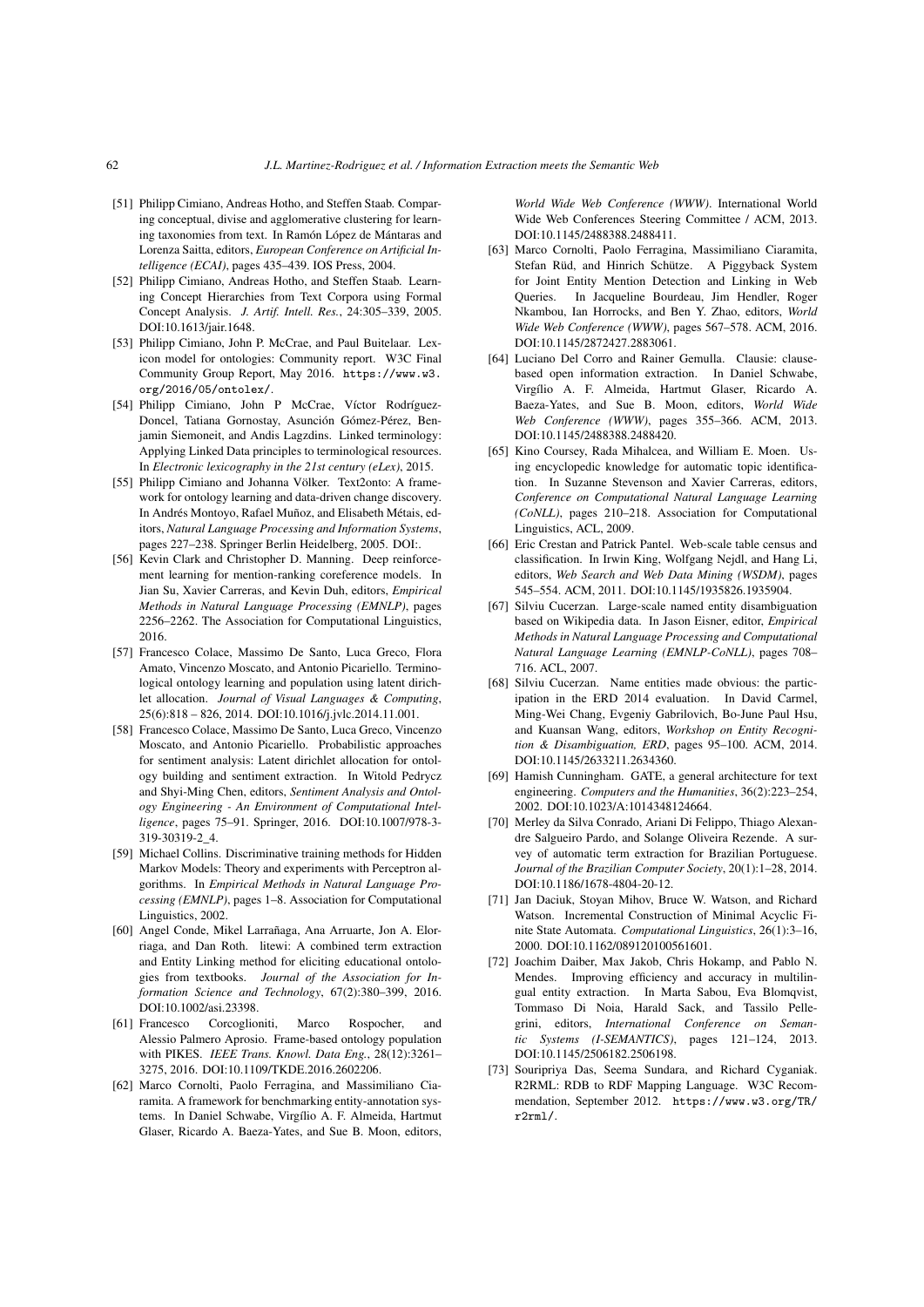[51] Philipp Cimiano, Andreas Hotho, and Steffen Staab. Comparing conceptual, divise and agglomerative clustering for learning taxonomies from text. In Ramón López de Mántaras and Lorenza Saitta, editors, *European Conference on Artificial Intelligence (ECAI)*, pages 435–439. IOS Press, 2004.

[52] Philipp Cimiano, Andreas Hotho, and Steffen Staab. Learning Concept Hierarchies from Text Corpora using Formal Concept Analysis. *J. Artif. Intell. Res.*, 24:305–339, 2005. DOI:10.1613/jair.1648.

[53] Philipp Cimiano, John P. McCrae, and Paul Buitelaar. Lexicon model for ontologies: Community report. W3C Final Community Group Report, May 2016. `https://www.w3.org/2016/05/ontolex/`.

[54] Philipp Cimiano, John P McCrae, Víctor Rodríguez-Doncel, Tatiana Gornostay, Asunción Gómez-Pérez, Benjamin Siemoneit, and Andis Lagzdins. Linked terminology: Applying Linked Data principles to terminological resources. In *Electronic lexicography in the 21st century (eLex)*, 2015.

[55] Philipp Cimiano and Johanna Völker. Text2onto: A framework for ontology learning and data-driven change discovery. In Andrés Montoyo, Rafael Muñoz, and Elisabeth Métais, editors, *Natural Language Processing and Information Systems*, pages 227–238. Springer Berlin Heidelberg, 2005. DOI:.

[56] Kevin Clark and Christopher D. Manning. Deep reinforcement learning for mention-ranking coreference models. In Jian Su, Xavier Carreras, and Kevin Duh, editors, *Empirical Methods in Natural Language Processing (EMNLP)*, pages 2256–2262. The Association for Computational Linguistics, 2016.

[57] Francesco Colace, Massimo De Santo, Luca Greco, Flora Amato, Vincenzo Moscato, and Antonio Picariello. Terminological ontology learning and population using latent dirichlet allocation. *Journal of Visual Languages & Computing*, 25(6):818 – 826, 2014. DOI:10.1016/j.jvlc.2014.11.001.

[58] Francesco Colace, Massimo De Santo, Luca Greco, Vincenzo Moscato, and Antonio Picariello. Probabilistic approaches for sentiment analysis: Latent dirichlet allocation for ontology building and sentiment extraction. In Witold Pedrycz and Shyi-Ming Chen, editors, *Sentiment Analysis and Ontology Engineering - An Environment of Computational Intelligence*, pages 75–91. Springer, 2016. DOI:10.1007/978-3-319-30319-2_4.

[59] Michael Collins. Discriminative training methods for Hidden Markov Models: Theory and experiments with Perceptron algorithms. In *Empirical Methods in Natural Language Processing (EMNLP)*, pages 1–8. Association for Computational Linguistics, 2002.

[60] Angel Conde, Mikel Larrañaga, Ana Arruarte, Jon A. Elorriaga, and Dan Roth. litewi: A combined term extraction and Entity Linking method for eliciting educational ontologies from textbooks. *Journal of the Association for Information Science and Technology*, 67(2):380–399, 2016. DOI:10.1002/asi.23398.

[61] Francesco Corcoglioniti, Marco Rospocher, and Alessio Palmero Aprosio. Frame-based ontology population with PIKES. *IEEE Trans. Knowl. Data Eng.*, 28(12):3261–3275, 2016. DOI:10.1109/TKDE.2016.2602206.

[62] Marco Cornolti, Paolo Ferragina, and Massimiliano Ciaramita. A framework for benchmarking entity-annotation systems. In Daniel Schwabe, Virgílio A. F. Almeida, Hartmut Glaser, Ricardo A. Baeza-Yates, and Sue B. Moon, editors, *World Wide Web Conference (WWW)*. International World Wide Web Conferences Steering Committee / ACM, 2013. DOI:10.1145/2488388.2488411.

[63] Marco Cornolti, Paolo Ferragina, Massimiliano Ciaramita, Stefan Rüd, and Hinrich Schütze. A Piggyback System for Joint Entity Mention Detection and Linking in Web Queries. In Jacqueline Bourdeau, Jim Hendler, Roger Nkambou, Ian Horrocks, and Ben Y. Zhao, editors, *World Wide Web Conference (WWW)*, pages 567–578. ACM, 2016. DOI:10.1145/2872427.2883061.

[64] Luciano Del Corro and Rainer Gemulla. Clausie: clause-based open information extraction. In Daniel Schwabe, Virgílio A. F. Almeida, Hartmut Glaser, Ricardo A. Baeza-Yates, and Sue B. Moon, editors, *World Wide Web Conference (WWW)*, pages 355–366. ACM, 2013. DOI:10.1145/2488388.2488420.

[65] Kino Coursey, Rada Mihalcea, and William E. Moen. Using encyclopedic knowledge for automatic topic identification. In Suzanne Stevenson and Xavier Carreras, editors, *Conference on Computational Natural Language Learning (CoNLL)*, pages 210–218. Association for Computational Linguistics, ACL, 2009.

[66] Eric Crestan and Patrick Pantel. Web-scale table census and classification. In Irwin King, Wolfgang Nejdl, and Hang Li, editors, *Web Search and Web Data Mining (WSDM)*, pages 545–554. ACM, 2011. DOI:10.1145/1935826.1935904.

[67] Silviu Cucerzan. Large-scale named entity disambiguation based on Wikipedia data. In Jason Eisner, editor, *Empirical Methods in Natural Language Processing and Computational Natural Language Learning (EMNLP-CoNLL)*, pages 708–716. ACL, 2007.

[68] Silviu Cucerzan. Name entities made obvious: the participation in the ERD 2014 evaluation. In David Carmel, Ming-Wei Chang, Evgeniy Gabrilovich, Bo-June Paul Hsu, and Kuansan Wang, editors, *Workshop on Entity Recognition & Disambiguation, ERD*, pages 95–100. ACM, 2014. DOI:10.1145/2633211.2634360.

[69] Hamish Cunningham. GATE, a general architecture for text engineering. *Computers and the Humanities*, 36(2):223–254, 2002. DOI:10.1023/A:1014348124664.

[70] Merley da Silva Conrado, Ariani Di Felippo, Thiago Alexandre Salgueiro Pardo, and Solange Oliveira Rezende. A survey of automatic term extraction for Brazilian Portuguese. *Journal of the Brazilian Computer Society*, 20(1):1–28, 2014. DOI:10.1186/1678-4804-20-12.

[71] Jan Daciuk, Stoyan Mihov, Bruce W. Watson, and Richard Watson. Incremental Construction of Minimal Acyclic Finite State Automata. *Computational Linguistics*, 26(1):3–16, 2000. DOI:10.1162/089120100561601.

[72] Joachim Daiber, Max Jakob, Chris Hokamp, and Pablo N. Mendes. Improving efficiency and accuracy in multilingual entity extraction. In Marta Sabou, Eva Blomqvist, Tommaso Di Noia, Harald Sack, and Tassilo Pellegrini, editors, *International Conference on Semantic Systems (I-SEMANTICS)*, pages 121–124, 2013. DOI:10.1145/2506182.2506198.

[73] Souripriya Das, Seema Sundara, and Richard Cyganiak. R2RML: RDB to RDF Mapping Language. W3C Recommendation, September 2012. `https://www.w3.org/TR/r2rml/`.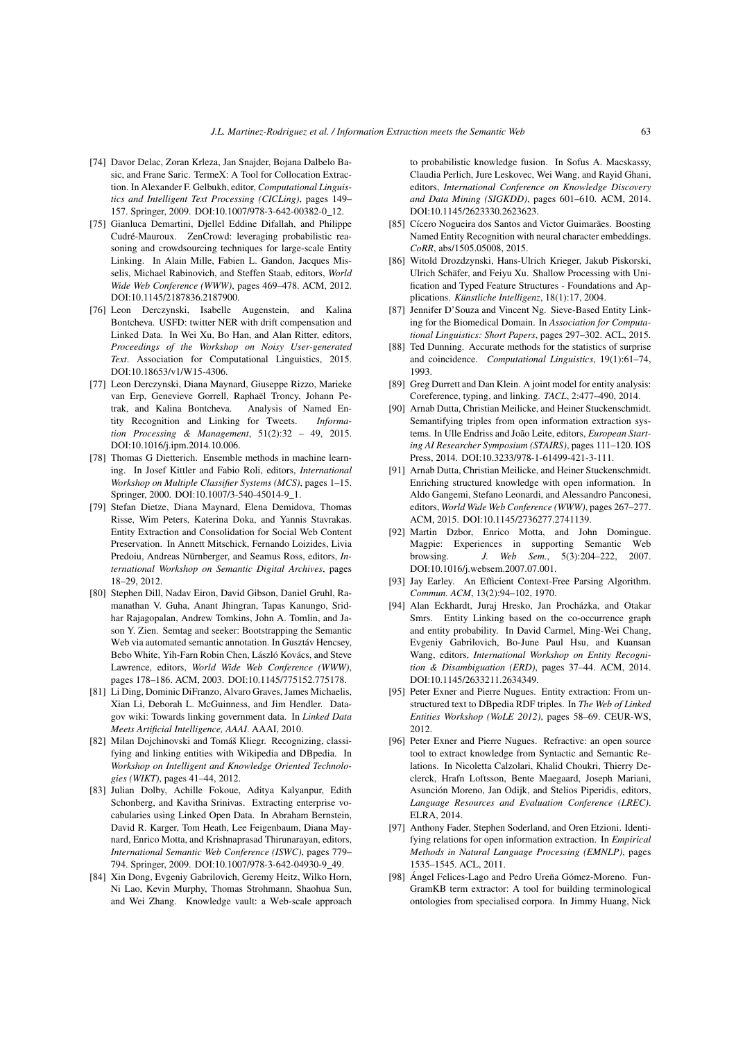- [74] Davor Delac, Zoran Krleza, Jan Snajder, Bojana Dalbelo Basic, and Frane Saric. TermeX: A Tool for Collocation Extraction. In Alexander F. Gelbukh, editor, *Computational Linguistics and Intelligent Text Processing (CICLing)*, pages 149–157. Springer, 2009. DOI:10.1007/978-3-642-00382-0_12.
- [75] Gianluca Demartini, Djellel Eddine Difallah, and Philippe Cudré-Mauroux. ZenCrowd: leveraging probabilistic reasoning and crowdsourcing techniques for large-scale Entity Linking. In Alain Mille, Fabien L. Gandon, Jacques Misselis, Michael Rabinovich, and Steffen Staab, editors, *World Wide Web Conference (WWW)*, pages 469–478. ACM, 2012. DOI:10.1145/2187836.2187900.
- [76] Leon Derczynski, Isabelle Augenstein, and Kalina Bontcheva. USFD: twitter NER with drift compensation and Linked Data. In Wei Xu, Bo Han, and Alan Ritter, editors, *Proceedings of the Workshop on Noisy User-generated Text*. Association for Computational Linguistics, 2015. DOI:10.18653/v1/W15-4306.
- [77] Leon Derczynski, Diana Maynard, Giuseppe Rizzo, Marieke van Erp, Genevieve Gorrell, Raphaël Troncy, Johann Petrak, and Kalina Bontcheva. Analysis of Named Entity Recognition and Linking for Tweets. *Information Processing & Management*, 51(2):32 – 49, 2015. DOI:10.1016/j.ipm.2014.10.006.
- [78] Thomas G Dietterich. Ensemble methods in machine learning. In Josef Kittler and Fabio Roli, editors, *International Workshop on Multiple Classifier Systems (MCS)*, pages 1–15. Springer, 2000. DOI:10.1007/3-540-45014-9_1.
- [79] Stefan Dietze, Diana Maynard, Elena Demidova, Thomas Risse, Wim Peters, Katerina Doka, and Yannis Stavrakas. Entity Extraction and Consolidation for Social Web Content Preservation. In Annett Mitschick, Fernando Loizides, Livia Predoiu, Andreas Nürnberger, and Seamus Ross, editors, *International Workshop on Semantic Digital Archives*, pages 18–29, 2012.
- [80] Stephen Dill, Nadav Eiron, David Gibson, Daniel Gruhl, Ramanathan V. Guha, Anant Jhingran, Tapas Kanungo, Sridhar Rajagopalan, Andrew Tomkins, John A. Tomlin, and Jason Y. Zien. Semtag and seeker: Bootstrapping the Semantic Web via automated semantic annotation. In Gusztáv Hencsey, Bebo White, Yih-Farn Robin Chen, László Kovács, and Steve Lawrence, editors, *World Wide Web Conference (WWW)*, pages 178–186. ACM, 2003. DOI:10.1145/775152.775178.
- [81] Li Ding, Dominic DiFranzo, Alvaro Graves, James Michaelis, Xian Li, Deborah L. McGuinness, and Jim Hendler. Datagov wiki: Towards linking government data. In *Linked Data Meets Artificial Intelligence, AAAI*. AAAI, 2010.
- [82] Milan Dojchinovski and Tomáš Kliegr. Recognizing, classifying and linking entities with Wikipedia and DBpedia. In *Workshop on Intelligent and Knowledge Oriented Technologies (WIKT)*, pages 41–44, 2012.
- [83] Julian Dolby, Achille Fokoue, Aditya Kalyanpur, Edith Schonberg, and Kavitha Srinivas. Extracting enterprise vocabularies using Linked Open Data. In Abraham Bernstein, David R. Karger, Tom Heath, Lee Feigenbaum, Diana Maynard, Enrico Motta, and Krishnaprasad Thirunarayan, editors, *International Semantic Web Conference (ISWC)*, pages 779–794. Springer, 2009. DOI:10.1007/978-3-642-04930-9_49.
- [84] Xin Dong, Evgeniy Gabrilovich, Geremy Heitz, Wilko Horn, Ni Lao, Kevin Murphy, Thomas Strohmann, Shaohua Sun, and Wei Zhang. Knowledge vault: a Web-scale approach to probabilistic knowledge fusion. In Sofus A. Macskassy, Claudia Perlich, Jure Leskovec, Wei Wang, and Rayid Ghani, editors, *International Conference on Knowledge Discovery and Data Mining (SIGKDD)*, pages 601–610. ACM, 2014. DOI:10.1145/2623330.2623623.
- [85] Cícero Nogueira dos Santos and Victor Guimarães. Boosting Named Entity Recognition with neural character embeddings. *CoRR*, abs/1505.05008, 2015.
- [86] Witold Drozdzynski, Hans-Ulrich Krieger, Jakub Piskorski, Ulrich Schäfer, and Feiyu Xu. Shallow Processing with Unification and Typed Feature Structures - Foundations and Applications. *Künstliche Intelligenz*, 18(1):17, 2004.
- [87] Jennifer D'Souza and Vincent Ng. Sieve-Based Entity Linking for the Biomedical Domain. In *Association for Computational Linguistics: Short Papers*, pages 297–302. ACL, 2015.
- [88] Ted Dunning. Accurate methods for the statistics of surprise and coincidence. *Computational Linguistics*, 19(1):61–74, 1993.
- [89] Greg Durrett and Dan Klein. A joint model for entity analysis: Coreference, typing, and linking. *TACL*, 2:477–490, 2014.
- [90] Arnab Dutta, Christian Meilicke, and Heiner Stuckenschmidt. Semantifying triples from open information extraction systems. In Ulle Endriss and João Leite, editors, *European Starting AI Researcher Symposium (STAIRS)*, pages 111–120. IOS Press, 2014. DOI:10.3233/978-1-61499-421-3-111.
- [91] Arnab Dutta, Christian Meilicke, and Heiner Stuckenschmidt. Enriching structured knowledge with open information. In Aldo Gangemi, Stefano Leonardi, and Alessandro Panconesi, editors, *World Wide Web Conference (WWW)*, pages 267–277. ACM, 2015. DOI:10.1145/2736277.2741139.
- [92] Martin Dzbor, Enrico Motta, and John Domingue. Magpie: Experiences in supporting Semantic Web browsing. *J. Web Sem.*, 5(3):204–222, 2007. DOI:10.1016/j.websem.2007.07.001.
- [93] Jay Earley. An Efficient Context-Free Parsing Algorithm. *Commun. ACM*, 13(2):94–102, 1970.
- [94] Alan Eckhardt, Juraj Hresko, Jan Procházka, and Otakar Smrs. Entity Linking based on the co-occurrence graph and entity probability. In David Carmel, Ming-Wei Chang, Evgeniy Gabrilovich, Bo-June Paul Hsu, and Kuansan Wang, editors, *International Workshop on Entity Recognition & Disambiguation (ERD)*, pages 37–44. ACM, 2014. DOI:10.1145/2633211.2634349.
- [95] Peter Exner and Pierre Nugues. Entity extraction: From unstructured text to DBpedia RDF triples. In *The Web of Linked Entities Workshop (WoLE 2012)*, pages 58–69. CEUR-WS, 2012.
- [96] Peter Exner and Pierre Nugues. Refractive: an open source tool to extract knowledge from Syntactic and Semantic Relations. In Nicoletta Calzolari, Khalid Choukri, Thierry Declerck, Hrafn Loftsson, Bente Maegaard, Joseph Mariani, Asunción Moreno, Jan Odijk, and Stelios Piperidis, editors, *Language Resources and Evaluation Conference (LREC)*. ELRA, 2014.
- [97] Anthony Fader, Stephen Soderland, and Oren Etzioni. Identifying relations for open information extraction. In *Empirical Methods in Natural Language Processing (EMNLP)*, pages 1535–1545. ACL, 2011.
- [98] Ángel Felices-Lago and Pedro Ureña Gómez-Moreno. FunGramKB term extractor: A tool for building terminological ontologies from specialised corpora. In Jimmy Huang, Nick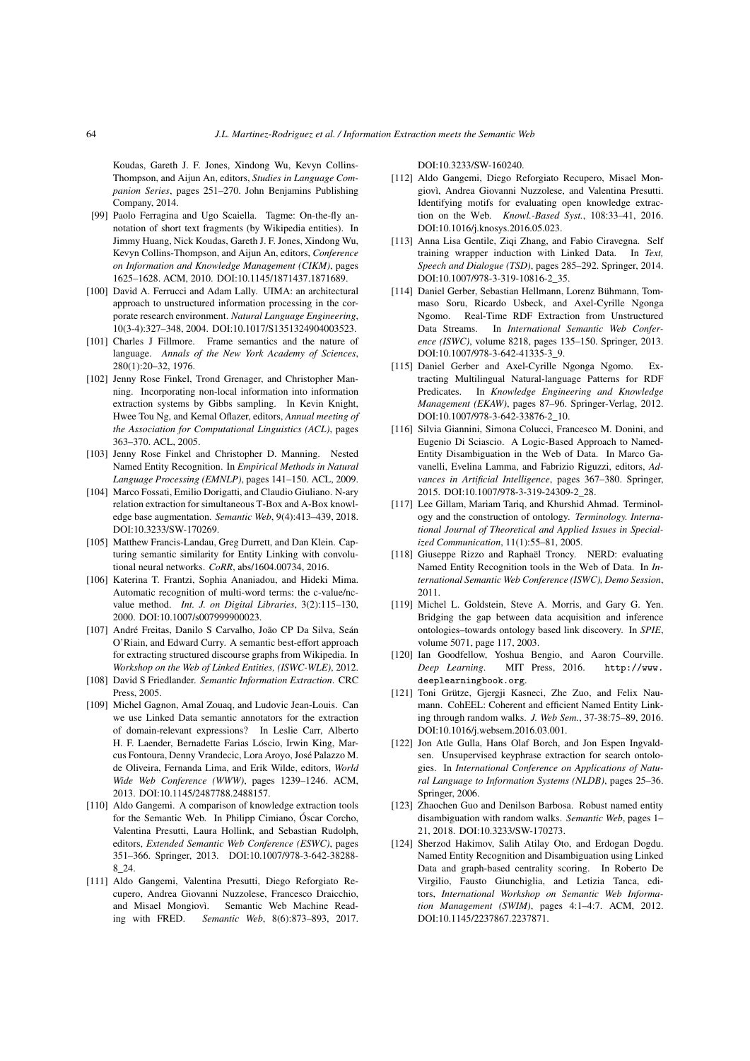Koudas, Gareth J. F. Jones, Xindong Wu, Kevyn Collins-Thompson, and Aijun An, editors, *Studies in Language Companion Series*, pages 251–270. John Benjamins Publishing Company, 2014.

[99] Paolo Ferragina and Ugo Scaiella. Tagme: On-the-fly annotation of short text fragments (by Wikipedia entities). In Jimmy Huang, Nick Koudas, Gareth J. F. Jones, Xindong Wu, Kevyn Collins-Thompson, and Aijun An, editors, *Conference on Information and Knowledge Management (CIKM)*, pages 1625–1628. ACM, 2010. DOI:10.1145/1871437.1871689.

[100] David A. Ferrucci and Adam Lally. UIMA: an architectural approach to unstructured information processing in the corporate research environment. *Natural Language Engineering*, 10(3-4):327–348, 2004. DOI:10.1017/S1351324904003523.

[101] Charles J Fillmore. Frame semantics and the nature of language. *Annals of the New York Academy of Sciences*, 280(1):20–32, 1976.

[102] Jenny Rose Finkel, Trond Grenager, and Christopher Manning. Incorporating non-local information into information extraction systems by Gibbs sampling. In Kevin Knight, Hwee Tou Ng, and Kemal Oflazer, editors, *Annual meeting of the Association for Computational Linguistics (ACL)*, pages 363–370. ACL, 2005.

[103] Jenny Rose Finkel and Christopher D. Manning. Nested Named Entity Recognition. In *Empirical Methods in Natural Language Processing (EMNLP)*, pages 141–150. ACL, 2009.

[104] Marco Fossati, Emilio Dorigatti, and Claudio Giuliano. N-ary relation extraction for simultaneous T-Box and A-Box knowledge base augmentation. *Semantic Web*, 9(4):413–439, 2018. DOI:10.3233/SW-170269.

[105] Matthew Francis-Landau, Greg Durrett, and Dan Klein. Capturing semantic similarity for Entity Linking with convolutional neural networks. *CoRR*, abs/1604.00734, 2016.

[106] Katerina T. Frantzi, Sophia Ananiadou, and Hideki Mima. Automatic recognition of multi-word terms: the c-value/nc-value method. *Int. J. on Digital Libraries*, 3(2):115–130, 2000. DOI:10.1007/s007999900023.

[107] André Freitas, Danilo S Carvalho, João CP Da Silva, Seán O'Riain, and Edward Curry. A semantic best-effort approach for extracting structured discourse graphs from Wikipedia. In *Workshop on the Web of Linked Entities, (ISWC-WLE)*, 2012.

[108] David S Friedlander. *Semantic Information Extraction*. CRC Press, 2005.

[109] Michel Gagnon, Amal Zouaq, and Ludovic Jean-Louis. Can we use Linked Data semantic annotators for the extraction of domain-relevant expressions? In Leslie Carr, Alberto H. F. Laender, Bernadette Farias Lóscio, Irwin King, Marcus Fontoura, Denny Vrandecic, Lora Aroyo, José Palazzo M. de Oliveira, Fernanda Lima, and Erik Wilde, editors, *World Wide Web Conference (WWW)*, pages 1239–1246. ACM, 2013. DOI:10.1145/2487788.2488157.

[110] Aldo Gangemi. A comparison of knowledge extraction tools for the Semantic Web. In Philipp Cimiano, Óscar Corcho, Valentina Presutti, Laura Hollink, and Sebastian Rudolph, editors, *Extended Semantic Web Conference (ESWC)*, pages 351–366. Springer, 2013. DOI:10.1007/978-3-642-38288-8_24.

[111] Aldo Gangemi, Valentina Presutti, Diego Reforgiato Recupero, Andrea Giovanni Nuzzolese, Francesco Draicchio, and Misael Mongiovì. Semantic Web Machine Reading with FRED. *Semantic Web*, 8(6):873–893, 2017. DOI:10.3233/SW-160240.

[112] Aldo Gangemi, Diego Reforgiato Recupero, Misael Mongiovì, Andrea Giovanni Nuzzolese, and Valentina Presutti. Identifying motifs for evaluating open knowledge extraction on the Web. *Knowl.-Based Syst.*, 108:33–41, 2016. DOI:10.1016/j.knosys.2016.05.023.

[113] Anna Lisa Gentile, Ziqi Zhang, and Fabio Ciravegna. Self training wrapper induction with Linked Data. In *Text, Speech and Dialogue (TSD)*, pages 285–292. Springer, 2014. DOI:10.1007/978-3-319-10816-2_35.

[114] Daniel Gerber, Sebastian Hellmann, Lorenz Bühmann, Tommaso Soru, Ricardo Usbeck, and Axel-Cyrille Ngonga Ngomo. Real-Time RDF Extraction from Unstructured Data Streams. In *International Semantic Web Conference (ISWC)*, volume 8218, pages 135–150. Springer, 2013. DOI:10.1007/978-3-642-41335-3_9.

[115] Daniel Gerber and Axel-Cyrille Ngonga Ngomo. Extracting Multilingual Natural-language Patterns for RDF Predicates. In *Knowledge Engineering and Knowledge Management (EKAW)*, pages 87–96. Springer-Verlag, 2012. DOI:10.1007/978-3-642-33876-2_10.

[116] Silvia Giannini, Simona Colucci, Francesco M. Donini, and Eugenio Di Sciascio. A Logic-Based Approach to Named-Entity Disambiguation in the Web of Data. In Marco Gavanelli, Evelina Lamma, and Fabrizio Riguzzi, editors, *Advances in Artificial Intelligence*, pages 367–380. Springer, 2015. DOI:10.1007/978-3-319-24309-2_28.

[117] Lee Gillam, Mariam Tariq, and Khurshid Ahmad. Terminology and the construction of ontology. *Terminology. International Journal of Theoretical and Applied Issues in Specialized Communication*, 11(1):55–81, 2005.

[118] Giuseppe Rizzo and Raphaël Troncy. NERD: evaluating Named Entity Recognition tools in the Web of Data. In *International Semantic Web Conference (ISWC), Demo Session*, 2011.

[119] Michel L. Goldstein, Steve A. Morris, and Gary G. Yen. Bridging the gap between data acquisition and inference ontologies–towards ontology based link discovery. In *SPIE*, volume 5071, page 117, 2003.

[120] Ian Goodfellow, Yoshua Bengio, and Aaron Courville. *Deep Learning*. MIT Press, 2016. http://www.deeplearningbook.org.

[121] Toni Grütze, Gjergji Kasneci, Zhe Zuo, and Felix Naumann. CohEEL: Coherent and efficient Named Entity Linking through random walks. *J. Web Sem.*, 37-38:75–89, 2016. DOI:10.1016/j.websem.2016.03.001.

[122] Jon Atle Gulla, Hans Olaf Borch, and Jon Espen Ingvaldsen. Unsupervised keyphrase extraction for search ontologies. In *International Conference on Applications of Natural Language to Information Systems (NLDB)*, pages 25–36. Springer, 2006.

[123] Zhaochen Guo and Denilson Barbosa. Robust named entity disambiguation with random walks. *Semantic Web*, pages 1–21, 2018. DOI:10.3233/SW-170273.

[124] Sherzod Hakimov, Salih Atilay Oto, and Erdogan Dogdu. Named Entity Recognition and Disambiguation using Linked Data and graph-based centrality scoring. In Roberto De Virgilio, Fausto Giunchiglia, and Letizia Tanca, editors, *International Workshop on Semantic Web Information Management (SWIM)*, pages 4:1–4:7. ACM, 2012. DOI:10.1145/2237867.2237871.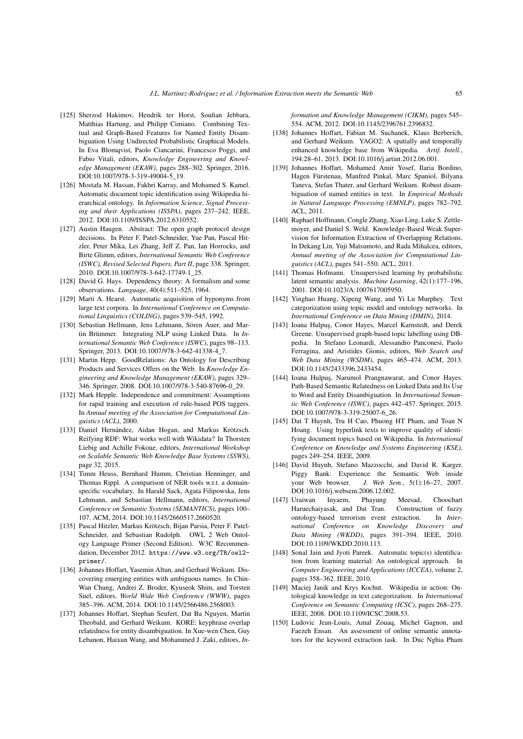[125] Sherzod Hakimov, Hendrik ter Horst, Soufian Jebbara, Matthias Hartung, and Philipp Cimiano. Combining Textual and Graph-Based Features for Named Entity Disambiguation Using Undirected Probabilistic Graphical Models. In Eva Blomqvist, Paolo Ciancarini, Francesco Poggi, and Fabio Vitali, editors, *Knowledge Engineering and Knowledge Management (EKAW)*, pages 288–302. Springer, 2016. DOI:10.1007/978-3-319-49004-5_19.

[126] Mostafa M. Hassan, Fakhri Karray, and Mohamed S. Kamel. Automatic document topic identification using Wikipedia hierarchical ontology. In *Information Science, Signal Processing and their Applications (ISSPA)*, pages 237–242. IEEE, 2012. DOI:10.1109/ISSPA.2012.6310552.

[127] Austin Haugen. Abstract: The open graph protocol design decisions. In Peter F. Patel-Schneider, Yue Pan, Pascal Hitzler, Peter Mika, Lei Zhang, Jeff Z. Pan, Ian Horrocks, and Birte Glimm, editors, *International Semantic Web Conference (ISWC), Revised Selected Papers, Part II*, page 338. Springer, 2010. DOI:10.1007/978-3-642-17749-1_25.

[128] David G. Hays. Dependency theory: A formalism and some observations. *Language*, 40(4):511–525, 1964.

[129] Marti A. Hearst. Automatic acquisition of hyponyms from large text corpora. In *International Conference on Computational Linguistics (COLING)*, pages 539–545, 1992.

[130] Sebastian Hellmann, Jens Lehmann, Sören Auer, and Martin Brümmer. Integrating NLP using Linked Data. In *International Semantic Web Conference (ISWC)*, pages 98–113. Springer, 2013. DOI:10.1007/978-3-642-41338-4_7.

[131] Martin Hepp. GoodRelations: An Ontology for Describing Products and Services Offers on the Web. In *Knowledge Engineering and Knowledge Management (EKAW)*, pages 329–346. Springer, 2008. DOI:10.1007/978-3-540-87696-0_29.

[132] Mark Hepple. Independence and commitment: Assumptions for rapid training and execution of rule-based POS taggers. In *Annual meeting of the Association for Computational Linguistics (ACL)*, 2000.

[133] Daniel Hernández, Aidan Hogan, and Markus Krötzsch. Reifying RDF: What works well with Wikidata? In Thorsten Liebig and Achille Fokoue, editors, *International Workshop on Scalable Semantic Web Knowledge Base Systems (SSWS)*, page 32, 2015.

[134] Timm Heuss, Bernhard Humm, Christian Henninger, and Thomas Rippl. A comparison of NER tools w.r.t. a domain-specific vocabulary. In Harald Sack, Agata Filipowska, Jens Lehmann, and Sebastian Hellmann, editors, *International Conference on Semantic Systems (SEMANTICS)*, pages 100–107. ACM, 2014. DOI:10.1145/2660517.2660520.

[135] Pascal Hitzler, Markus Krötzsch, Bijan Parsia, Peter F. Patel-Schneider, and Sebastian Rudolph. OWL 2 Web Ontology Language Primer (Second Edition). W3C Recommendation, December 2012. https://www.w3.org/TR/owl2-primer/.

[136] Johannes Hoffart, Yasemin Altun, and Gerhard Weikum. Discovering emerging entities with ambiguous names. In Chin-Wan Chung, Andrei Z. Broder, Kyuseok Shim, and Torsten Suel, editors, *World Wide Web Conference (WWW)*, pages 385–396. ACM, 2014. DOI:10.1145/2566486.2568003.

[137] Johannes Hoffart, Stephan Seufert, Dat Ba Nguyen, Martin Theobald, and Gerhard Weikum. KORE: keyphrase overlap relatedness for entity disambiguation. In Xue-wen Chen, Guy Lebanon, Haixun Wang, and Mohammed J. Zaki, editors, *Information and Knowledge Management (CIKM)*, pages 545–554. ACM, 2012. DOI:10.1145/2396761.2396832.

[138] Johannes Hoffart, Fabian M. Suchanek, Klaus Berberich, and Gerhard Weikum. YAGO2: A spatially and temporally enhanced knowledge base from Wikipedia. *Artif. Intell.*, 194:28–61, 2013. DOI:10.1016/j.artint.2012.06.001.

[139] Johannes Hoffart, Mohamed Amir Yosef, Ilaria Bordino, Hagen Fürstenau, Manfred Pinkal, Marc Spaniol, Bilyana Taneva, Stefan Thater, and Gerhard Weikum. Robust disambiguation of named entities in text. In *Empirical Methods in Natural Language Processing (EMNLP)*, pages 782–792. ACL, 2011.

[140] Raphael Hoffmann, Congle Zhang, Xiao Ling, Luke S. Zettlemoyer, and Daniel S. Weld. Knowledge-Based Weak Supervision for Information Extraction of Overlapping Relations. In Dekang Lin, Yuji Matsumoto, and Rada Mihalcea, editors, *Annual meeting of the Association for Computational Linguistics (ACL)*, pages 541–550. ACL, 2011.

[141] Thomas Hofmann. Unsupervised learning by probabilistic latent semantic analysis. *Machine Learning*, 42(1):177–196, 2001. DOI:10.1023/A:1007617005950.

[142] Yinghao Huang, Xipeng Wang, and Yi Lu Murphey. Text categorization using topic model and ontology networks. In *International Conference on Data Mining (DMIN)*, 2014.

[143] Ioana Hulpuş, Conor Hayes, Marcel Karnstedt, and Derek Greene. Unsupervised graph-based topic labelling using DBpedia. In Stefano Leonardi, Alessandro Panconesi, Paolo Ferragina, and Aristides Gionis, editors, *Web Search and Web Data Mining (WSDM)*, pages 465–474. ACM, 2013. DOI:10.1145/2433396.2433454.

[144] Ioana Hulpuş, Narumol Prangnawarat, and Conor Hayes. Path-Based Semantic Relatedness on Linked Data and Its Use to Word and Entity Disambiguation. In *International Semantic Web Conference (ISWC)*, pages 442–457. Springer, 2015. DOI:10.1007/978-3-319-25007-6_26.

[145] Dat T Huynh, Tru H Cao, Phuong HT Pham, and Toan N Hoang. Using hyperlink texts to improve quality of identifying document topics based on Wikipedia. In *International Conference on Knowledge and Systems Engineering (KSE)*, pages 249–254. IEEE, 2009.

[146] David Huynh, Stefano Mazzocchi, and David R. Karger. Piggy Bank: Experience the Semantic Web inside your Web browser. *J. Web Sem.*, 5(1):16–27, 2007. DOI:10.1016/j.websem.2006.12.002.

[147] Uraiwan Inyaem, Phayung Meesad, Choochart Haruechaiyasak, and Dat Tran. Construction of fuzzy ontology-based terrorism event extraction. In *International Conference on Knowledge Discovery and Data Mining (WKDD)*, pages 391–394. IEEE, 2010. DOI:10.1109/WKDD.2010.113.

[148] Sonal Jain and Jyoti Pareek. Automatic topic(s) identification from learning material: An ontological approach. In *Computer Engineering and Applications (ICCEA)*, volume 2, pages 358–362. IEEE, 2010.

[149] Maciej Janik and Krys Kochut. Wikipedia in action: Ontological knowledge in text categorization. In *International Conference on Semantic Computing (ICSC)*, pages 268–275. IEEE, 2008. DOI:10.1109/ICSC.2008.53.

[150] Ludovic Jean-Louis, Amal Zouaq, Michel Gagnon, and Faezeh Ensan. An assessment of online semantic annotators for the keyword extraction task. In Duc Nghia Pham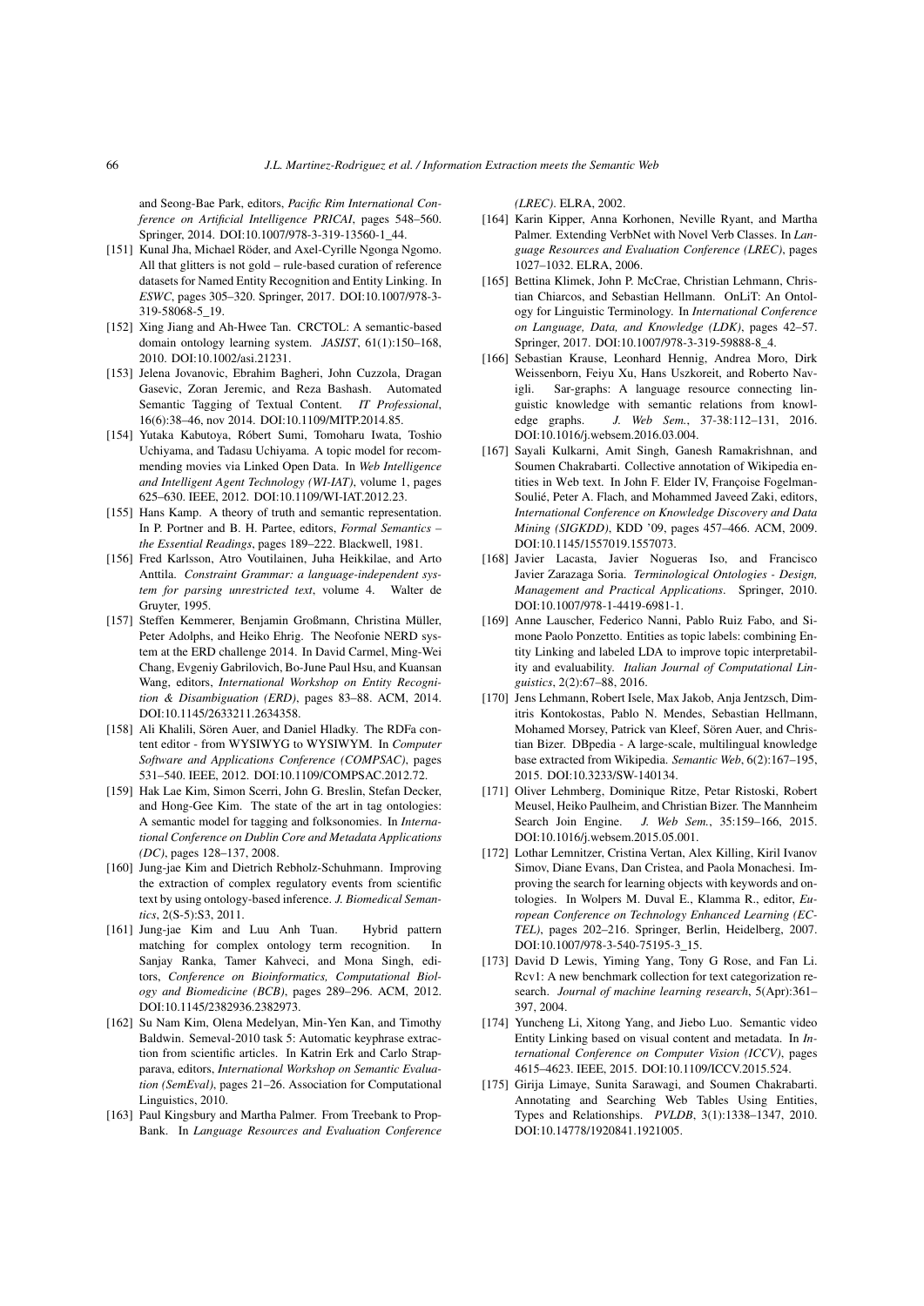and Seong-Bae Park, editors, *Pacific Rim International Conference on Artificial Intelligence PRICAI*, pages 548–560. Springer, 2014. DOI:10.1007/978-3-319-13560-1_44.

[151] Kunal Jha, Michael Röder, and Axel-Cyrille Ngonga Ngomo. All that glitters is not gold – rule-based curation of reference datasets for Named Entity Recognition and Entity Linking. In *ESWC*, pages 305–320. Springer, 2017. DOI:10.1007/978-3-319-58068-5_19.

[152] Xing Jiang and Ah-Hwee Tan. CRCTOL: A semantic-based domain ontology learning system. *JASIST*, 61(1):150–168, 2010. DOI:10.1002/asi.21231.

[153] Jelena Jovanovic, Ebrahim Bagheri, John Cuzzola, Dragan Gasevic, Zoran Jeremic, and Reza Bashash. Automated Semantic Tagging of Textual Content. *IT Professional*, 16(6):38–46, nov 2014. DOI:10.1109/MITP.2014.85.

[154] Yutaka Kabutoya, Róbert Sumi, Tomoharu Iwata, Toshio Uchiyama, and Tadasu Uchiyama. A topic model for recommending movies via Linked Open Data. In *Web Intelligence and Intelligent Agent Technology (WI-IAT)*, volume 1, pages 625–630. IEEE, 2012. DOI:10.1109/WI-IAT.2012.23.

[155] Hans Kamp. A theory of truth and semantic representation. In P. Portner and B. H. Partee, editors, *Formal Semantics – the Essential Readings*, pages 189–222. Blackwell, 1981.

[156] Fred Karlsson, Atro Voutilainen, Juha Heikkilae, and Arto Anttila. *Constraint Grammar: a language-independent system for parsing unrestricted text*, volume 4. Walter de Gruyter, 1995.

[157] Steffen Kemmerer, Benjamin Großmann, Christina Müller, Peter Adolphs, and Heiko Ehrig. The Neofonie NERD system at the ERD challenge 2014. In David Carmel, Ming-Wei Chang, Evgeniy Gabrilovich, Bo-June Paul Hsu, and Kuansan Wang, editors, *International Workshop on Entity Recognition & Disambiguation (ERD)*, pages 83–88. ACM, 2014. DOI:10.1145/2633211.2634358.

[158] Ali Khalili, Sören Auer, and Daniel Hladky. The RDFa content editor - from WYSIWYG to WYSIWYM. In *Computer Software and Applications Conference (COMPSAC)*, pages 531–540. IEEE, 2012. DOI:10.1109/COMPSAC.2012.72.

[159] Hak Lae Kim, Simon Scerri, John G. Breslin, Stefan Decker, and Hong-Gee Kim. The state of the art in tag ontologies: A semantic model for tagging and folksonomies. In *International Conference on Dublin Core and Metadata Applications (DC)*, pages 128–137, 2008.

[160] Jung-jae Kim and Dietrich Rebholz-Schuhmann. Improving the extraction of complex regulatory events from scientific text by using ontology-based inference. *J. Biomedical Semantics*, 2(S-5):S3, 2011.

[161] Jung-jae Kim and Luu Anh Tuan. Hybrid pattern matching for complex ontology term recognition. In Sanjay Ranka, Tamer Kahveci, and Mona Singh, editors, *Conference on Bioinformatics, Computational Biology and Biomedicine (BCB)*, pages 289–296. ACM, 2012. DOI:10.1145/2382936.2382973.

[162] Su Nam Kim, Olena Medelyan, Min-Yen Kan, and Timothy Baldwin. Semeval-2010 task 5: Automatic keyphrase extraction from scientific articles. In Katrin Erk and Carlo Strapparava, editors, *International Workshop on Semantic Evaluation (SemEval)*, pages 21–26. Association for Computational Linguistics, 2010.

[163] Paul Kingsbury and Martha Palmer. From Treebank to PropBank. In *Language Resources and Evaluation Conference (LREC)*. ELRA, 2002.

[164] Karin Kipper, Anna Korhonen, Neville Ryant, and Martha Palmer. Extending VerbNet with Novel Verb Classes. In *Language Resources and Evaluation Conference (LREC)*, pages 1027–1032. ELRA, 2006.

[165] Bettina Klimek, John P. McCrae, Christian Lehmann, Christian Chiarcos, and Sebastian Hellmann. OnLiT: An Ontology for Linguistic Terminology. In *International Conference on Language, Data, and Knowledge (LDK)*, pages 42–57. Springer, 2017. DOI:10.1007/978-3-319-59888-8_4.

[166] Sebastian Krause, Leonhard Hennig, Andrea Moro, Dirk Weissenborn, Feiyu Xu, Hans Uszkoreit, and Roberto Navigli. Sar-graphs: A language resource connecting linguistic knowledge with semantic relations from knowledge graphs. *J. Web Sem.*, 37-38:112–131, 2016. DOI:10.1016/j.websem.2016.03.004.

[167] Sayali Kulkarni, Amit Singh, Ganesh Ramakrishnan, and Soumen Chakrabarti. Collective annotation of Wikipedia entities in Web text. In John F. Elder IV, Françoise Fogelman-Soulié, Peter A. Flach, and Mohammed Javeed Zaki, editors, *International Conference on Knowledge Discovery and Data Mining (SIGKDD)*, KDD '09, pages 457–466. ACM, 2009. DOI:10.1145/1557019.1557073.

[168] Javier Lacasta, Javier Nogueras Iso, and Francisco Javier Zarazaga Soria. *Terminological Ontologies - Design, Management and Practical Applications*. Springer, 2010. DOI:10.1007/978-1-4419-6981-1.

[169] Anne Lauscher, Federico Nanni, Pablo Ruiz Fabo, and Simone Paolo Ponzetto. Entities as topic labels: combining Entity Linking and labeled LDA to improve topic interpretability and evaluability. *Italian Journal of Computational Linguistics*, 2(2):67–88, 2016.

[170] Jens Lehmann, Robert Isele, Max Jakob, Anja Jentzsch, Dimitris Kontokostas, Pablo N. Mendes, Sebastian Hellmann, Mohamed Morsey, Patrick van Kleef, Sören Auer, and Christian Bizer. DBpedia - A large-scale, multilingual knowledge base extracted from Wikipedia. *Semantic Web*, 6(2):167–195, 2015. DOI:10.3233/SW-140134.

[171] Oliver Lehmberg, Dominique Ritze, Petar Ristoski, Robert Meusel, Heiko Paulheim, and Christian Bizer. The Mannheim Search Join Engine. *J. Web Sem.*, 35:159–166, 2015. DOI:10.1016/j.websem.2015.05.001.

[172] Lothar Lemnitzer, Cristina Vertan, Alex Killing, Kiril Ivanov Simov, Diane Evans, Dan Cristea, and Paola Monachesi. Improving the search for learning objects with keywords and ontologies. In Wolpers M. Duval E., Klamma R., editor, *European Conference on Technology Enhanced Learning (EC-TEL)*, pages 202–216. Springer, Berlin, Heidelberg, 2007. DOI:10.1007/978-3-540-75195-3_15.

[173] David D Lewis, Yiming Yang, Tony G Rose, and Fan Li. Rcv1: A new benchmark collection for text categorization research. *Journal of machine learning research*, 5(Apr):361–397, 2004.

[174] Yuncheng Li, Xitong Yang, and Jiebo Luo. Semantic video Entity Linking based on visual content and metadata. In *International Conference on Computer Vision (ICCV)*, pages 4615–4623. IEEE, 2015. DOI:10.1109/ICCV.2015.524.

[175] Girija Limaye, Sunita Sarawagi, and Soumen Chakrabarti. Annotating and Searching Web Tables Using Entities, Types and Relationships. *PVLDB*, 3(1):1338–1347, 2010. DOI:10.14778/1920841.1921005.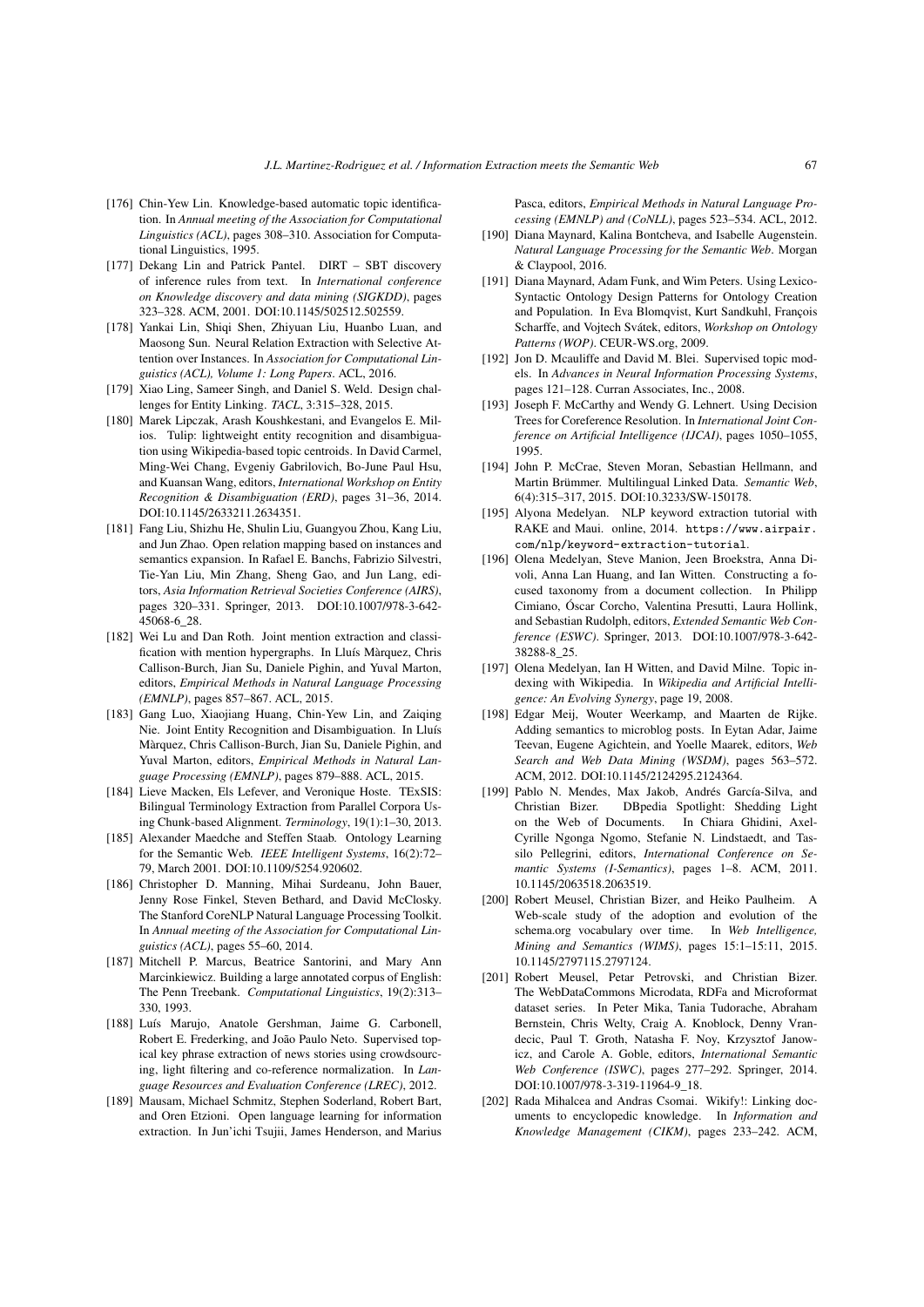[176] Chin-Yew Lin. Knowledge-based automatic topic identification. In *Annual meeting of the Association for Computational Linguistics (ACL)*, pages 308–310. Association for Computational Linguistics, 1995.

[177] Dekang Lin and Patrick Pantel. DIRT – SBT discovery of inference rules from text. In *International conference on Knowledge discovery and data mining (SIGKDD)*, pages 323–328. ACM, 2001. DOI:10.1145/502512.502559.

[178] Yankai Lin, Shiqi Shen, Zhiyuan Liu, Huanbo Luan, and Maosong Sun. Neural Relation Extraction with Selective Attention over Instances. In *Association for Computational Linguistics (ACL), Volume 1: Long Papers*. ACL, 2016.

[179] Xiao Ling, Sameer Singh, and Daniel S. Weld. Design challenges for Entity Linking. *TACL*, 3:315–328, 2015.

[180] Marek Lipczak, Arash Koushkestani, and Evangelos E. Milios. Tulip: lightweight entity recognition and disambiguation using Wikipedia-based topic centroids. In David Carmel, Ming-Wei Chang, Evgeniy Gabrilovich, Bo-June Paul Hsu, and Kuansan Wang, editors, *International Workshop on Entity Recognition & Disambiguation (ERD)*, pages 31–36, 2014. DOI:10.1145/2633211.2634351.

[181] Fang Liu, Shizhu He, Shulin Liu, Guangyou Zhou, Kang Liu, and Jun Zhao. Open relation mapping based on instances and semantics expansion. In Rafael E. Banchs, Fabrizio Silvestri, Tie-Yan Liu, Min Zhang, Sheng Gao, and Jun Lang, editors, *Asia Information Retrieval Societies Conference (AIRS)*, pages 320–331. Springer, 2013. DOI:10.1007/978-3-642-45068-6_28.

[182] Wei Lu and Dan Roth. Joint mention extraction and classification with mention hypergraphs. In Lluís Màrquez, Chris Callison-Burch, Jian Su, Daniele Pighin, and Yuval Marton, editors, *Empirical Methods in Natural Language Processing (EMNLP)*, pages 857–867. ACL, 2015.

[183] Gang Luo, Xiaojiang Huang, Chin-Yew Lin, and Zaiqing Nie. Joint Entity Recognition and Disambiguation. In Lluís Màrquez, Chris Callison-Burch, Jian Su, Daniele Pighin, and Yuval Marton, editors, *Empirical Methods in Natural Language Processing (EMNLP)*, pages 879–888. ACL, 2015.

[184] Lieve Macken, Els Lefever, and Veronique Hoste. TExSIS: Bilingual Terminology Extraction from Parallel Corpora Using Chunk-based Alignment. *Terminology*, 19(1):1–30, 2013.

[185] Alexander Maedche and Steffen Staab. Ontology Learning for the Semantic Web. *IEEE Intelligent Systems*, 16(2):72–79, March 2001. DOI:10.1109/5254.920602.

[186] Christopher D. Manning, Mihai Surdeanu, John Bauer, Jenny Rose Finkel, Steven Bethard, and David McClosky. The Stanford CoreNLP Natural Language Processing Toolkit. In *Annual meeting of the Association for Computational Linguistics (ACL)*, pages 55–60, 2014.

[187] Mitchell P. Marcus, Beatrice Santorini, and Mary Ann Marcinkiewicz. Building a large annotated corpus of English: The Penn Treebank. *Computational Linguistics*, 19(2):313–330, 1993.

[188] Luís Marujo, Anatole Gershman, Jaime G. Carbonell, Robert E. Frederking, and João Paulo Neto. Supervised topical key phrase extraction of news stories using crowdsourcing, light filtering and co-reference normalization. In *Language Resources and Evaluation Conference (LREC)*, 2012.

[189] Mausam, Michael Schmitz, Stephen Soderland, Robert Bart, and Oren Etzioni. Open language learning for information extraction. In Jun'ichi Tsujii, James Henderson, and Marius Pasca, editors, *Empirical Methods in Natural Language Processing (EMNLP) and (CoNLL)*, pages 523–534. ACL, 2012.

[190] Diana Maynard, Kalina Bontcheva, and Isabelle Augenstein. *Natural Language Processing for the Semantic Web*. Morgan & Claypool, 2016.

[191] Diana Maynard, Adam Funk, and Wim Peters. Using Lexico-Syntactic Ontology Design Patterns for Ontology Creation and Population. In Eva Blomqvist, Kurt Sandkuhl, François Scharffe, and Vojtech Svátek, editors, *Workshop on Ontology Patterns (WOP)*. CEUR-WS.org, 2009.

[192] Jon D. Mcauliffe and David M. Blei. Supervised topic models. In *Advances in Neural Information Processing Systems*, pages 121–128. Curran Associates, Inc., 2008.

[193] Joseph F. McCarthy and Wendy G. Lehnert. Using Decision Trees for Coreference Resolution. In *International Joint Conference on Artificial Intelligence (IJCAI)*, pages 1050–1055, 1995.

[194] John P. McCrae, Steven Moran, Sebastian Hellmann, and Martin Brümmer. Multilingual Linked Data. *Semantic Web*, 6(4):315–317, 2015. DOI:10.3233/SW-150178.

[195] Alyona Medelyan. NLP keyword extraction tutorial with RAKE and Maui. online, 2014. `https://www.airpair.com/nlp/keyword-extraction-tutorial`.

[196] Olena Medelyan, Steve Manion, Jeen Broekstra, Anna Divoli, Anna Lan Huang, and Ian Witten. Constructing a focused taxonomy from a document collection. In Philipp Cimiano, Óscar Corcho, Valentina Presutti, Laura Hollink, and Sebastian Rudolph, editors, *Extended Semantic Web Conference (ESWC)*. Springer, 2013. DOI:10.1007/978-3-642-38288-8_25.

[197] Olena Medelyan, Ian H Witten, and David Milne. Topic indexing with Wikipedia. In *Wikipedia and Artificial Intelligence: An Evolving Synergy*, page 19, 2008.

[198] Edgar Meij, Wouter Weerkamp, and Maarten de Rijke. Adding semantics to microblog posts. In Eytan Adar, Jaime Teevan, Eugene Agichtein, and Yoelle Maarek, editors, *Web Search and Web Data Mining (WSDM)*, pages 563–572. ACM, 2012. DOI:10.1145/2124295.2124364.

[199] Pablo N. Mendes, Max Jakob, Andrés García-Silva, and Christian Bizer. DBpedia Spotlight: Shedding Light on the Web of Documents. In Chiara Ghidini, Axel-Cyrille Ngonga Ngomo, Stefanie N. Lindstaedt, and Tassilo Pellegrini, editors, *International Conference on Semantic Systems (I-Semantics)*, pages 1–8. ACM, 2011. 10.1145/2063518.2063519.

[200] Robert Meusel, Christian Bizer, and Heiko Paulheim. A Web-scale study of the adoption and evolution of the schema.org vocabulary over time. In *Web Intelligence, Mining and Semantics (WIMS)*, pages 15:1–15:11, 2015. 10.1145/2797115.2797124.

[201] Robert Meusel, Petar Petrovski, and Christian Bizer. The WebDataCommons Microdata, RDFa and Microformat dataset series. In Peter Mika, Tania Tudorache, Abraham Bernstein, Chris Welty, Craig A. Knoblock, Denny Vrandecic, Paul T. Groth, Natasha F. Noy, Krzysztof Janowicz, and Carole A. Goble, editors, *International Semantic Web Conference (ISWC)*, pages 277–292. Springer, 2014. DOI:10.1007/978-3-319-11964-9_18.

[202] Rada Mihalcea and Andras Csomai. Wikify!: Linking documents to encyclopedic knowledge. In *Information and Knowledge Management (CIKM)*, pages 233–242. ACM,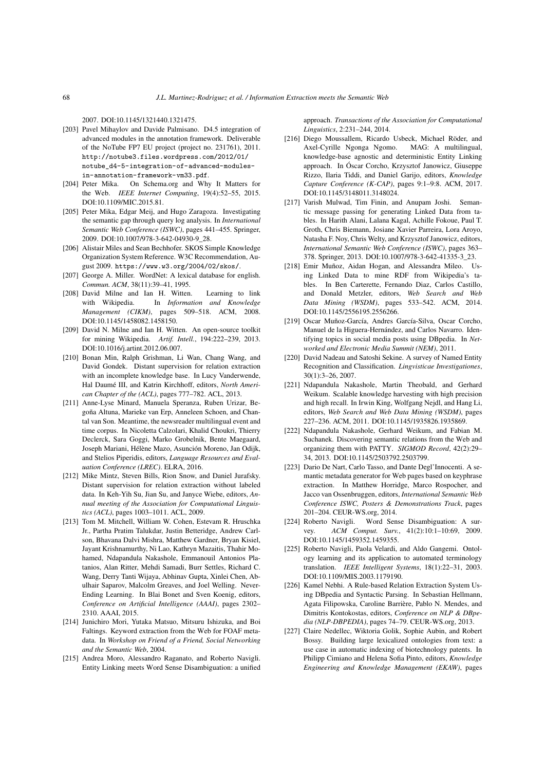2007. DOI:10.1145/1321440.1321475.

- [203] Pavel Mihaylov and Davide Palmisano. D4.5 integration of advanced modules in the annotation framework. Deliverable of the NoTube FP7 EU project (project no. 231761), 2011. `http://notube3.files.wordpress.com/2012/01/notube_d4-5-integration-of-advanced-modules-in-annotation-framework-vm33.pdf`.
- [204] Peter Mika. On Schema.org and Why It Matters for the Web. *IEEE Internet Computing*, 19(4):52–55, 2015. DOI:10.1109/MIC.2015.81.
- [205] Peter Mika, Edgar Meij, and Hugo Zaragoza. Investigating the semantic gap through query log analysis. In *International Semantic Web Conference (ISWC)*, pages 441–455. Springer, 2009. DOI:10.1007/978-3-642-04930-9_28.
- [206] Alistair Miles and Sean Bechhofer. SKOS Simple Knowledge Organization System Reference. W3C Recommendation, August 2009. `https://www.w3.org/2004/02/skos/`.
- [207] George A. Miller. WordNet: A lexical database for english. *Commun. ACM*, 38(11):39–41, 1995.
- [208] David Milne and Ian H. Witten. Learning to link with Wikipedia. In *Information and Knowledge Management (CIKM)*, pages 509–518. ACM, 2008. DOI:10.1145/1458082.1458150.
- [209] David N. Milne and Ian H. Witten. An open-source toolkit for mining Wikipedia. *Artif. Intell.*, 194:222–239, 2013. DOI:10.1016/j.artint.2012.06.007.
- [210] Bonan Min, Ralph Grishman, Li Wan, Chang Wang, and David Gondek. Distant supervision for relation extraction with an incomplete knowledge base. In Lucy Vanderwende, Hal Daumé III, and Katrin Kirchhoff, editors, *North American Chapter of the (ACL)*, pages 777–782. ACL, 2013.
- [211] Anne-Lyse Minard, Manuela Speranza, Ruben Urizar, Begoña Altuna, Marieke van Erp, Anneleen Schoen, and Chantal van Son. Meantime, the newsreader multilingual event and time corpus. In Nicoletta Calzolari, Khalid Choukri, Thierry Declerck, Sara Goggi, Marko Grobelnik, Bente Maegaard, Joseph Mariani, Hélène Mazo, Asunción Moreno, Jan Odijk, and Stelios Piperidis, editors, *Language Resources and Evaluation Conference (LREC)*. ELRA, 2016.
- [212] Mike Mintz, Steven Bills, Rion Snow, and Daniel Jurafsky. Distant supervision for relation extraction without labeled data. In Keh-Yih Su, Jian Su, and Janyce Wiebe, editors, *Annual meeting of the Association for Computational Linguistics (ACL)*, pages 1003–1011. ACL, 2009.
- [213] Tom M. Mitchell, William W. Cohen, Estevam R. Hruschka Jr., Partha Pratim Talukdar, Justin Betteridge, Andrew Carlson, Bhavana Dalvi Mishra, Matthew Gardner, Bryan Kisiel, Jayant Krishnamurthy, Ni Lao, Kathryn Mazaitis, Thahir Mohamed, Ndapandula Nakashole, Emmanouil Antonios Platanios, Alan Ritter, Mehdi Samadi, Burr Settles, Richard C. Wang, Derry Tanti Wijaya, Abhinav Gupta, Xinlei Chen, Abulhair Saparov, Malcolm Greaves, and Joel Welling. Never-Ending Learning. In Blai Bonet and Sven Koenig, editors, *Conference on Artificial Intelligence (AAAI)*, pages 2302–2310. AAAI, 2015.
- [214] Junichiro Mori, Yutaka Matsuo, Mitsuru Ishizuka, and Boi Faltings. Keyword extraction from the Web for FOAF metadata. In *Workshop on Friend of a Friend, Social Networking and the Semantic Web*, 2004.
- [215] Andrea Moro, Alessandro Raganato, and Roberto Navigli. Entity Linking meets Word Sense Disambiguation: a unified approach. *Transactions of the Association for Computational Linguistics*, 2:231–244, 2014.
- [216] Diego Moussallem, Ricardo Usbeck, Michael Röder, and Axel-Cyrille Ngonga Ngomo. MAG: A multilingual, knowledge-base agnostic and deterministic Entity Linking approach. In Óscar Corcho, Krzysztof Janowicz, Giuseppe Rizzo, Ilaria Tiddi, and Daniel Garijo, editors, *Knowledge Capture Conference (K-CAP)*, pages 9:1–9:8. ACM, 2017. DOI:10.1145/3148011.3148024.
- [217] Varish Mulwad, Tim Finin, and Anupam Joshi. Semantic message passing for generating Linked Data from tables. In Harith Alani, Lalana Kagal, Achille Fokoue, Paul T. Groth, Chris Biemann, Josiane Xavier Parreira, Lora Aroyo, Natasha F. Noy, Chris Welty, and Krzysztof Janowicz, editors, *International Semantic Web Conference (ISWC)*, pages 363–378. Springer, 2013. DOI:10.1007/978-3-642-41335-3_23.
- [218] Emir Muñoz, Aidan Hogan, and Alessandra Mileo. Using Linked Data to mine RDF from Wikipedia's tables. In Ben Carterette, Fernando Diaz, Carlos Castillo, and Donald Metzler, editors, *Web Search and Web Data Mining (WSDM)*, pages 533–542. ACM, 2014. DOI:10.1145/2556195.2556266.
- [219] Oscar Muñoz-García, Andres García-Silva, Oscar Corcho, Manuel de la Higuera-Hernández, and Carlos Navarro. Identifying topics in social media posts using DBpedia. In *Networked and Electronic Media Summit (NEM)*, 2011.
- [220] David Nadeau and Satoshi Sekine. A survey of Named Entity Recognition and Classification. *Lingvisticae Investigationes*, 30(1):3–26, 2007.
- [221] Ndapandula Nakashole, Martin Theobald, and Gerhard Weikum. Scalable knowledge harvesting with high precision and high recall. In Irwin King, Wolfgang Nejdl, and Hang Li, editors, *Web Search and Web Data Mining (WSDM)*, pages 227–236. ACM, 2011. DOI:10.1145/1935826.1935869.
- [222] Ndapandula Nakashole, Gerhard Weikum, and Fabian M. Suchanek. Discovering semantic relations from the Web and organizing them with PATTY. *SIGMOD Record*, 42(2):29–34, 2013. DOI:10.1145/2503792.2503799.
- [223] Dario De Nart, Carlo Tasso, and Dante Degl'Innocenti. A semantic metadata generator for Web pages based on keyphrase extraction. In Matthew Horridge, Marco Rospocher, and Jacco van Ossenbruggen, editors, *International Semantic Web Conference ISWC, Posters & Demonstrations Track*, pages 201–204. CEUR-WS.org, 2014.
- [224] Roberto Navigli. Word Sense Disambiguation: A survey. *ACM Comput. Surv.*, 41(2):10:1–10:69, 2009. DOI:10.1145/1459352.1459355.
- [225] Roberto Navigli, Paola Velardi, and Aldo Gangemi. Ontology learning and its application to automated terminology translation. *IEEE Intelligent Systems*, 18(1):22–31, 2003. DOI:10.1109/MIS.2003.1179190.
- [226] Kamel Nebhi. A Rule-based Relation Extraction System Using DBpedia and Syntactic Parsing. In Sebastian Hellmann, Agata Filipowska, Caroline Barrière, Pablo N. Mendes, and Dimitris Kontokostas, editors, *Conference on NLP & DBpedia (NLP-DBPEDIA)*, pages 74–79. CEUR-WS.org, 2013.
- [227] Claire Nedellec, Wiktoria Golik, Sophie Aubin, and Robert Bossy. Building large lexicalized ontologies from text: a use case in automatic indexing of biotechnology patents. In Philipp Cimiano and Helena Sofia Pinto, editors, *Knowledge Engineering and Knowledge Management (EKAW)*, pages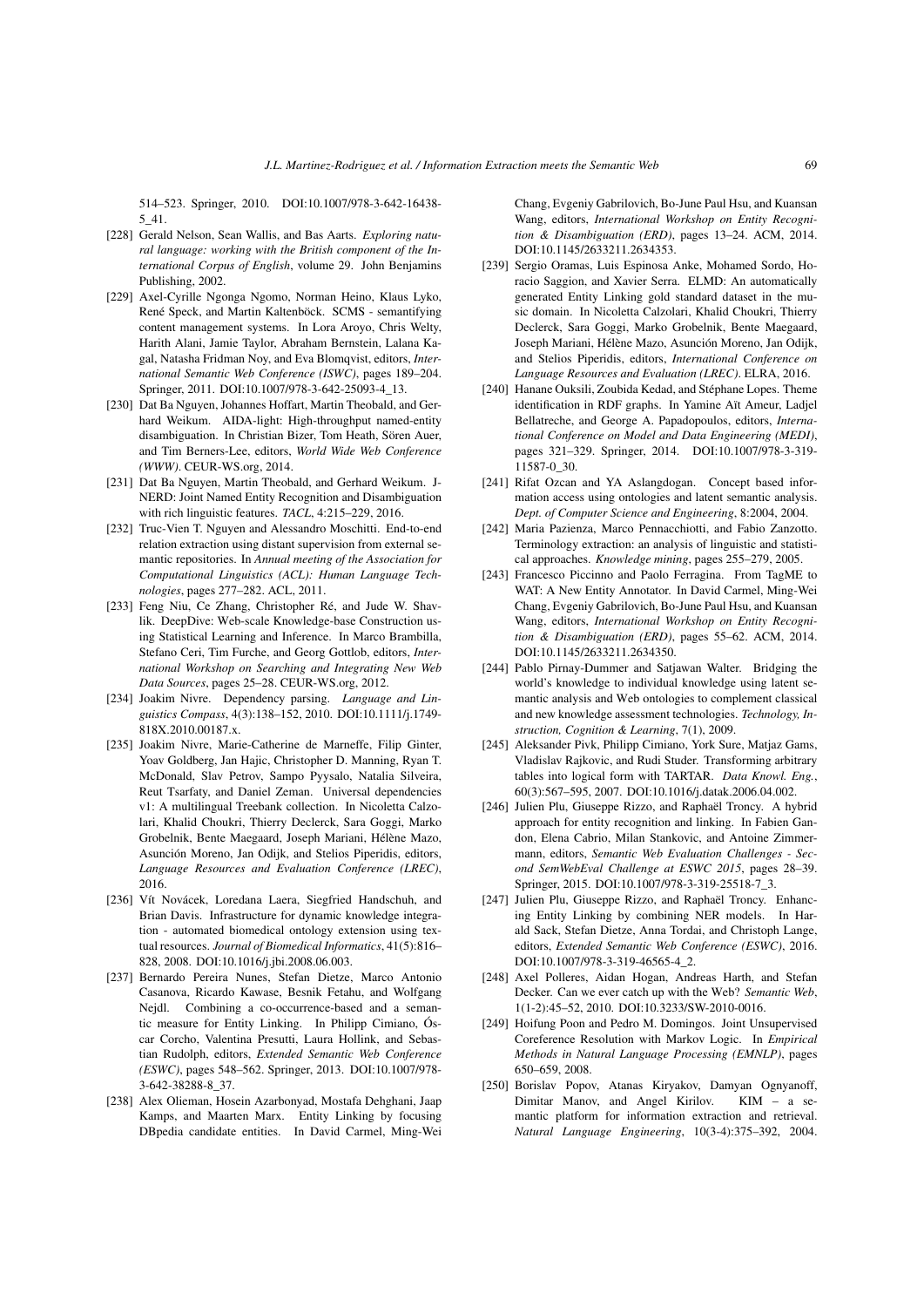514–523. Springer, 2010. DOI:10.1007/978-3-642-16438-5_41.

- [228] Gerald Nelson, Sean Wallis, and Bas Aarts. *Exploring natural language: working with the British component of the International Corpus of English*, volume 29. John Benjamins Publishing, 2002.
- [229] Axel-Cyrille Ngonga Ngomo, Norman Heino, Klaus Lyko, René Speck, and Martin Kaltenböck. SCMS - semantifying content management systems. In Lora Aroyo, Chris Welty, Harith Alani, Jamie Taylor, Abraham Bernstein, Lalana Kagal, Natasha Fridman Noy, and Eva Blomqvist, editors, *International Semantic Web Conference (ISWC)*, pages 189–204. Springer, 2011. DOI:10.1007/978-3-642-25093-4_13.
- [230] Dat Ba Nguyen, Johannes Hoffart, Martin Theobald, and Gerhard Weikum. AIDA-light: High-throughput named-entity disambiguation. In Christian Bizer, Tom Heath, Sören Auer, and Tim Berners-Lee, editors, *World Wide Web Conference (WWW)*. CEUR-WS.org, 2014.
- [231] Dat Ba Nguyen, Martin Theobald, and Gerhard Weikum. J-NERD: Joint Named Entity Recognition and Disambiguation with rich linguistic features. *TACL*, 4:215–229, 2016.
- [232] Truc-Vien T. Nguyen and Alessandro Moschitti. End-to-end relation extraction using distant supervision from external semantic repositories. In *Annual meeting of the Association for Computational Linguistics (ACL): Human Language Technologies*, pages 277–282. ACL, 2011.
- [233] Feng Niu, Ce Zhang, Christopher Ré, and Jude W. Shavlik. DeepDive: Web-scale Knowledge-base Construction using Statistical Learning and Inference. In Marco Brambilla, Stefano Ceri, Tim Furche, and Georg Gottlob, editors, *International Workshop on Searching and Integrating New Web Data Sources*, pages 25–28. CEUR-WS.org, 2012.
- [234] Joakim Nivre. Dependency parsing. *Language and Linguistics Compass*, 4(3):138–152, 2010. DOI:10.1111/j.1749-818X.2010.00187.x.
- [235] Joakim Nivre, Marie-Catherine de Marneffe, Filip Ginter, Yoav Goldberg, Jan Hajic, Christopher D. Manning, Ryan T. McDonald, Slav Petrov, Sampo Pyysalo, Natalia Silveira, Reut Tsarfaty, and Daniel Zeman. Universal dependencies v1: A multilingual Treebank collection. In Nicoletta Calzolari, Khalid Choukri, Thierry Declerck, Sara Goggi, Marko Grobelnik, Bente Maegaard, Joseph Mariani, Hélène Mazo, Asunción Moreno, Jan Odijk, and Stelios Piperidis, editors, *Language Resources and Evaluation Conference (LREC)*, 2016.
- [236] Vít Novácek, Loredana Laera, Siegfried Handschuh, and Brian Davis. Infrastructure for dynamic knowledge integration - automated biomedical ontology extension using textual resources. *Journal of Biomedical Informatics*, 41(5):816–828, 2008. DOI:10.1016/j.jbi.2008.06.003.
- [237] Bernardo Pereira Nunes, Stefan Dietze, Marco Antonio Casanova, Ricardo Kawase, Besnik Fetahu, and Wolfgang Nejdl. Combining a co-occurrence-based and a semantic measure for Entity Linking. In Philipp Cimiano, Óscar Corcho, Valentina Presutti, Laura Hollink, and Sebastian Rudolph, editors, *Extended Semantic Web Conference (ESWC)*, pages 548–562. Springer, 2013. DOI:10.1007/978-3-642-38288-8_37.
- [238] Alex Olieman, Hosein Azarbonyad, Mostafa Dehghani, Jaap Kamps, and Maarten Marx. Entity Linking by focusing DBpedia candidate entities. In David Carmel, Ming-Wei Chang, Evgeniy Gabrilovich, Bo-June Paul Hsu, and Kuansan Wang, editors, *International Workshop on Entity Recognition & Disambiguation (ERD)*, pages 13–24. ACM, 2014. DOI:10.1145/2633211.2634353.
- [239] Sergio Oramas, Luis Espinosa Anke, Mohamed Sordo, Horacio Saggion, and Xavier Serra. ELMD: An automatically generated Entity Linking gold standard dataset in the music domain. In Nicoletta Calzolari, Khalid Choukri, Thierry Declerck, Sara Goggi, Marko Grobelnik, Bente Maegaard, Joseph Mariani, Hélène Mazo, Asunción Moreno, Jan Odijk, and Stelios Piperidis, editors, *International Conference on Language Resources and Evaluation (LREC)*. ELRA, 2016.
- [240] Hanane Ouksili, Zoubida Kedad, and Stéphane Lopes. Theme identification in RDF graphs. In Yamine Aït Ameur, Ladjel Bellatreche, and George A. Papadopoulos, editors, *International Conference on Model and Data Engineering (MEDI)*, pages 321–329. Springer, 2014. DOI:10.1007/978-3-319-11587-0_30.
- [241] Rifat Ozcan and YA Aslangdogan. Concept based information access using ontologies and latent semantic analysis. *Dept. of Computer Science and Engineering*, 8:2004, 2004.
- [242] Maria Pazienza, Marco Pennacchiotti, and Fabio Zanzotto. Terminology extraction: an analysis of linguistic and statistical approaches. *Knowledge mining*, pages 255–279, 2005.
- [243] Francesco Piccinno and Paolo Ferragina. From TagME to WAT: A New Entity Annotator. In David Carmel, Ming-Wei Chang, Evgeniy Gabrilovich, Bo-June Paul Hsu, and Kuansan Wang, editors, *International Workshop on Entity Recognition & Disambiguation (ERD)*, pages 55–62. ACM, 2014. DOI:10.1145/2633211.2634350.
- [244] Pablo Pirnay-Dummer and Satjawan Walter. Bridging the world's knowledge to individual knowledge using latent semantic analysis and Web ontologies to complement classical and new knowledge assessment technologies. *Technology, Instruction, Cognition & Learning*, 7(1), 2009.
- [245] Aleksander Pivk, Philipp Cimiano, York Sure, Matjaz Gams, Vladislav Rajkovic, and Rudi Studer. Transforming arbitrary tables into logical form with TARTAR. *Data Knowl. Eng.*, 60(3):567–595, 2007. DOI:10.1016/j.datak.2006.04.002.
- [246] Julien Plu, Giuseppe Rizzo, and Raphaël Troncy. A hybrid approach for entity recognition and linking. In Fabien Gandon, Elena Cabrio, Milan Stankovic, and Antoine Zimmermann, editors, *Semantic Web Evaluation Challenges - Second SemWebEval Challenge at ESWC 2015*, pages 28–39. Springer, 2015. DOI:10.1007/978-3-319-25518-7_3.
- [247] Julien Plu, Giuseppe Rizzo, and Raphaël Troncy. Enhancing Entity Linking by combining NER models. In Harald Sack, Stefan Dietze, Anna Tordai, and Christoph Lange, editors, *Extended Semantic Web Conference (ESWC)*, 2016. DOI:10.1007/978-3-319-46565-4_2.
- [248] Axel Polleres, Aidan Hogan, Andreas Harth, and Stefan Decker. Can we ever catch up with the Web? *Semantic Web*, 1(1-2):45–52, 2010. DOI:10.3233/SW-2010-0016.
- [249] Hoifung Poon and Pedro M. Domingos. Joint Unsupervised Coreference Resolution with Markov Logic. In *Empirical Methods in Natural Language Processing (EMNLP)*, pages 650–659, 2008.
- [250] Borislav Popov, Atanas Kiryakov, Damyan Ognyanoff, Dimitar Manov, and Angel Kirilov. KIM – a semantic platform for information extraction and retrieval. *Natural Language Engineering*, 10(3-4):375–392, 2004.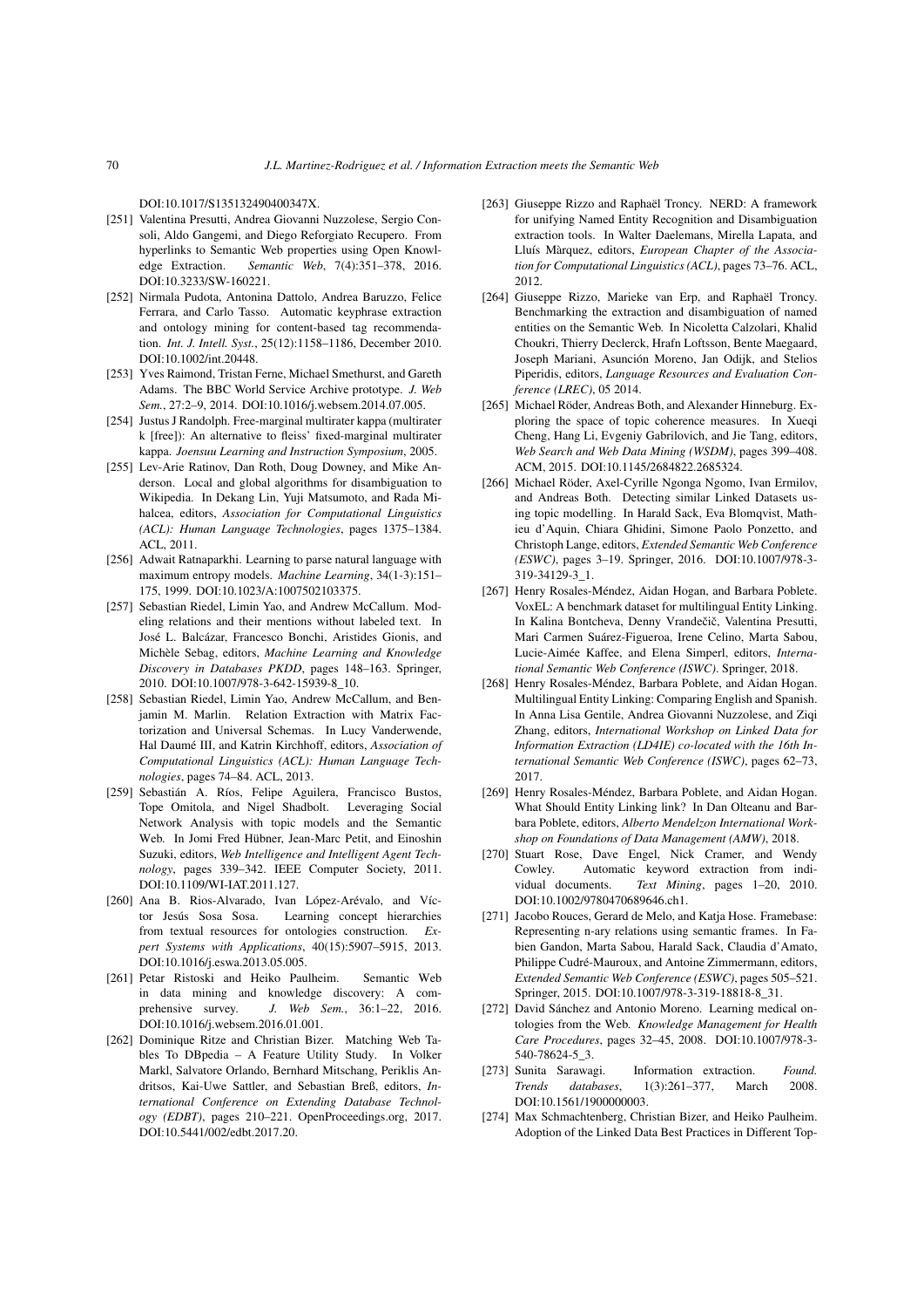DOI:10.1017/S135132490400347X.

[251] Valentina Presutti, Andrea Giovanni Nuzzolese, Sergio Consoli, Aldo Gangemi, and Diego Reforgiato Recupero. From hyperlinks to Semantic Web properties using Open Knowledge Extraction. *Semantic Web*, 7(4):351–378, 2016. DOI:10.3233/SW-160221.

[252] Nirmala Pudota, Antonina Dattolo, Andrea Baruzzo, Felice Ferrara, and Carlo Tasso. Automatic keyphrase extraction and ontology mining for content-based tag recommendation. *Int. J. Intell. Syst.*, 25(12):1158–1186, December 2010. DOI:10.1002/int.20448.

[253] Yves Raimond, Tristan Ferne, Michael Smethurst, and Gareth Adams. The BBC World Service Archive prototype. *J. Web Sem.*, 27:2–9, 2014. DOI:10.1016/j.websem.2014.07.005.

[254] Justus J Randolph. Free-marginal multirater kappa (multirater k [free]): An alternative to fleiss' fixed-marginal multirater kappa. *Joensuu Learning and Instruction Symposium*, 2005.

[255] Lev-Arie Ratinov, Dan Roth, Doug Downey, and Mike Anderson. Local and global algorithms for disambiguation to Wikipedia. In Dekang Lin, Yuji Matsumoto, and Rada Mihalcea, editors, *Association for Computational Linguistics (ACL): Human Language Technologies*, pages 1375–1384. ACL, 2011.

[256] Adwait Ratnaparkhi. Learning to parse natural language with maximum entropy models. *Machine Learning*, 34(1-3):151–175, 1999. DOI:10.1023/A:1007502103375.

[257] Sebastian Riedel, Limin Yao, and Andrew McCallum. Modeling relations and their mentions without labeled text. In José L. Balcázar, Francesco Bonchi, Aristides Gionis, and Michèle Sebag, editors, *Machine Learning and Knowledge Discovery in Databases PKDD*, pages 148–163. Springer, 2010. DOI:10.1007/978-3-642-15939-8_10.

[258] Sebastian Riedel, Limin Yao, Andrew McCallum, and Benjamin M. Marlin. Relation Extraction with Matrix Factorization and Universal Schemas. In Lucy Vanderwende, Hal Daumé III, and Katrin Kirchhoff, editors, *Association of Computational Linguistics (ACL): Human Language Technologies*, pages 74–84. ACL, 2013.

[259] Sebastián A. Ríos, Felipe Aguilera, Francisco Bustos, Tope Omitola, and Nigel Shadbolt. Leveraging Social Network Analysis with topic models and the Semantic Web. In Jomi Fred Hübner, Jean-Marc Petit, and Einoshin Suzuki, editors, *Web Intelligence and Intelligent Agent Technology*, pages 339–342. IEEE Computer Society, 2011. DOI:10.1109/WI-IAT.2011.127.

[260] Ana B. Rios-Alvarado, Ivan López-Arévalo, and Víctor Jesús Sosa Sosa. Learning concept hierarchies from textual resources for ontologies construction. *Expert Systems with Applications*, 40(15):5907–5915, 2013. DOI:10.1016/j.eswa.2013.05.005.

[261] Petar Ristoski and Heiko Paulheim. Semantic Web in data mining and knowledge discovery: A comprehensive survey. *J. Web Sem.*, 36:1–22, 2016. DOI:10.1016/j.websem.2016.01.001.

[262] Dominique Ritze and Christian Bizer. Matching Web Tables To DBpedia – A Feature Utility Study. In Volker Markl, Salvatore Orlando, Bernhard Mitschang, Periklis Andritsos, Kai-Uwe Sattler, and Sebastian Breß, editors, *International Conference on Extending Database Technology (EDBT)*, pages 210–221. OpenProceedings.org, 2017. DOI:10.5441/002/edbt.2017.20.

[263] Giuseppe Rizzo and Raphaël Troncy. NERD: A framework for unifying Named Entity Recognition and Disambiguation extraction tools. In Walter Daelemans, Mirella Lapata, and Lluís Màrquez, editors, *European Chapter of the Association for Computational Linguistics (ACL)*, pages 73–76. ACL, 2012.

[264] Giuseppe Rizzo, Marieke van Erp, and Raphaël Troncy. Benchmarking the extraction and disambiguation of named entities on the Semantic Web. In Nicoletta Calzolari, Khalid Choukri, Thierry Declerck, Hrafn Loftsson, Bente Maegaard, Joseph Mariani, Asunción Moreno, Jan Odijk, and Stelios Piperidis, editors, *Language Resources and Evaluation Conference (LREC)*, 05 2014.

[265] Michael Röder, Andreas Both, and Alexander Hinneburg. Exploring the space of topic coherence measures. In Xueqi Cheng, Hang Li, Evgeniy Gabrilovich, and Jie Tang, editors, *Web Search and Web Data Mining (WSDM)*, pages 399–408. ACM, 2015. DOI:10.1145/2684822.2685324.

[266] Michael Röder, Axel-Cyrille Ngonga Ngomo, Ivan Ermilov, and Andreas Both. Detecting similar Linked Datasets using topic modelling. In Harald Sack, Eva Blomqvist, Mathieu d'Aquin, Chiara Ghidini, Simone Paolo Ponzetto, and Christoph Lange, editors, *Extended Semantic Web Conference (ESWC)*, pages 3–19. Springer, 2016. DOI:10.1007/978-3-319-34129-3_1.

[267] Henry Rosales-Méndez, Aidan Hogan, and Barbara Poblete. VoxEL: A benchmark dataset for multilingual Entity Linking. In Kalina Bontcheva, Denny Vrandečič, Valentina Presutti, Mari Carmen Suárez-Figueroa, Irene Celino, Marta Sabou, Lucie-Aimée Kaffee, and Elena Simperl, editors, *International Semantic Web Conference (ISWC)*. Springer, 2018.

[268] Henry Rosales-Méndez, Barbara Poblete, and Aidan Hogan. Multilingual Entity Linking: Comparing English and Spanish. In Anna Lisa Gentile, Andrea Giovanni Nuzzolese, and Ziqi Zhang, editors, *International Workshop on Linked Data for Information Extraction (LD4IE) co-located with the 16th International Semantic Web Conference (ISWC)*, pages 62–73, 2017.

[269] Henry Rosales-Méndez, Barbara Poblete, and Aidan Hogan. What Should Entity Linking link? In Dan Olteanu and Barbara Poblete, editors, *Alberto Mendelzon International Workshop on Foundations of Data Management (AMW)*, 2018.

[270] Stuart Rose, Dave Engel, Nick Cramer, and Wendy Cowley. Automatic keyword extraction from individual documents. *Text Mining*, pages 1–20, 2010. DOI:10.1002/9780470689646.ch1.

[271] Jacobo Rouces, Gerard de Melo, and Katja Hose. Framebase: Representing n-ary relations using semantic frames. In Fabien Gandon, Marta Sabou, Harald Sack, Claudia d'Amato, Philippe Cudré-Mauroux, and Antoine Zimmermann, editors, *Extended Semantic Web Conference (ESWC)*, pages 505–521. Springer, 2015. DOI:10.1007/978-3-319-18818-8_31.

[272] David Sánchez and Antonio Moreno. Learning medical ontologies from the Web. *Knowledge Management for Health Care Procedures*, pages 32–45, 2008. DOI:10.1007/978-3-540-78624-5_3.

[273] Sunita Sarawagi. Information extraction. *Found. Trends databases*, 1(3):261–377, March 2008. DOI:10.1561/1900000003.

[274] Max Schmachtenberg, Christian Bizer, and Heiko Paulheim. Adoption of the Linked Data Best Practices in Different Top-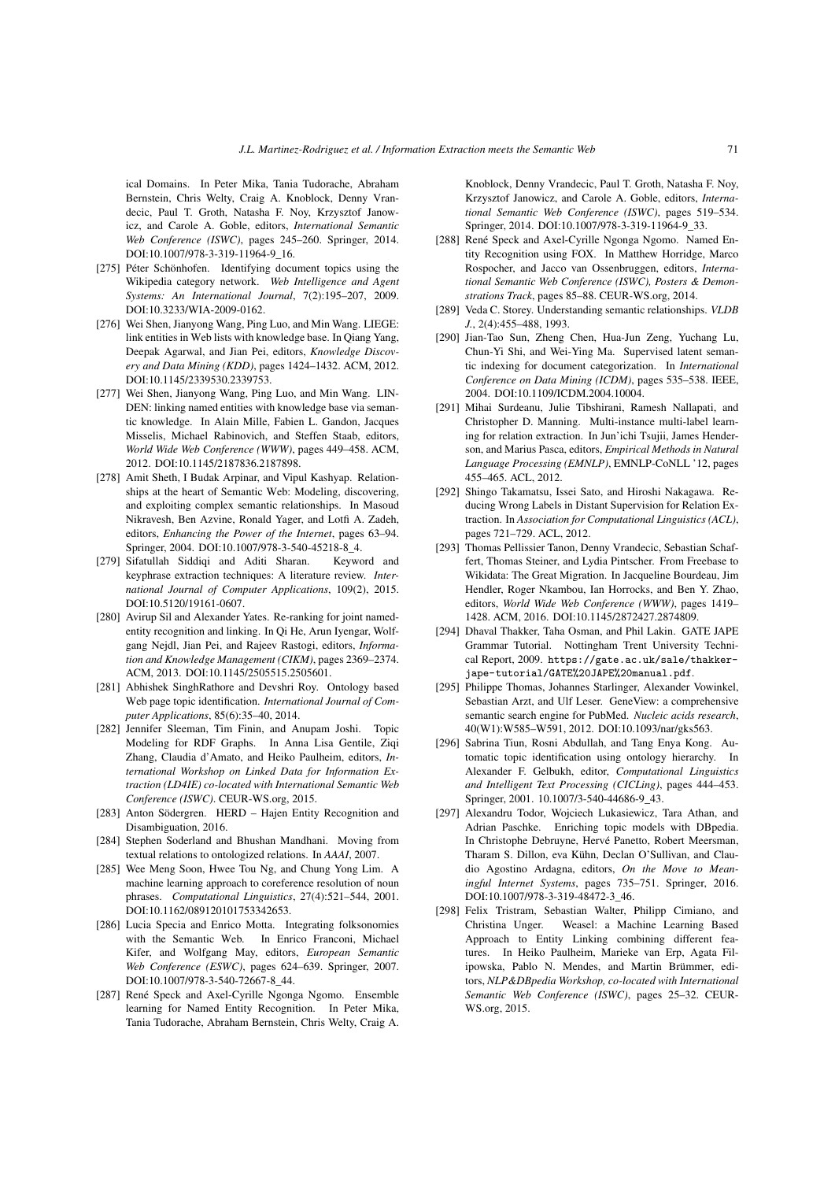ical Domains. In Peter Mika, Tania Tudorache, Abraham Bernstein, Chris Welty, Craig A. Knoblock, Denny Vrandecic, Paul T. Groth, Natasha F. Noy, Krzysztof Janowicz, and Carole A. Goble, editors, *International Semantic Web Conference (ISWC)*, pages 245–260. Springer, 2014. DOI:10.1007/978-3-319-11964-9_16.

[275] Péter Schönhofen. Identifying document topics using the Wikipedia category network. *Web Intelligence and Agent Systems: An International Journal*, 7(2):195–207, 2009. DOI:10.3233/WIA-2009-0162.

[276] Wei Shen, Jianyong Wang, Ping Luo, and Min Wang. LIEGE: link entities in Web lists with knowledge base. In Qiang Yang, Deepak Agarwal, and Jian Pei, editors, *Knowledge Discovery and Data Mining (KDD)*, pages 1424–1432. ACM, 2012. DOI:10.1145/2339530.2339753.

[277] Wei Shen, Jianyong Wang, Ping Luo, and Min Wang. LINDEN: linking named entities with knowledge base via semantic knowledge. In Alain Mille, Fabien L. Gandon, Jacques Misselis, Michael Rabinovich, and Steffen Staab, editors, *World Wide Web Conference (WWW)*, pages 449–458. ACM, 2012. DOI:10.1145/2187836.2187898.

[278] Amit Sheth, I Budak Arpinar, and Vipul Kashyap. Relationships at the heart of Semantic Web: Modeling, discovering, and exploiting complex semantic relationships. In Masoud Nikravesh, Ben Azvine, Ronald Yager, and Lotfi A. Zadeh, editors, *Enhancing the Power of the Internet*, pages 63–94. Springer, 2004. DOI:10.1007/978-3-540-45218-8_4.

[279] Sifatullah Siddiqi and Aditi Sharan. Keyword and keyphrase extraction techniques: A literature review. *International Journal of Computer Applications*, 109(2), 2015. DOI:10.5120/19161-0607.

[280] Avirup Sil and Alexander Yates. Re-ranking for joint named-entity recognition and linking. In Qi He, Arun Iyengar, Wolfgang Nejdl, Jian Pei, and Rajeev Rastogi, editors, *Information and Knowledge Management (CIKM)*, pages 2369–2374. ACM, 2013. DOI:10.1145/2505515.2505601.

[281] Abhishek SinghRathore and Devshri Roy. Ontology based Web page topic identification. *International Journal of Computer Applications*, 85(6):35–40, 2014.

[282] Jennifer Sleeman, Tim Finin, and Anupam Joshi. Topic Modeling for RDF Graphs. In Anna Lisa Gentile, Ziqi Zhang, Claudia d'Amato, and Heiko Paulheim, editors, *International Workshop on Linked Data for Information Extraction (LD4IE) co-located with International Semantic Web Conference (ISWC)*. CEUR-WS.org, 2015.

[283] Anton Södergren. HERD – Hajen Entity Recognition and Disambiguation, 2016.

[284] Stephen Soderland and Bhushan Mandhani. Moving from textual relations to ontologized relations. In *AAAI*, 2007.

[285] Wee Meng Soon, Hwee Tou Ng, and Chung Yong Lim. A machine learning approach to coreference resolution of noun phrases. *Computational Linguistics*, 27(4):521–544, 2001. DOI:10.1162/089120101753342653.

[286] Lucia Specia and Enrico Motta. Integrating folksonomies with the Semantic Web. In Enrico Franconi, Michael Kifer, and Wolfgang May, editors, *European Semantic Web Conference (ESWC)*, pages 624–639. Springer, 2007. DOI:10.1007/978-3-540-72667-8_44.

[287] René Speck and Axel-Cyrille Ngonga Ngomo. Ensemble learning for Named Entity Recognition. In Peter Mika, Tania Tudorache, Abraham Bernstein, Chris Welty, Craig A. Knoblock, Denny Vrandecic, Paul T. Groth, Natasha F. Noy, Krzysztof Janowicz, and Carole A. Goble, editors, *International Semantic Web Conference (ISWC)*, pages 519–534. Springer, 2014. DOI:10.1007/978-3-319-11964-9_33.

[288] René Speck and Axel-Cyrille Ngonga Ngomo. Named Entity Recognition using FOX. In Matthew Horridge, Marco Rospocher, and Jacco van Ossenbruggen, editors, *International Semantic Web Conference (ISWC), Posters & Demonstrations Track*, pages 85–88. CEUR-WS.org, 2014.

[289] Veda C. Storey. Understanding semantic relationships. *VLDB J.*, 2(4):455–488, 1993.

[290] Jian-Tao Sun, Zheng Chen, Hua-Jun Zeng, Yuchang Lu, Chun-Yi Shi, and Wei-Ying Ma. Supervised latent semantic indexing for document categorization. In *International Conference on Data Mining (ICDM)*, pages 535–538. IEEE, 2004. DOI:10.1109/ICDM.2004.10004.

[291] Mihai Surdeanu, Julie Tibshirani, Ramesh Nallapati, and Christopher D. Manning. Multi-instance multi-label learning for relation extraction. In Jun'ichi Tsujii, James Henderson, and Marius Pasca, editors, *Empirical Methods in Natural Language Processing (EMNLP)*, EMNLP-CoNLL '12, pages 455–465. ACL, 2012.

[292] Shingo Takamatsu, Issei Sato, and Hiroshi Nakagawa. Reducing Wrong Labels in Distant Supervision for Relation Extraction. In *Association for Computational Linguistics (ACL)*, pages 721–729. ACL, 2012.

[293] Thomas Pellissier Tanon, Denny Vrandecic, Sebastian Schaffert, Thomas Steiner, and Lydia Pintscher. From Freebase to Wikidata: The Great Migration. In Jacqueline Bourdeau, Jim Hendler, Roger Nkambou, Ian Horrocks, and Ben Y. Zhao, editors, *World Wide Web Conference (WWW)*, pages 1419–1428. ACM, 2016. DOI:10.1145/2872427.2874809.

[294] Dhaval Thakker, Taha Osman, and Phil Lakin. GATE JAPE Grammar Tutorial. Nottingham Trent University Technical Report, 2009. `https://gate.ac.uk/sale/thakker-jape-tutorial/GATE%20JAPE%20manual.pdf`.

[295] Philippe Thomas, Johannes Starlinger, Alexander Vowinkel, Sebastian Arzt, and Ulf Leser. GeneView: a comprehensive semantic search engine for PubMed. *Nucleic acids research*, 40(W1):W585–W591, 2012. DOI:10.1093/nar/gks563.

[296] Sabrina Tiun, Rosni Abdullah, and Tang Enya Kong. Automatic topic identification using ontology hierarchy. In Alexander F. Gelbukh, editor, *Computational Linguistics and Intelligent Text Processing (CICLing)*, pages 444–453. Springer, 2001. 10.1007/3-540-44686-9_43.

[297] Alexandru Todor, Wojciech Lukasiewicz, Tara Athan, and Adrian Paschke. Enriching topic models with DBpedia. In Christophe Debruyne, Hervé Panetto, Robert Meersman, Tharam S. Dillon, eva Kühn, Declan O'Sullivan, and Claudio Agostino Ardagna, editors, *On the Move to Meaningful Internet Systems*, pages 735–751. Springer, 2016. DOI:10.1007/978-3-319-48472-3_46.

[298] Felix Tristram, Sebastian Walter, Philipp Cimiano, and Christina Unger. Weasel: a Machine Learning Based Approach to Entity Linking combining different features. In Heiko Paulheim, Marieke van Erp, Agata Filipowska, Pablo N. Mendes, and Martin Brümmer, editors, *NLP&DBpedia Workshop, co-located with International Semantic Web Conference (ISWC)*, pages 25–32. CEUR-WS.org, 2015.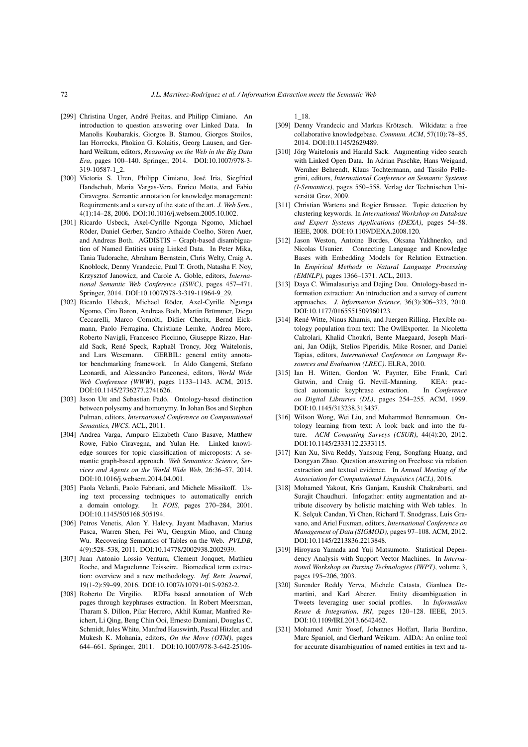[299] Christina Unger, André Freitas, and Philipp Cimiano. An introduction to question answering over Linked Data. In Manolis Koubarakis, Giorgos B. Stamou, Giorgos Stoilos, Ian Horrocks, Phokion G. Kolaitis, Georg Lausen, and Gerhard Weikum, editors, *Reasoning on the Web in the Big Data Era*, pages 100–140. Springer, 2014. DOI:10.1007/978-3-319-10587-1_2.

[300] Victoria S. Uren, Philipp Cimiano, José Iria, Siegfried Handschuh, Maria Vargas-Vera, Enrico Motta, and Fabio Ciravegna. Semantic annotation for knowledge management: Requirements and a survey of the state of the art. *J. Web Sem.*, 4(1):14–28, 2006. DOI:10.1016/j.websem.2005.10.002.

[301] Ricardo Usbeck, Axel-Cyrille Ngonga Ngomo, Michael Röder, Daniel Gerber, Sandro Athaide Coelho, Sören Auer, and Andreas Both. AGDISTIS – Graph-based disambiguation of Named Entities using Linked Data. In Peter Mika, Tania Tudorache, Abraham Bernstein, Chris Welty, Craig A. Knoblock, Denny Vrandecic, Paul T. Groth, Natasha F. Noy, Krzysztof Janowicz, and Carole A. Goble, editors, *International Semantic Web Conference (ISWC)*, pages 457–471. Springer, 2014. DOI:10.1007/978-3-319-11964-9_29.

[302] Ricardo Usbeck, Michael Röder, Axel-Cyrille Ngonga Ngomo, Ciro Baron, Andreas Both, Martin Brümmer, Diego Ceccarelli, Marco Cornolti, Didier Cherix, Bernd Eickmann, Paolo Ferragina, Christiane Lemke, Andrea Moro, Roberto Navigli, Francesco Piccinno, Giuseppe Rizzo, Harald Sack, René Speck, Raphaël Troncy, Jörg Waitelonis, and Lars Wesemann. GERBIL: general entity annotator benchmarking framework. In Aldo Gangemi, Stefano Leonardi, and Alessandro Panconesi, editors, *World Wide Web Conference (WWW)*, pages 1133–1143. ACM, 2015. DOI:10.1145/2736277.2741626.

[303] Jason Utt and Sebastian Padó. Ontology-based distinction between polysemy and homonymy. In Johan Bos and Stephen Pulman, editors, *International Conference on Computational Semantics, IWCS*. ACL, 2011.

[304] Andrea Varga, Amparo Elizabeth Cano Basave, Matthew Rowe, Fabio Ciravegna, and Yulan He. Linked knowledge sources for topic classification of microposts: A semantic graph-based approach. *Web Semantics: Science, Services and Agents on the World Wide Web*, 26:36–57, 2014. DOI:10.1016/j.websem.2014.04.001.

[305] Paola Velardi, Paolo Fabriani, and Michele Missikoff. Using text processing techniques to automatically enrich a domain ontology. In *FOIS*, pages 270–284, 2001. DOI:10.1145/505168.505194.

[306] Petros Venetis, Alon Y. Halevy, Jayant Madhavan, Marius Pasca, Warren Shen, Fei Wu, Gengxin Miao, and Chung Wu. Recovering Semantics of Tables on the Web. *PVLDB*, 4(9):528–538, 2011. DOI:10.14778/2002938.2002939.

[307] Juan Antonio Lossio Ventura, Clement Jonquet, Mathieu Roche, and Maguelonne Teisseire. Biomedical term extraction: overview and a new methodology. *Inf. Retr. Journal*, 19(1-2):59–99, 2016. DOI:10.1007/s10791-015-9262-2.

[308] Roberto De Virgilio. RDFa based annotation of Web pages through keyphrases extraction. In Robert Meersman, Tharam S. Dillon, Pilar Herrero, Akhil Kumar, Manfred Reichert, Li Qing, Beng Chin Ooi, Ernesto Damiani, Douglas C. Schmidt, Jules White, Manfred Hauswirth, Pascal Hitzler, and Mukesh K. Mohania, editors, *On the Move (OTM)*, pages 644–661. Springer, 2011. DOI:10.1007/978-3-642-25106-1_18.

[309] Denny Vrandecic and Markus Krötzsch. Wikidata: a free collaborative knowledgebase. *Commun. ACM*, 57(10):78–85, 2014. DOI:10.1145/2629489.

[310] Jörg Waitelonis and Harald Sack. Augmenting video search with Linked Open Data. In Adrian Paschke, Hans Weigand, Wernher Behrendt, Klaus Tochtermann, and Tassilo Pellegrini, editors, *International Conference on Semantic Systems (I-Semantics)*, pages 550–558. Verlag der Technischen Universität Graz, 2009.

[311] Christian Wartena and Rogier Brussee. Topic detection by clustering keywords. In *International Workshop on Database and Expert Systems Applications (DEXA)*, pages 54–58. IEEE, 2008. DOI:10.1109/DEXA.2008.120.

[312] Jason Weston, Antoine Bordes, Oksana Yakhnenko, and Nicolas Usunier. Connecting Language and Knowledge Bases with Embedding Models for Relation Extraction. In *Empirical Methods in Natural Language Processing (EMNLP)*, pages 1366–1371. ACL, 2013.

[313] Daya C. Wimalasuriya and Dejing Dou. Ontology-based information extraction: An introduction and a survey of current approaches. *J. Information Science*, 36(3):306–323, 2010. DOI:10.1177/0165551509360123.

[314] René Witte, Ninus Khamis, and Juergen Rilling. Flexible ontology population from text: The OwlExporter. In Nicoletta Calzolari, Khalid Choukri, Bente Maegaard, Joseph Mariani, Jan Odijk, Stelios Piperidis, Mike Rosner, and Daniel Tapias, editors, *International Conference on Language Resources and Evaluation (LREC)*. ELRA, 2010.

[315] Ian H. Witten, Gordon W. Paynter, Eibe Frank, Carl Gutwin, and Craig G. Nevill-Manning. KEA: practical automatic keyphrase extraction. In *Conference on Digital Libraries (DL)*, pages 254–255. ACM, 1999. DOI:10.1145/313238.313437.

[316] Wilson Wong, Wei Liu, and Mohammed Bennamoun. Ontology learning from text: A look back and into the future. *ACM Computing Surveys (CSUR)*, 44(4):20, 2012. DOI:10.1145/2333112.2333115.

[317] Kun Xu, Siva Reddy, Yansong Feng, Songfang Huang, and Dongyan Zhao. Question answering on Freebase via relation extraction and textual evidence. In *Annual Meeting of the Association for Computational Linguistics (ACL)*, 2016.

[318] Mohamed Yakout, Kris Ganjam, Kaushik Chakrabarti, and Surajit Chaudhuri. Infogather: entity augmentation and attribute discovery by holistic matching with Web tables. In K. Selçuk Candan, Yi Chen, Richard T. Snodgrass, Luis Gravano, and Ariel Fuxman, editors, *International Conference on Management of Data (SIGMOD)*, pages 97–108. ACM, 2012. DOI:10.1145/2213836.2213848.

[319] Hiroyasu Yamada and Yuji Matsumoto. Statistical Dependency Analysis with Support Vector Machines. In *International Workshop on Parsing Technologies (IWPT)*, volume 3, pages 195–206, 2003.

[320] Surender Reddy Yerva, Michele Catasta, Gianluca Demartini, and Karl Aberer. Entity disambiguation in Tweets leveraging user social profiles. In *Information Reuse & Integration, IRI*, pages 120–128. IEEE, 2013. DOI:10.1109/IRI.2013.6642462.

[321] Mohamed Amir Yosef, Johannes Hoffart, Ilaria Bordino, Marc Spaniol, and Gerhard Weikum. AIDA: An online tool for accurate disambiguation of named entities in text and ta-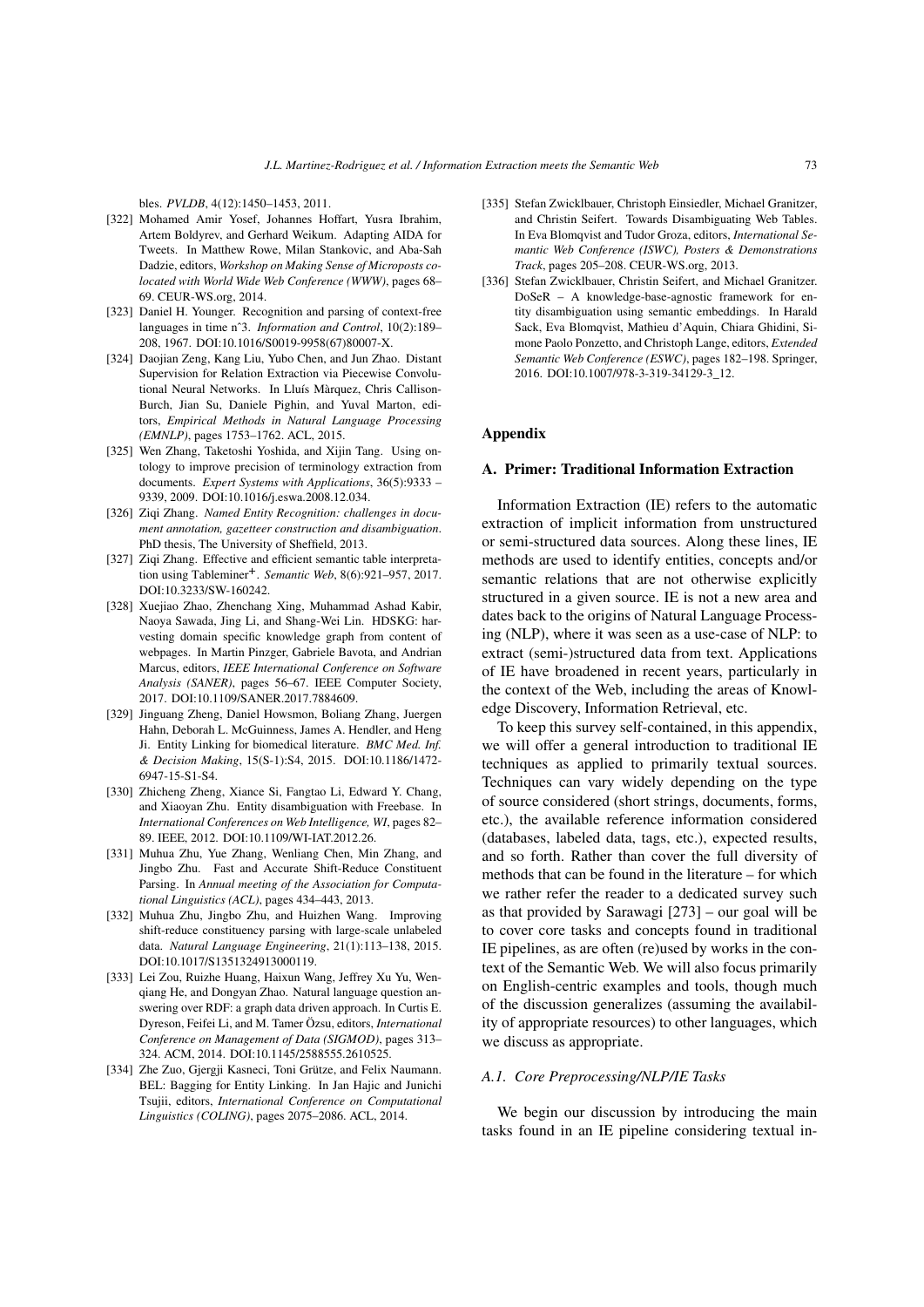bles. *PVLDB*, 4(12):1450–1453, 2011.

[322] Mohamed Amir Yosef, Johannes Hoffart, Yusra Ibrahim, Artem Boldyrev, and Gerhard Weikum. Adapting AIDA for Tweets. In Matthew Rowe, Milan Stankovic, and Aba-Sah Dadzie, editors, *Workshop on Making Sense of Microposts co-located with World Wide Web Conference (WWW)*, pages 68–69. CEUR-WS.org, 2014.

[323] Daniel H. Younger. Recognition and parsing of context-free languages in time n^3. *Information and Control*, 10(2):189–208, 1967. DOI:10.1016/S0019-9958(67)80007-X.

[324] Daojian Zeng, Kang Liu, Yubo Chen, and Jun Zhao. Distant Supervision for Relation Extraction via Piecewise Convolutional Neural Networks. In Lluís Màrquez, Chris Callison-Burch, Jian Su, Daniele Pighin, and Yuval Marton, editors, *Empirical Methods in Natural Language Processing (EMNLP)*, pages 1753–1762. ACL, 2015.

[325] Wen Zhang, Taketoshi Yoshida, and Xijin Tang. Using ontology to improve precision of terminology extraction from documents. *Expert Systems with Applications*, 36(5):9333 – 9339, 2009. DOI:10.1016/j.eswa.2008.12.034.

[326] Ziqi Zhang. *Named Entity Recognition: challenges in document annotation, gazetteer construction and disambiguation*. PhD thesis, The University of Sheffield, 2013.

[327] Ziqi Zhang. Effective and efficient semantic table interpretation using Tableminer$^{+}$. *Semantic Web*, 8(6):921–957, 2017. DOI:10.3233/SW-160242.

[328] Xuejiao Zhao, Zhenchang Xing, Muhammad Ashad Kabir, Naoya Sawada, Jing Li, and Shang-Wei Lin. HDSKG: harvesting domain specific knowledge graph from content of webpages. In Martin Pinzger, Gabriele Bavota, and Andrian Marcus, editors, *IEEE International Conference on Software Analysis (SANER)*, pages 56–67. IEEE Computer Society, 2017. DOI:10.1109/SANER.2017.7884609.

[329] Jinguang Zheng, Daniel Howsmon, Boliang Zhang, Juergen Hahn, Deborah L. McGuinness, James A. Hendler, and Heng Ji. Entity Linking for biomedical literature. *BMC Med. Inf. & Decision Making*, 15(S-1):S4, 2015. DOI:10.1186/1472-6947-15-S1-S4.

[330] Zhicheng Zheng, Xiance Si, Fangtao Li, Edward Y. Chang, and Xiaoyan Zhu. Entity disambiguation with Freebase. In *International Conferences on Web Intelligence, WI*, pages 82–89. IEEE, 2012. DOI:10.1109/WI-IAT.2012.26.

[331] Muhua Zhu, Yue Zhang, Wenliang Chen, Min Zhang, and Jingbo Zhu. Fast and Accurate Shift-Reduce Constituent Parsing. In *Annual meeting of the Association for Computational Linguistics (ACL)*, pages 434–443, 2013.

[332] Muhua Zhu, Jingbo Zhu, and Huizhen Wang. Improving shift-reduce constituency parsing with large-scale unlabeled data. *Natural Language Engineering*, 21(1):113–138, 2015. DOI:10.1017/S1351324913000119.

[333] Lei Zou, Ruizhe Huang, Haixun Wang, Jeffrey Xu Yu, Wenqiang He, and Dongyan Zhao. Natural language question answering over RDF: a graph data driven approach. In Curtis E. Dyreson, Feifei Li, and M. Tamer Özsu, editors, *International Conference on Management of Data (SIGMOD)*, pages 313–324. ACM, 2014. DOI:10.1145/2588555.2610525.

[334] Zhe Zuo, Gjergji Kasneci, Toni Grütze, and Felix Naumann. BEL: Bagging for Entity Linking. In Jan Hajic and Junichi Tsujii, editors, *International Conference on Computational Linguistics (COLING)*, pages 2075–2086. ACL, 2014.

[335] Stefan Zwicklbauer, Christoph Einsiedler, Michael Granitzer, and Christin Seifert. Towards Disambiguating Web Tables. In Eva Blomqvist and Tudor Groza, editors, *International Semantic Web Conference (ISWC), Posters & Demonstrations Track*, pages 205–208. CEUR-WS.org, 2013.

[336] Stefan Zwicklbauer, Christin Seifert, and Michael Granitzer. DoSeR – A knowledge-base-agnostic framework for entity disambiguation using semantic embeddings. In Harald Sack, Eva Blomqvist, Mathieu d'Aquin, Chiara Ghidini, Simone Paolo Ponzetto, and Christoph Lange, editors, *Extended Semantic Web Conference (ESWC)*, pages 182–198. Springer, 2016. DOI:10.1007/978-3-319-34129-3_12.

# Appendix

## A. Primer: Traditional Information Extraction

Information Extraction (IE) refers to the automatic extraction of implicit information from unstructured or semi-structured data sources. Along these lines, IE methods are used to identify entities, concepts and/or semantic relations that are not otherwise explicitly structured in a given source. IE is not a new area and dates back to the origins of Natural Language Processing (NLP), where it was seen as a use-case of NLP: to extract (semi-)structured data from text. Applications of IE have broadened in recent years, particularly in the context of the Web, including the areas of Knowledge Discovery, Information Retrieval, etc.

To keep this survey self-contained, in this appendix, we will offer a general introduction to traditional IE techniques as applied to primarily textual sources. Techniques can vary widely depending on the type of source considered (short strings, documents, forms, etc.), the available reference information considered (databases, labeled data, tags, etc.), expected results, and so forth. Rather than cover the full diversity of methods that can be found in the literature – for which we rather refer the reader to a dedicated survey such as that provided by Sarawagi [273] – our goal will be to cover core tasks and concepts found in traditional IE pipelines, as are often (re)used by works in the context of the Semantic Web. We will also focus primarily on English-centric examples and tools, though much of the discussion generalizes (assuming the availability of appropriate resources) to other languages, which we discuss as appropriate.

### A.1. Core Preprocessing/NLP/IE Tasks

We begin our discussion by introducing the main tasks found in an IE pipeline considering textual in-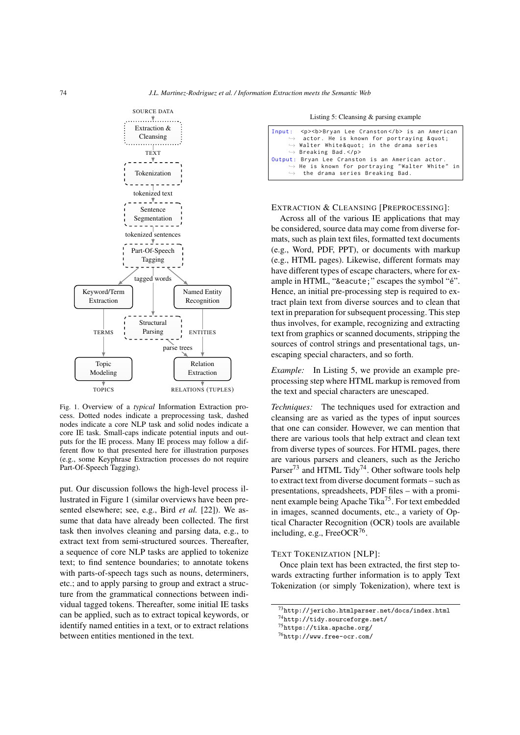SOURCE DATA → Extraction & Cleansing → TEXT → Tokenization → tokenized text → Sentence Segmentation → tokenized sentences → Part-Of-Speech Tagging → tagged words → Keyword/Term Extraction → TERMS → Topic Modeling → TOPICS; tagged words → Structural Parsing → parse trees → Relation Extraction; tagged words → Named Entity Recognition → ENTITIES → Relation Extraction → RELATIONS (TUPLES)

Fig. 1. Overview of a *typical* Information Extraction process. Dotted nodes indicate a preprocessing task, dashed nodes indicate a core NLP task and solid nodes indicate a core IE task. Small-caps indicate potential inputs and outputs for the IE process. Many IE process may follow a different flow to that presented here for illustration purposes (e.g., some Keyphrase Extraction processes do not require Part-Of-Speech Tagging).

put. Our discussion follows the high-level process illustrated in Figure 1 (similar overviews have been presented elsewhere; see, e.g., Bird *et al.* [22]). We assume that data have already been collected. The first task then involves cleaning and parsing data, e.g., to extract text from semi-structured sources. Thereafter, a sequence of core NLP tasks are applied to tokenize text; to find sentence boundaries; to annotate tokens with parts-of-speech tags such as nouns, determiners, etc.; and to apply parsing to group and extract a structure from the grammatical connections between individual tagged tokens. Thereafter, some initial IE tasks can be applied, such as to extract topical keywords, or identify named entities in a text, or to extract relations between entities mentioned in the text.

Listing 5: Cleansing & parsing example

```
Input:  <p><b>Bryan Lee Cranston</b> is an American
    ↪  actor. He is known for portraying &quot;
    ↪  Walter White&quot; in the drama series
    ↪  Breaking Bad.</p>
Output: Bryan Lee Cranston is an American actor.
    ↪  He is known for portraying "Walter White" in
    ↪  the drama series Breaking Bad.
```

EXTRACTION & CLEANSING [PREPROCESSING]:

Across all of the various IE applications that may be considered, source data may come from diverse formats, such as plain text files, formatted text documents (e.g., Word, PDF, PPT), or documents with markup (e.g., HTML pages). Likewise, different formats may have different types of escape characters, where for example in HTML, "`&eacute;`" escapes the symbol "é". Hence, an initial pre-processing step is required to extract plain text from diverse sources and to clean that text in preparation for subsequent processing. This step thus involves, for example, recognizing and extracting text from graphics or scanned documents, stripping the sources of control strings and presentational tags, unescaping special characters, and so forth.

*Example:* In Listing 5, we provide an example preprocessing step where HTML markup is removed from the text and special characters are unescaped.

*Techniques:* The techniques used for extraction and cleansing are as varied as the types of input sources that one can consider. However, we can mention that there are various tools that help extract and clean text from diverse types of sources. For HTML pages, there are various parsers and cleaners, such as the Jericho Parser[73] and HTML Tidy[74]. Other software tools help to extract text from diverse document formats – such as presentations, spreadsheets, PDF files – with a prominent example being Apache Tika[75]. For text embedded in images, scanned documents, etc., a variety of Optical Character Recognition (OCR) tools are available including, e.g., FreeOCR[76].

TEXT TOKENIZATION [NLP]:

Once plain text has been extracted, the first step towards extracting further information is to apply Text Tokenization (or simply Tokenization), where text is

[73] http://jericho.htmlparser.net/docs/index.html
[74] http://tidy.sourceforge.net/
[75] https://tika.apache.org/
[76] http://www.free-ocr.com/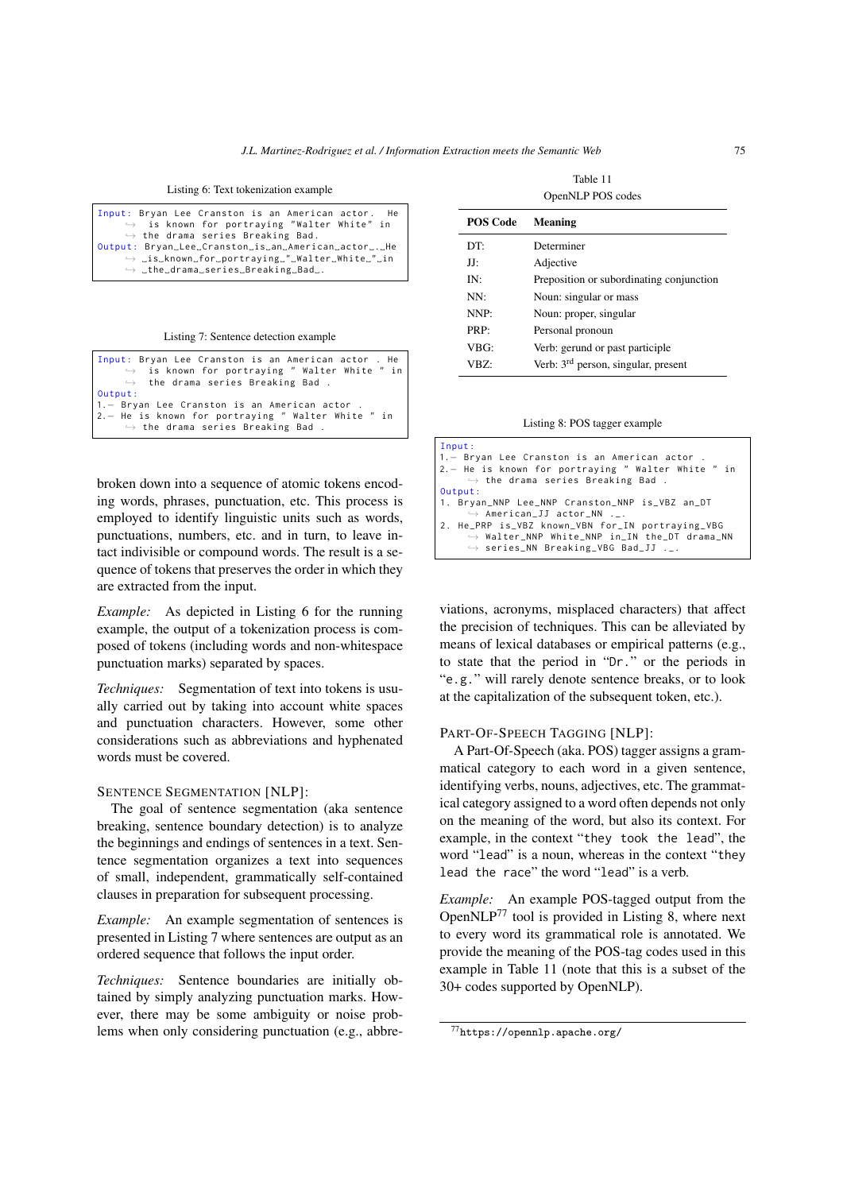Listing 6: Text tokenization example

```
Input: Bryan Lee Cranston is an American actor.  He
    ↪ is known for portraying "Walter White" in
    ↪ the drama series Breaking Bad.
Output: Bryan_Lee_Cranston_is_an_American_actor_._He
    ↪ _is_known_for_portraying_"_Walter_White_"_in
    ↪ _the_drama_series_Breaking_Bad_.
```

Listing 7: Sentence detection example

```
Input: Bryan Lee Cranston is an American actor . He
    ↪ is known for portraying " Walter White " in
    ↪ the drama series Breaking Bad .
Output:
1.- Bryan Lee Cranston is an American actor .
2.- He is known for portraying " Walter White " in
    ↪ the drama series Breaking Bad .
```

broken down into a sequence of atomic tokens encoding words, phrases, punctuation, etc. This process is employed to identify linguistic units such as words, punctuations, numbers, etc. and in turn, to leave intact indivisible or compound words. The result is a sequence of tokens that preserves the order in which they are extracted from the input.

*Example:* As depicted in Listing 6 for the running example, the output of a tokenization process is composed of tokens (including words and non-whitespace punctuation marks) separated by spaces.

*Techniques:* Segmentation of text into tokens is usually carried out by taking into account white spaces and punctuation characters. However, some other considerations such as abbreviations and hyphenated words must be covered.

SENTENCE SEGMENTATION [NLP]:

The goal of sentence segmentation (aka sentence breaking, sentence boundary detection) is to analyze the beginnings and endings of sentences in a text. Sentence segmentation organizes a text into sequences of small, independent, grammatically self-contained clauses in preparation for subsequent processing.

*Example:* An example segmentation of sentences is presented in Listing 7 where sentences are output as an ordered sequence that follows the input order.

*Techniques:* Sentence boundaries are initially obtained by simply analyzing punctuation marks. However, there may be some ambiguity or noise problems when only considering punctuation (e.g., abbreviations, acronyms, misplaced characters) that affect the precision of techniques. This can be alleviated by means of lexical databases or empirical patterns (e.g., to state that the period in "`Dr.`" or the periods in "`e.g.`" will rarely denote sentence breaks, or to look at the capitalization of the subsequent token, etc.).

Table 11
OpenNLP POS codes

| POS Code | Meaning |
|---|---|
| DT: | Determiner |
| JJ: | Adjective |
| IN: | Preposition or subordinating conjunction |
| NN: | Noun: singular or mass |
| NNP: | Noun: proper, singular |
| PRP: | Personal pronoun |
| VBG: | Verb: gerund or past participle |
| VBZ: | Verb: 3rd person, singular, present |

Listing 8: POS tagger example

```
Input:
1.- Bryan Lee Cranston is an American actor .
2.- He is known for portraying " Walter White " in
    ↪ the drama series Breaking Bad .
Output:
1. Bryan_NNP Lee_NNP Cranston_NNP is_VBZ an_DT
    ↪ American_JJ actor_NN ._.
2. He_PRP is_VBZ known_VBN for_IN portraying_VBG
    ↪ Walter_NNP White_NNP in_IN the_DT drama_NN
    ↪ series_NN Breaking_VBG Bad_JJ ._.
```

PART-OF-SPEECH TAGGING [NLP]:

A Part-Of-Speech (aka. POS) tagger assigns a grammatical category to each word in a given sentence, identifying verbs, nouns, adjectives, etc. The grammatical category assigned to a word often depends not only on the meaning of the word, but also its context. For example, in the context "`they took the lead`", the word "`lead`" is a noun, whereas in the context "`they lead the race`" the word "`lead`" is a verb.

*Example:* An example POS-tagged output from the OpenNLP[77] tool is provided in Listing 8, where next to every word its grammatical role is annotated. We provide the meaning of the POS-tag codes used in this example in Table 11 (note that this is a subset of the 30+ codes supported by OpenNLP).

[77] https://opennlp.apache.org/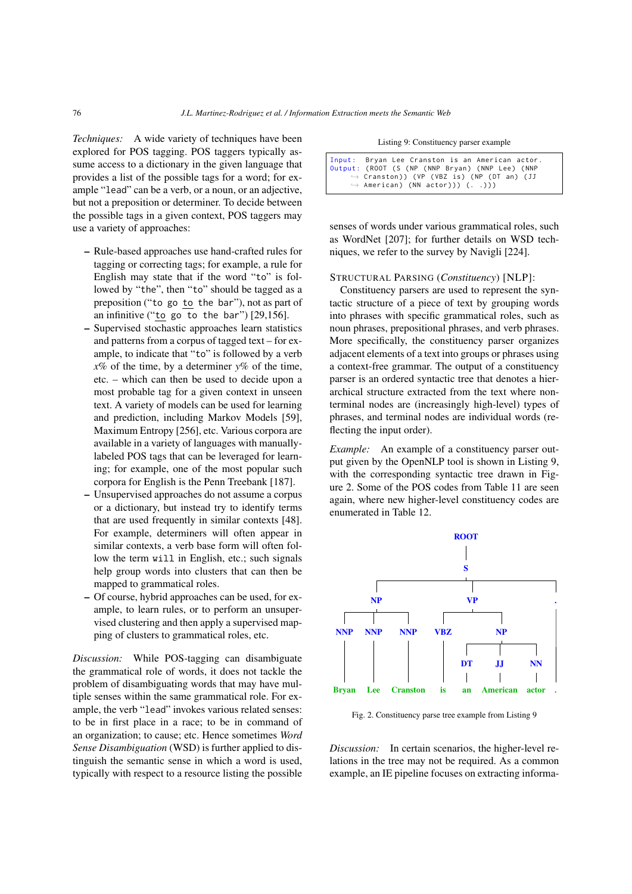*Techniques:* A wide variety of techniques have been explored for POS tagging. POS taggers typically assume access to a dictionary in the given language that provides a list of the possible tags for a word; for example "lead" can be a verb, or a noun, or an adjective, but not a preposition or determiner. To decide between the possible tags in a given context, POS taggers may use a variety of approaches:

- Rule-based approaches use hand-crafted rules for tagging or correcting tags; for example, a rule for English may state that if the word "to" is followed by "the", then "to" should be tagged as a preposition ("to go to the bar"), not as part of an infinitive ("to go to the bar") [29,156].
- Supervised stochastic approaches learn statistics and patterns from a corpus of tagged text – for example, to indicate that "to" is followed by a verb *x*% of the time, by a determiner *y*% of the time, etc. – which can then be used to decide upon a most probable tag for a given context in unseen text. A variety of models can be used for learning and prediction, including Markov Models [59], Maximum Entropy [256], etc. Various corpora are available in a variety of languages with manually-labeled POS tags that can be leveraged for learning; for example, one of the most popular such corpora for English is the Penn Treebank [187].
- Unsupervised approaches do not assume a corpus or a dictionary, but instead try to identify terms that are used frequently in similar contexts [48]. For example, determiners will often appear in similar contexts, a verb base form will often follow the term will in English, etc.; such signals help group words into clusters that can then be mapped to grammatical roles.
- Of course, hybrid approaches can be used, for example, to learn rules, or to perform an unsupervised clustering and then apply a supervised mapping of clusters to grammatical roles, etc.

*Discussion:* While POS-tagging can disambiguate the grammatical role of words, it does not tackle the problem of disambiguating words that may have multiple senses within the same grammatical role. For example, the verb "lead" invokes various related senses: to be in first place in a race; to be in command of an organization; to cause; etc. Hence sometimes *Word Sense Disambiguation* (WSD) is further applied to distinguish the semantic sense in which a word is used, typically with respect to a resource listing the possible senses of words under various grammatical roles, such as WordNet [207]; for further details on WSD techniques, we refer to the survey by Navigli [224].

Listing 9: Constituency parser example

```
Input:  Bryan Lee Cranston is an American actor.
Output: (ROOT (S (NP (NNP Bryan) (NNP Lee) (NNP
     ↪ Cranston)) (VP (VBZ is) (NP (DT an) (JJ
     ↪ American) (NN actor))) (. .)))
```

STRUCTURAL PARSING (*Constituency*) [NLP]:
Constituency parsers are used to represent the syntactic structure of a piece of text by grouping words into phrases with specific grammatical roles, such as noun phrases, prepositional phrases, and verb phrases. More specifically, the constituency parser organizes adjacent elements of a text into groups or phrases using a context-free grammar. The output of a constituency parser is an ordered syntactic tree that denotes a hierarchical structure extracted from the text where non-terminal nodes are (increasingly high-level) types of phrases, and terminal nodes are individual words (reflecting the input order).

*Example:* An example of a constituency parser output given by the OpenNLP tool is shown in Listing 9, with the corresponding syntactic tree drawn in Figure 2. Some of the POS codes from Table 11 are seen again, where new higher-level constituency codes are enumerated in Table 12.

```
ROOT
└── S
    ├── NP
    │   ├── NNP ── Bryan
    │   ├── NNP ── Lee
    │   └── NNP ── Cranston
    ├── VP
    │   ├── VBZ ── is
    │   └── NP
    │       ├── DT ── an
    │       ├── JJ ── American
    │       └── NN ── actor
    └── . ── .
```

Fig. 2. Constituency parse tree example from Listing 9

*Discussion:* In certain scenarios, the higher-level relations in the tree may not be required. As a common example, an IE pipeline focuses on extracting informa-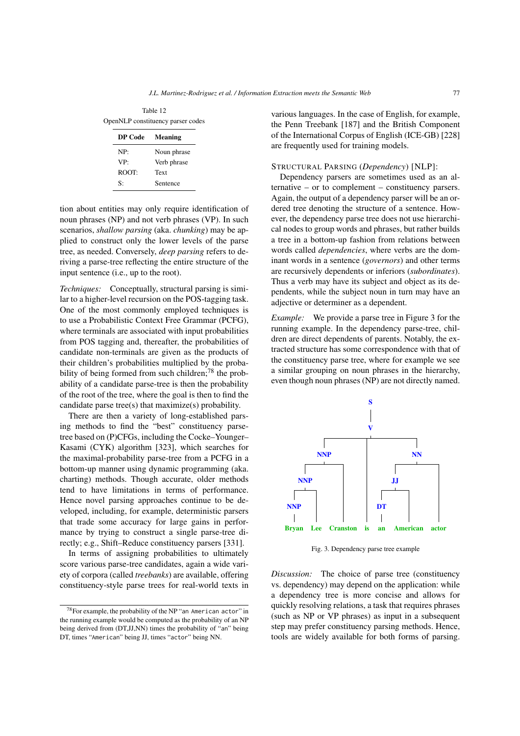Table 12
OpenNLP constituency parser codes

| DP Code | Meaning |
|---|---|
| NP: | Noun phrase |
| VP: | Verb phrase |
| ROOT: | Text |
| S: | Sentence |

tion about entities may only require identification of noun phrases (NP) and not verb phrases (VP). In such scenarios, *shallow parsing* (aka. *chunking*) may be applied to construct only the lower levels of the parse tree, as needed. Conversely, *deep parsing* refers to deriving a parse-tree reflecting the entire structure of the input sentence (i.e., up to the root).

*Techniques:* Conceptually, structural parsing is similar to a higher-level recursion on the POS-tagging task. One of the most commonly employed techniques is to use a Probabilistic Context Free Grammar (PCFG), where terminals are associated with input probabilities from POS tagging and, thereafter, the probabilities of candidate non-terminals are given as the products of their children's probabilities multiplied by the probability of being formed from such children;[78] the probability of a candidate parse-tree is then the probability of the root of the tree, where the goal is then to find the candidate parse tree(s) that maximize(s) probability.

There are then a variety of long-established parsing methods to find the "best" constituency parse-tree based on (P)CFGs, including the Cocke–Younger–Kasami (CYK) algorithm [323], which searches for the maximal-probability parse-tree from a PCFG in a bottom-up manner using dynamic programming (aka. charting) methods. Though accurate, older methods tend to have limitations in terms of performance. Hence novel parsing approaches continue to be developed, including, for example, deterministic parsers that trade some accuracy for large gains in performance by trying to construct a single parse-tree directly; e.g., Shift–Reduce constituency parsers [331].

In terms of assigning probabilities to ultimately score various parse-tree candidates, again a wide variety of corpora (called *treebanks*) are available, offering constituency-style parse trees for real-world texts in various languages. In the case of English, for example, the Penn Treebank [187] and the British Component of the International Corpus of English (ICE-GB) [228] are frequently used for training models.

STRUCTURAL PARSING (*Dependency*) [NLP]:

Dependency parsers are sometimes used as an alternative – or to complement – constituency parsers. Again, the output of a dependency parser will be an ordered tree denoting the structure of a sentence. However, the dependency parse tree does not use hierarchical nodes to group words and phrases, but rather builds a tree in a bottom-up fashion from relations between words called *dependencies*, where verbs are the dominant words in a sentence (*governors*) and other terms are recursively dependents or inferiors (*subordinates*). Thus a verb may have its subject and object as its dependents, while the subject noun in turn may have an adjective or determiner as a dependent.

*Example:* We provide a parse tree in Figure 3 for the running example. In the dependency parse-tree, children are direct dependents of parents. Notably, the extracted structure has some correspondence with that of the constituency parse tree, where for example we see a similar grouping on noun phrases in the hierarchy, even though noun phrases (NP) are not directly named.

Fig. 3. Dependency parse tree example

*Discussion:* The choice of parse tree (constituency vs. dependency) may depend on the application: while a dependency tree is more concise and allows for quickly resolving relations, a task that requires phrases (such as NP or VP phrases) as input in a subsequent step may prefer constituency parsing methods. Hence, tools are widely available for both forms of parsing.

[78] For example, the probability of the NP "an American actor" in the running example would be computed as the probability of an NP being derived from (DT,JJ,NN) times the probability of "an" being DT, times "American" being JJ, times "actor" being NN.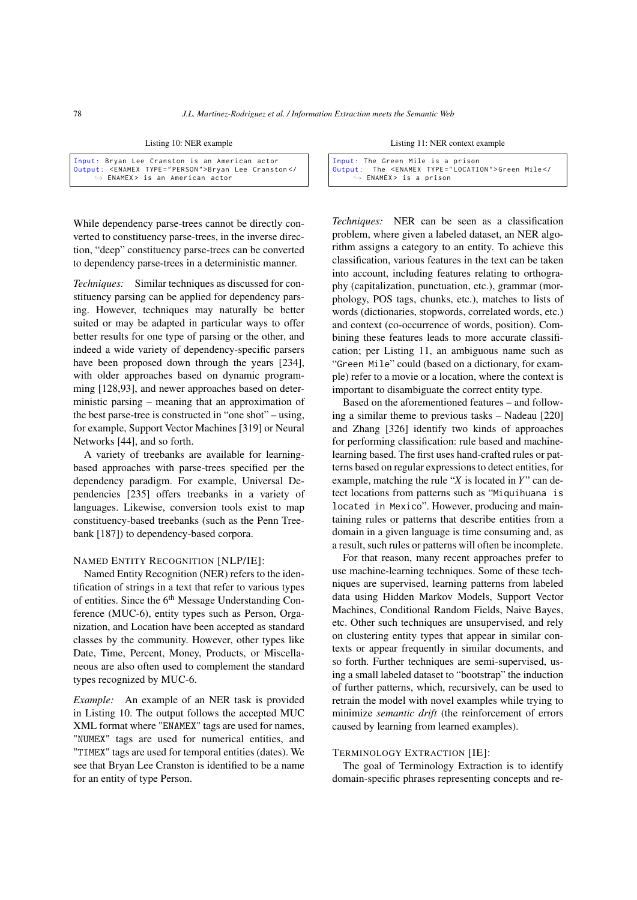Listing 10: NER example

```
Input: Bryan Lee Cranston is an American actor
Output: <ENAMEX TYPE="PERSON">Bryan Lee Cranston</
    ↪ ENAMEX> is an American actor
```

Listing 11: NER context example

```
Input: The Green Mile is a prison
Output:  The <ENAMEX TYPE="LOCATION">Green Mile</
    ↪ ENAMEX> is a prison
```

While dependency parse-trees cannot be directly converted to constituency parse-trees, in the inverse direction, "deep" constituency parse-trees can be converted to dependency parse-trees in a deterministic manner.

*Techniques:* Similar techniques as discussed for constituency parsing can be applied for dependency parsing. However, techniques may naturally be better suited or may be adapted in particular ways to offer better results for one type of parsing or the other, and indeed a wide variety of dependency-specific parsers have been proposed down through the years [234], with older approaches based on dynamic programming [128,93], and newer approaches based on deterministic parsing – meaning that an approximation of the best parse-tree is constructed in "one shot" – using, for example, Support Vector Machines [319] or Neural Networks [44], and so forth.

A variety of treebanks are available for learning-based approaches with parse-trees specified per the dependency paradigm. For example, Universal Dependencies [235] offers treebanks in a variety of languages. Likewise, conversion tools exist to map constituency-based treebanks (such as the Penn Treebank [187]) to dependency-based corpora.

Named Entity Recognition [NLP/IE]:

Named Entity Recognition (NER) refers to the identification of strings in a text that refer to various types of entities. Since the 6th Message Understanding Conference (MUC-6), entity types such as Person, Organization, and Location have been accepted as standard classes by the community. However, other types like Date, Time, Percent, Money, Products, or Miscellaneous are also often used to complement the standard types recognized by MUC-6.

*Example:* An example of an NER task is provided in Listing 10. The output follows the accepted MUC XML format where "ENAMEX" tags are used for names, "NUMEX" tags are used for numerical entities, and "TIMEX" tags are used for temporal entities (dates). We see that Bryan Lee Cranston is identified to be a name for an entity of type Person.

*Techniques:* NER can be seen as a classification problem, where given a labeled dataset, an NER algorithm assigns a category to an entity. To achieve this classification, various features in the text can be taken into account, including features relating to orthography (capitalization, punctuation, etc.), grammar (morphology, POS tags, chunks, etc.), matches to lists of words (dictionaries, stopwords, correlated words, etc.) and context (co-occurrence of words, position). Combining these features leads to more accurate classification; per Listing 11, an ambiguous name such as "Green Mile" could (based on a dictionary, for example) refer to a movie or a location, where the context is important to disambiguate the correct entity type.

Based on the aforementioned features – and following a similar theme to previous tasks – Nadeau [220] and Zhang [326] identify two kinds of approaches for performing classification: rule based and machine-learning based. The first uses hand-crafted rules or patterns based on regular expressions to detect entities, for example, matching the rule "*X* is located in *Y*" can detect locations from patterns such as "Miquihuana is located in Mexico". However, producing and maintaining rules or patterns that describe entities from a domain in a given language is time consuming and, as a result, such rules or patterns will often be incomplete.

For that reason, many recent approaches prefer to use machine-learning techniques. Some of these techniques are supervised, learning patterns from labeled data using Hidden Markov Models, Support Vector Machines, Conditional Random Fields, Naive Bayes, etc. Other such techniques are unsupervised, and rely on clustering entity types that appear in similar contexts or appear frequently in similar documents, and so forth. Further techniques are semi-supervised, using a small labeled dataset to "bootstrap" the induction of further patterns, which, recursively, can be used to retrain the model with novel examples while trying to minimize *semantic drift* (the reinforcement of errors caused by learning from learned examples).

Terminology Extraction [IE]:

The goal of Terminology Extraction is to identify domain-specific phrases representing concepts and re-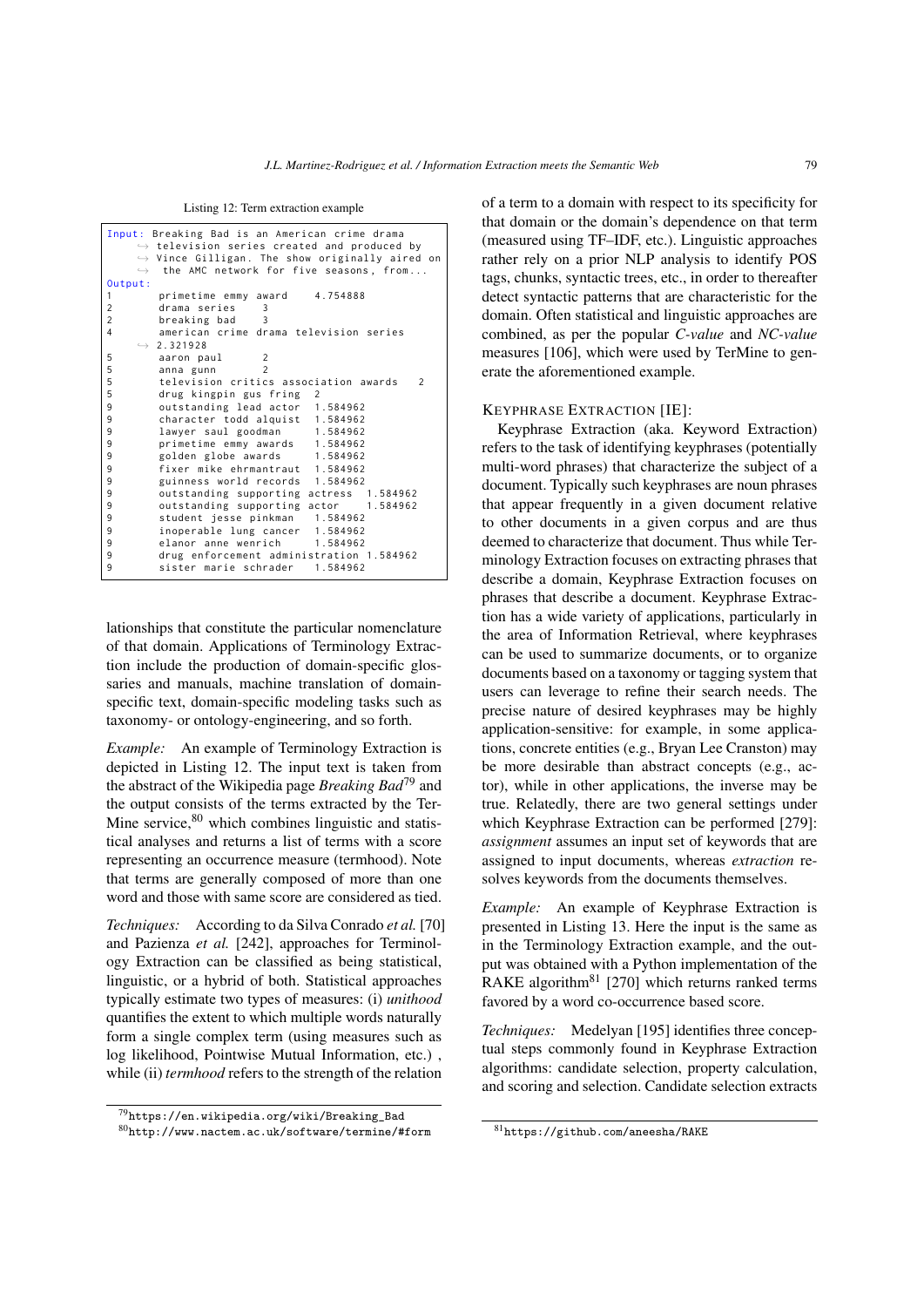Listing 12: Term extraction example

```
Input: Breaking Bad is an American crime drama
    ↪ television series created and produced by
    ↪ Vince Gilligan. The show originally aired on
    ↪  the AMC network for five seasons, from...
Output:
1       primetime emmy award    4.754888
2       drama series    3
2       breaking bad    3
4       american crime drama television series
    ↪ 2.321928
5       aaron paul      2
5       anna gunn       2
5       television critics association awards   2
5       drug kingpin gus fring  2
9       outstanding lead actor  1.584962
9       character todd alquist  1.584962
9       lawyer saul goodman     1.584962
9       primetime emmy awards   1.584962
9       golden globe awards     1.584962
9       fixer mike ehrmantraut  1.584962
9       guinness world records  1.584962
9       outstanding supporting actress  1.584962
9       outstanding supporting actor    1.584962
9       student jesse pinkman   1.584962
9       inoperable lung cancer  1.584962
9       elanor anne wenrich     1.584962
9       drug enforcement administration 1.584962
9       sister marie schrader   1.584962
```

lationships that constitute the particular nomenclature of that domain. Applications of Terminology Extraction include the production of domain-specific glossaries and manuals, machine translation of domain-specific text, domain-specific modeling tasks such as taxonomy- or ontology-engineering, and so forth.

*Example:* An example of Terminology Extraction is depicted in Listing 12. The input text is taken from the abstract of the Wikipedia page *Breaking Bad*[79] and the output consists of the terms extracted by the TerMine service,[80] which combines linguistic and statistical analyses and returns a list of terms with a score representing an occurrence measure (termhood). Note that terms are generally composed of more than one word and those with same score are considered as tied.

*Techniques:* According to da Silva Conrado *et al.* [70] and Pazienza *et al.* [242], approaches for Terminology Extraction can be classified as being statistical, linguistic, or a hybrid of both. Statistical approaches typically estimate two types of measures: (i) *unithood* quantifies the extent to which multiple words naturally form a single complex term (using measures such as log likelihood, Pointwise Mutual Information, etc.) , while (ii) *termhood* refers to the strength of the relation of a term to a domain with respect to its specificity for that domain or the domain's dependence on that term (measured using TF–IDF, etc.). Linguistic approaches rather rely on a prior NLP analysis to identify POS tags, chunks, syntactic trees, etc., in order to thereafter detect syntactic patterns that are characteristic for the domain. Often statistical and linguistic approaches are combined, as per the popular *C-value* and *NC-value* measures [106], which were used by TerMine to generate the aforementioned example.

[79] https://en.wikipedia.org/wiki/Breaking_Bad

[80] http://www.nactem.ac.uk/software/termine/#form

KEYPHRASE EXTRACTION [IE]:

Keyphrase Extraction (aka. Keyword Extraction) refers to the task of identifying keyphrases (potentially multi-word phrases) that characterize the subject of a document. Typically such keyphrases are noun phrases that appear frequently in a given document relative to other documents in a given corpus and are thus deemed to characterize that document. Thus while Terminology Extraction focuses on extracting phrases that describe a domain, Keyphrase Extraction focuses on phrases that describe a document. Keyphrase Extraction has a wide variety of applications, particularly in the area of Information Retrieval, where keyphrases can be used to summarize documents, or to organize documents based on a taxonomy or tagging system that users can leverage to refine their search needs. The precise nature of desired keyphrases may be highly application-sensitive: for example, in some applications, concrete entities (e.g., Bryan Lee Cranston) may be more desirable than abstract concepts (e.g., actor), while in other applications, the inverse may be true. Relatedly, there are two general settings under which Keyphrase Extraction can be performed [279]: *assignment* assumes an input set of keywords that are assigned to input documents, whereas *extraction* resolves keywords from the documents themselves.

*Example:* An example of Keyphrase Extraction is presented in Listing 13. Here the input is the same as in the Terminology Extraction example, and the output was obtained with a Python implementation of the RAKE algorithm[81] [270] which returns ranked terms favored by a word co-occurrence based score.

*Techniques:* Medelyan [195] identifies three conceptual steps commonly found in Keyphrase Extraction algorithms: candidate selection, property calculation, and scoring and selection. Candidate selection extracts

[81] https://github.com/aneesha/RAKE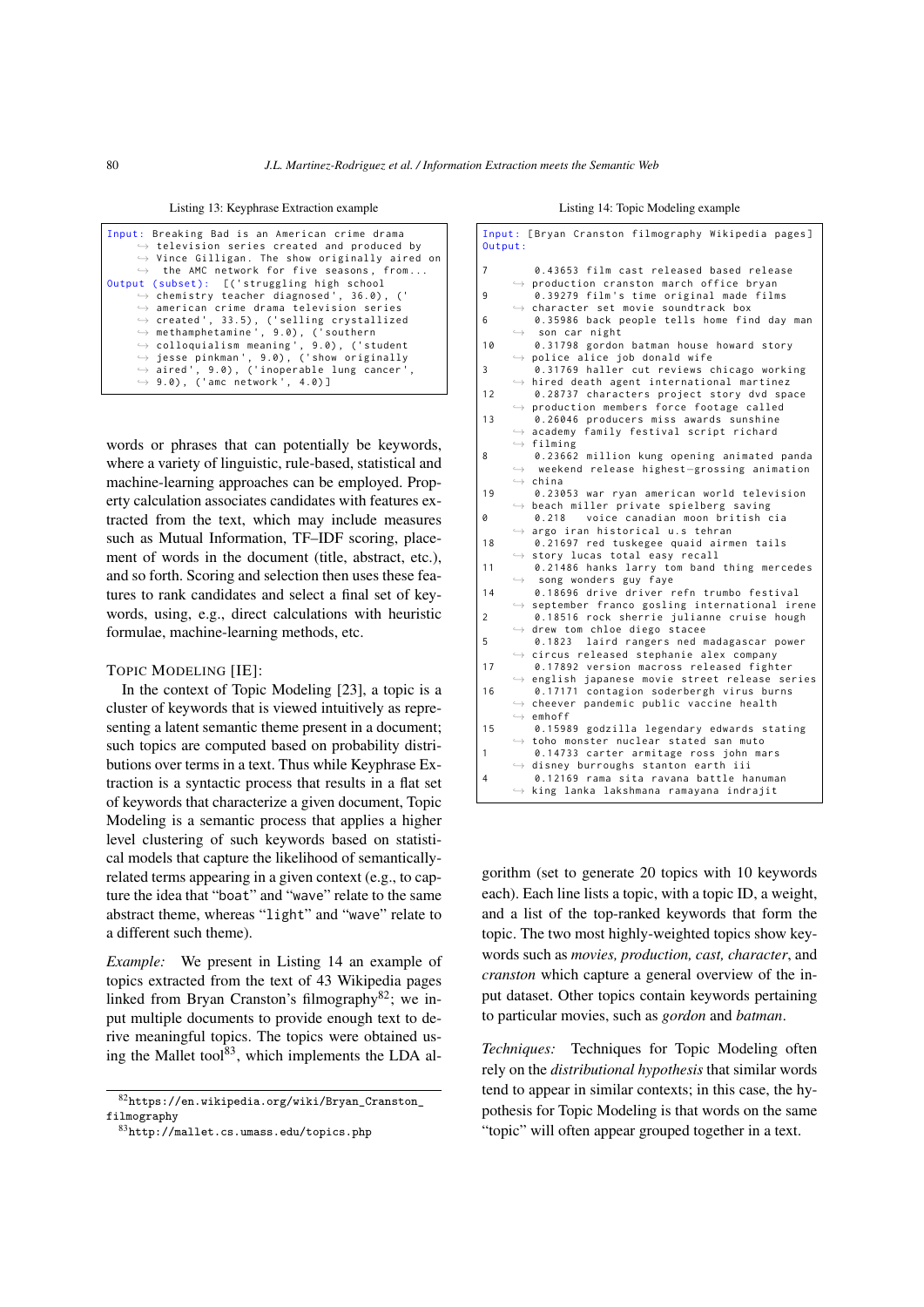Listing 13: Keyphrase Extraction example

```
Input: Breaking Bad is an American crime drama
    television series created and produced by
    Vince Gilligan. The show originally aired on
     the AMC network for five seasons, from...
Output (subset):  [('struggling high school
    chemistry teacher diagnosed', 36.0), ('
    american crime drama television series
    created', 33.5), ('selling crystallized
    methamphetamine', 9.0), ('southern
    colloquialism meaning', 9.0), ('student
    jesse pinkman', 9.0), ('show originally
    aired', 9.0), ('inoperable lung cancer',
    9.0), ('amc network', 4.0)]
```

words or phrases that can potentially be keywords, where a variety of linguistic, rule-based, statistical and machine-learning approaches can be employed. Property calculation associates candidates with features extracted from the text, which may include measures such as Mutual Information, TF–IDF scoring, placement of words in the document (title, abstract, etc.), and so forth. Scoring and selection then uses these features to rank candidates and select a final set of keywords, using, e.g., direct calculations with heuristic formulae, machine-learning methods, etc.

TOPIC MODELING [IE]:

In the context of Topic Modeling [23], a topic is a cluster of keywords that is viewed intuitively as representing a latent semantic theme present in a document; such topics are computed based on probability distributions over terms in a text. Thus while Keyphrase Extraction is a syntactic process that results in a flat set of keywords that characterize a given document, Topic Modeling is a semantic process that applies a higher level clustering of such keywords based on statistical models that capture the likelihood of semantically-related terms appearing in a given context (e.g., to capture the idea that "boat" and "wave" relate to the same abstract theme, whereas "light" and "wave" relate to a different such theme).

*Example:* We present in Listing 14 an example of topics extracted from the text of 43 Wikipedia pages linked from Bryan Cranston's filmography[82]; we input multiple documents to provide enough text to derive meaningful topics. The topics were obtained using the Mallet tool[83], which implements the LDA algorithm (set to generate 20 topics with 10 keywords each). Each line lists a topic, with a topic ID, a weight, and a list of the top-ranked keywords that form the topic. The two most highly-weighted topics show keywords such as *movies, production, cast, character*, and *cranston* which capture a general overview of the input dataset. Other topics contain keywords pertaining to particular movies, such as *gordon* and *batman*.

Listing 14: Topic Modeling example

```
Input: [Bryan Cranston filmography Wikipedia pages]
Output:

7       0.43653 film cast released based release
    production cranston march office bryan
9       0.39279 film's time original made films
    character set movie soundtrack box
6       0.35986 back people tells home find day man
     son car night
10      0.31798 gordon batman house howard story
    police alice job donald wife
3       0.31769 haller cut reviews chicago working
    hired death agent international martinez
12      0.28737 characters project story dvd space
    production members force footage called
13      0.26046 producers miss awards sunshine
    academy family festival script richard
    filming
8       0.23662 million kung opening animated panda
     weekend release highest-grossing animation
    china
19      0.23053 war ryan american world television
    beach miller private spielberg saving
0       0.218   voice canadian moon british cia
    argo iran historical u.s tehran
18      0.21697 red tuskegee quaid airmen tails
    story lucas total easy recall
11      0.21486 hanks larry tom band thing mercedes
     song wonders guy faye
14      0.18696 drive driver refn trumbo festival
    september franco gosling international irene
2       0.18516 rock sherrie julianne cruise hough
    drew tom chloe diego stacee
5       0.1823  laird rangers ned madagascar power
    circus released stephanie alex company
17      0.17892 version macross released fighter
    english japanese movie street release series
16      0.17171 contagion soderbergh virus burns
    cheever pandemic public vaccine health
    emhoff
15      0.15989 godzilla legendary edwards stating
    toho monster nuclear stated san muto
1       0.14733 carter armitage ross john mars
    disney burroughs stanton earth iii
4       0.12169 rama sita ravana battle hanuman
    king lanka lakshmana ramayana indrajit
```

*Techniques:* Techniques for Topic Modeling often rely on the *distributional hypothesis* that similar words tend to appear in similar contexts; in this case, the hypothesis for Topic Modeling is that words on the same "topic" will often appear grouped together in a text.

[82] https://en.wikipedia.org/wiki/Bryan_Cranston_filmography

[83] http://mallet.cs.umass.edu/topics.php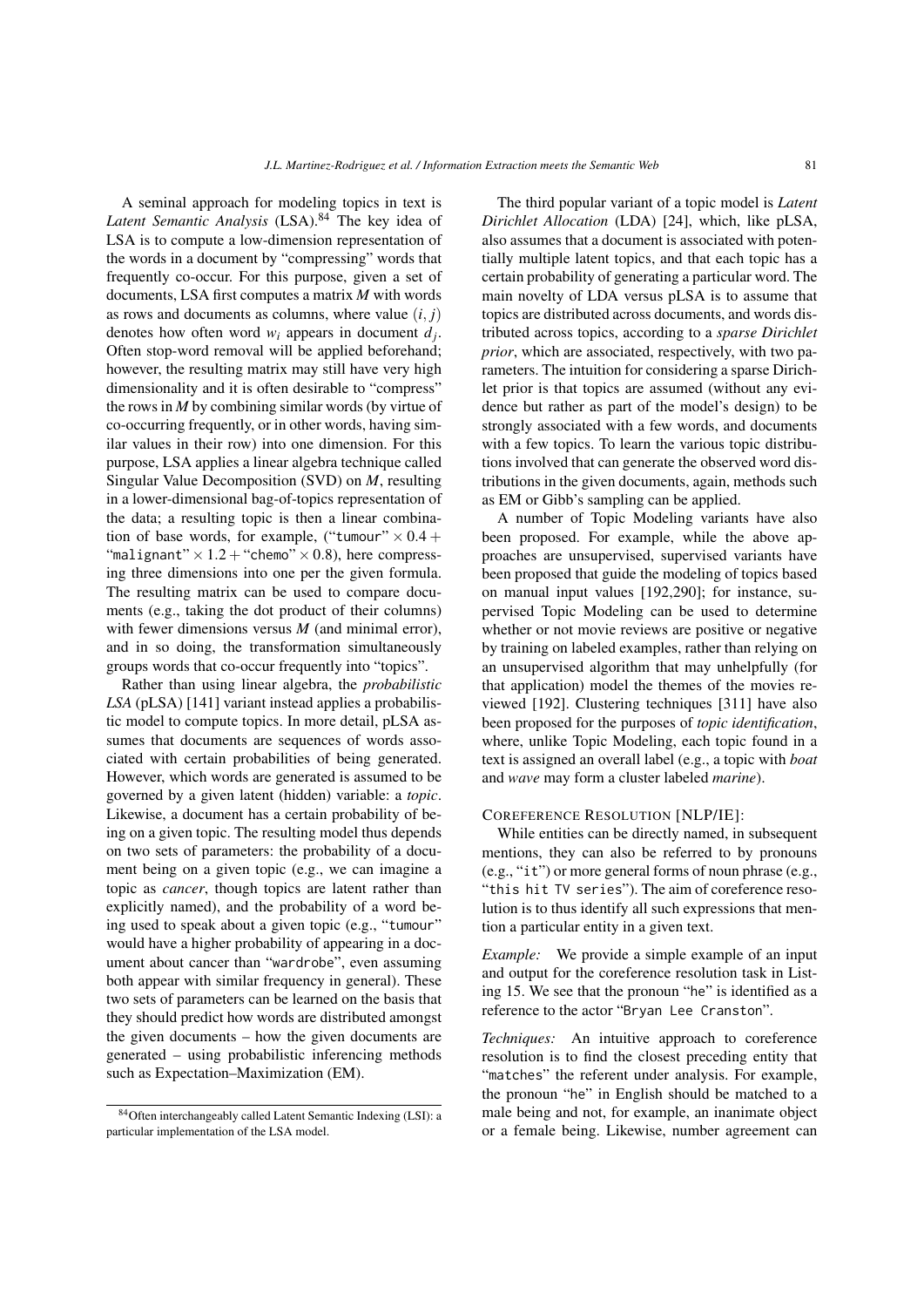A seminal approach for modeling topics in text is *Latent Semantic Analysis* (LSA).[84] The key idea of LSA is to compute a low-dimension representation of the words in a document by "compressing" words that frequently co-occur. For this purpose, given a set of documents, LSA first computes a matrix $M$ with words as rows and documents as columns, where value $(i, j)$ denotes how often word $w_i$ appears in document $d_j$. Often stop-word removal will be applied beforehand; however, the resulting matrix may still have very high dimensionality and it is often desirable to "compress" the rows in $M$ by combining similar words (by virtue of co-occurring frequently, or in other words, having similar values in their row) into one dimension. For this purpose, LSA applies a linear algebra technique called Singular Value Decomposition (SVD) on $M$, resulting in a lower-dimensional bag-of-topics representation of the data; a resulting topic is then a linear combination of base words, for example, ("tumour" $\times 0.4 +$ "malignant" $\times 1.2 +$ "chemo" $\times 0.8$), here compressing three dimensions into one per the given formula. The resulting matrix can be used to compare documents (e.g., taking the dot product of their columns) with fewer dimensions versus $M$ (and minimal error), and in so doing, the transformation simultaneously groups words that co-occur frequently into "topics".

Rather than using linear algebra, the *probabilistic LSA* (pLSA) [141] variant instead applies a probabilistic model to compute topics. In more detail, pLSA assumes that documents are sequences of words associated with certain probabilities of being generated. However, which words are generated is assumed to be governed by a given latent (hidden) variable: a *topic*. Likewise, a document has a certain probability of being on a given topic. The resulting model thus depends on two sets of parameters: the probability of a document being on a given topic (e.g., we can imagine a topic as *cancer*, though topics are latent rather than explicitly named), and the probability of a word being used to speak about a given topic (e.g., "tumour" would have a higher probability of appearing in a document about cancer than "wardrobe", even assuming both appear with similar frequency in general). These two sets of parameters can be learned on the basis that they should predict how words are distributed amongst the given documents – how the given documents are generated – using probabilistic inferencing methods such as Expectation–Maximization (EM).

[84] Often interchangeably called Latent Semantic Indexing (LSI): a particular implementation of the LSA model.

The third popular variant of a topic model is *Latent Dirichlet Allocation* (LDA) [24], which, like pLSA, also assumes that a document is associated with potentially multiple latent topics, and that each topic has a certain probability of generating a particular word. The main novelty of LDA versus pLSA is to assume that topics are distributed across documents, and words distributed across topics, according to a *sparse Dirichlet prior*, which are associated, respectively, with two parameters. The intuition for considering a sparse Dirichlet prior is that topics are assumed (without any evidence but rather as part of the model's design) to be strongly associated with a few words, and documents with a few topics. To learn the various topic distributions involved that can generate the observed word distributions in the given documents, again, methods such as EM or Gibb's sampling can be applied.

A number of Topic Modeling variants have also been proposed. For example, while the above approaches are unsupervised, supervised variants have been proposed that guide the modeling of topics based on manual input values [192,290]; for instance, supervised Topic Modeling can be used to determine whether or not movie reviews are positive or negative by training on labeled examples, rather than relying on an unsupervised algorithm that may unhelpfully (for that application) model the themes of the movies reviewed [192]. Clustering techniques [311] have also been proposed for the purposes of *topic identification*, where, unlike Topic Modeling, each topic found in a text is assigned an overall label (e.g., a topic with *boat* and *wave* may form a cluster labeled *marine*).

COREFERENCE RESOLUTION [NLP/IE]:

While entities can be directly named, in subsequent mentions, they can also be referred to by pronouns (e.g., "it") or more general forms of noun phrase (e.g., "this hit TV series"). The aim of coreference resolution is to thus identify all such expressions that mention a particular entity in a given text.

*Example:* We provide a simple example of an input and output for the coreference resolution task in Listing 15. We see that the pronoun "he" is identified as a reference to the actor "Bryan Lee Cranston".

*Techniques:* An intuitive approach to coreference resolution is to find the closest preceding entity that "matches" the referent under analysis. For example, the pronoun "he" in English should be matched to a male being and not, for example, an inanimate object or a female being. Likewise, number agreement can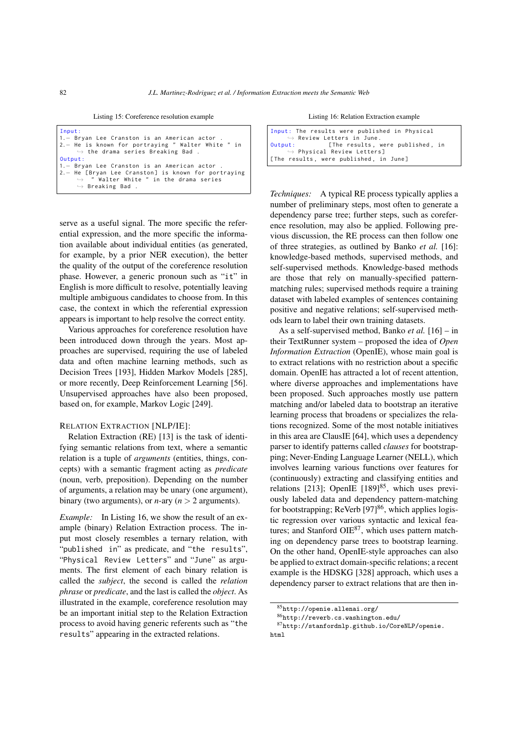Listing 15: Coreference resolution example

```
Input:
1.- Bryan Lee Cranston is an American actor .
2.- He is known for portraying " Walter White " in
    ↪ the drama series Breaking Bad .
Output:
1.- Bryan Lee Cranston is an American actor .
2.- He [Bryan Lee Cranston] is known for portraying
    ↪ " Walter White " in the drama series
    ↪ Breaking Bad .
```

serve as a useful signal. The more specific the referential expression, and the more specific the information available about individual entities (as generated, for example, by a prior NER execution), the better the quality of the output of the coreference resolution phase. However, a generic pronoun such as "`it`" in English is more difficult to resolve, potentially leaving multiple ambiguous candidates to choose from. In this case, the context in which the referential expression appears is important to help resolve the correct entity.

Various approaches for coreference resolution have been introduced down through the years. Most approaches are supervised, requiring the use of labeled data and often machine learning methods, such as Decision Trees [193], Hidden Markov Models [285], or more recently, Deep Reinforcement Learning [56]. Unsupervised approaches have also been proposed, based on, for example, Markov Logic [249].

RELATION EXTRACTION [NLP/IE]:

Relation Extraction (RE) [13] is the task of identifying semantic relations from text, where a semantic relation is a tuple of *arguments* (entities, things, concepts) with a semantic fragment acting as *predicate* (noun, verb, preposition). Depending on the number of arguments, a relation may be unary (one argument), binary (two arguments), or *n*-ary ($n > 2$ arguments).

*Example:* In Listing 16, we show the result of an example (binary) Relation Extraction process. The input most closely resembles a ternary relation, with "`published in`" as predicate, and "`the results`", "`Physical Review Letters`" and "`June`" as arguments. The first element of each binary relation is called the *subject*, the second is called the *relation phrase* or *predicate*, and the last is called the *object*. As illustrated in the example, coreference resolution may be an important initial step to the Relation Extraction process to avoid having generic referents such as "`the results`" appearing in the extracted relations.

Listing 16: Relation Extraction example

```
Input: The results were published in Physical
    ↪ Review Letters in June.
Output:        [The results, were published, in
    ↪ Physical Review Letters]
[The results, were published, in June]
```

*Techniques:* A typical RE process typically applies a number of preliminary steps, most often to generate a dependency parse tree; further steps, such as coreference resolution, may also be applied. Following previous discussion, the RE process can then follow one of three strategies, as outlined by Banko *et al.* [16]: knowledge-based methods, supervised methods, and self-supervised methods. Knowledge-based methods are those that rely on manually-specified pattern-matching rules; supervised methods require a training dataset with labeled examples of sentences containing positive and negative relations; self-supervised methods learn to label their own training datasets.

As a self-supervised method, Banko *et al.* [16] – in their TextRunner system – proposed the idea of *Open Information Extraction* (OpenIE), whose main goal is to extract relations with no restriction about a specific domain. OpenIE has attracted a lot of recent attention, where diverse approaches and implementations have been proposed. Such approaches mostly use pattern matching and/or labeled data to bootstrap an iterative learning process that broadens or specializes the relations recognized. Some of the most notable initiatives in this area are ClausIE [64], which uses a dependency parser to identify patterns called *clauses* for bootstrapping; Never-Ending Language Learner (NELL), which involves learning various functions over features for (continuously) extracting and classifying entities and relations [213]; OpenIE [189][85], which uses previously labeled data and dependency pattern-matching for bootstrapping; ReVerb [97][86], which applies logistic regression over various syntactic and lexical features; and Stanford OIE[87], which uses pattern matching on dependency parse trees to bootstrap learning. On the other hand, OpenIE-style approaches can also be applied to extract domain-specific relations; a recent example is the HDSKG [328] approach, which uses a dependency parser to extract relations that are then in-

[85] http://openie.allenai.org/

[86] http://reverb.cs.washington.edu/

[87] http://stanfordnlp.github.io/CoreNLP/openie.html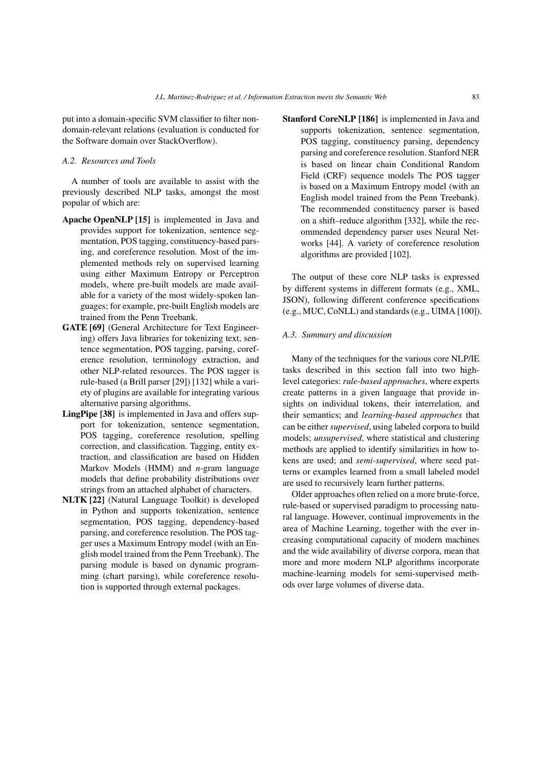put into a domain-specific SVM classifier to filter non-domain-relevant relations (evaluation is conducted for the Software domain over StackOverflow).

### A.2. Resources and Tools

A number of tools are available to assist with the previously described NLP tasks, amongst the most popular of which are:

**Apache OpenNLP [15]** is implemented in Java and provides support for tokenization, sentence segmentation, POS tagging, constituency-based parsing, and coreference resolution. Most of the implemented methods rely on supervised learning using either Maximum Entropy or Perceptron models, where pre-built models are made available for a variety of the most widely-spoken languages; for example, pre-built English models are trained from the Penn Treebank.

**GATE [69]** (General Architecture for Text Engineering) offers Java libraries for tokenizing text, sentence segmentation, POS tagging, parsing, coreference resolution, terminology extraction, and other NLP-related resources. The POS tagger is rule-based (a Brill parser [29]) [132] while a variety of plugins are available for integrating various alternative parsing algorithms.

**LingPipe [38]** is implemented in Java and offers support for tokenization, sentence segmentation, POS tagging, coreference resolution, spelling correction, and classification. Tagging, entity extraction, and classification are based on Hidden Markov Models (HMM) and *n*-gram language models that define probability distributions over strings from an attached alphabet of characters.

**NLTK [22]** (Natural Language Toolkit) is developed in Python and supports tokenization, sentence segmentation, POS tagging, dependency-based parsing, and coreference resolution. The POS tagger uses a Maximum Entropy model (with an English model trained from the Penn Treebank). The parsing module is based on dynamic programming (chart parsing), while coreference resolution is supported through external packages.

**Stanford CoreNLP [186]** is implemented in Java and supports tokenization, sentence segmentation, POS tagging, constituency parsing, dependency parsing and coreference resolution. Stanford NER is based on linear chain Conditional Random Field (CRF) sequence models The POS tagger is based on a Maximum Entropy model (with an English model trained from the Penn Treebank). The recommended constituency parser is based on a shift–reduce algorithm [332], while the recommended dependency parser uses Neural Networks [44]. A variety of coreference resolution algorithms are provided [102].

The output of these core NLP tasks is expressed by different systems in different formats (e.g., XML, JSON), following different conference specifications (e.g., MUC, CoNLL) and standards (e.g., UIMA [100]).

### A.3. Summary and discussion

Many of the techniques for the various core NLP/IE tasks described in this section fall into two high-level categories: *rule-based approaches*, where experts create patterns in a given language that provide insights on individual tokens, their interrelation, and their semantics; and *learning-based approaches* that can be either *supervised*, using labeled corpora to build models; *unsupervised*, where statistical and clustering methods are applied to identify similarities in how tokens are used; and *semi-supervised*, where seed patterns or examples learned from a small labeled model are used to recursively learn further patterns.

Older approaches often relied on a more brute-force, rule-based or supervised paradigm to processing natural language. However, continual improvements in the area of Machine Learning, together with the ever increasing computational capacity of modern machines and the wide availability of diverse corpora, mean that more and more modern NLP algorithms incorporate machine-learning models for semi-supervised methods over large volumes of diverse data.